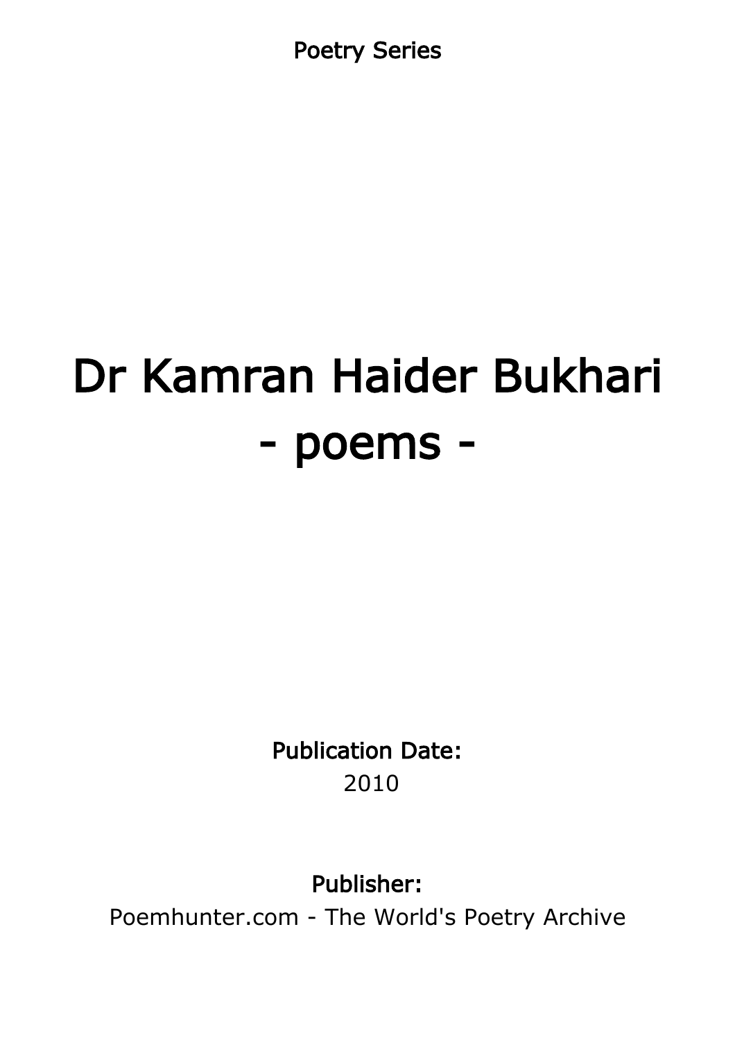Poetry Series

# Dr Kamran Haider Bukhari
# - poems -

**Publication Date:**
2010

**Publisher:**
Poemhunter.com - The World's Poetry Archive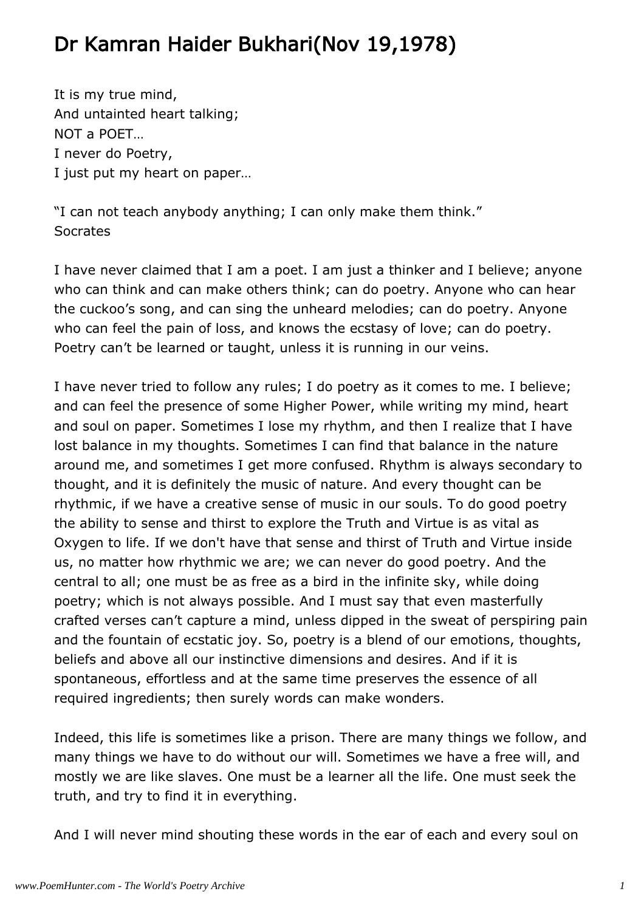# Dr Kamran Haider Bukhari(Nov 19,1978)

It is my true mind,
And untainted heart talking;
NOT a POET…
I never do Poetry,
I just put my heart on paper…

"I can not teach anybody anything; I can only make them think."
Socrates

I have never claimed that I am a poet. I am just a thinker and I believe; anyone who can think and can make others think; can do poetry. Anyone who can hear the cuckoo's song, and can sing the unheard melodies; can do poetry. Anyone who can feel the pain of loss, and knows the ecstasy of love; can do poetry. Poetry can't be learned or taught, unless it is running in our veins.

I have never tried to follow any rules; I do poetry as it comes to me. I believe; and can feel the presence of some Higher Power, while writing my mind, heart and soul on paper. Sometimes I lose my rhythm, and then I realize that I have lost balance in my thoughts. Sometimes I can find that balance in the nature around me, and sometimes I get more confused. Rhythm is always secondary to thought, and it is definitely the music of nature. And every thought can be rhythmic, if we have a creative sense of music in our souls. To do good poetry the ability to sense and thirst to explore the Truth and Virtue is as vital as Oxygen to life. If we don't have that sense and thirst of Truth and Virtue inside us, no matter how rhythmic we are; we can never do good poetry. And the central to all; one must be as free as a bird in the infinite sky, while doing poetry; which is not always possible. And I must say that even masterfully crafted verses can't capture a mind, unless dipped in the sweat of perspiring pain and the fountain of ecstatic joy. So, poetry is a blend of our emotions, thoughts, beliefs and above all our instinctive dimensions and desires. And if it is spontaneous, effortless and at the same time preserves the essence of all required ingredients; then surely words can make wonders.

Indeed, this life is sometimes like a prison. There are many things we follow, and many things we have to do without our will. Sometimes we have a free will, and mostly we are like slaves. One must be a learner all the life. One must seek the truth, and try to find it in everything.

And I will never mind shouting these words in the ear of each and every soul on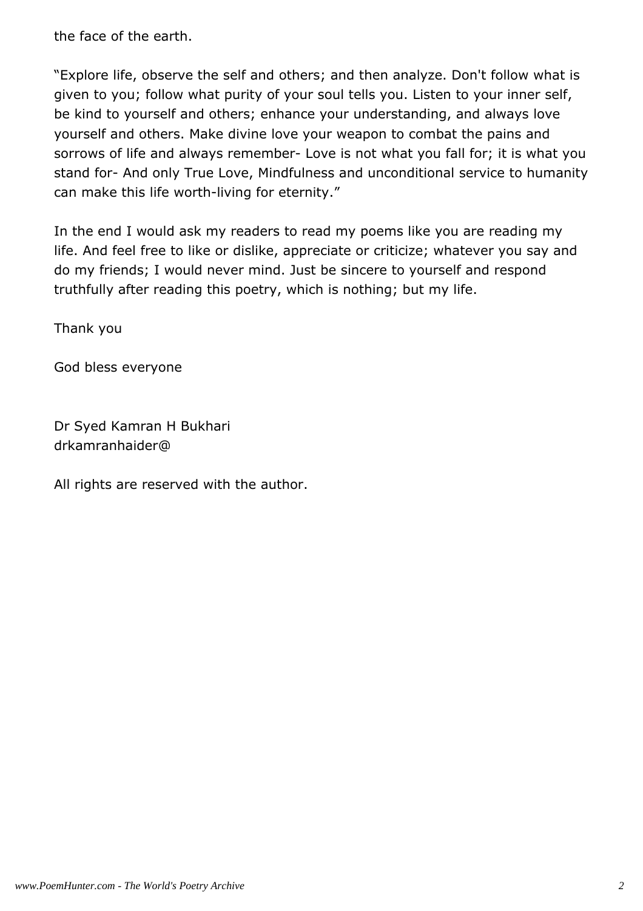the face of the earth.

“Explore life, observe the self and others; and then analyze. Don't follow what is given to you; follow what purity of your soul tells you. Listen to your inner self, be kind to yourself and others; enhance your understanding, and always love yourself and others. Make divine love your weapon to combat the pains and sorrows of life and always remember- Love is not what you fall for; it is what you stand for- And only True Love, Mindfulness and unconditional service to humanity can make this life worth-living for eternity.”

In the end I would ask my readers to read my poems like you are reading my life. And feel free to like or dislike, appreciate or criticize; whatever you say and do my friends; I would never mind. Just be sincere to yourself and respond truthfully after reading this poetry, which is nothing; but my life.

Thank you

God bless everyone

Dr Syed Kamran H Bukhari
drkamranhaider@

All rights are reserved with the author.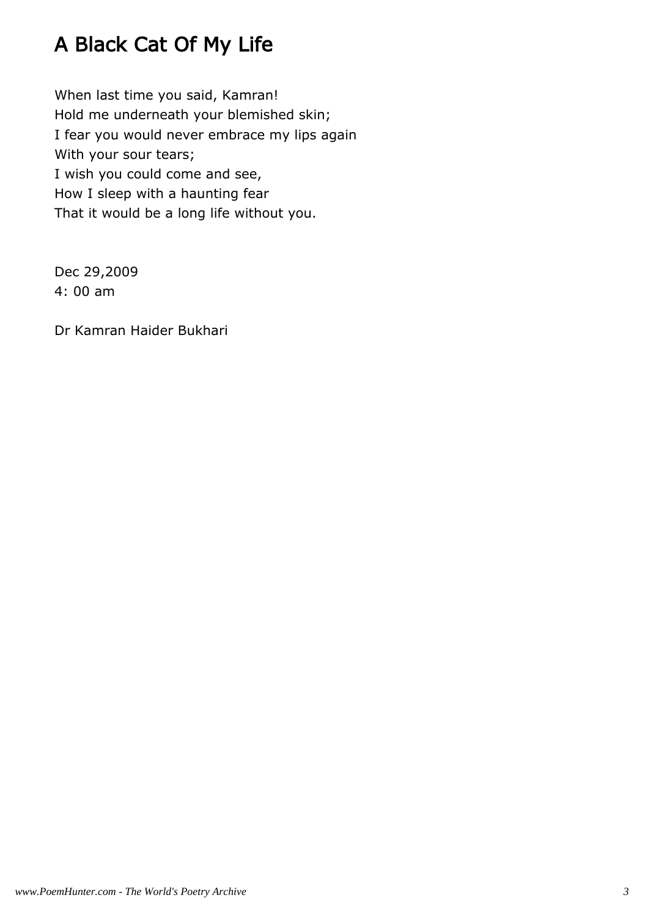# A Black Cat Of My Life

When last time you said, Kamran!
Hold me underneath your blemished skin;
I fear you would never embrace my lips again
With your sour tears;
I wish you could come and see,
How I sleep with a haunting fear
That it would be a long life without you.

Dec 29,2009
4: 00 am

Dr Kamran Haider Bukhari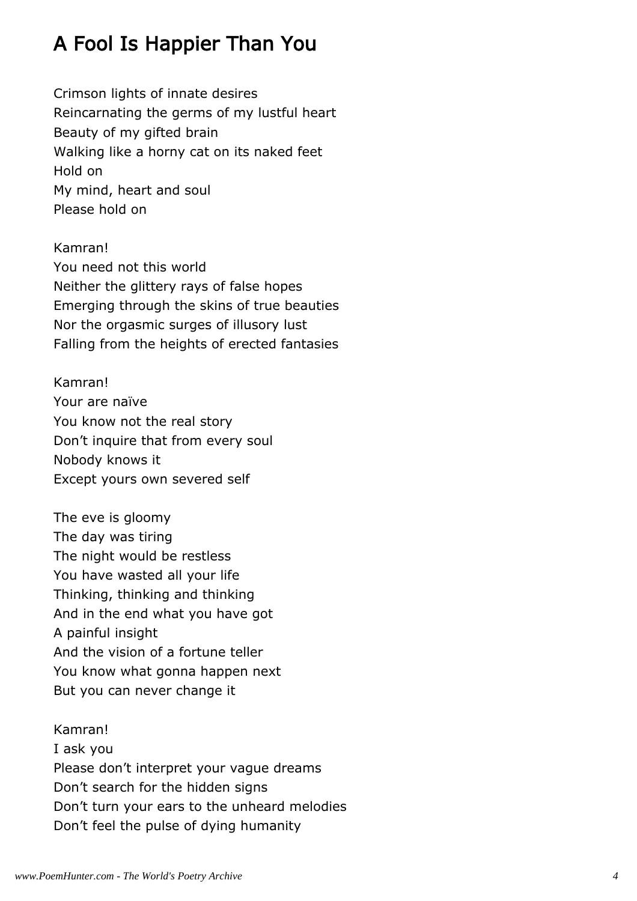## A Fool Is Happier Than You

Crimson lights of innate desires
Reincarnating the germs of my lustful heart
Beauty of my gifted brain
Walking like a horny cat on its naked feet
Hold on
My mind, heart and soul
Please hold on

Kamran!
You need not this world
Neither the glittery rays of false hopes
Emerging through the skins of true beauties
Nor the orgasmic surges of illusory lust
Falling from the heights of erected fantasies

Kamran!
Your are naïve
You know not the real story
Don't inquire that from every soul
Nobody knows it
Except yours own severed self

The eve is gloomy
The day was tiring
The night would be restless
You have wasted all your life
Thinking, thinking and thinking
And in the end what you have got
A painful insight
And the vision of a fortune teller
You know what gonna happen next
But you can never change it

Kamran!
I ask you
Please don't interpret your vague dreams
Don't search for the hidden signs
Don't turn your ears to the unheard melodies
Don't feel the pulse of dying humanity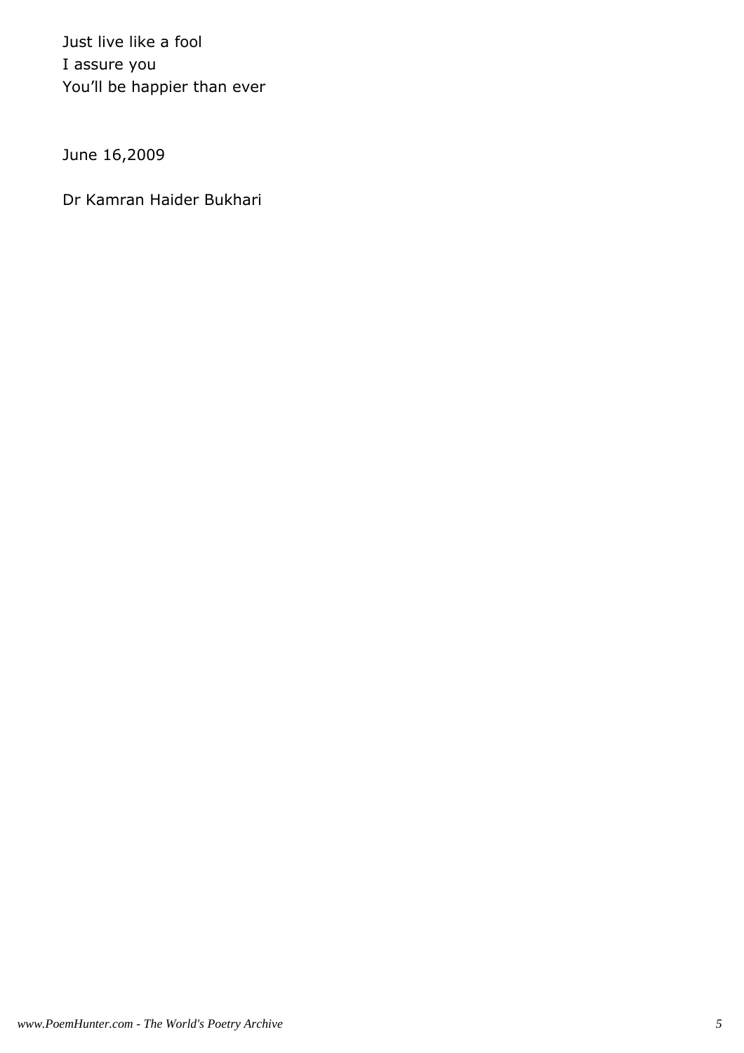Just live like a fool
I assure you
You'll be happier than ever

June 16,2009

Dr Kamran Haider Bukhari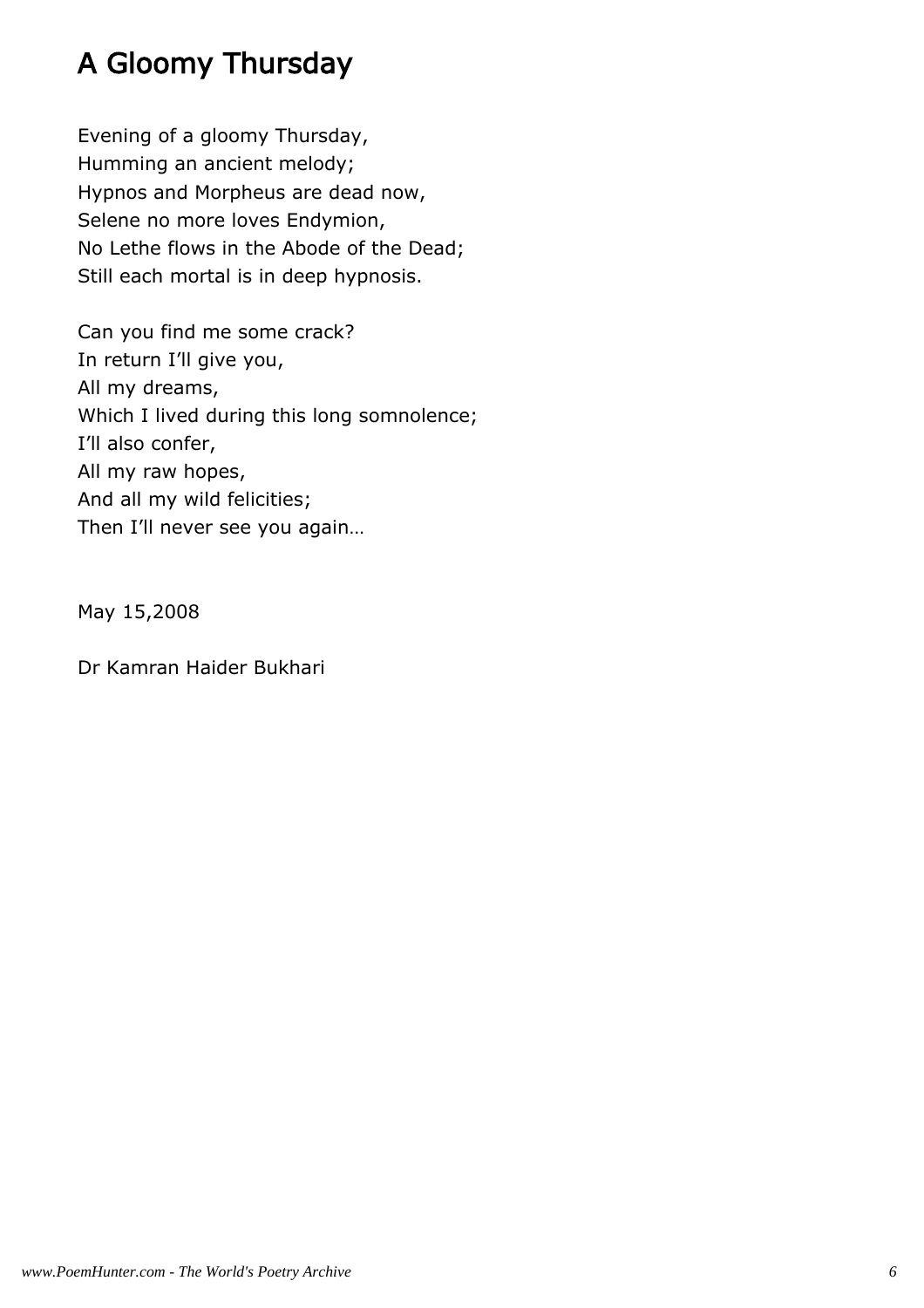# A Gloomy Thursday

Evening of a gloomy Thursday,  
Humming an ancient melody;  
Hypnos and Morpheus are dead now,  
Selene no more loves Endymion,  
No Lethe flows in the Abode of the Dead;  
Still each mortal is in deep hypnosis.

Can you find me some crack?  
In return I'll give you,  
All my dreams,  
Which I lived during this long somnolence;  
I'll also confer,  
All my raw hopes,  
And all my wild felicities;  
Then I'll never see you again…

May 15,2008

Dr Kamran Haider Bukhari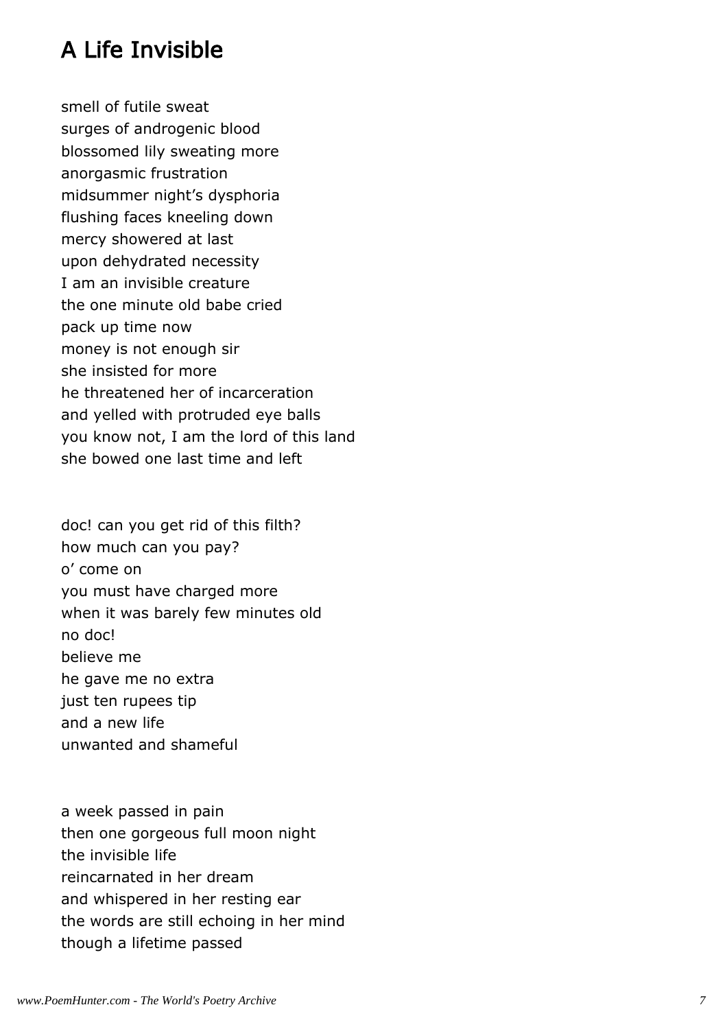## A Life Invisible

smell of futile sweat  
surges of androgenic blood  
blossomed lily sweating more  
anorgasmic frustration  
midsummer night's dysphoria  
flushing faces kneeling down  
mercy showered at last  
upon dehydrated necessity  
I am an invisible creature  
the one minute old babe cried  
pack up time now  
money is not enough sir  
she insisted for more  
he threatened her of incarceration  
and yelled with protruded eye balls  
you know not, I am the lord of this land  
she bowed one last time and left

doc! can you get rid of this filth?  
how much can you pay?  
o' come on  
you must have charged more  
when it was barely few minutes old  
no doc!  
believe me  
he gave me no extra  
just ten rupees tip  
and a new life  
unwanted and shameful

a week passed in pain  
then one gorgeous full moon night  
the invisible life  
reincarnated in her dream  
and whispered in her resting ear  
the words are still echoing in her mind  
though a lifetime passed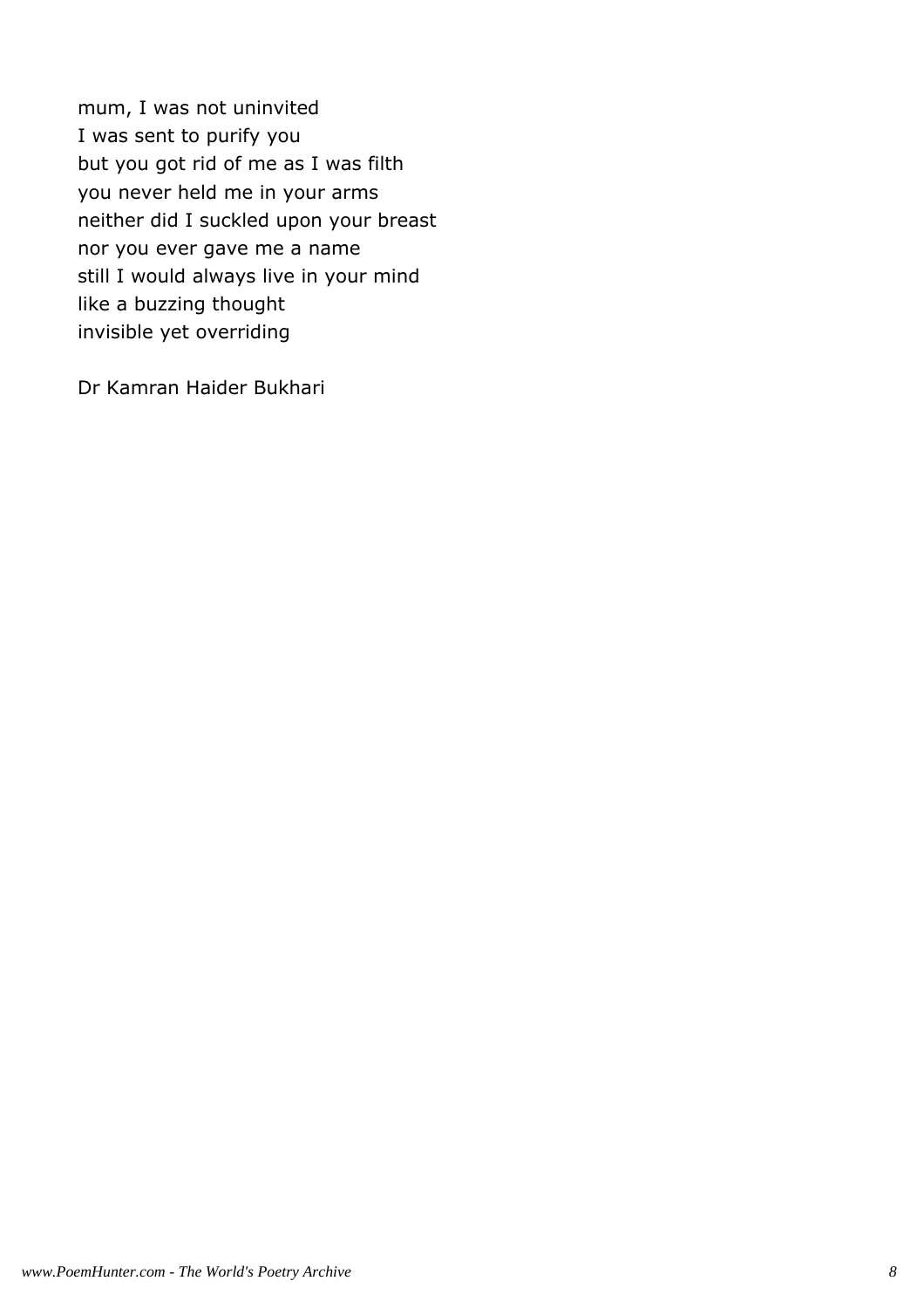mum, I was not uninvited
I was sent to purify you
but you got rid of me as I was filth
you never held me in your arms
neither did I suckled upon your breast
nor you ever gave me a name
still I would always live in your mind
like a buzzing thought
invisible yet overriding

Dr Kamran Haider Bukhari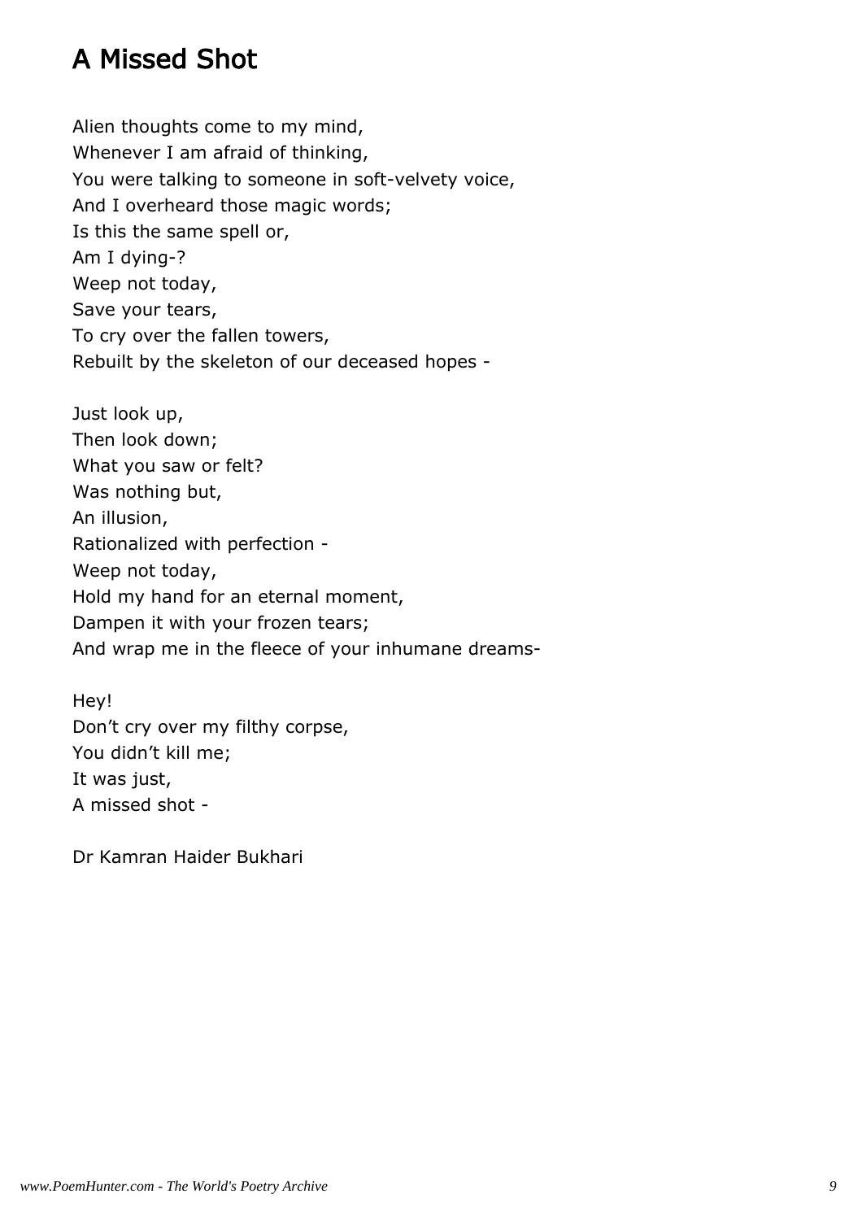## A Missed Shot

Alien thoughts come to my mind,  
Whenever I am afraid of thinking,  
You were talking to someone in soft-velvety voice,  
And I overheard those magic words;  
Is this the same spell or,  
Am I dying-?  
Weep not today,  
Save your tears,  
To cry over the fallen towers,  
Rebuilt by the skeleton of our deceased hopes -

Just look up,  
Then look down;  
What you saw or felt?  
Was nothing but,  
An illusion,  
Rationalized with perfection -  
Weep not today,  
Hold my hand for an eternal moment,  
Dampen it with your frozen tears;  
And wrap me in the fleece of your inhumane dreams-

Hey!  
Don't cry over my filthy corpse,  
You didn't kill me;  
It was just,  
A missed shot -

Dr Kamran Haider Bukhari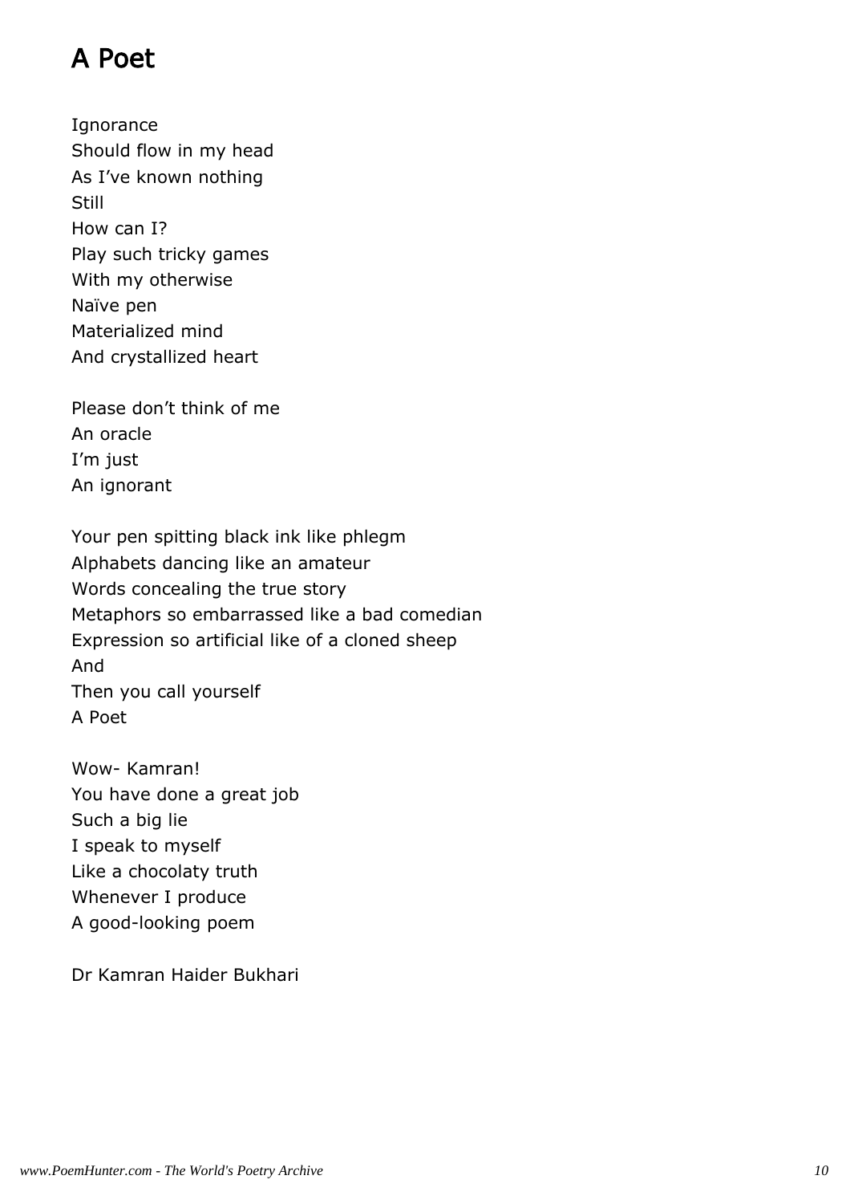# A Poet

Ignorance
Should flow in my head
As I've known nothing
Still
How can I?
Play such tricky games
With my otherwise
Naïve pen
Materialized mind
And crystallized heart

Please don't think of me
An oracle
I'm just
An ignorant

Your pen spitting black ink like phlegm
Alphabets dancing like an amateur
Words concealing the true story
Metaphors so embarrassed like a bad comedian
Expression so artificial like of a cloned sheep
And
Then you call yourself
A Poet

Wow- Kamran!
You have done a great job
Such a big lie
I speak to myself
Like a chocolaty truth
Whenever I produce
A good-looking poem

Dr Kamran Haider Bukhari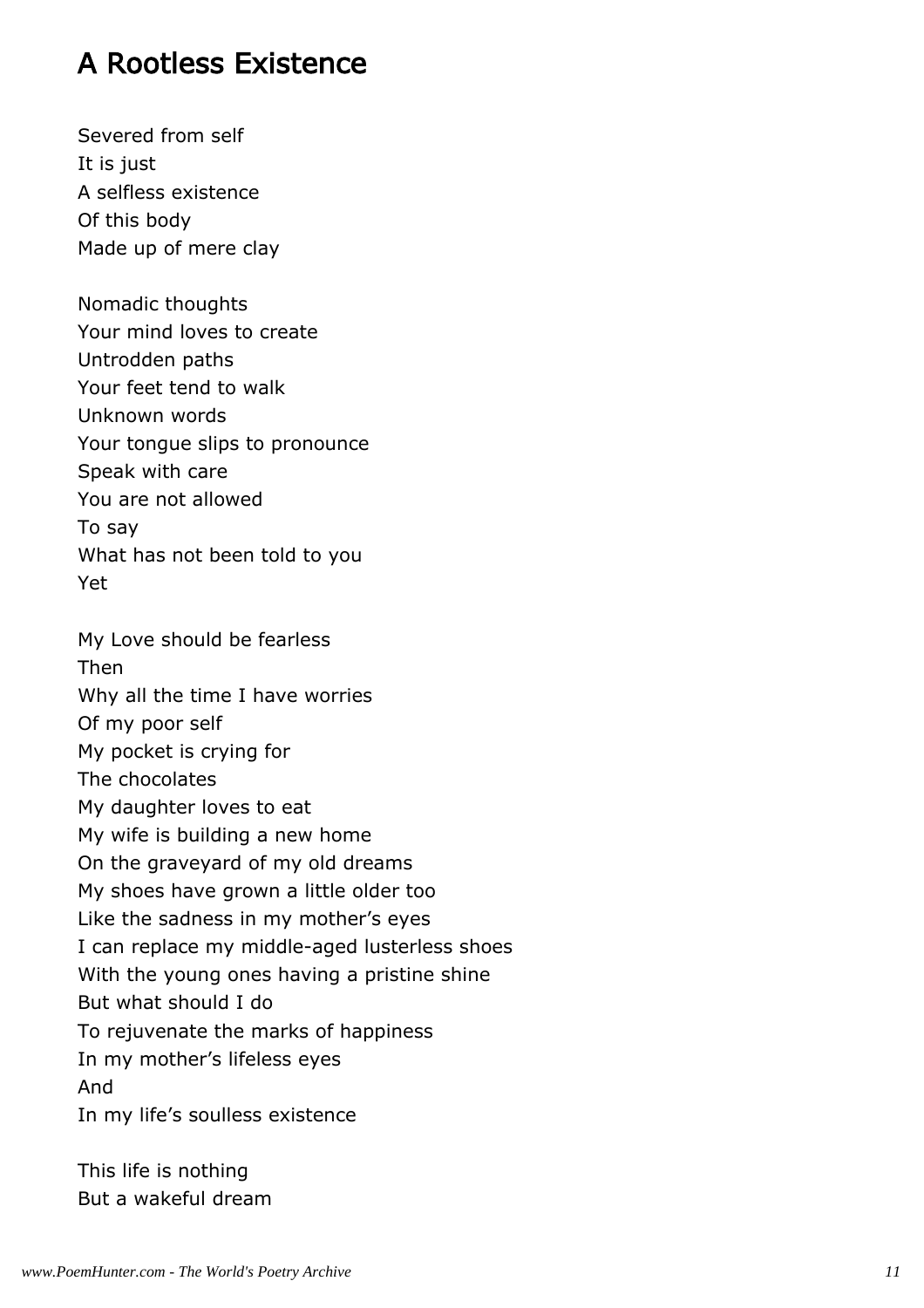## A Rootless Existence

Severed from self  
It is just  
A selfless existence  
Of this body  
Made up of mere clay

Nomadic thoughts  
Your mind loves to create  
Untrodden paths  
Your feet tend to walk  
Unknown words  
Your tongue slips to pronounce  
Speak with care  
You are not allowed  
To say  
What has not been told to you  
Yet

My Love should be fearless  
Then  
Why all the time I have worries  
Of my poor self  
My pocket is crying for  
The chocolates  
My daughter loves to eat  
My wife is building a new home  
On the graveyard of my old dreams  
My shoes have grown a little older too  
Like the sadness in my mother's eyes  
I can replace my middle-aged lusterless shoes  
With the young ones having a pristine shine  
But what should I do  
To rejuvenate the marks of happiness  
In my mother's lifeless eyes  
And  
In my life's soulless existence

This life is nothing  
But a wakeful dream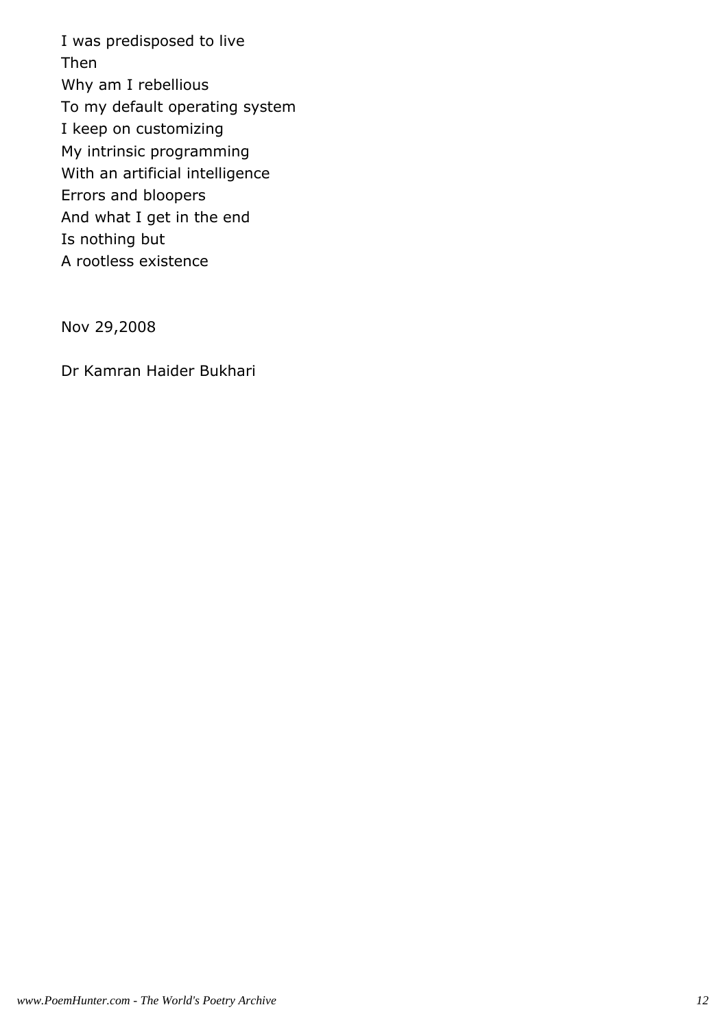I was predisposed to live
Then
Why am I rebellious
To my default operating system
I keep on customizing
My intrinsic programming
With an artificial intelligence
Errors and bloopers
And what I get in the end
Is nothing but
A rootless existence

Nov 29,2008

Dr Kamran Haider Bukhari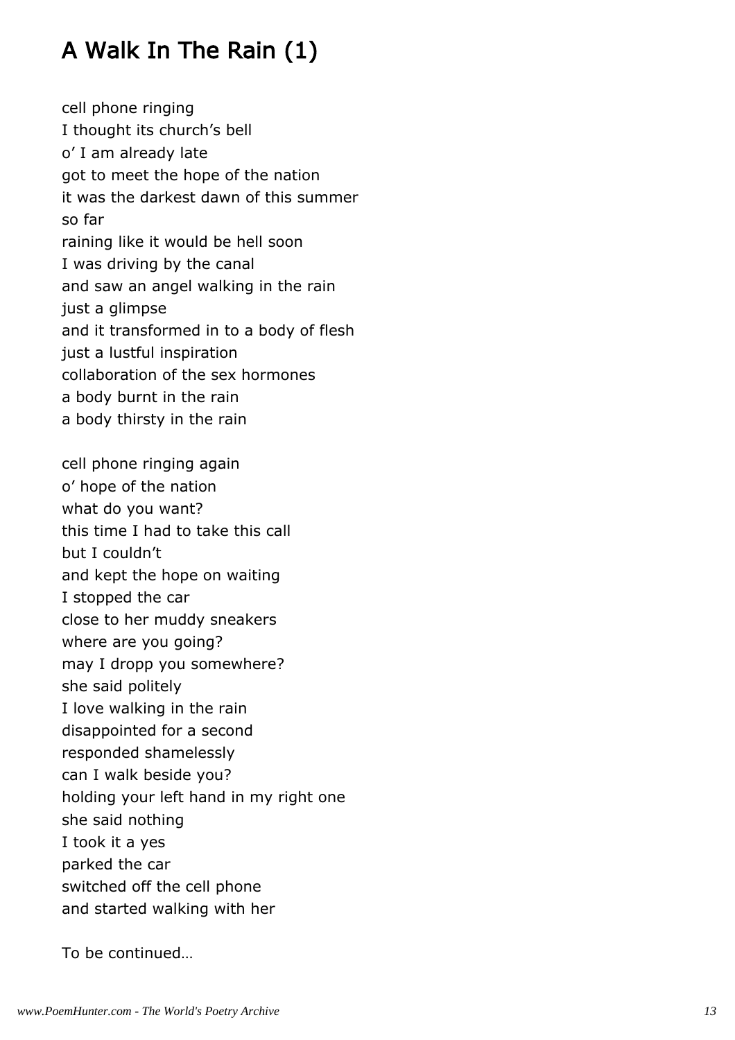# A Walk In The Rain (1)

cell phone ringing
I thought its church's bell
o' I am already late
got to meet the hope of the nation
it was the darkest dawn of this summer
so far
raining like it would be hell soon
I was driving by the canal
and saw an angel walking in the rain
just a glimpse
and it transformed in to a body of flesh
just a lustful inspiration
collaboration of the sex hormones
a body burnt in the rain
a body thirsty in the rain

cell phone ringing again
o' hope of the nation
what do you want?
this time I had to take this call
but I couldn't
and kept the hope on waiting
I stopped the car
close to her muddy sneakers
where are you going?
may I dropp you somewhere?
she said politely
I love walking in the rain
disappointed for a second
responded shamelessly
can I walk beside you?
holding your left hand in my right one
she said nothing
I took it a yes
parked the car
switched off the cell phone
and started walking with her

To be continued…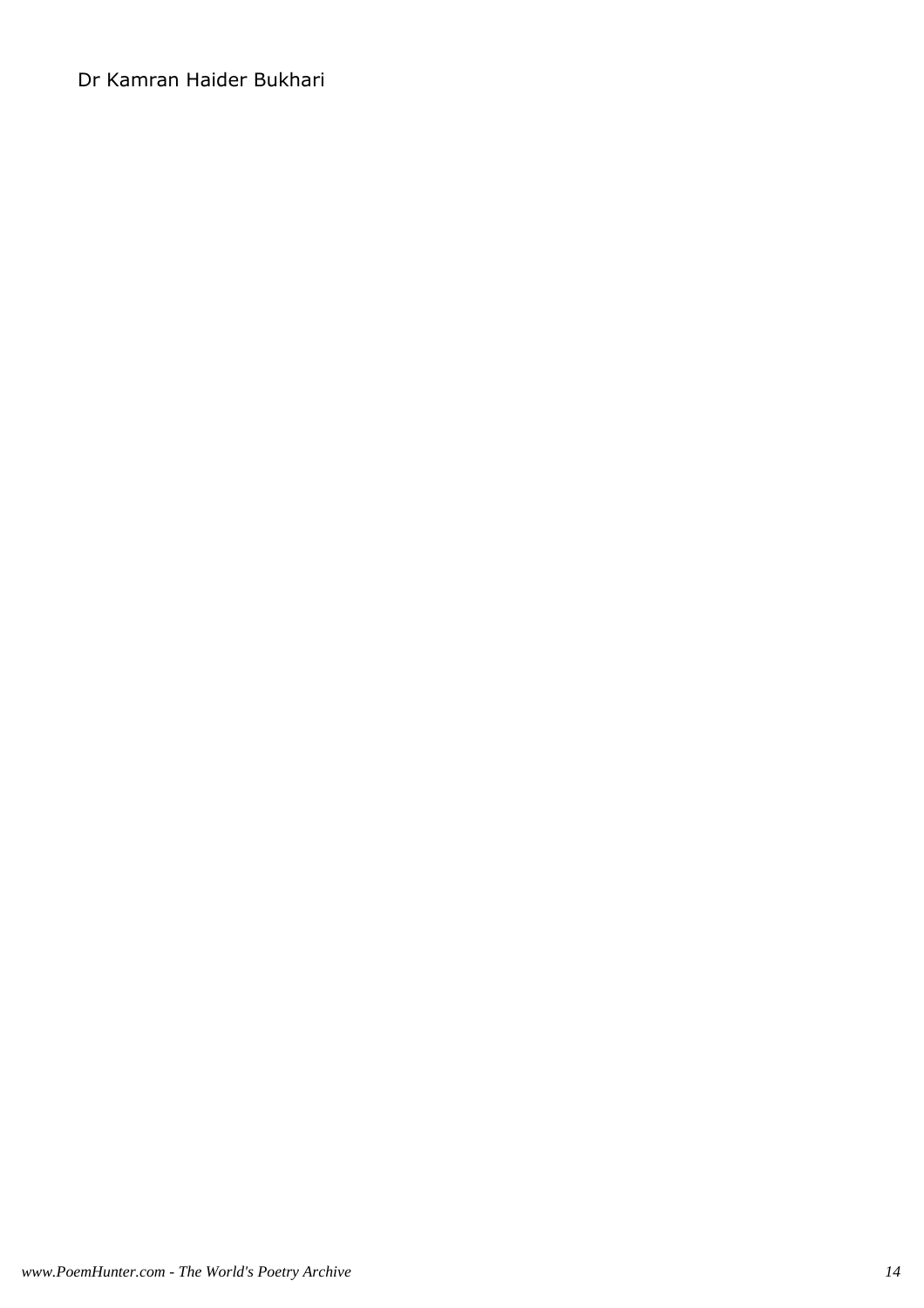Dr Kamran Haider Bukhari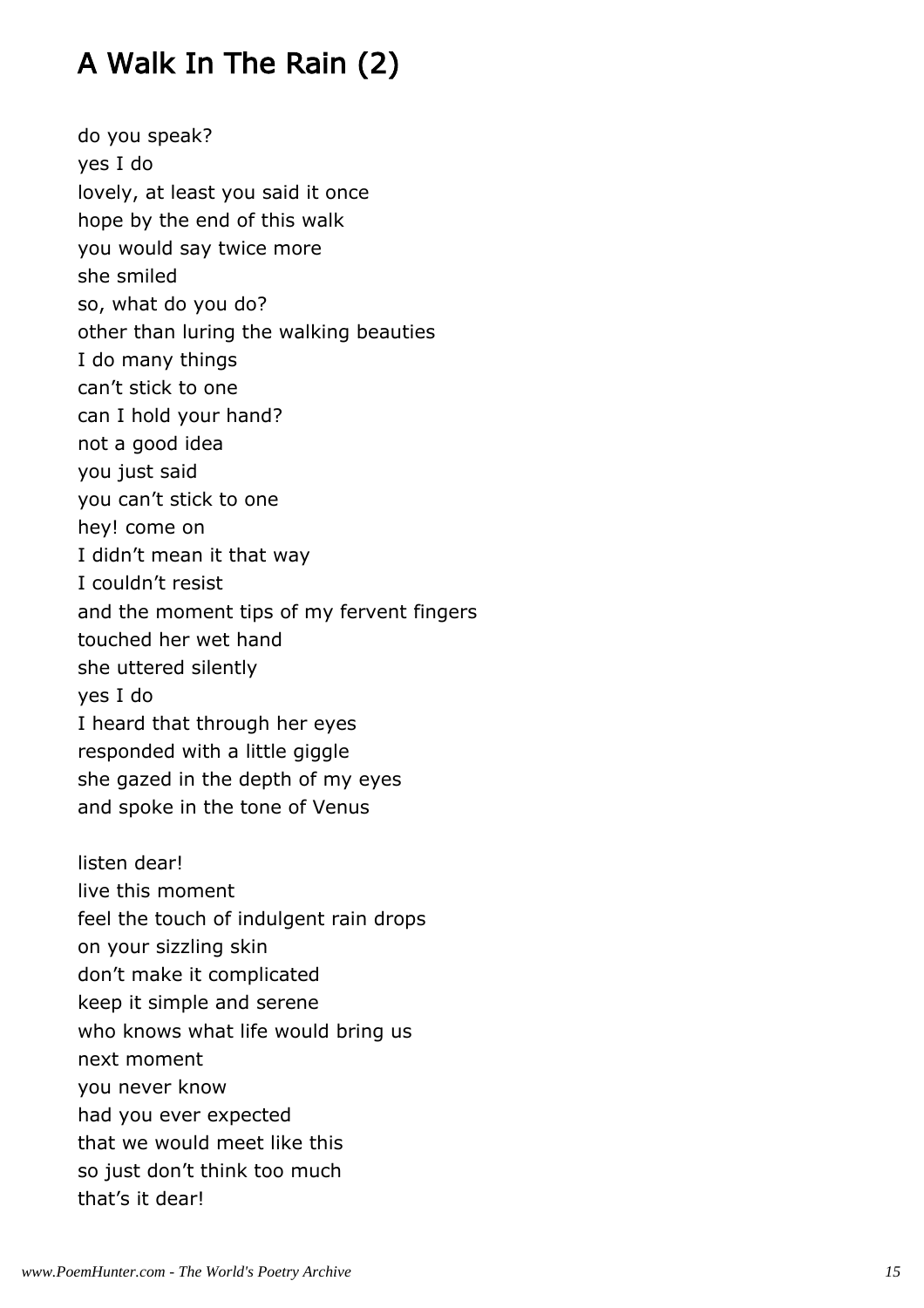# A Walk In The Rain (2)

do you speak?
yes I do
lovely, at least you said it once
hope by the end of this walk
you would say twice more
she smiled
so, what do you do?
other than luring the walking beauties
I do many things
can't stick to one
can I hold your hand?
not a good idea
you just said
you can't stick to one
hey! come on
I didn't mean it that way
I couldn't resist
and the moment tips of my fervent fingers
touched her wet hand
she uttered silently
yes I do
I heard that through her eyes
responded with a little giggle
she gazed in the depth of my eyes
and spoke in the tone of Venus

listen dear!
live this moment
feel the touch of indulgent rain drops
on your sizzling skin
don't make it complicated
keep it simple and serene
who knows what life would bring us
next moment
you never know
had you ever expected
that we would meet like this
so just don't think too much
that's it dear!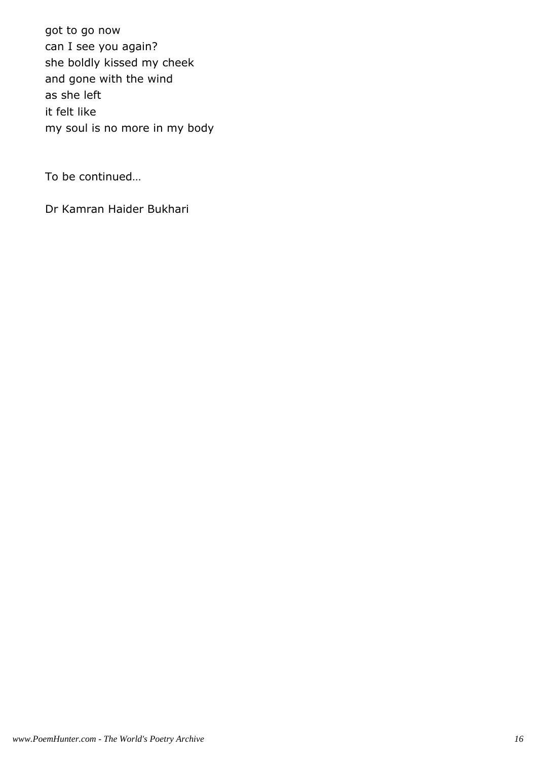got to go now
can I see you again?
she boldly kissed my cheek
and gone with the wind
as she left
it felt like
my soul is no more in my body

To be continued…

Dr Kamran Haider Bukhari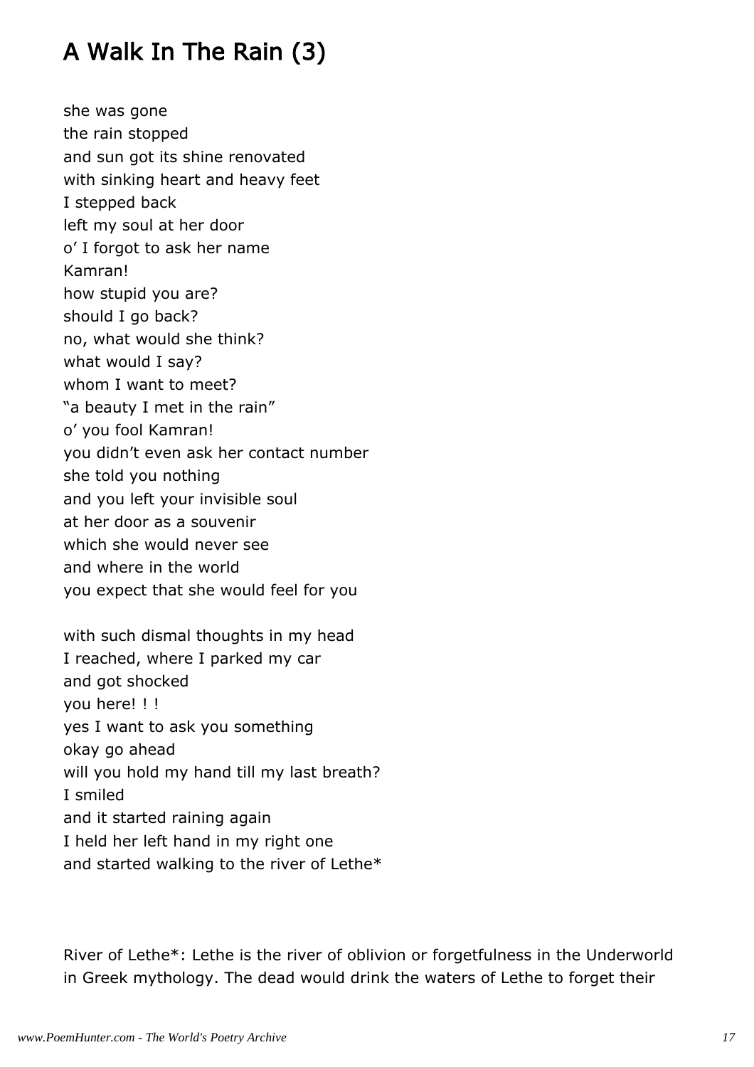# A Walk In The Rain (3)

she was gone  
the rain stopped  
and sun got its shine renovated  
with sinking heart and heavy feet  
I stepped back  
left my soul at her door  
o' I forgot to ask her name  
Kamran!  
how stupid you are?  
should I go back?  
no, what would she think?  
what would I say?  
whom I want to meet?  
"a beauty I met in the rain"  
o' you fool Kamran!  
you didn't even ask her contact number  
she told you nothing  
and you left your invisible soul  
at her door as a souvenir  
which she would never see  
and where in the world  
you expect that she would feel for you

with such dismal thoughts in my head  
I reached, where I parked my car  
and got shocked  
you here! ! !  
yes I want to ask you something  
okay go ahead  
will you hold my hand till my last breath?  
I smiled  
and it started raining again  
I held her left hand in my right one  
and started walking to the river of Lethe*

River of Lethe*: Lethe is the river of oblivion or forgetfulness in the Underworld in Greek mythology. The dead would drink the waters of Lethe to forget their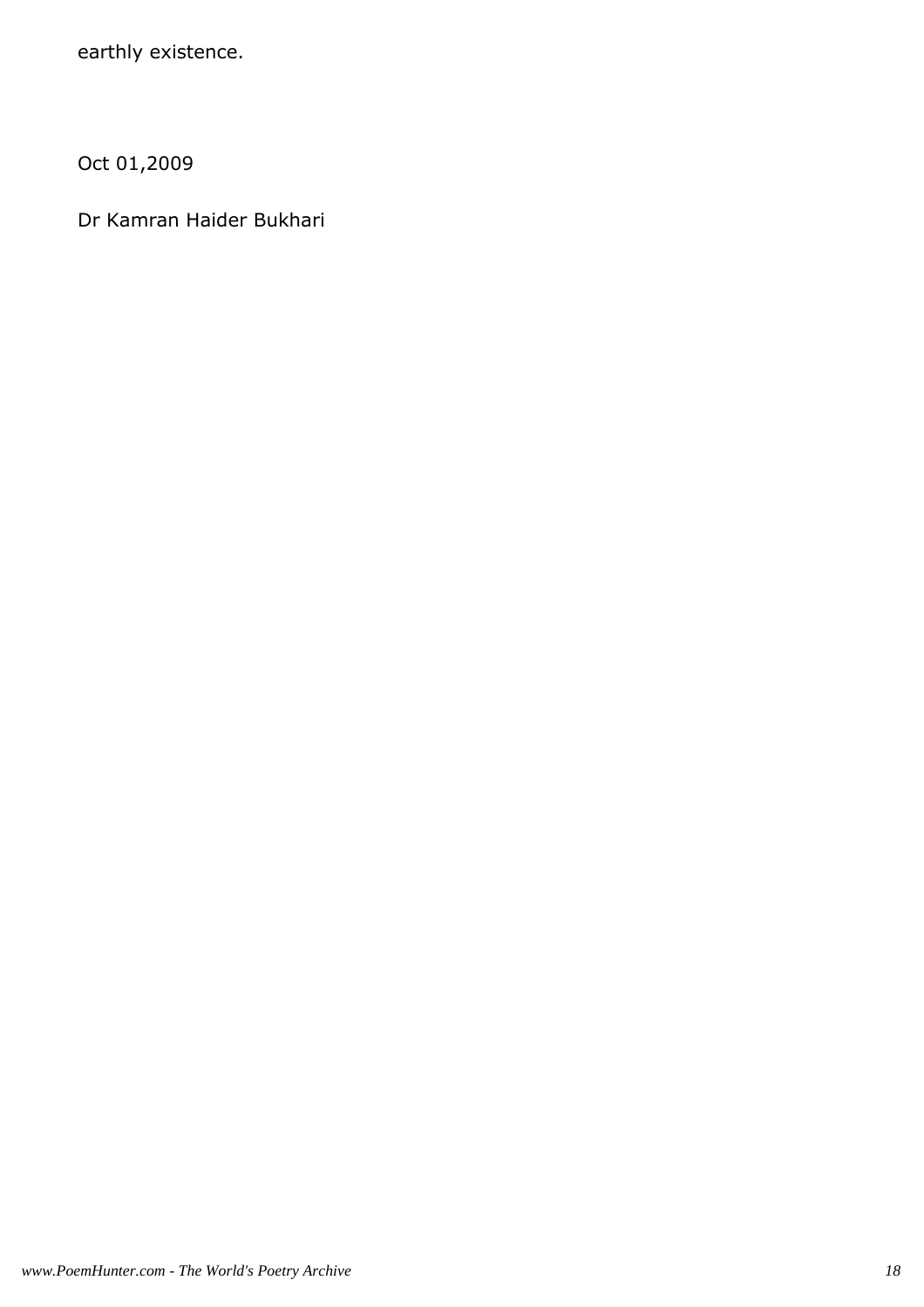earthly existence.

Oct 01,2009

Dr Kamran Haider Bukhari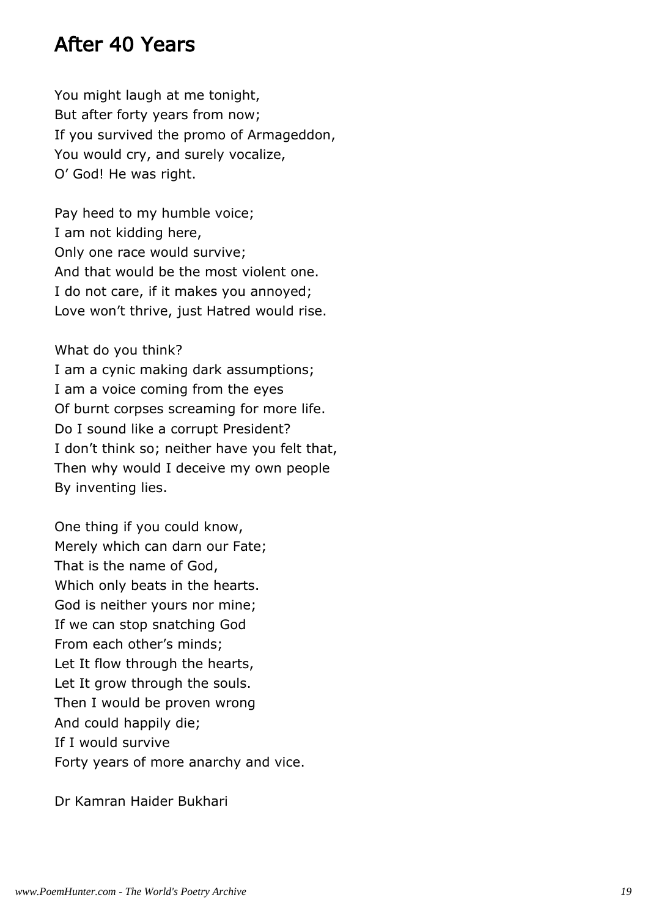## After 40 Years

You might laugh at me tonight,  
But after forty years from now;  
If you survived the promo of Armageddon,  
You would cry, and surely vocalize,  
O' God! He was right.

Pay heed to my humble voice;  
I am not kidding here,  
Only one race would survive;  
And that would be the most violent one.  
I do not care, if it makes you annoyed;  
Love won't thrive, just Hatred would rise.

What do you think?  
I am a cynic making dark assumptions;  
I am a voice coming from the eyes  
Of burnt corpses screaming for more life.  
Do I sound like a corrupt President?  
I don't think so; neither have you felt that,  
Then why would I deceive my own people  
By inventing lies.

One thing if you could know,  
Merely which can darn our Fate;  
That is the name of God,  
Which only beats in the hearts.  
God is neither yours nor mine;  
If we can stop snatching God  
From each other's minds;  
Let It flow through the hearts,  
Let It grow through the souls.  
Then I would be proven wrong  
And could happily die;  
If I would survive  
Forty years of more anarchy and vice.

Dr Kamran Haider Bukhari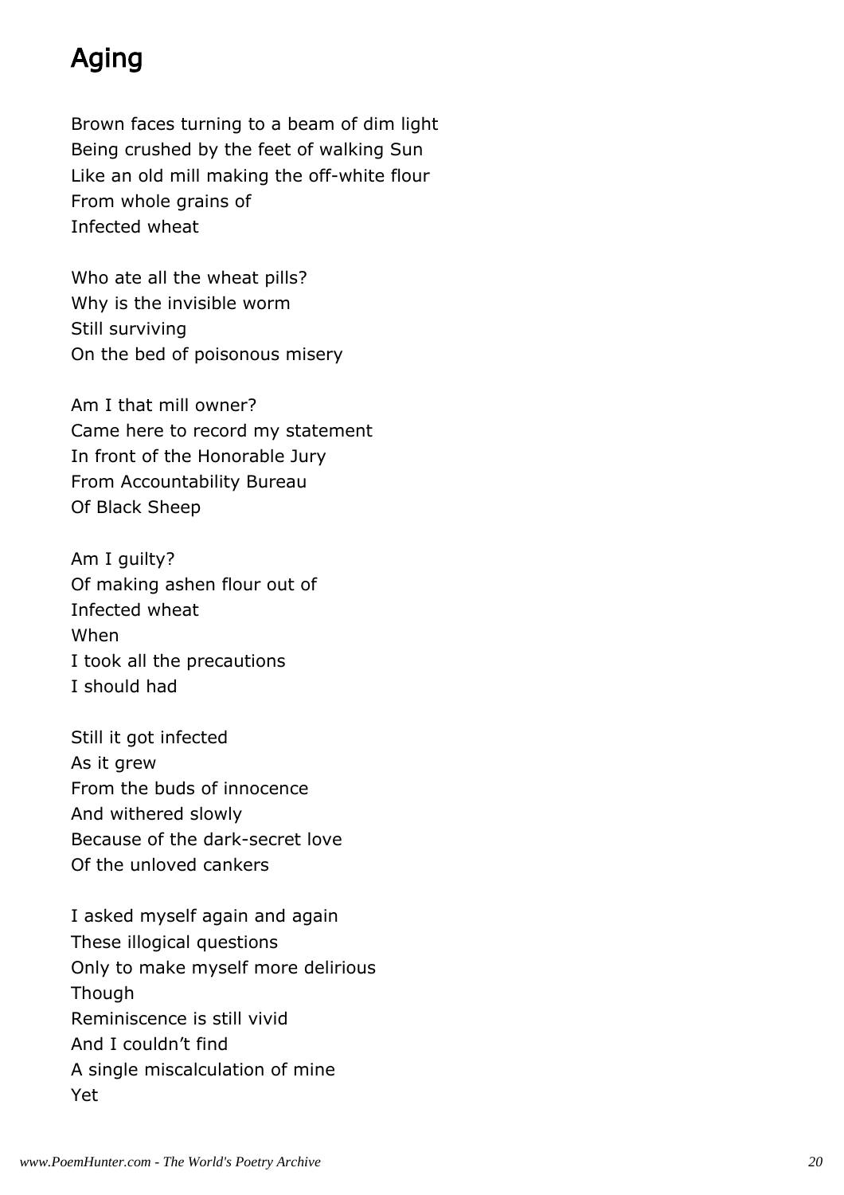# Aging

Brown faces turning to a beam of dim light
Being crushed by the feet of walking Sun
Like an old mill making the off-white flour
From whole grains of
Infected wheat

Who ate all the wheat pills?
Why is the invisible worm
Still surviving
On the bed of poisonous misery

Am I that mill owner?
Came here to record my statement
In front of the Honorable Jury
From Accountability Bureau
Of Black Sheep

Am I guilty?
Of making ashen flour out of
Infected wheat
When
I took all the precautions
I should had

Still it got infected
As it grew
From the buds of innocence
And withered slowly
Because of the dark-secret love
Of the unloved cankers

I asked myself again and again
These illogical questions
Only to make myself more delirious
Though
Reminiscence is still vivid
And I couldn't find
A single miscalculation of mine
Yet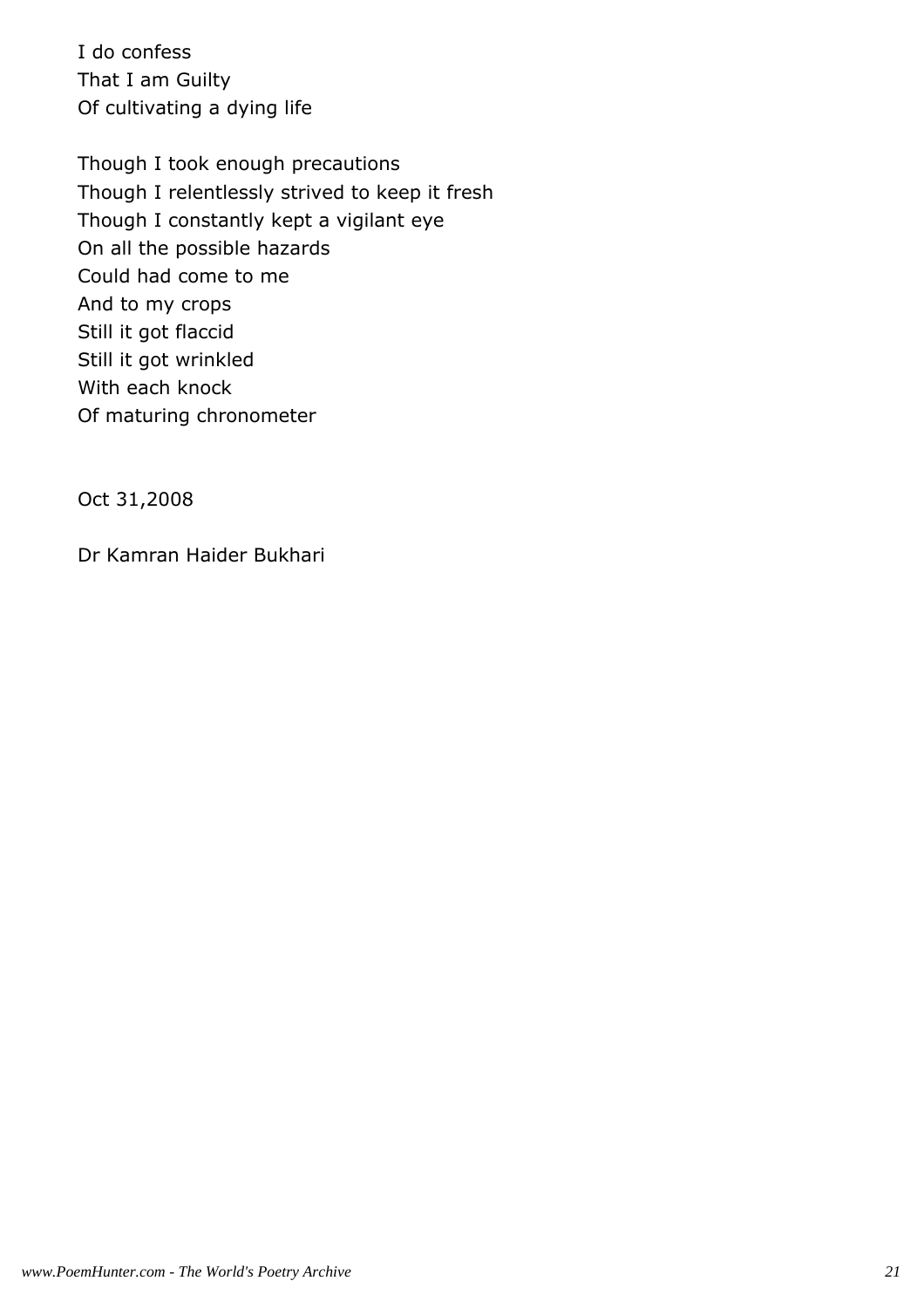I do confess  
That I am Guilty  
Of cultivating a dying life

Though I took enough precautions  
Though I relentlessly strived to keep it fresh  
Though I constantly kept a vigilant eye  
On all the possible hazards  
Could had come to me  
And to my crops  
Still it got flaccid  
Still it got wrinkled  
With each knock  
Of maturing chronometer

Oct 31,2008

Dr Kamran Haider Bukhari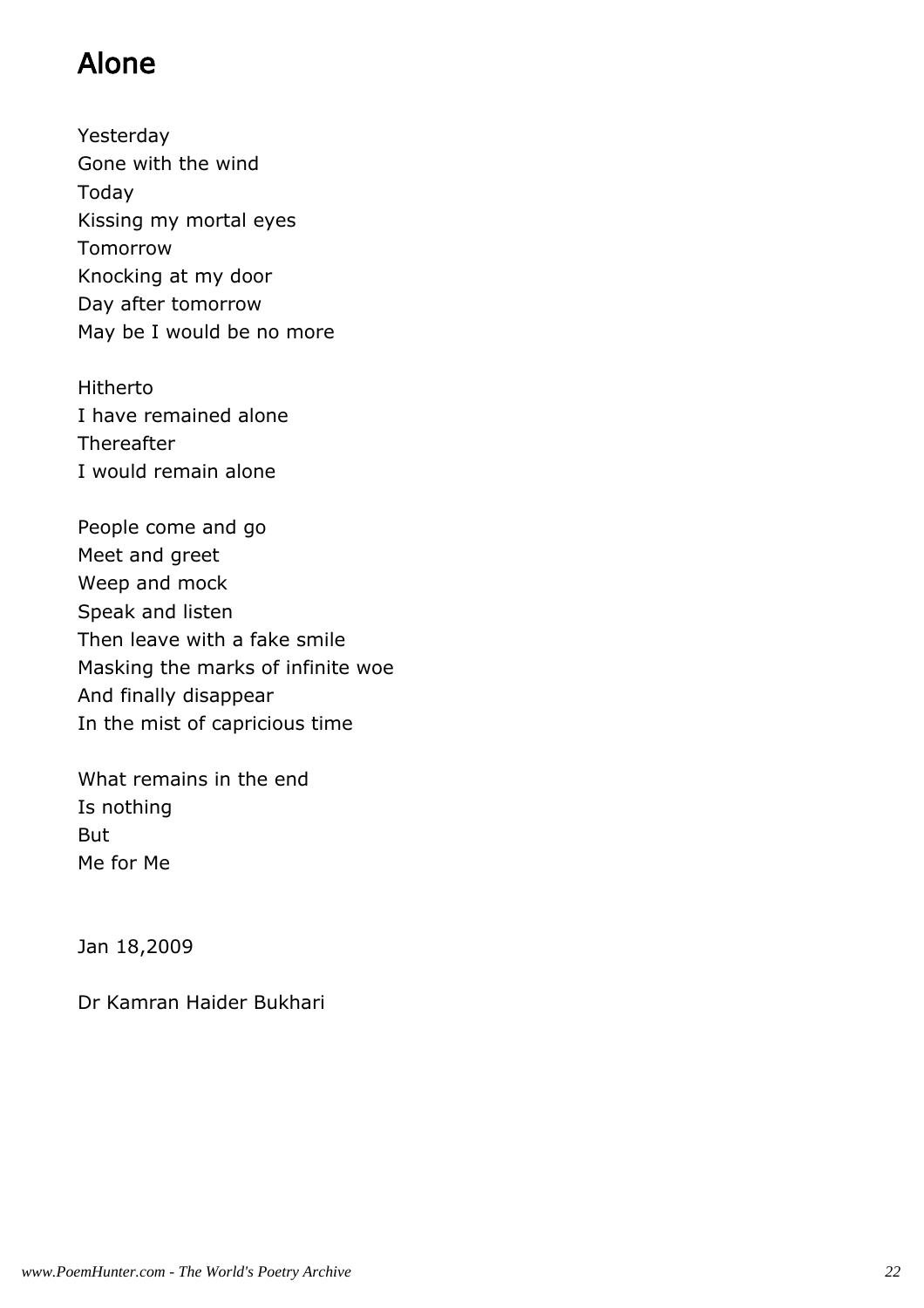# Alone

Yesterday  
Gone with the wind  
Today  
Kissing my mortal eyes  
Tomorrow  
Knocking at my door  
Day after tomorrow  
May be I would be no more

Hitherto  
I have remained alone  
Thereafter  
I would remain alone

People come and go  
Meet and greet  
Weep and mock  
Speak and listen  
Then leave with a fake smile  
Masking the marks of infinite woe  
And finally disappear  
In the mist of capricious time

What remains in the end  
Is nothing  
But  
Me for Me

Jan 18,2009

Dr Kamran Haider Bukhari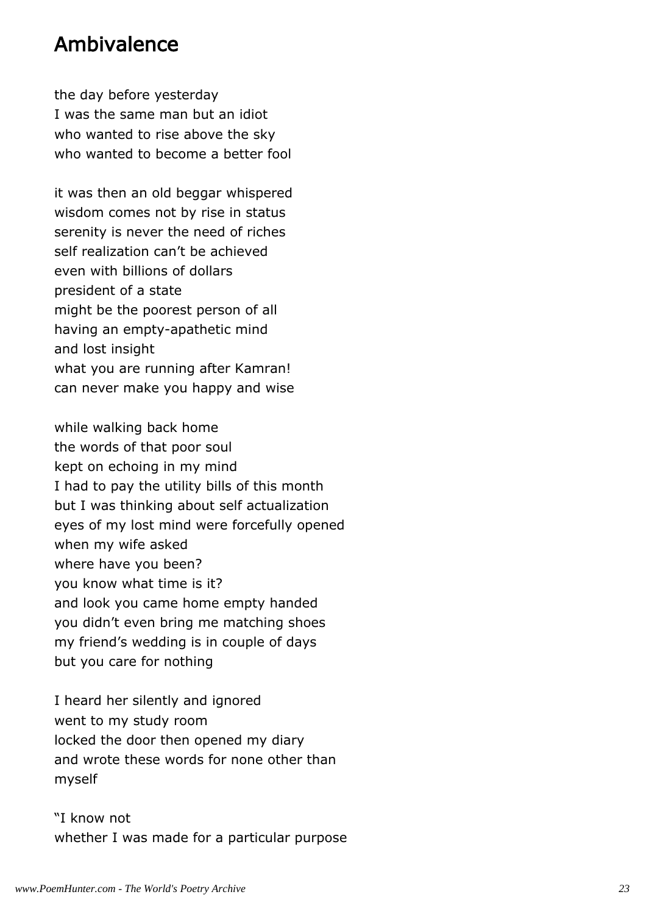## Ambivalence

the day before yesterday  
I was the same man but an idiot  
who wanted to rise above the sky  
who wanted to become a better fool

it was then an old beggar whispered  
wisdom comes not by rise in status  
serenity is never the need of riches  
self realization can't be achieved  
even with billions of dollars  
president of a state  
might be the poorest person of all  
having an empty-apathetic mind  
and lost insight  
what you are running after Kamran!  
can never make you happy and wise

while walking back home  
the words of that poor soul  
kept on echoing in my mind  
I had to pay the utility bills of this month  
but I was thinking about self actualization  
eyes of my lost mind were forcefully opened  
when my wife asked  
where have you been?  
you know what time is it?  
and look you came home empty handed  
you didn't even bring me matching shoes  
my friend's wedding is in couple of days  
but you care for nothing

I heard her silently and ignored  
went to my study room  
locked the door then opened my diary  
and wrote these words for none other than  
myself

"I know not  
whether I was made for a particular purpose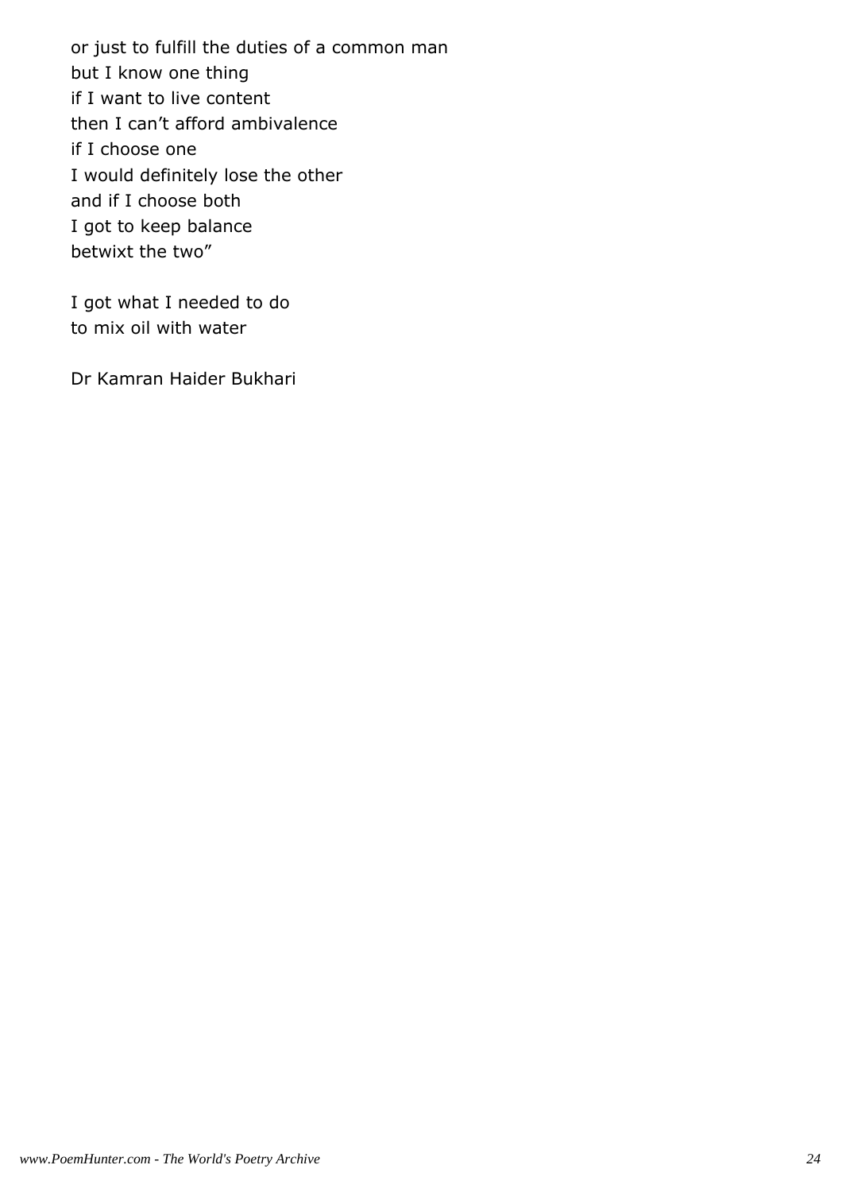or just to fulfill the duties of a common man  
but I know one thing  
if I want to live content  
then I can’t afford ambivalence  
if I choose one  
I would definitely lose the other  
and if I choose both  
I got to keep balance  
betwixt the two”

I got what I needed to do  
to mix oil with water

Dr Kamran Haider Bukhari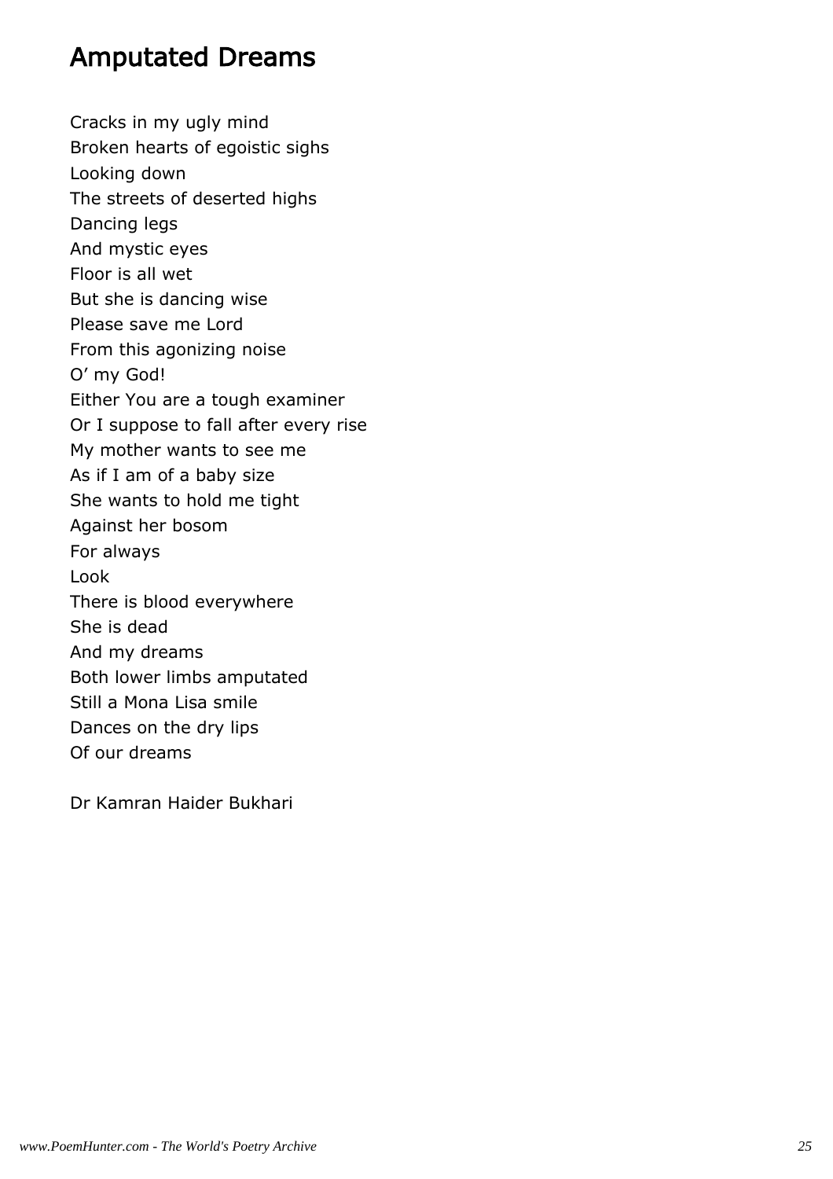## Amputated Dreams

Cracks in my ugly mind
Broken hearts of egoistic sighs
Looking down
The streets of deserted highs
Dancing legs
And mystic eyes
Floor is all wet
But she is dancing wise
Please save me Lord
From this agonizing noise
O' my God!
Either You are a tough examiner
Or I suppose to fall after every rise
My mother wants to see me
As if I am of a baby size
She wants to hold me tight
Against her bosom
For always
Look
There is blood everywhere
She is dead
And my dreams
Both lower limbs amputated
Still a Mona Lisa smile
Dances on the dry lips
Of our dreams

Dr Kamran Haider Bukhari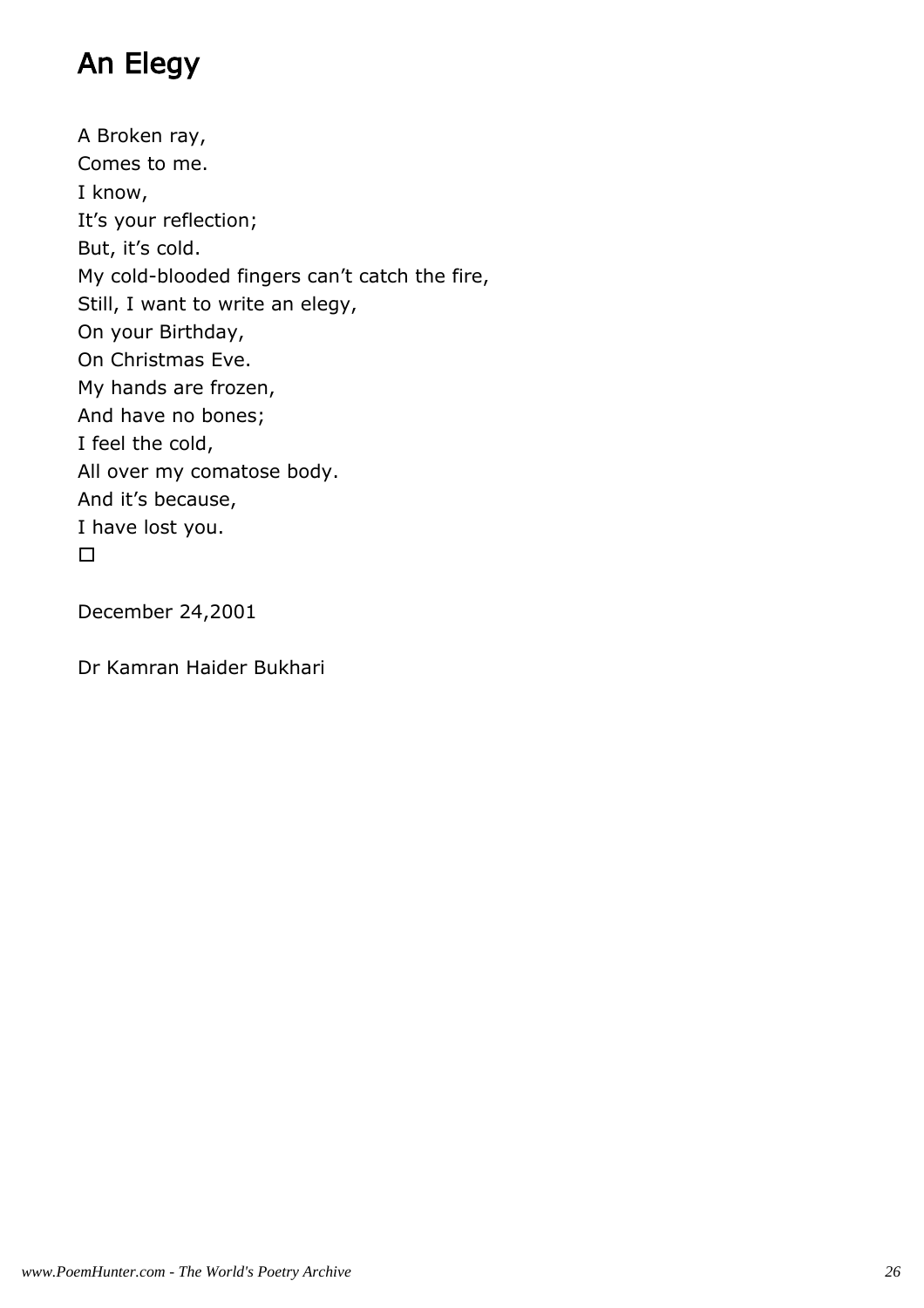# An Elegy

A Broken ray,  
Comes to me.  
I know,  
It's your reflection;  
But, it's cold.  
My cold-blooded fingers can't catch the fire,  
Still, I want to write an elegy,  
On your Birthday,  
On Christmas Eve.  
My hands are frozen,  
And have no bones;  
I feel the cold,  
All over my comatose body.  
And it's because,  
I have lost you.  
□

December 24,2001

Dr Kamran Haider Bukhari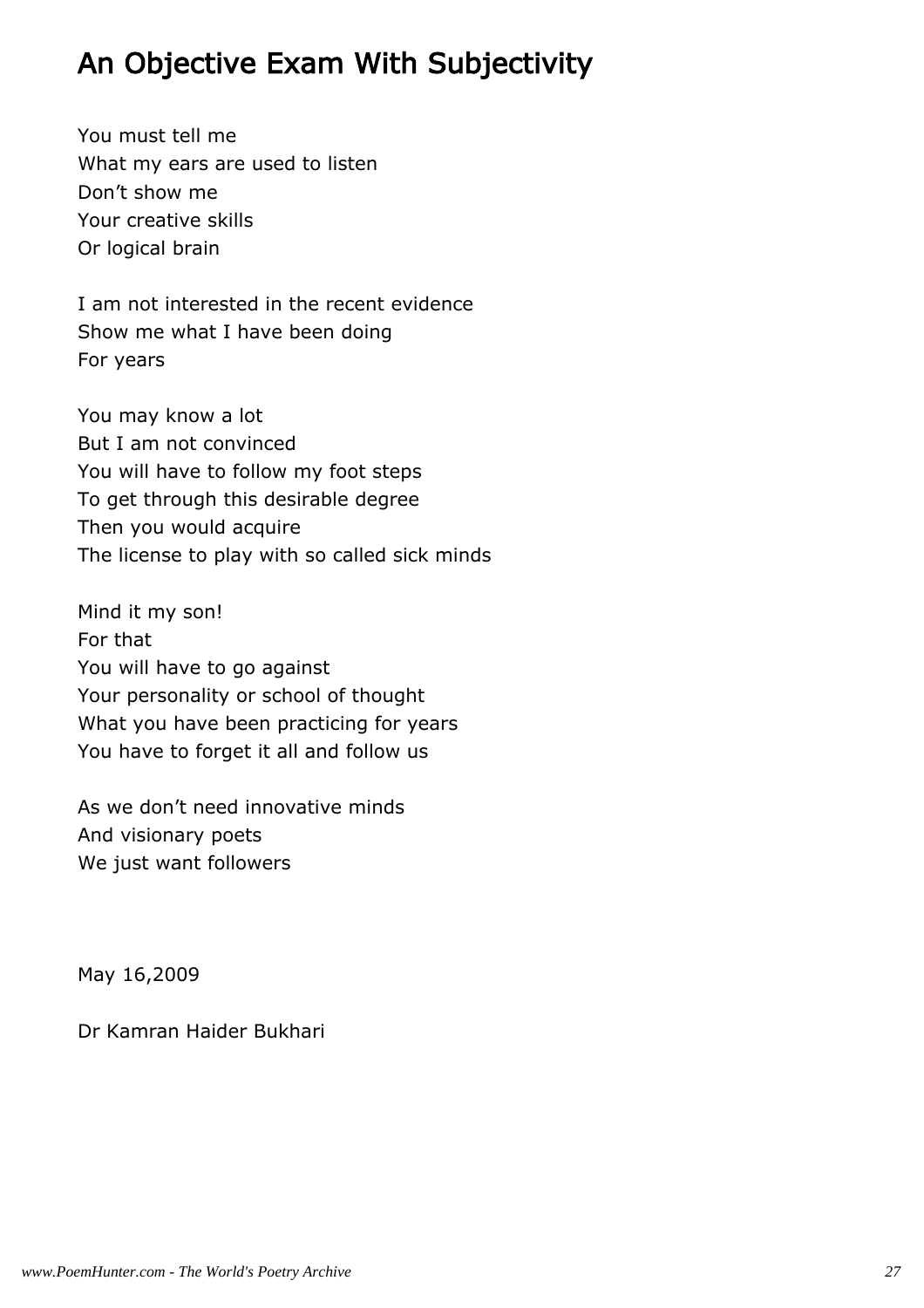# An Objective Exam With Subjectivity

You must tell me
What my ears are used to listen
Don't show me
Your creative skills
Or logical brain

I am not interested in the recent evidence
Show me what I have been doing
For years

You may know a lot
But I am not convinced
You will have to follow my foot steps
To get through this desirable degree
Then you would acquire
The license to play with so called sick minds

Mind it my son!
For that
You will have to go against
Your personality or school of thought
What you have been practicing for years
You have to forget it all and follow us

As we don't need innovative minds
And visionary poets
We just want followers

May 16,2009

Dr Kamran Haider Bukhari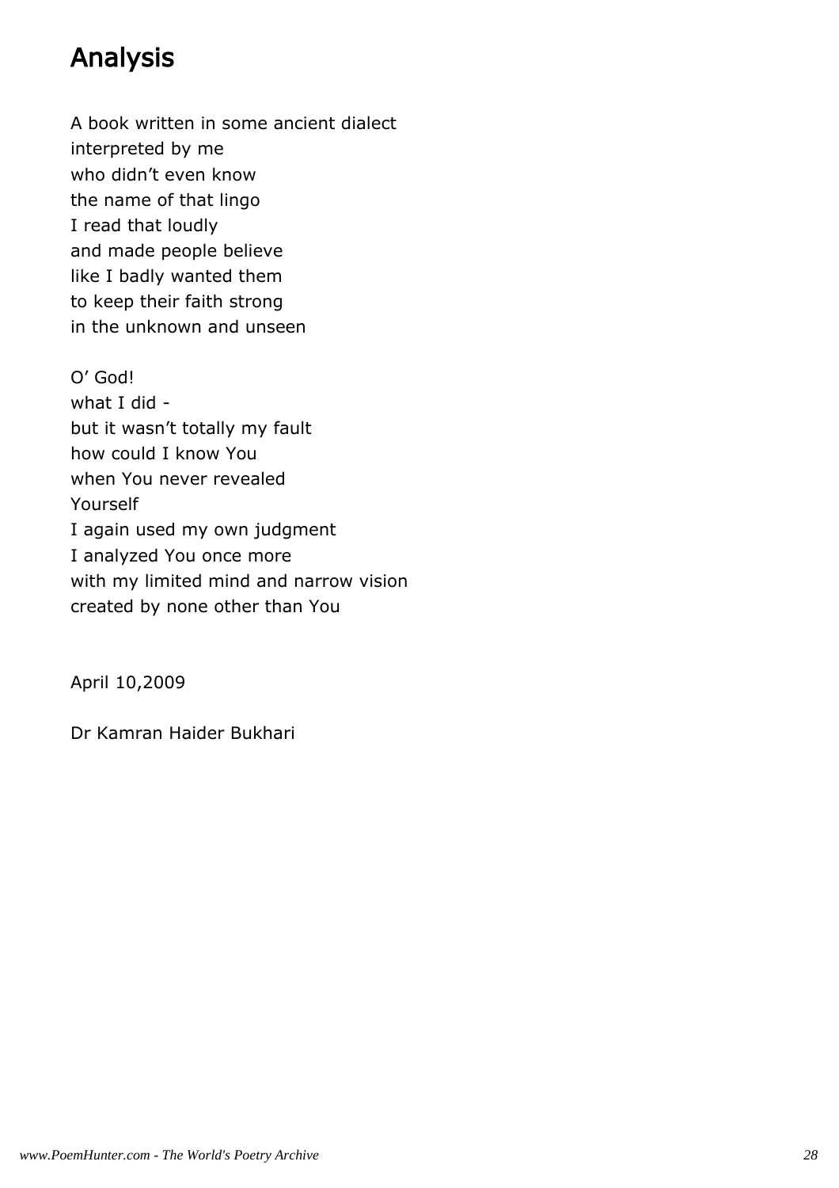# Analysis

A book written in some ancient dialect
interpreted by me
who didn't even know
the name of that lingo
I read that loudly
and made people believe
like I badly wanted them
to keep their faith strong
in the unknown and unseen

O' God!
what I did -
but it wasn't totally my fault
how could I know You
when You never revealed
Yourself
I again used my own judgment
I analyzed You once more
with my limited mind and narrow vision
created by none other than You

April 10,2009

Dr Kamran Haider Bukhari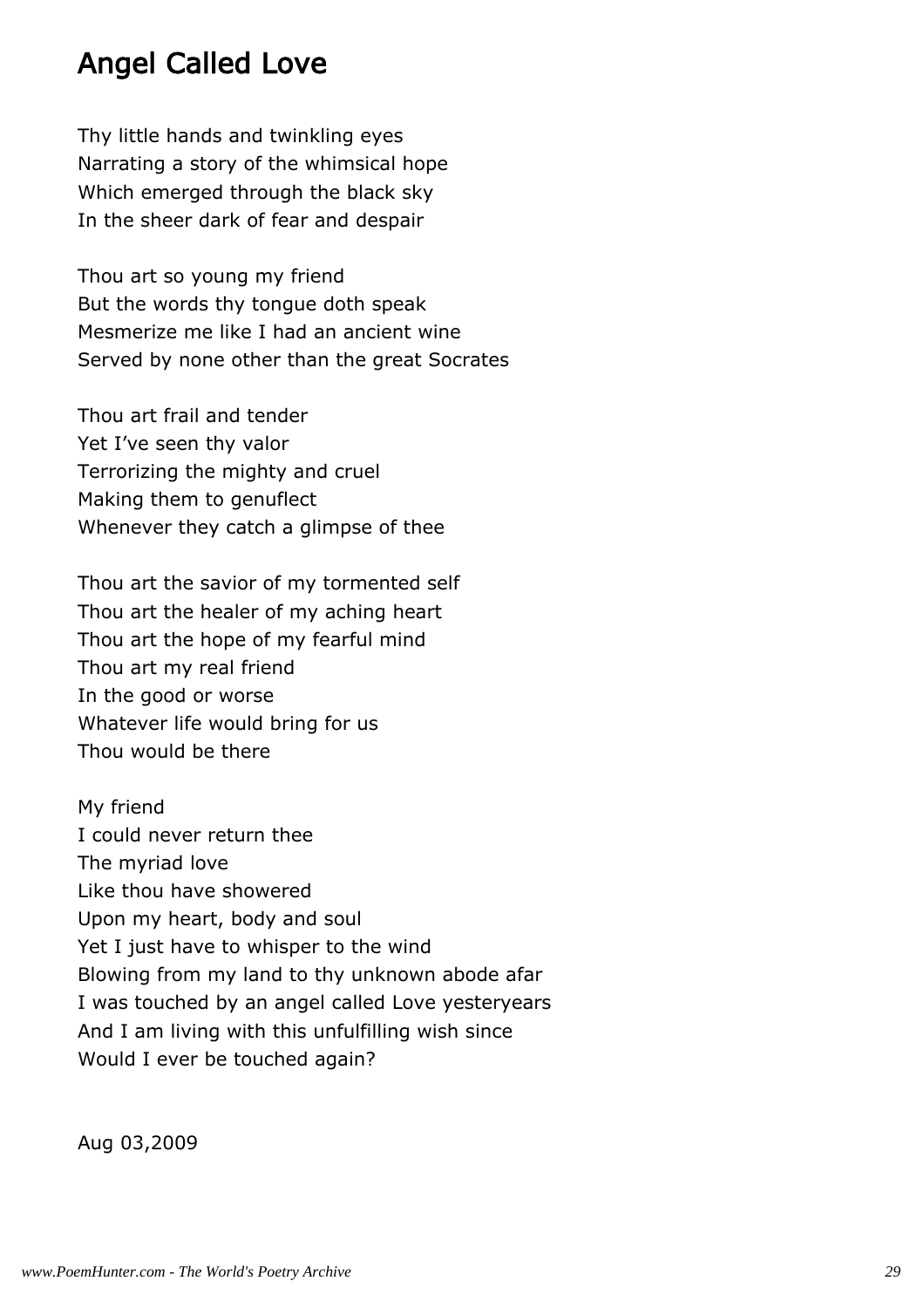# Angel Called Love

Thy little hands and twinkling eyes
Narrating a story of the whimsical hope
Which emerged through the black sky
In the sheer dark of fear and despair

Thou art so young my friend
But the words thy tongue doth speak
Mesmerize me like I had an ancient wine
Served by none other than the great Socrates

Thou art frail and tender
Yet I've seen thy valor
Terrorizing the mighty and cruel
Making them to genuflect
Whenever they catch a glimpse of thee

Thou art the savior of my tormented self
Thou art the healer of my aching heart
Thou art the hope of my fearful mind
Thou art my real friend
In the good or worse
Whatever life would bring for us
Thou would be there

My friend
I could never return thee
The myriad love
Like thou have showered
Upon my heart, body and soul
Yet I just have to whisper to the wind
Blowing from my land to thy unknown abode afar
I was touched by an angel called Love yesteryears
And I am living with this unfulfilling wish since
Would I ever be touched again?

Aug 03,2009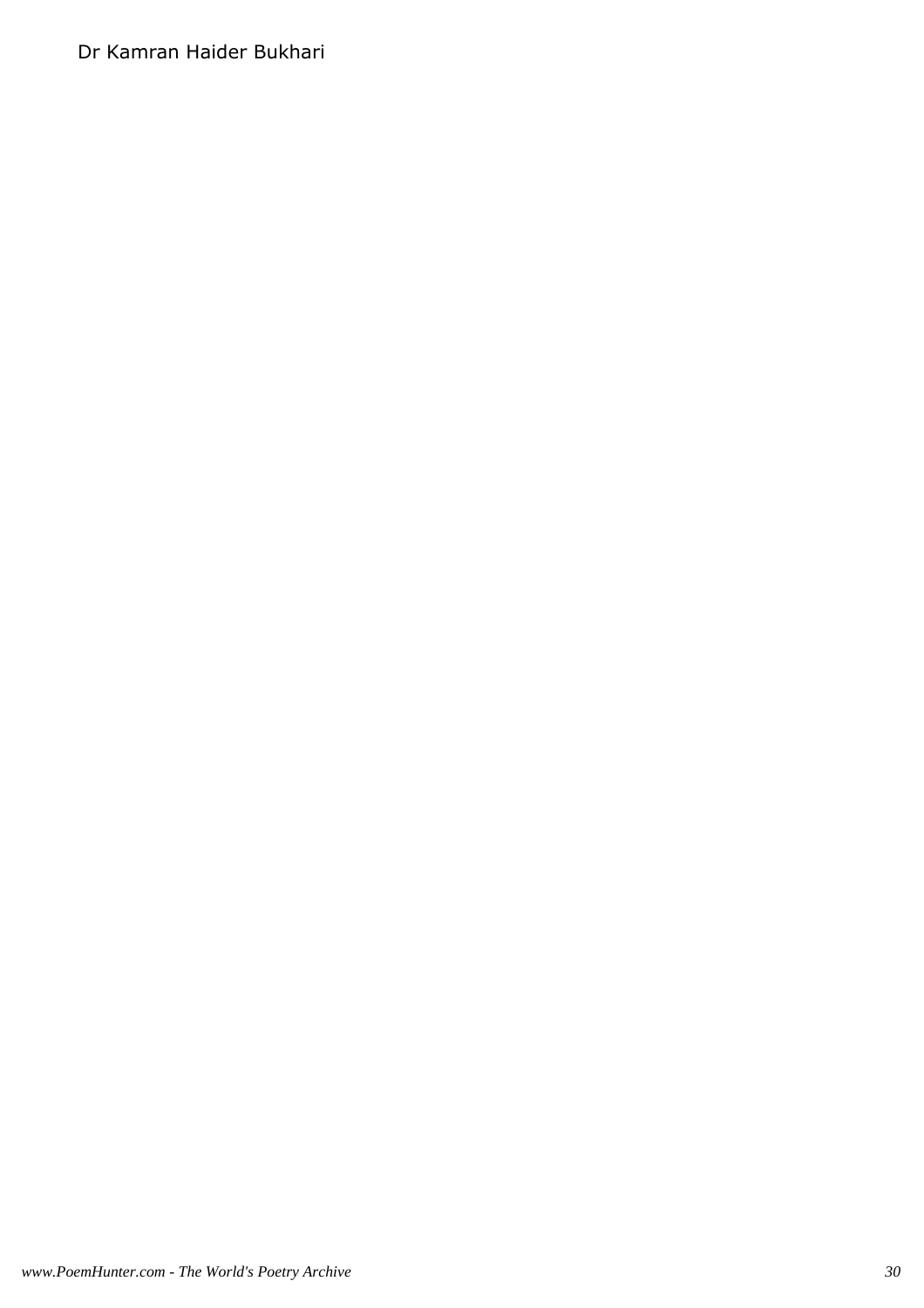Dr Kamran Haider Bukhari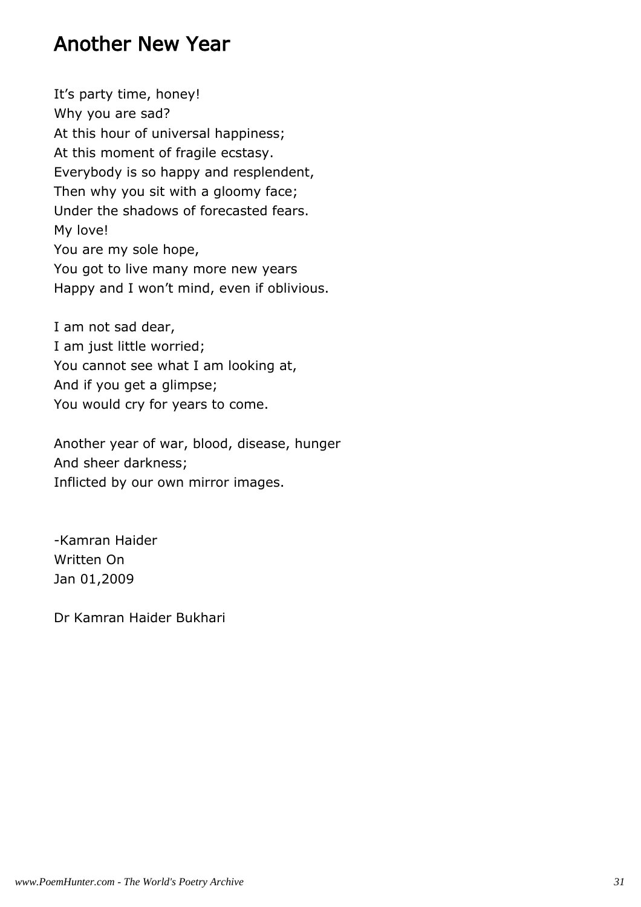# Another New Year

It’s party time, honey!
Why you are sad?
At this hour of universal happiness;
At this moment of fragile ecstasy.
Everybody is so happy and resplendent,
Then why you sit with a gloomy face;
Under the shadows of forecasted fears.
My love!
You are my sole hope,
You got to live many more new years
Happy and I won’t mind, even if oblivious.

I am not sad dear,
I am just little worried;
You cannot see what I am looking at,
And if you get a glimpse;
You would cry for years to come.

Another year of war, blood, disease, hunger
And sheer darkness;
Inflicted by our own mirror images.

-Kamran Haider
Written On
Jan 01,2009

Dr Kamran Haider Bukhari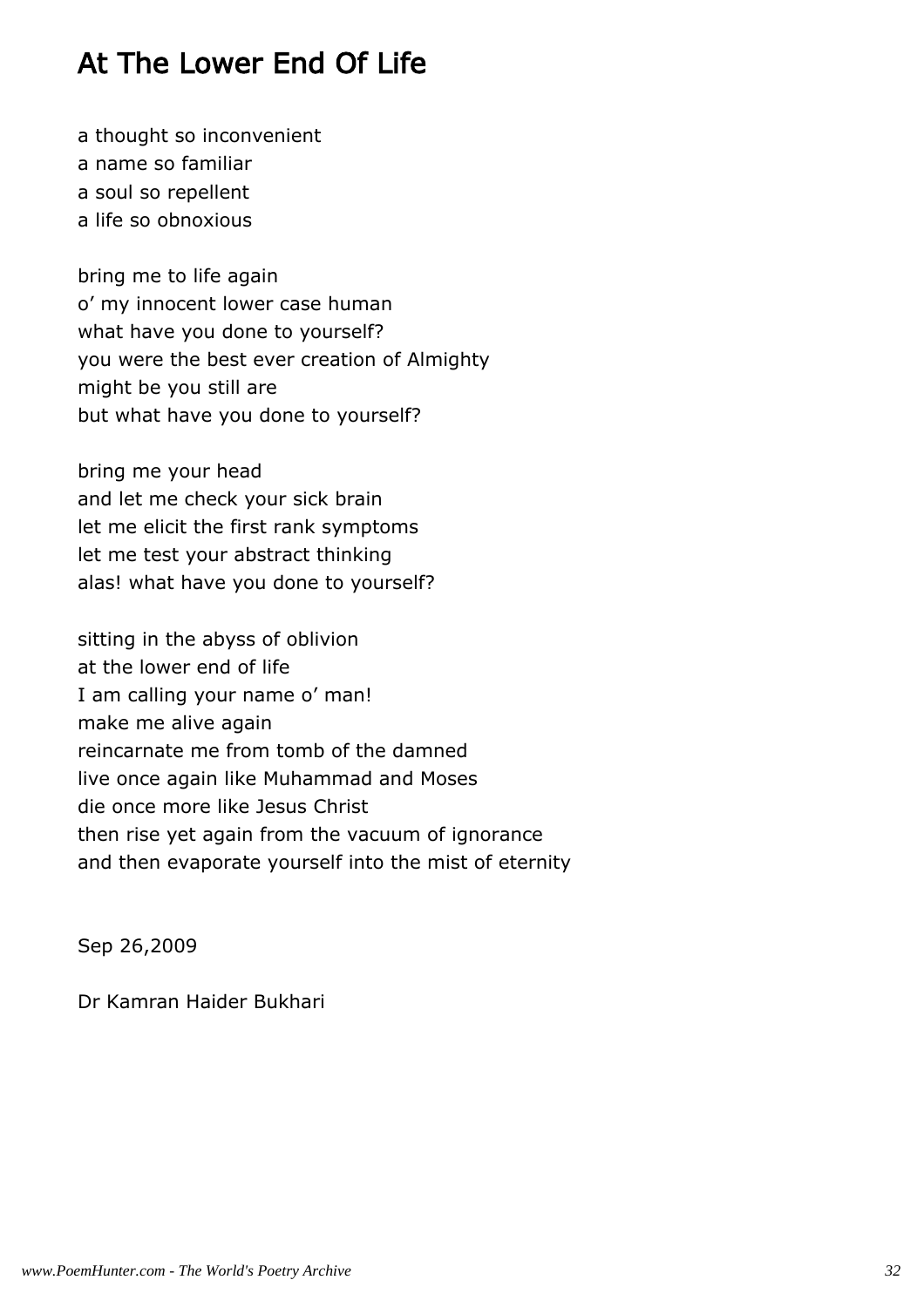# At The Lower End Of Life

a thought so inconvenient
a name so familiar
a soul so repellent
a life so obnoxious

bring me to life again
o' my innocent lower case human
what have you done to yourself?
you were the best ever creation of Almighty
might be you still are
but what have you done to yourself?

bring me your head
and let me check your sick brain
let me elicit the first rank symptoms
let me test your abstract thinking
alas! what have you done to yourself?

sitting in the abyss of oblivion
at the lower end of life
I am calling your name o' man!
make me alive again
reincarnate me from tomb of the damned
live once again like Muhammad and Moses
die once more like Jesus Christ
then rise yet again from the vacuum of ignorance
and then evaporate yourself into the mist of eternity

Sep 26,2009

Dr Kamran Haider Bukhari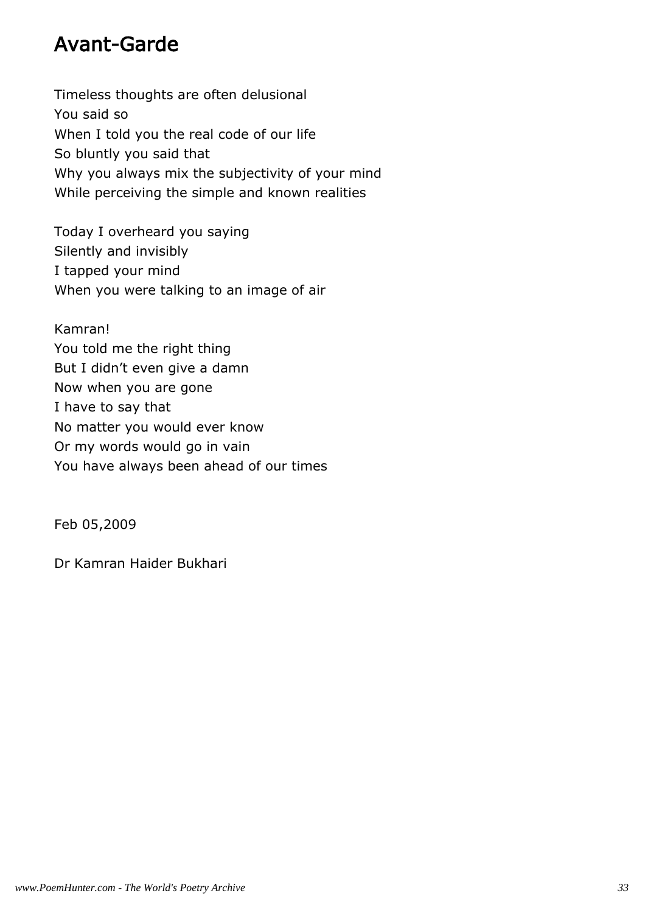# Avant-Garde

Timeless thoughts are often delusional  
You said so  
When I told you the real code of our life  
So bluntly you said that  
Why you always mix the subjectivity of your mind  
While perceiving the simple and known realities

Today I overheard you saying  
Silently and invisibly  
I tapped your mind  
When you were talking to an image of air

Kamran!  
You told me the right thing  
But I didn't even give a damn  
Now when you are gone  
I have to say that  
No matter you would ever know  
Or my words would go in vain  
You have always been ahead of our times

Feb 05,2009

Dr Kamran Haider Bukhari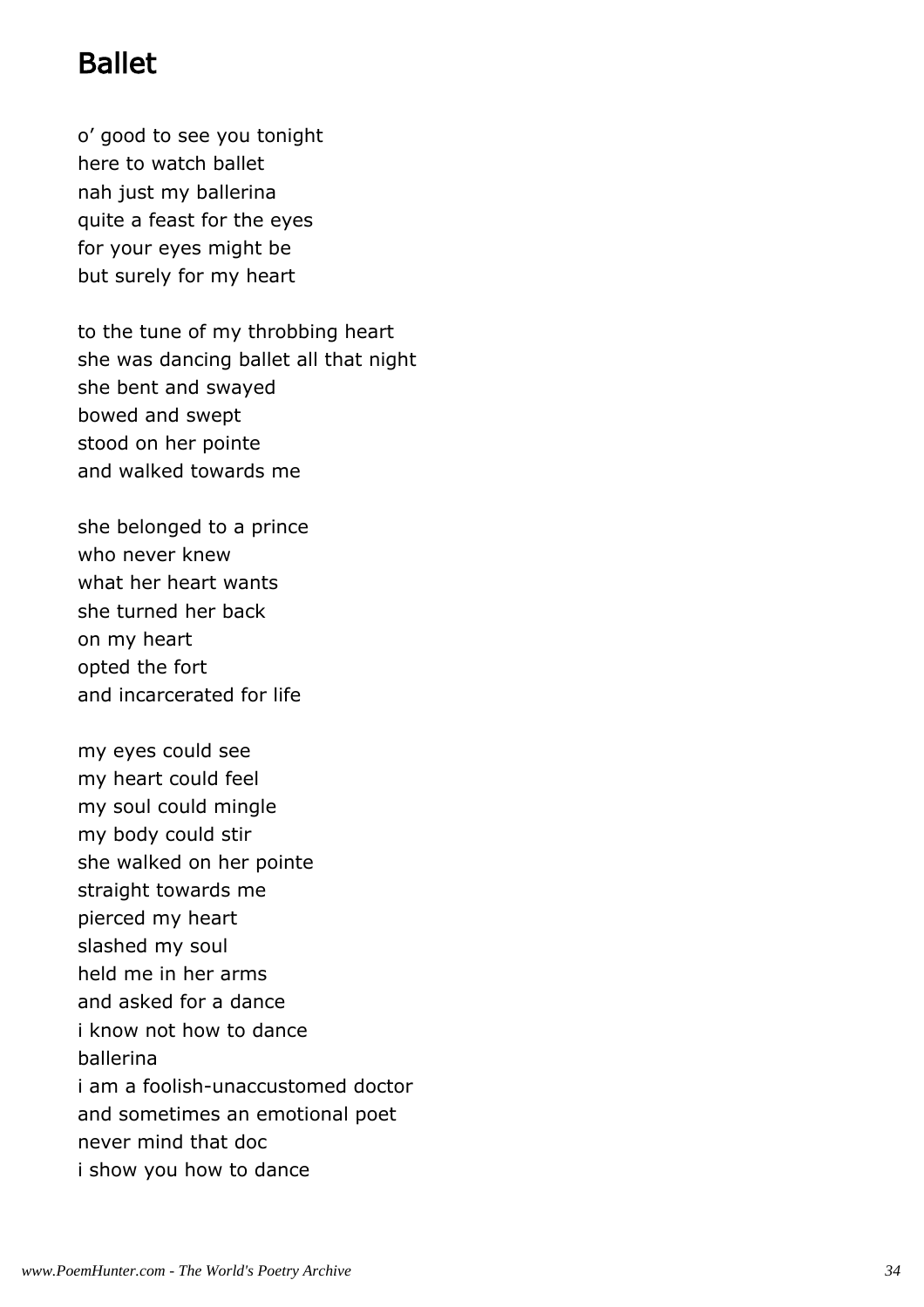# Ballet

o’ good to see you tonight  
here to watch ballet  
nah just my ballerina  
quite a feast for the eyes  
for your eyes might be  
but surely for my heart

to the tune of my throbbing heart  
she was dancing ballet all that night  
she bent and swayed  
bowed and swept  
stood on her pointe  
and walked towards me

she belonged to a prince  
who never knew  
what her heart wants  
she turned her back  
on my heart  
opted the fort  
and incarcerated for life

my eyes could see  
my heart could feel  
my soul could mingle  
my body could stir  
she walked on her pointe  
straight towards me  
pierced my heart  
slashed my soul  
held me in her arms  
and asked for a dance  
i know not how to dance  
ballerina  
i am a foolish-unaccustomed doctor  
and sometimes an emotional poet  
never mind that doc  
i show you how to dance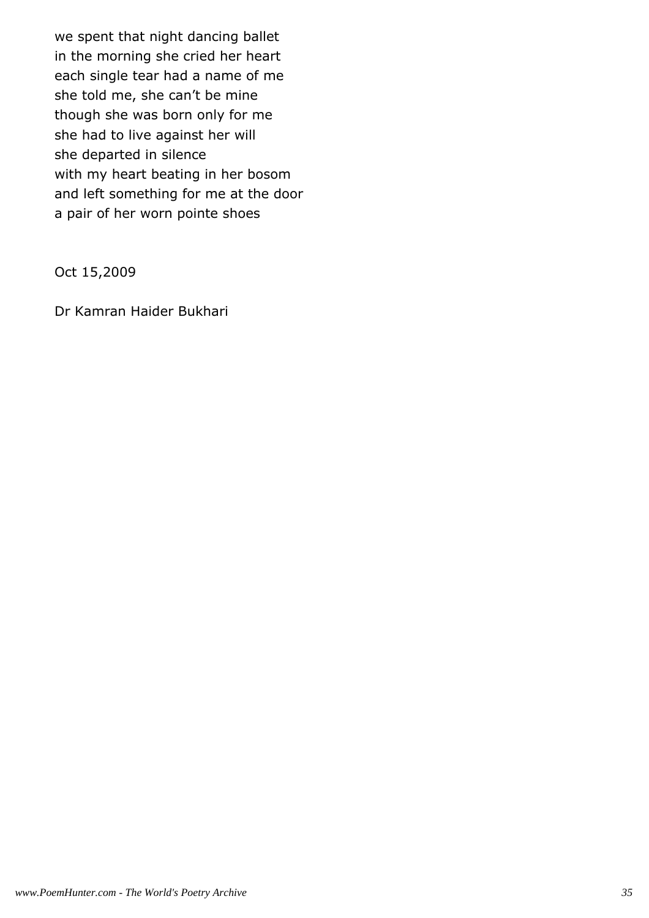we spent that night dancing ballet
in the morning she cried her heart
each single tear had a name of me
she told me, she can't be mine
though she was born only for me
she had to live against her will
she departed in silence
with my heart beating in her bosom
and left something for me at the door
a pair of her worn pointe shoes

Oct 15,2009

Dr Kamran Haider Bukhari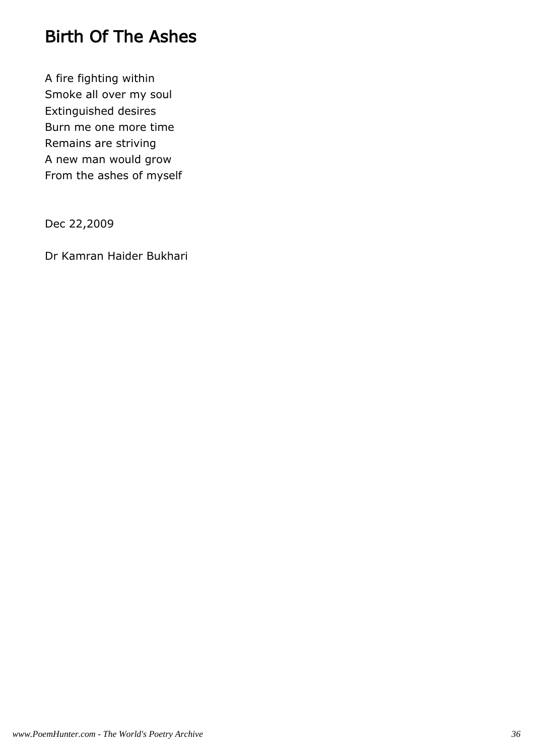# Birth Of The Ashes

A fire fighting within  
Smoke all over my soul  
Extinguished desires  
Burn me one more time  
Remains are striving  
A new man would grow  
From the ashes of myself

Dec 22,2009

Dr Kamran Haider Bukhari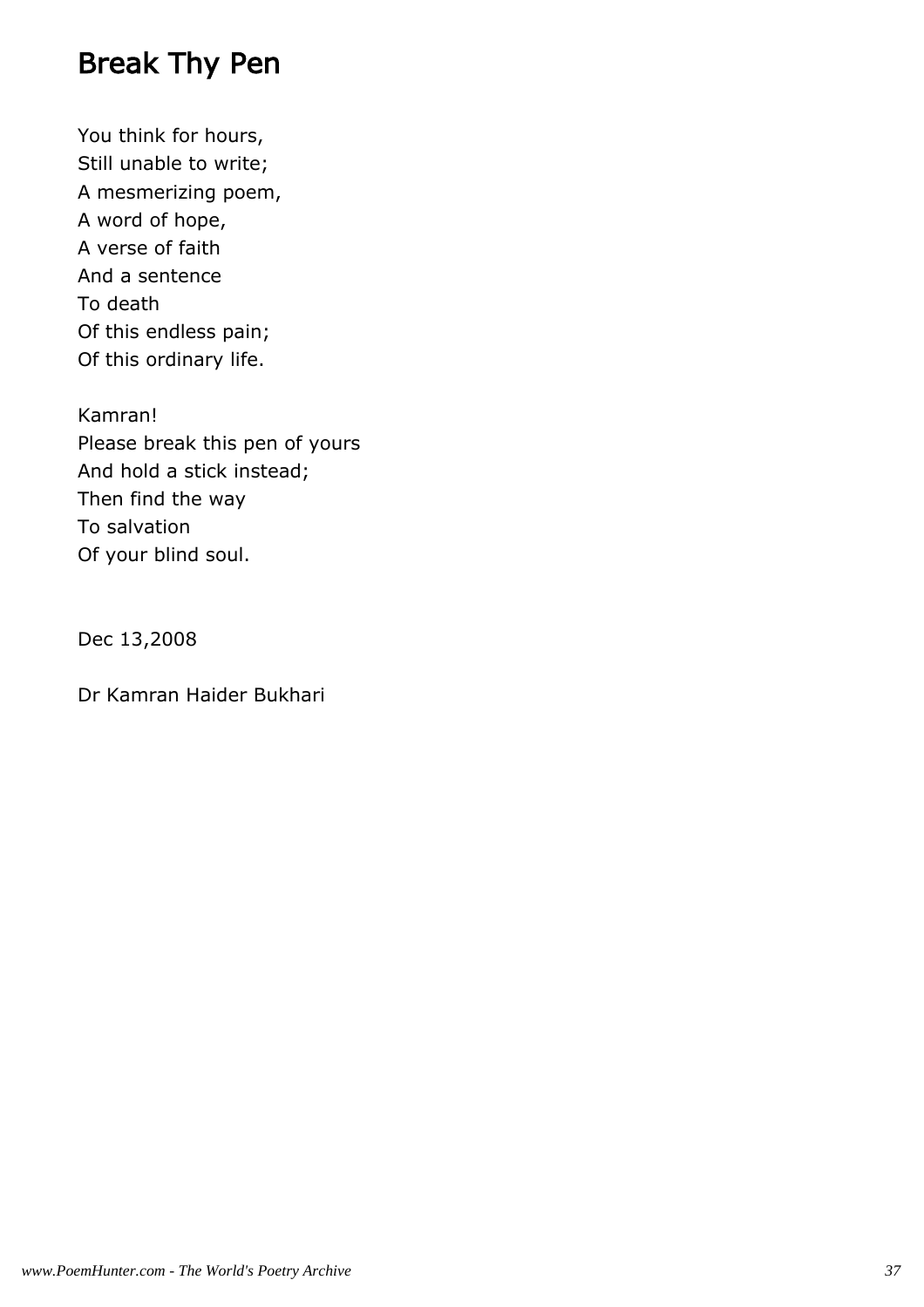# Break Thy Pen

You think for hours,  
Still unable to write;  
A mesmerizing poem,  
A word of hope,  
A verse of faith  
And a sentence  
To death  
Of this endless pain;  
Of this ordinary life.

Kamran!  
Please break this pen of yours  
And hold a stick instead;  
Then find the way  
To salvation  
Of your blind soul.

Dec 13,2008

Dr Kamran Haider Bukhari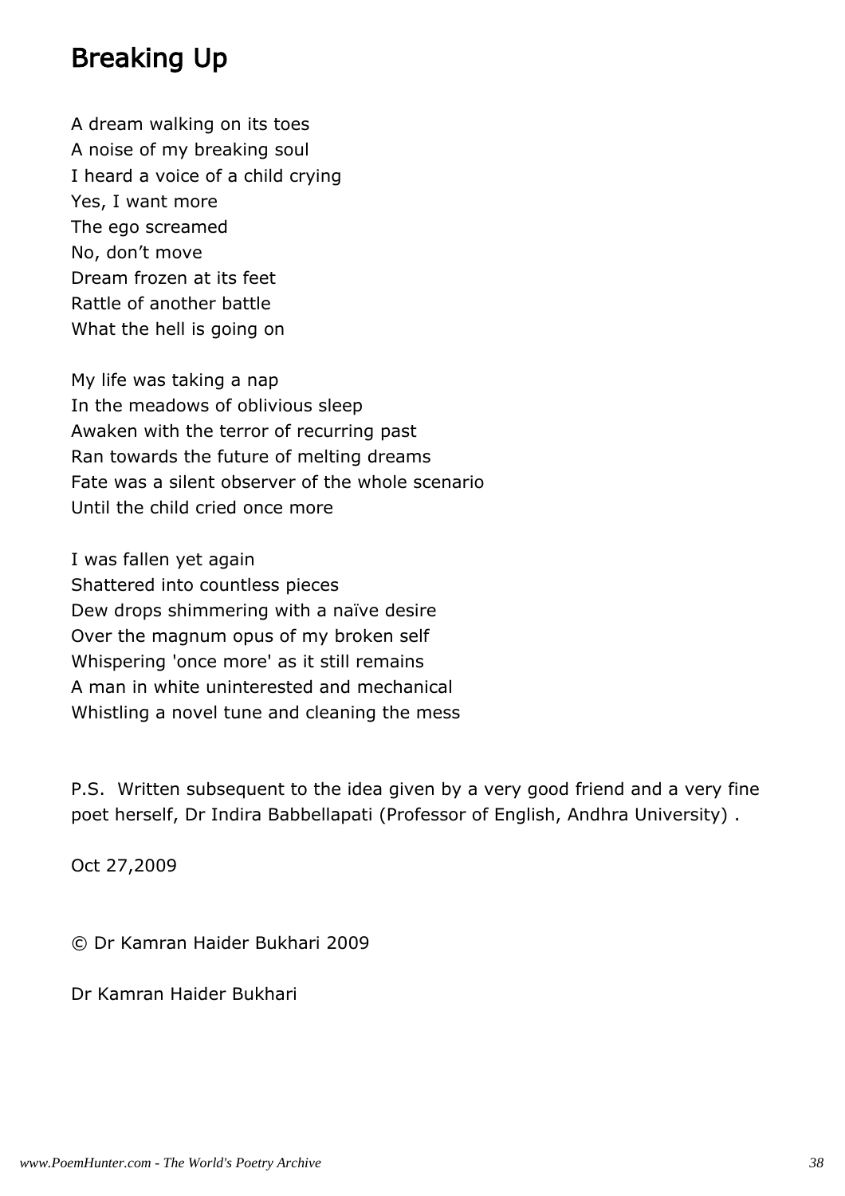## Breaking Up

A dream walking on its toes
A noise of my breaking soul
I heard a voice of a child crying
Yes, I want more
The ego screamed
No, don't move
Dream frozen at its feet
Rattle of another battle
What the hell is going on

My life was taking a nap
In the meadows of oblivious sleep
Awaken with the terror of recurring past
Ran towards the future of melting dreams
Fate was a silent observer of the whole scenario
Until the child cried once more

I was fallen yet again
Shattered into countless pieces
Dew drops shimmering with a naïve desire
Over the magnum opus of my broken self
Whispering 'once more' as it still remains
A man in white uninterested and mechanical
Whistling a novel tune and cleaning the mess

P.S. Written subsequent to the idea given by a very good friend and a very fine poet herself, Dr Indira Babbellapati (Professor of English, Andhra University) .

Oct 27,2009

© Dr Kamran Haider Bukhari 2009

Dr Kamran Haider Bukhari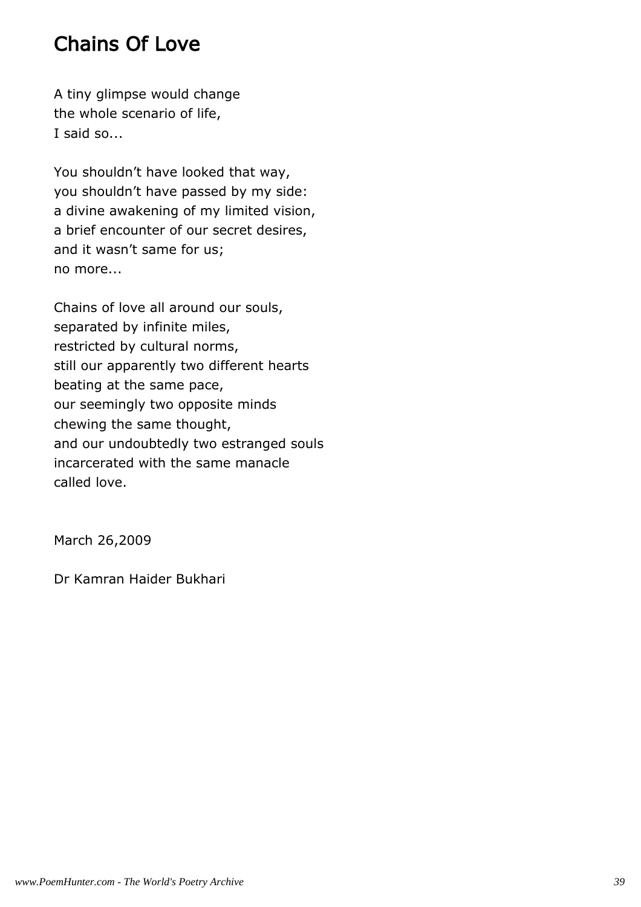# Chains Of Love

A tiny glimpse would change  
the whole scenario of life,  
I said so...

You shouldn’t have looked that way,  
you shouldn’t have passed by my side:  
a divine awakening of my limited vision,  
a brief encounter of our secret desires,  
and it wasn’t same for us;  
no more...

Chains of love all around our souls,  
separated by infinite miles,  
restricted by cultural norms,  
still our apparently two different hearts  
beating at the same pace,  
our seemingly two opposite minds  
chewing the same thought,  
and our undoubtedly two estranged souls  
incarcerated with the same manacle  
called love.

March 26,2009

Dr Kamran Haider Bukhari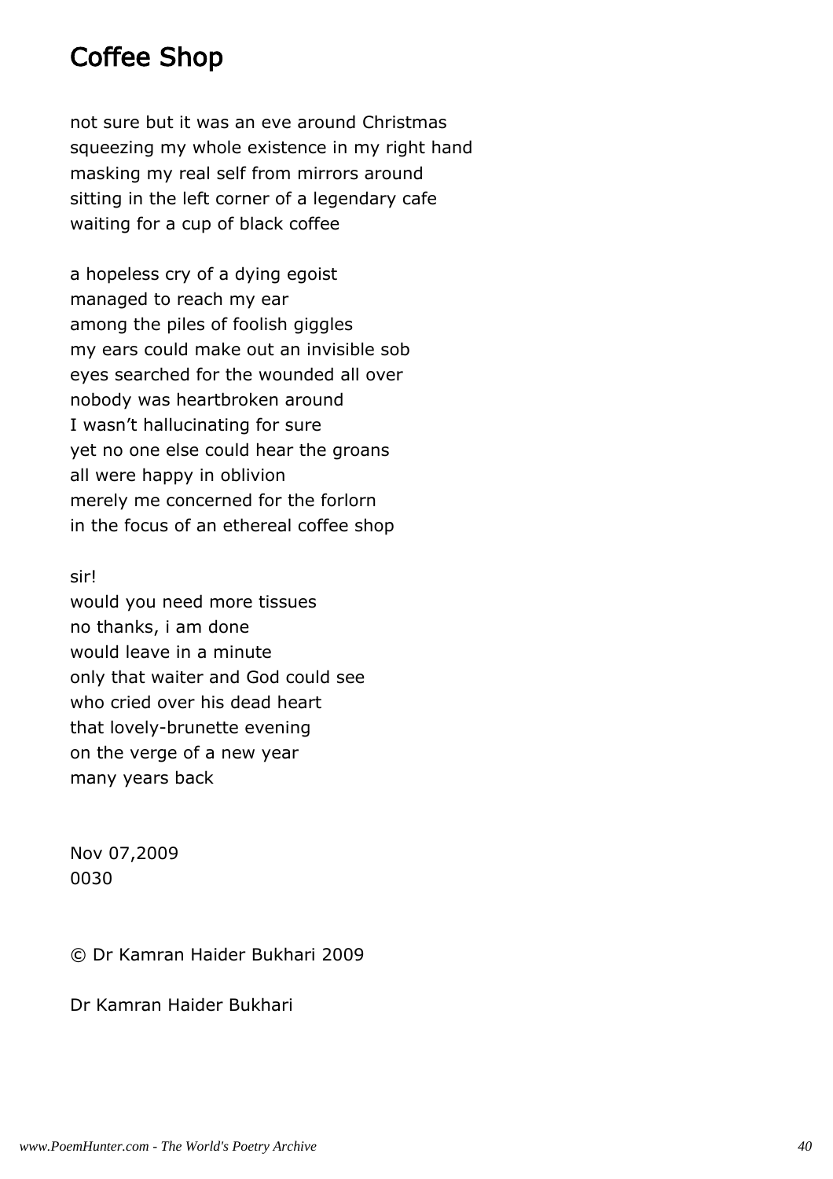# Coffee Shop

not sure but it was an eve around Christmas  
squeezing my whole existence in my right hand  
masking my real self from mirrors around  
sitting in the left corner of a legendary cafe  
waiting for a cup of black coffee

a hopeless cry of a dying egoist  
managed to reach my ear  
among the piles of foolish giggles  
my ears could make out an invisible sob  
eyes searched for the wounded all over  
nobody was heartbroken around  
I wasn't hallucinating for sure  
yet no one else could hear the groans  
all were happy in oblivion  
merely me concerned for the forlorn  
in the focus of an ethereal coffee shop

sir!  
would you need more tissues  
no thanks, i am done  
would leave in a minute  
only that waiter and God could see  
who cried over his dead heart  
that lovely-brunette evening  
on the verge of a new year  
many years back

Nov 07,2009  
0030

© Dr Kamran Haider Bukhari 2009

Dr Kamran Haider Bukhari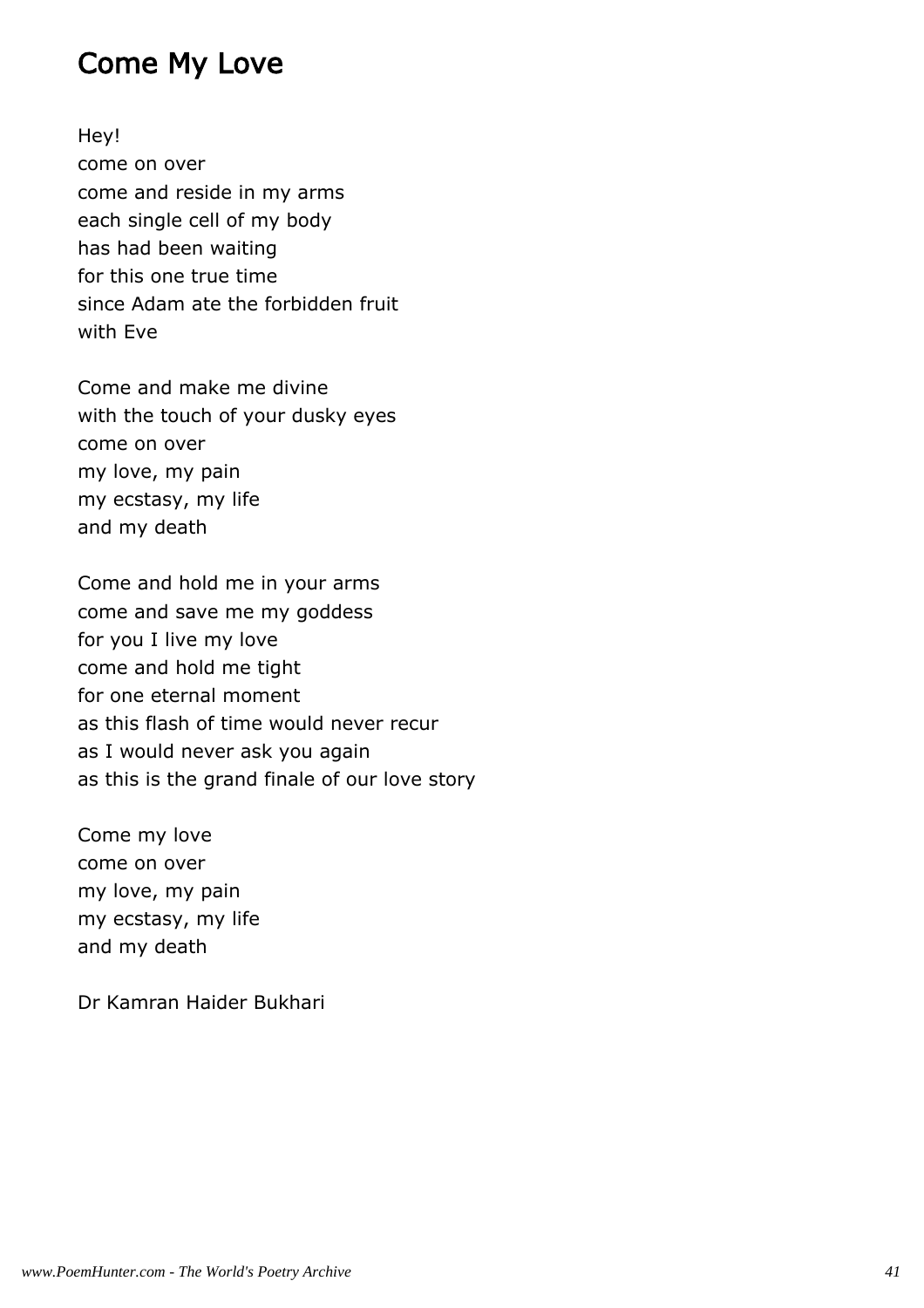## Come My Love

Hey!  
come on over  
come and reside in my arms  
each single cell of my body  
has had been waiting  
for this one true time  
since Adam ate the forbidden fruit  
with Eve

Come and make me divine  
with the touch of your dusky eyes  
come on over  
my love, my pain  
my ecstasy, my life  
and my death

Come and hold me in your arms  
come and save me my goddess  
for you I live my love  
come and hold me tight  
for one eternal moment  
as this flash of time would never recur  
as I would never ask you again  
as this is the grand finale of our love story

Come my love  
come on over  
my love, my pain  
my ecstasy, my life  
and my death

Dr Kamran Haider Bukhari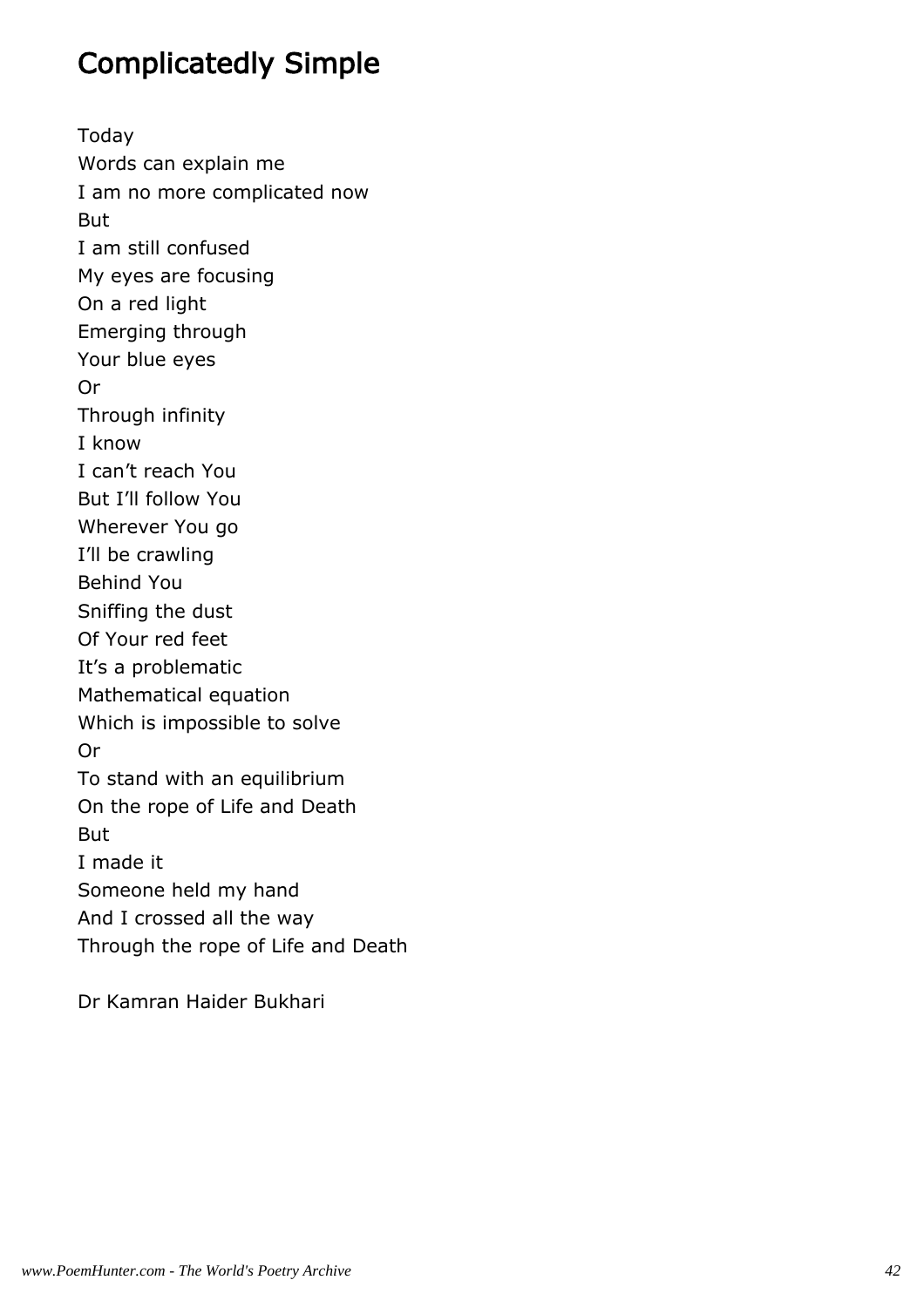# Complicatedly Simple

Today
Words can explain me
I am no more complicated now
But
I am still confused
My eyes are focusing
On a red light
Emerging through
Your blue eyes
Or
Through infinity
I know
I can't reach You
But I'll follow You
Wherever You go
I'll be crawling
Behind You
Sniffing the dust
Of Your red feet
It's a problematic
Mathematical equation
Which is impossible to solve
Or
To stand with an equilibrium
On the rope of Life and Death
But
I made it
Someone held my hand
And I crossed all the way
Through the rope of Life and Death

Dr Kamran Haider Bukhari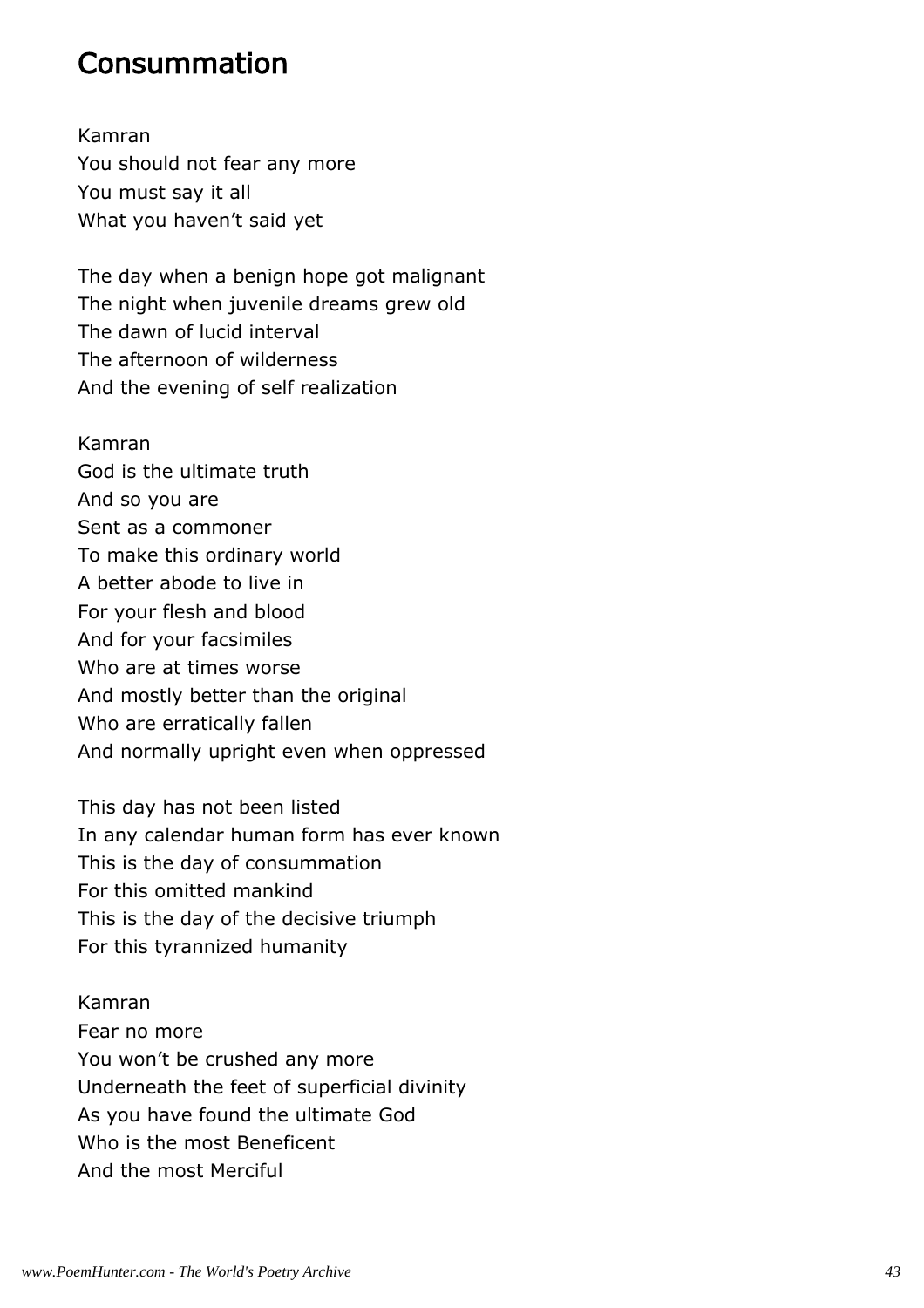## Consummation

Kamran
You should not fear any more
You must say it all
What you haven't said yet

The day when a benign hope got malignant
The night when juvenile dreams grew old
The dawn of lucid interval
The afternoon of wilderness
And the evening of self realization

Kamran
God is the ultimate truth
And so you are
Sent as a commoner
To make this ordinary world
A better abode to live in
For your flesh and blood
And for your facsimiles
Who are at times worse
And mostly better than the original
Who are erratically fallen
And normally upright even when oppressed

This day has not been listed
In any calendar human form has ever known
This is the day of consummation
For this omitted mankind
This is the day of the decisive triumph
For this tyrannized humanity

Kamran
Fear no more
You won't be crushed any more
Underneath the feet of superficial divinity
As you have found the ultimate God
Who is the most Beneficent
And the most Merciful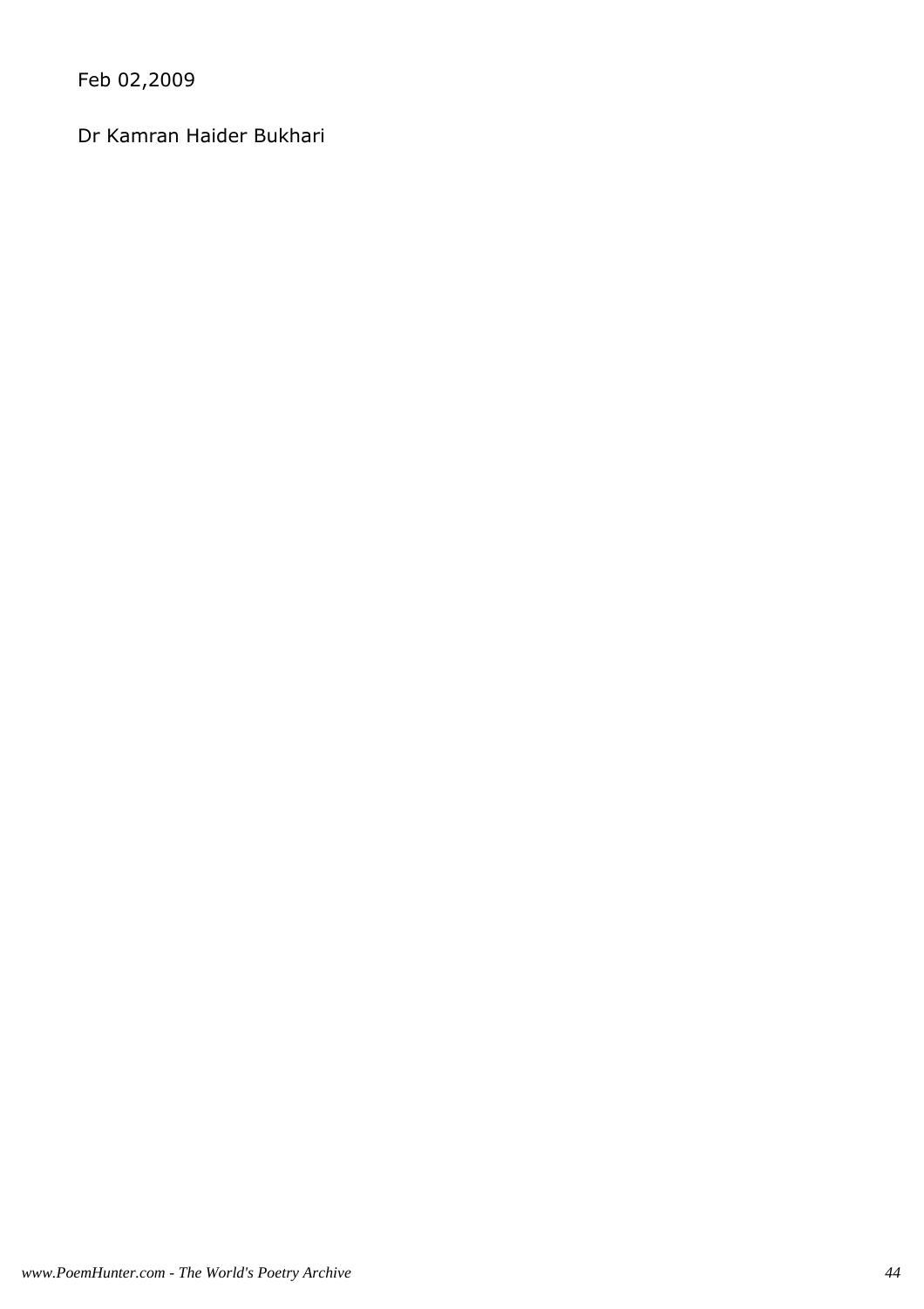Feb 02,2009

Dr Kamran Haider Bukhari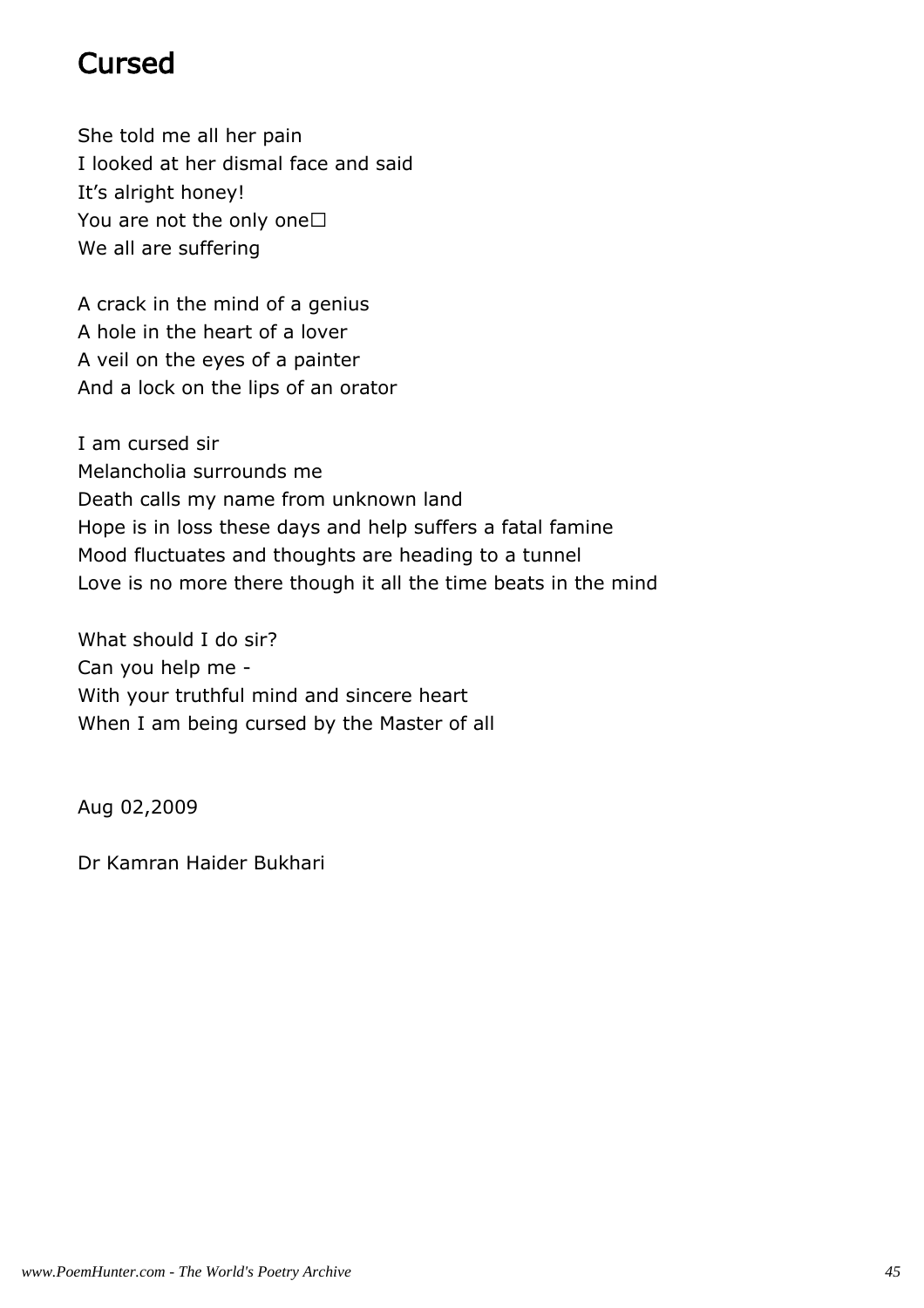# Cursed

She told me all her pain
I looked at her dismal face and said
It's alright honey!
You are not the only one□
We all are suffering

A crack in the mind of a genius
A hole in the heart of a lover
A veil on the eyes of a painter
And a lock on the lips of an orator

I am cursed sir
Melancholia surrounds me
Death calls my name from unknown land
Hope is in loss these days and help suffers a fatal famine
Mood fluctuates and thoughts are heading to a tunnel
Love is no more there though it all the time beats in the mind

What should I do sir?
Can you help me -
With your truthful mind and sincere heart
When I am being cursed by the Master of all

Aug 02,2009

Dr Kamran Haider Bukhari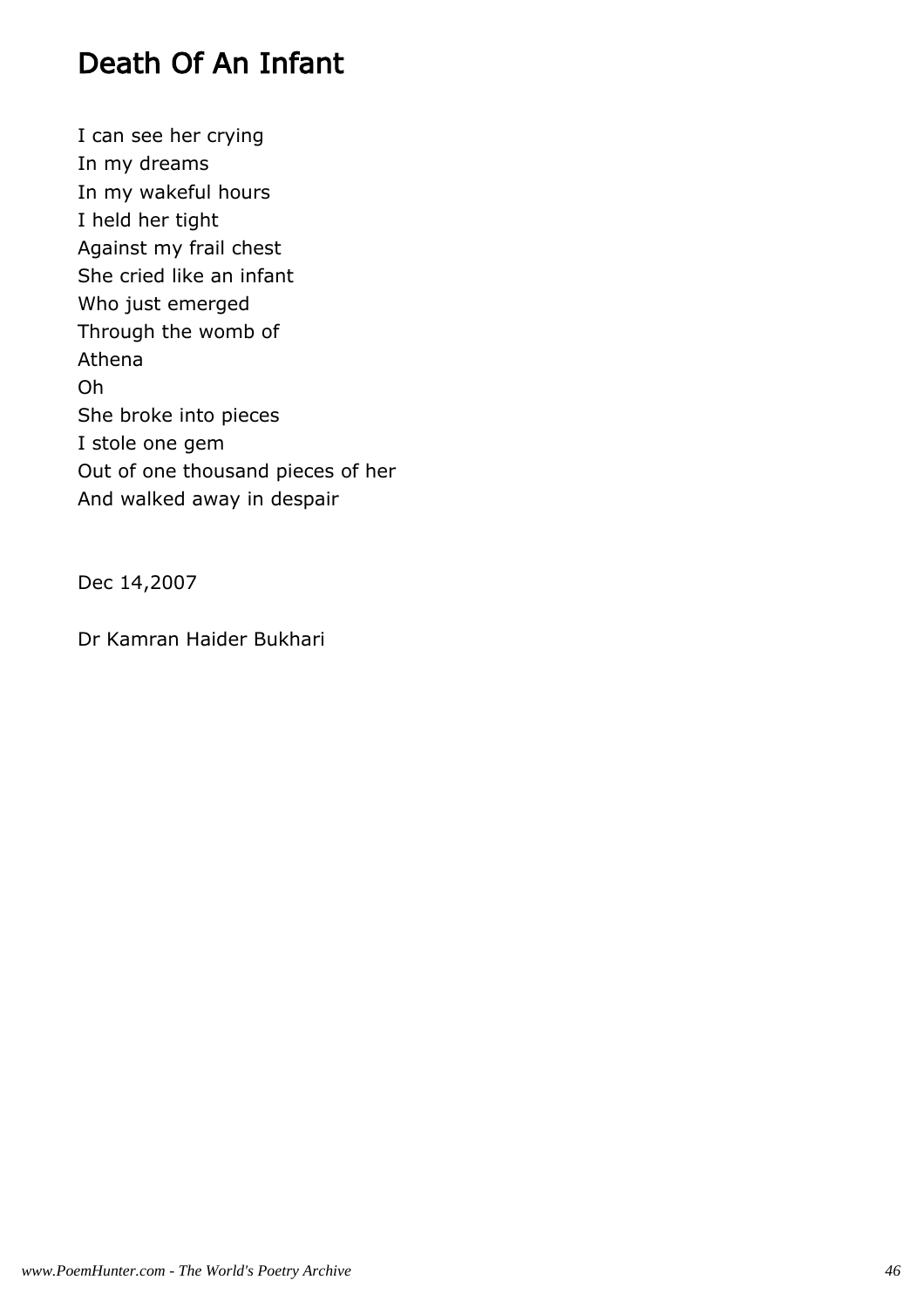# Death Of An Infant

I can see her crying  
In my dreams  
In my wakeful hours  
I held her tight  
Against my frail chest  
She cried like an infant  
Who just emerged  
Through the womb of  
Athena  
Oh  
She broke into pieces  
I stole one gem  
Out of one thousand pieces of her  
And walked away in despair

Dec 14,2007

Dr Kamran Haider Bukhari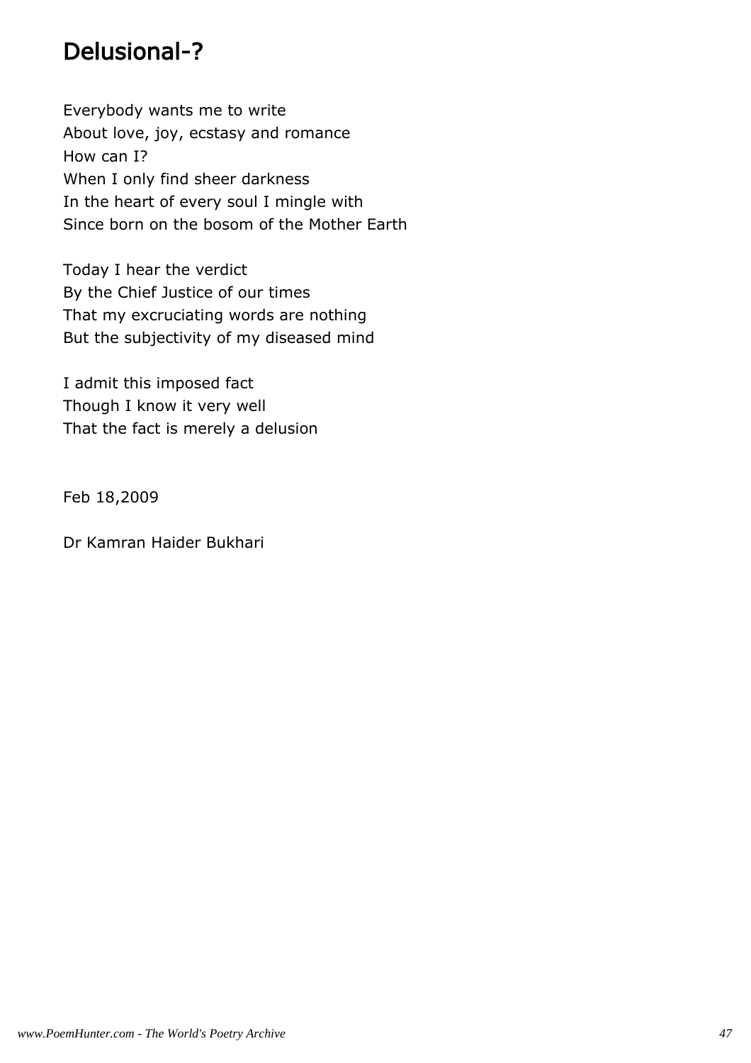## Delusional-?

Everybody wants me to write
About love, joy, ecstasy and romance
How can I?
When I only find sheer darkness
In the heart of every soul I mingle with
Since born on the bosom of the Mother Earth

Today I hear the verdict
By the Chief Justice of our times
That my excruciating words are nothing
But the subjectivity of my diseased mind

I admit this imposed fact
Though I know it very well
That the fact is merely a delusion

Feb 18,2009

Dr Kamran Haider Bukhari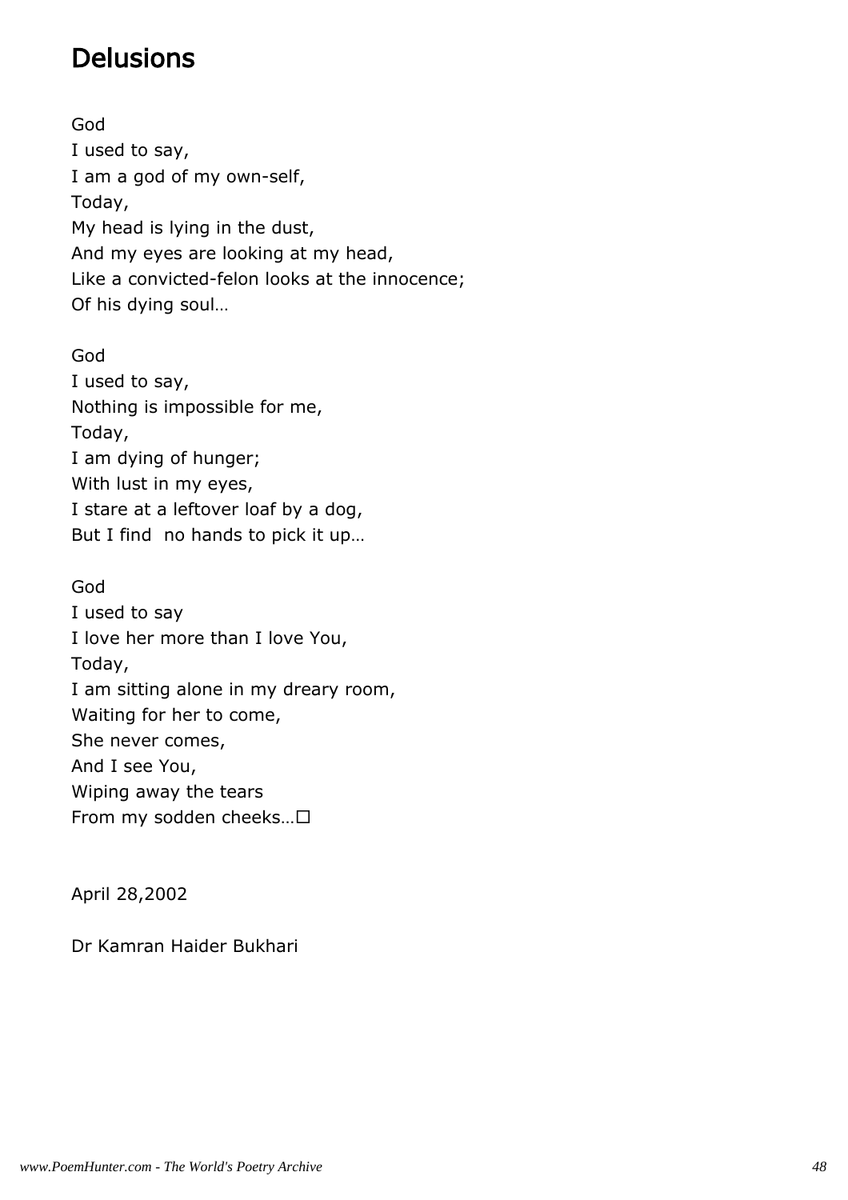# Delusions

God  
I used to say,  
I am a god of my own-self,  
Today,  
My head is lying in the dust,  
And my eyes are looking at my head,  
Like a convicted-felon looks at the innocence;  
Of his dying soul…

God  
I used to say,  
Nothing is impossible for me,  
Today,  
I am dying of hunger;  
With lust in my eyes,  
I stare at a leftover loaf by a dog,  
But I find  no hands to pick it up…

God  
I used to say  
I love her more than I love You,  
Today,  
I am sitting alone in my dreary room,  
Waiting for her to come,  
She never comes,  
And I see You,  
Wiping away the tears  
From my sodden cheeks…□

April 28,2002

Dr Kamran Haider Bukhari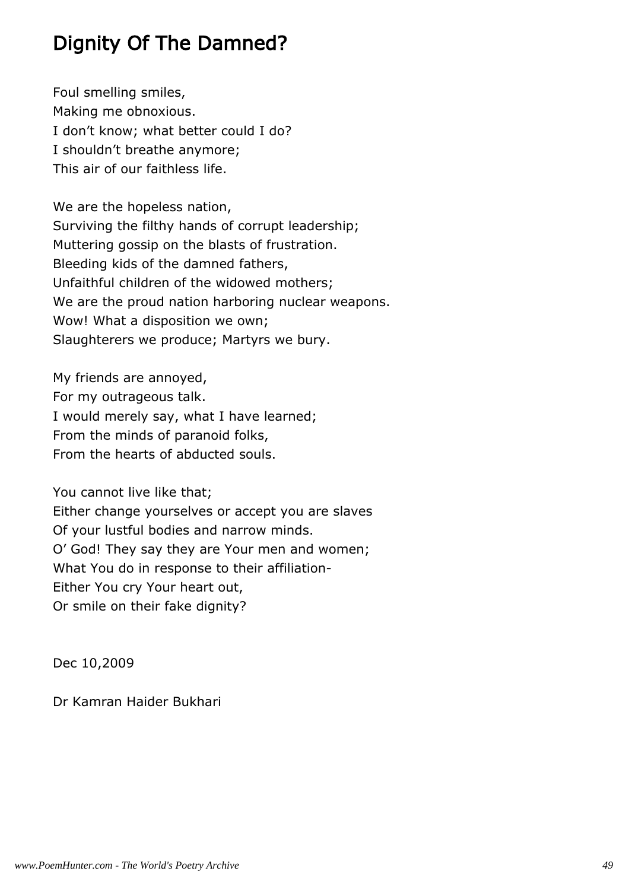# Dignity Of The Damned?

Foul smelling smiles,  
Making me obnoxious.  
I don’t know; what better could I do?  
I shouldn’t breathe anymore;  
This air of our faithless life.

We are the hopeless nation,  
Surviving the filthy hands of corrupt leadership;  
Muttering gossip on the blasts of frustration.  
Bleeding kids of the damned fathers,  
Unfaithful children of the widowed mothers;  
We are the proud nation harboring nuclear weapons.  
Wow! What a disposition we own;  
Slaughterers we produce; Martyrs we bury.

My friends are annoyed,  
For my outrageous talk.  
I would merely say, what I have learned;  
From the minds of paranoid folks,  
From the hearts of abducted souls.

You cannot live like that;  
Either change yourselves or accept you are slaves  
Of your lustful bodies and narrow minds.  
O’ God! They say they are Your men and women;  
What You do in response to their affiliation-  
Either You cry Your heart out,  
Or smile on their fake dignity?

Dec 10,2009

Dr Kamran Haider Bukhari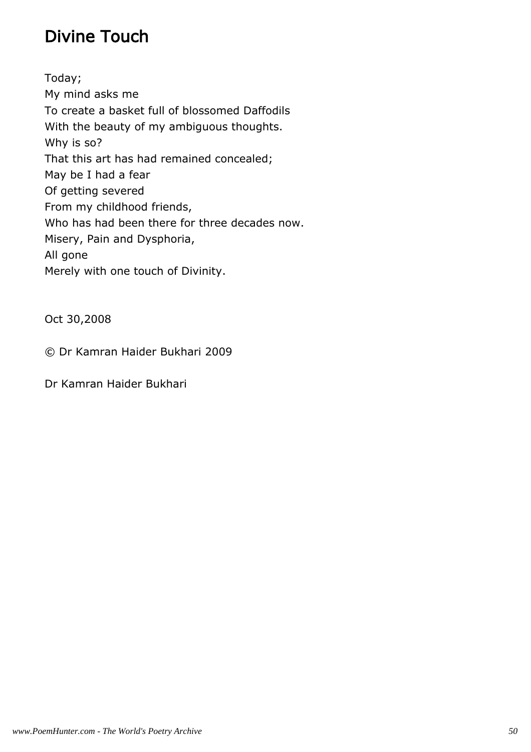# Divine Touch

Today;
My mind asks me
To create a basket full of blossomed Daffodils
With the beauty of my ambiguous thoughts.
Why is so?
That this art has had remained concealed;
May be I had a fear
Of getting severed
From my childhood friends,
Who has had been there for three decades now.
Misery, Pain and Dysphoria,
All gone
Merely with one touch of Divinity.

Oct 30,2008

© Dr Kamran Haider Bukhari 2009

Dr Kamran Haider Bukhari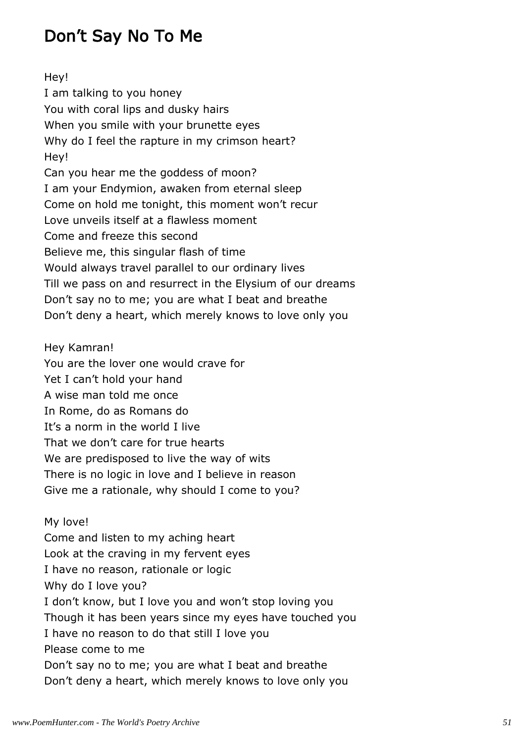# Don't Say No To Me

Hey!
I am talking to you honey
You with coral lips and dusky hairs
When you smile with your brunette eyes
Why do I feel the rapture in my crimson heart?
Hey!
Can you hear me the goddess of moon?
I am your Endymion, awaken from eternal sleep
Come on hold me tonight, this moment won't recur
Love unveils itself at a flawless moment
Come and freeze this second
Believe me, this singular flash of time
Would always travel parallel to our ordinary lives
Till we pass on and resurrect in the Elysium of our dreams
Don't say no to me; you are what I beat and breathe
Don't deny a heart, which merely knows to love only you

Hey Kamran!
You are the lover one would crave for
Yet I can't hold your hand
A wise man told me once
In Rome, do as Romans do
It's a norm in the world I live
That we don't care for true hearts
We are predisposed to live the way of wits
There is no logic in love and I believe in reason
Give me a rationale, why should I come to you?

My love!
Come and listen to my aching heart
Look at the craving in my fervent eyes
I have no reason, rationale or logic
Why do I love you?
I don't know, but I love you and won't stop loving you
Though it has been years since my eyes have touched you
I have no reason to do that still I love you
Please come to me
Don't say no to me; you are what I beat and breathe
Don't deny a heart, which merely knows to love only you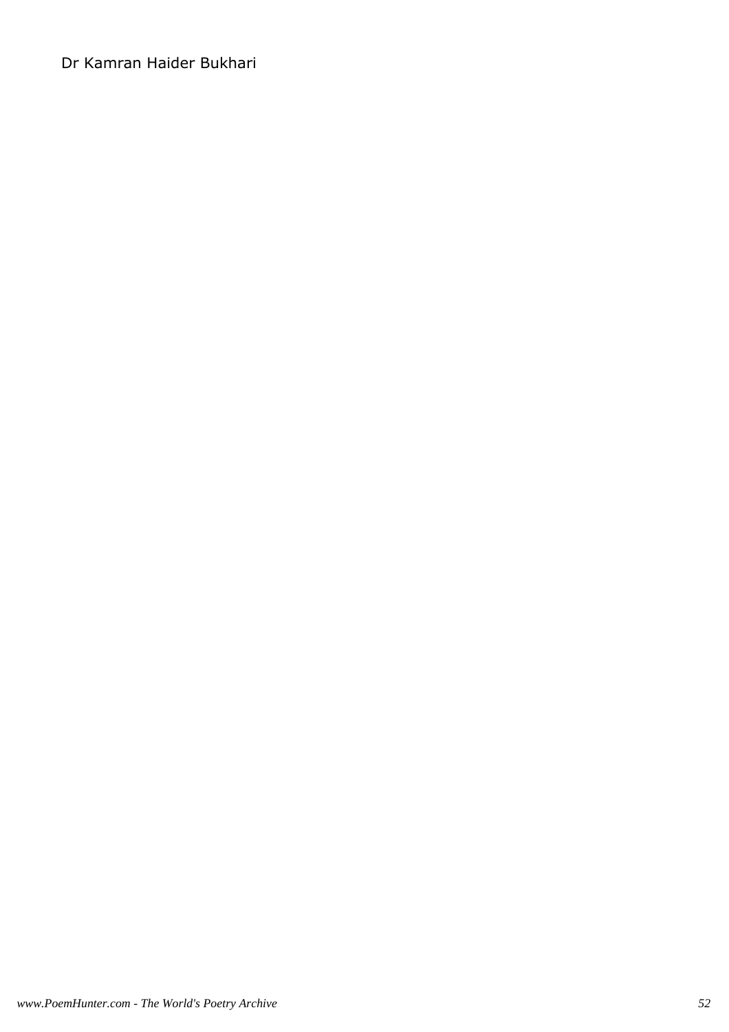Dr Kamran Haider Bukhari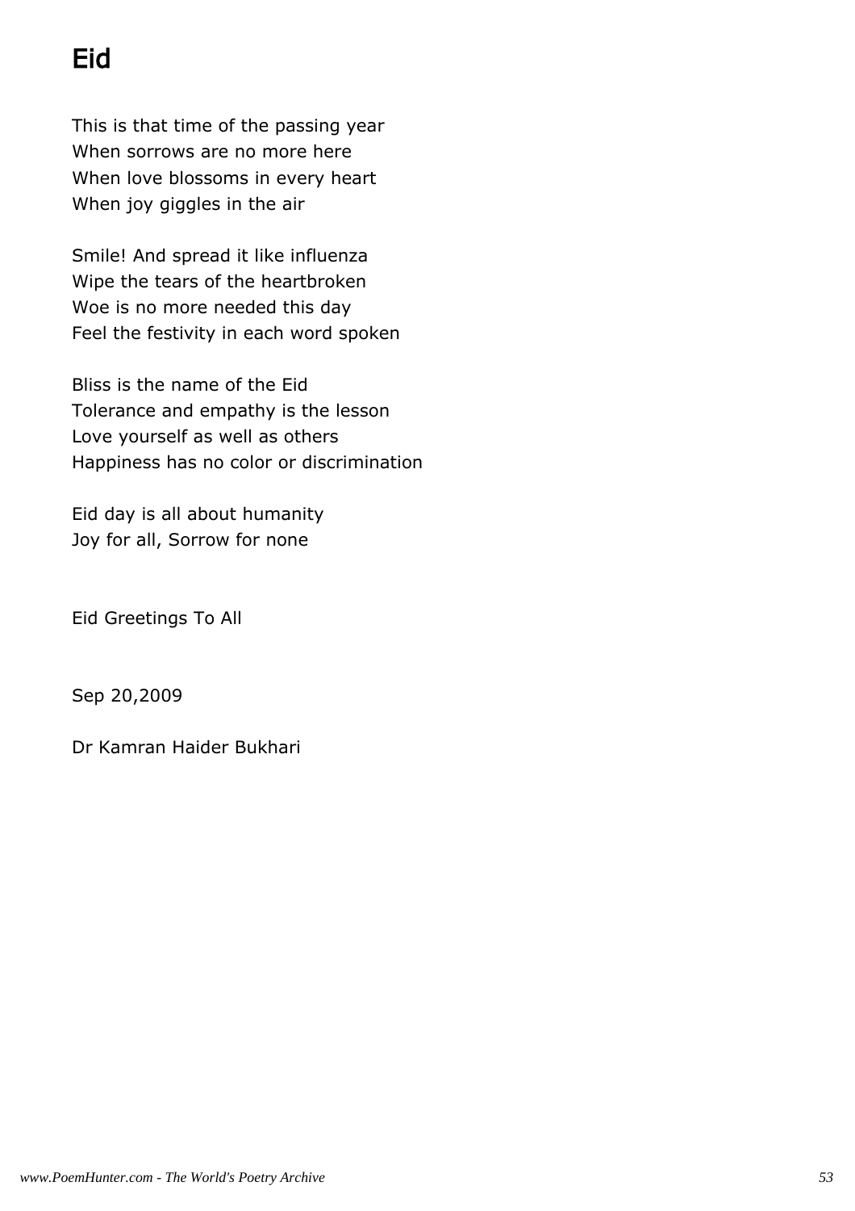# Eid

This is that time of the passing year
When sorrows are no more here
When love blossoms in every heart
When joy giggles in the air

Smile! And spread it like influenza
Wipe the tears of the heartbroken
Woe is no more needed this day
Feel the festivity in each word spoken

Bliss is the name of the Eid
Tolerance and empathy is the lesson
Love yourself as well as others
Happiness has no color or discrimination

Eid day is all about humanity
Joy for all, Sorrow for none

Eid Greetings To All

Sep 20,2009

Dr Kamran Haider Bukhari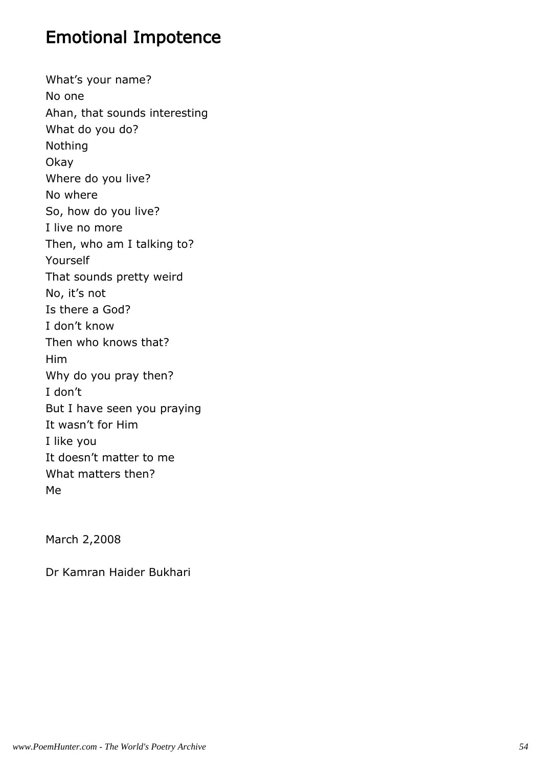## Emotional Impotence

What's your name?  
No one  
Ahan, that sounds interesting  
What do you do?  
Nothing  
Okay  
Where do you live?  
No where  
So, how do you live?  
I live no more  
Then, who am I talking to?  
Yourself  
That sounds pretty weird  
No, it's not  
Is there a God?  
I don't know  
Then who knows that?  
Him  
Why do you pray then?  
I don't  
But I have seen you praying  
It wasn't for Him  
I like you  
It doesn't matter to me  
What matters then?  
Me

March 2,2008

Dr Kamran Haider Bukhari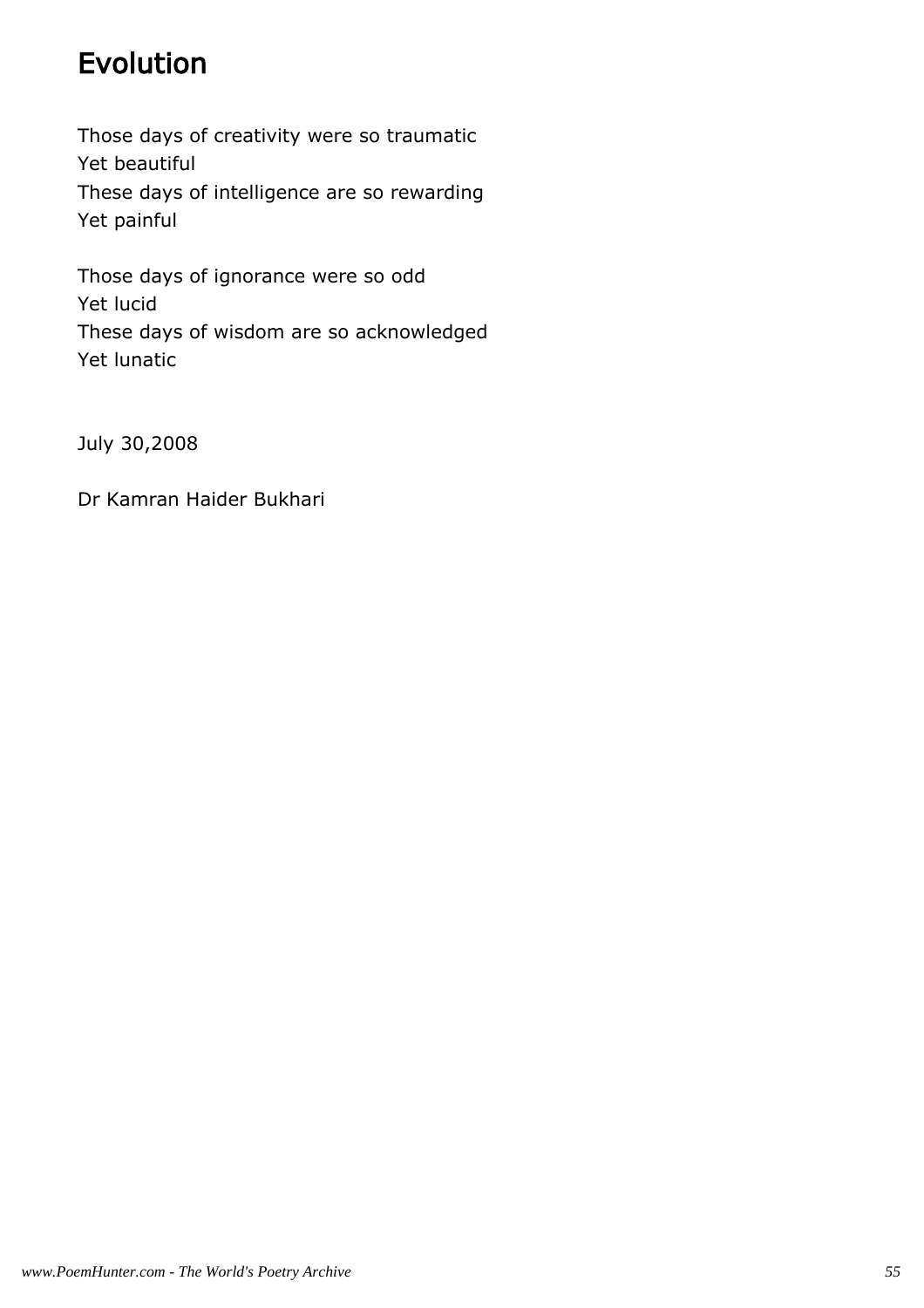# Evolution

Those days of creativity were so traumatic  
Yet beautiful  
These days of intelligence are so rewarding  
Yet painful

Those days of ignorance were so odd  
Yet lucid  
These days of wisdom are so acknowledged  
Yet lunatic

July 30,2008

Dr Kamran Haider Bukhari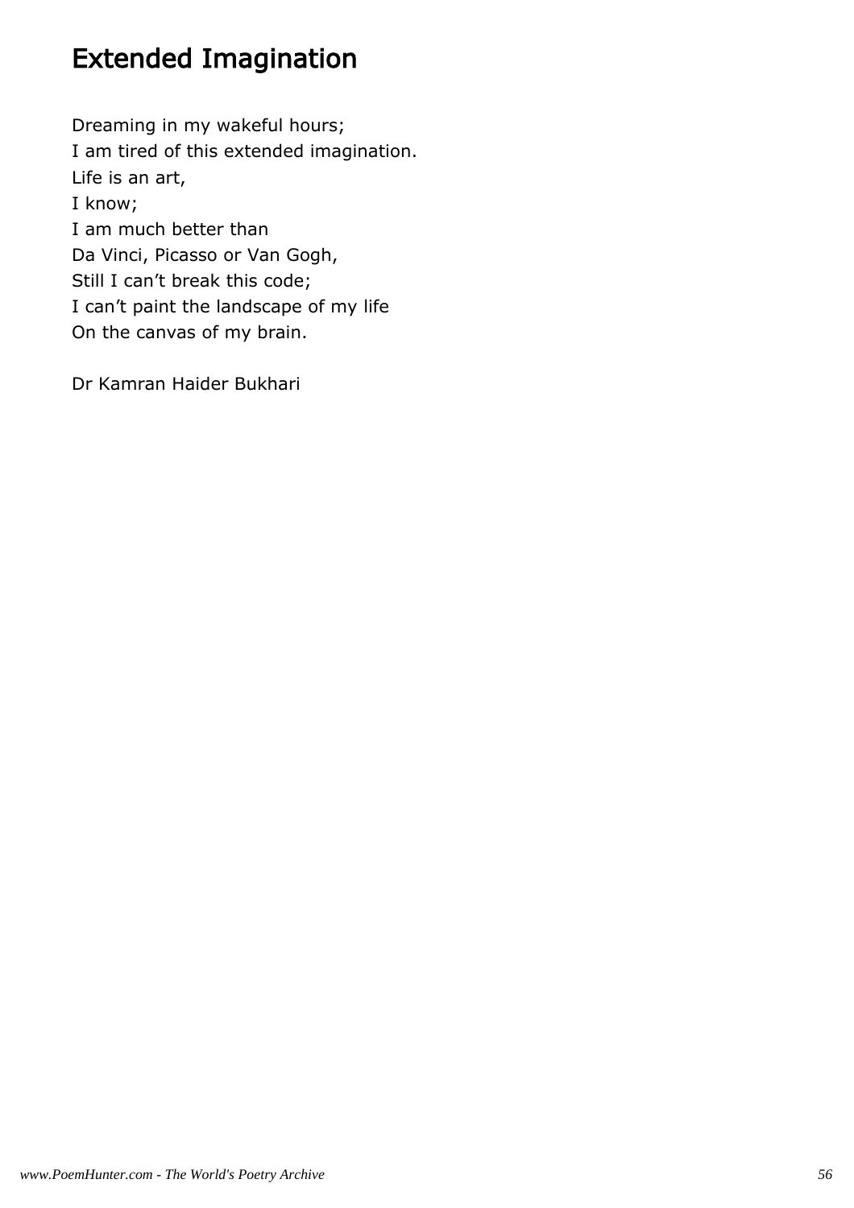# Extended Imagination

Dreaming in my wakeful hours;
I am tired of this extended imagination.
Life is an art,
I know;
I am much better than
Da Vinci, Picasso or Van Gogh,
Still I can’t break this code;
I can’t paint the landscape of my life
On the canvas of my brain.

Dr Kamran Haider Bukhari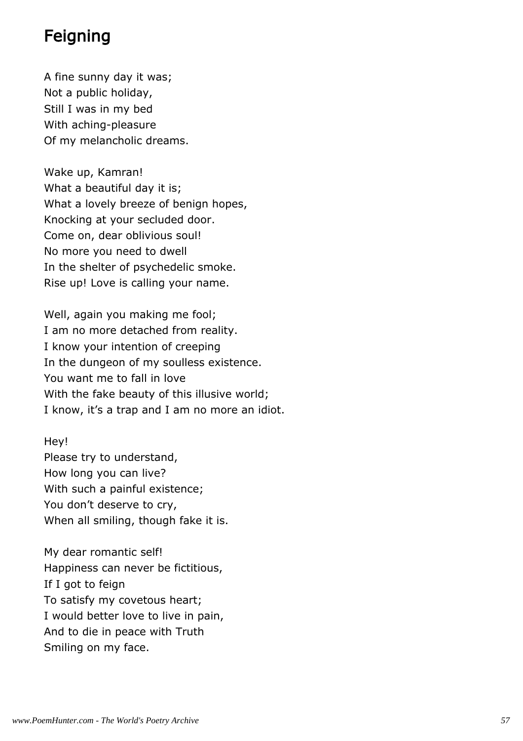# Feigning

A fine sunny day it was;
Not a public holiday,
Still I was in my bed
With aching-pleasure
Of my melancholic dreams.

Wake up, Kamran!
What a beautiful day it is;
What a lovely breeze of benign hopes,
Knocking at your secluded door.
Come on, dear oblivious soul!
No more you need to dwell
In the shelter of psychedelic smoke.
Rise up! Love is calling your name.

Well, again you making me fool;
I am no more detached from reality.
I know your intention of creeping
In the dungeon of my soulless existence.
You want me to fall in love
With the fake beauty of this illusive world;
I know, it's a trap and I am no more an idiot.

Hey!
Please try to understand,
How long you can live?
With such a painful existence;
You don't deserve to cry,
When all smiling, though fake it is.

My dear romantic self!
Happiness can never be fictitious,
If I got to feign
To satisfy my covetous heart;
I would better love to live in pain,
And to die in peace with Truth
Smiling on my face.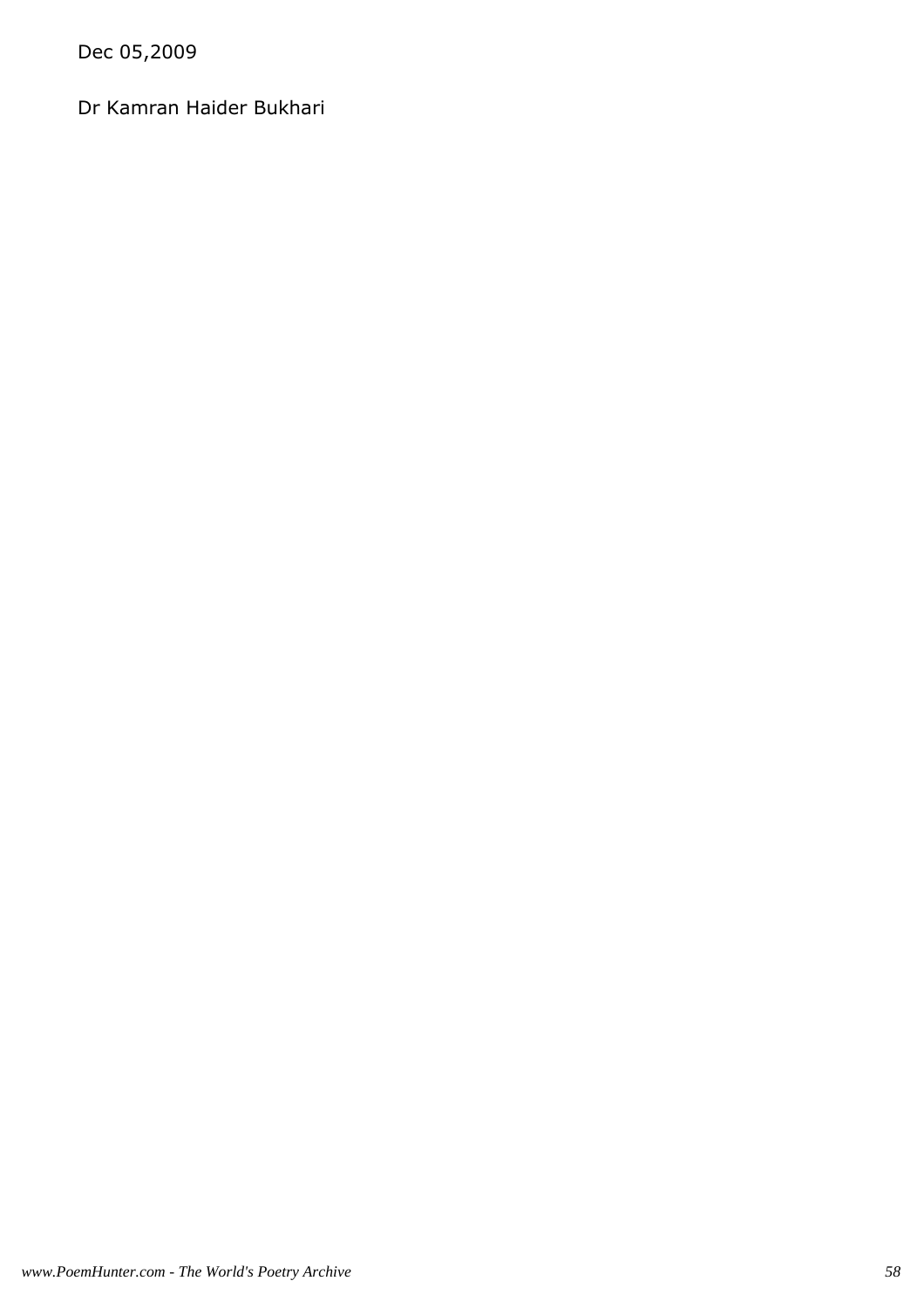Dec 05,2009

Dr Kamran Haider Bukhari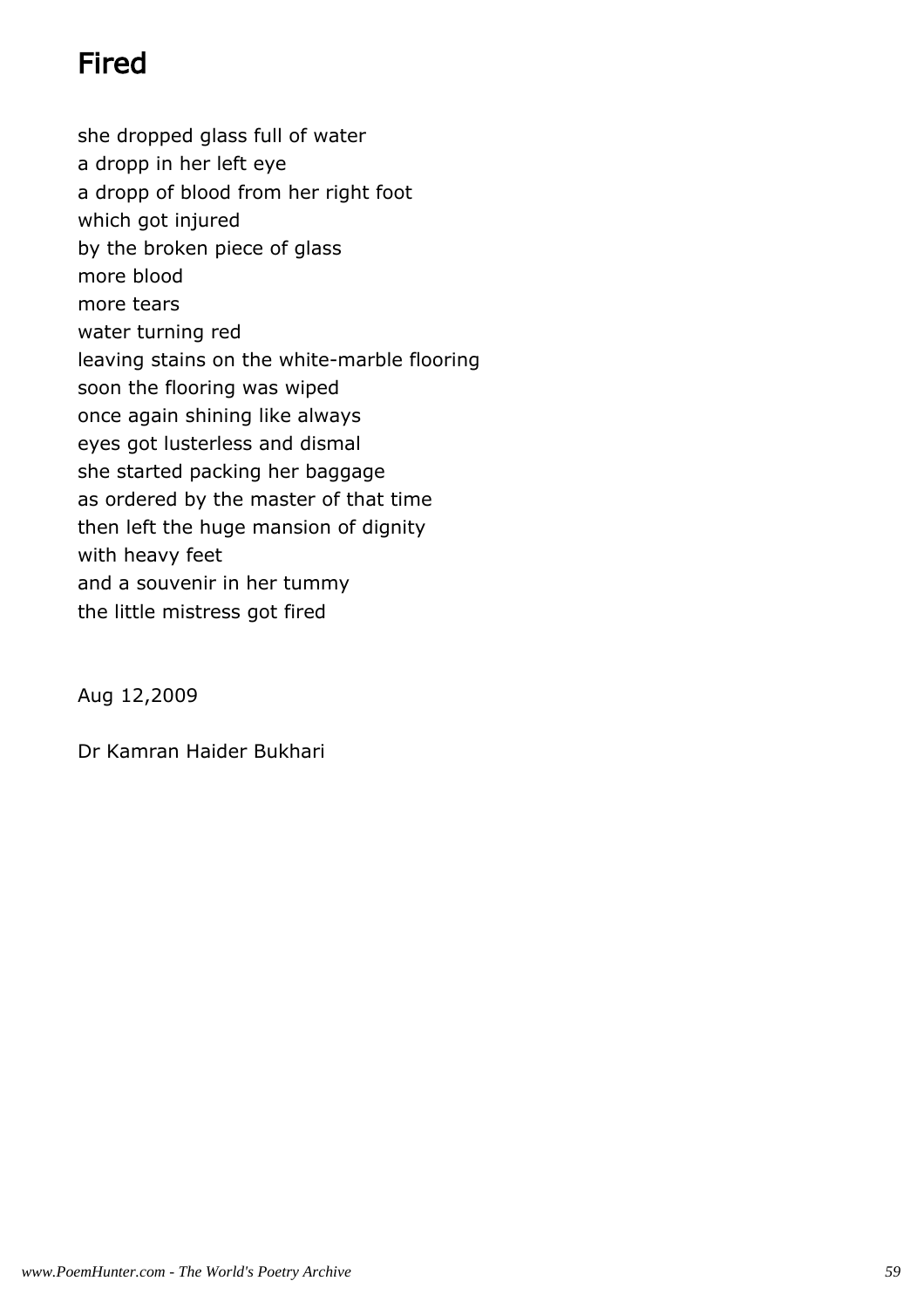# Fired

she dropped glass full of water  
a dropp in her left eye  
a dropp of blood from her right foot  
which got injured  
by the broken piece of glass  
more blood  
more tears  
water turning red  
leaving stains on the white-marble flooring  
soon the flooring was wiped  
once again shining like always  
eyes got lusterless and dismal  
she started packing her baggage  
as ordered by the master of that time  
then left the huge mansion of dignity  
with heavy feet  
and a souvenir in her tummy  
the little mistress got fired

Aug 12,2009

Dr Kamran Haider Bukhari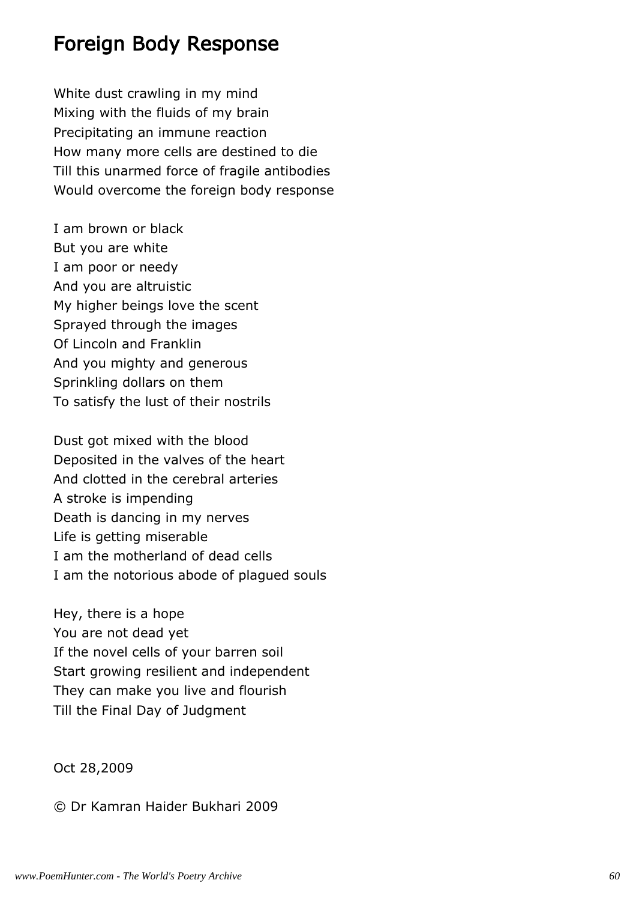# Foreign Body Response

White dust crawling in my mind  
Mixing with the fluids of my brain  
Precipitating an immune reaction  
How many more cells are destined to die  
Till this unarmed force of fragile antibodies  
Would overcome the foreign body response

I am brown or black  
But you are white  
I am poor or needy  
And you are altruistic  
My higher beings love the scent  
Sprayed through the images  
Of Lincoln and Franklin  
And you mighty and generous  
Sprinkling dollars on them  
To satisfy the lust of their nostrils

Dust got mixed with the blood  
Deposited in the valves of the heart  
And clotted in the cerebral arteries  
A stroke is impending  
Death is dancing in my nerves  
Life is getting miserable  
I am the motherland of dead cells  
I am the notorious abode of plagued souls

Hey, there is a hope  
You are not dead yet  
If the novel cells of your barren soil  
Start growing resilient and independent  
They can make you live and flourish  
Till the Final Day of Judgment

Oct 28,2009

© Dr Kamran Haider Bukhari 2009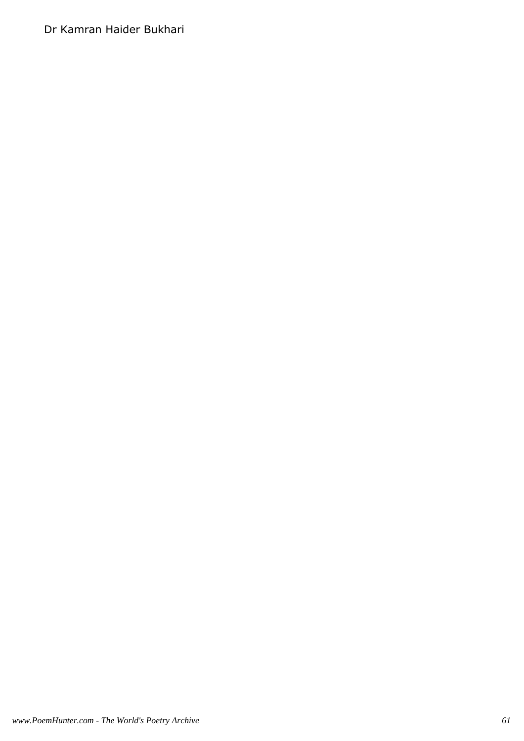Dr Kamran Haider Bukhari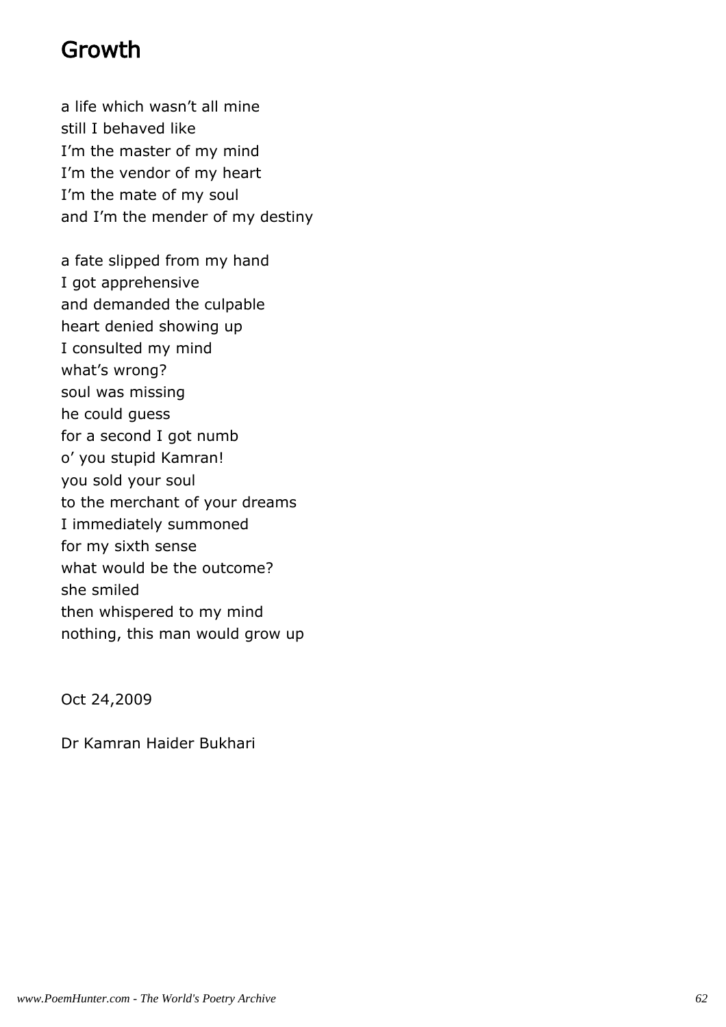# Growth

a life which wasn't all mine
still I behaved like
I'm the master of my mind
I'm the vendor of my heart
I'm the mate of my soul
and I'm the mender of my destiny

a fate slipped from my hand
I got apprehensive
and demanded the culpable
heart denied showing up
I consulted my mind
what's wrong?
soul was missing
he could guess
for a second I got numb
o' you stupid Kamran!
you sold your soul
to the merchant of your dreams
I immediately summoned
for my sixth sense
what would be the outcome?
she smiled
then whispered to my mind
nothing, this man would grow up

Oct 24,2009

Dr Kamran Haider Bukhari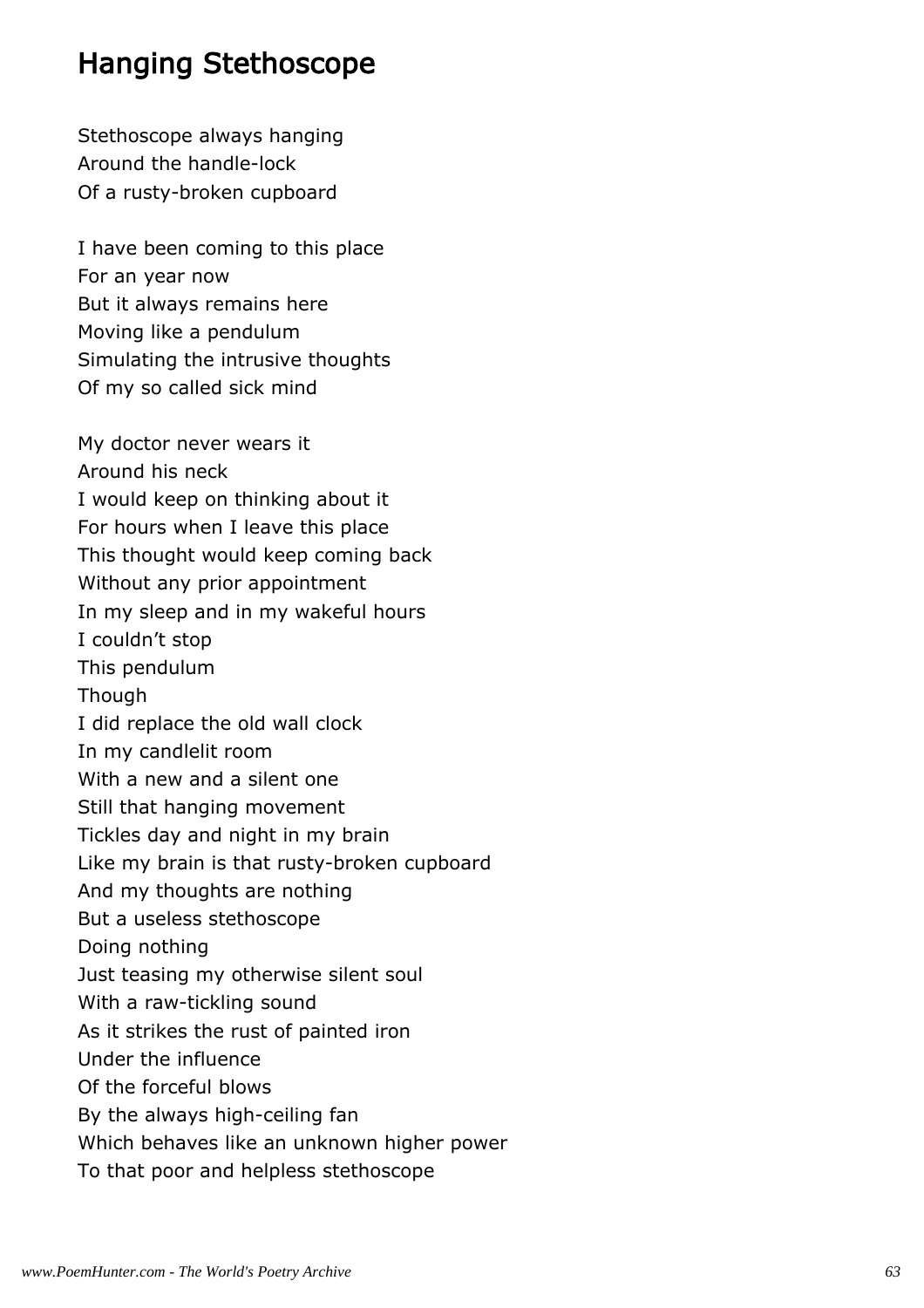# Hanging Stethoscope

Stethoscope always hanging
Around the handle-lock
Of a rusty-broken cupboard

I have been coming to this place
For an year now
But it always remains here
Moving like a pendulum
Simulating the intrusive thoughts
Of my so called sick mind

My doctor never wears it
Around his neck
I would keep on thinking about it
For hours when I leave this place
This thought would keep coming back
Without any prior appointment
In my sleep and in my wakeful hours
I couldn't stop
This pendulum
Though
I did replace the old wall clock
In my candlelit room
With a new and a silent one
Still that hanging movement
Tickles day and night in my brain
Like my brain is that rusty-broken cupboard
And my thoughts are nothing
But a useless stethoscope
Doing nothing
Just teasing my otherwise silent soul
With a raw-tickling sound
As it strikes the rust of painted iron
Under the influence
Of the forceful blows
By the always high-ceiling fan
Which behaves like an unknown higher power
To that poor and helpless stethoscope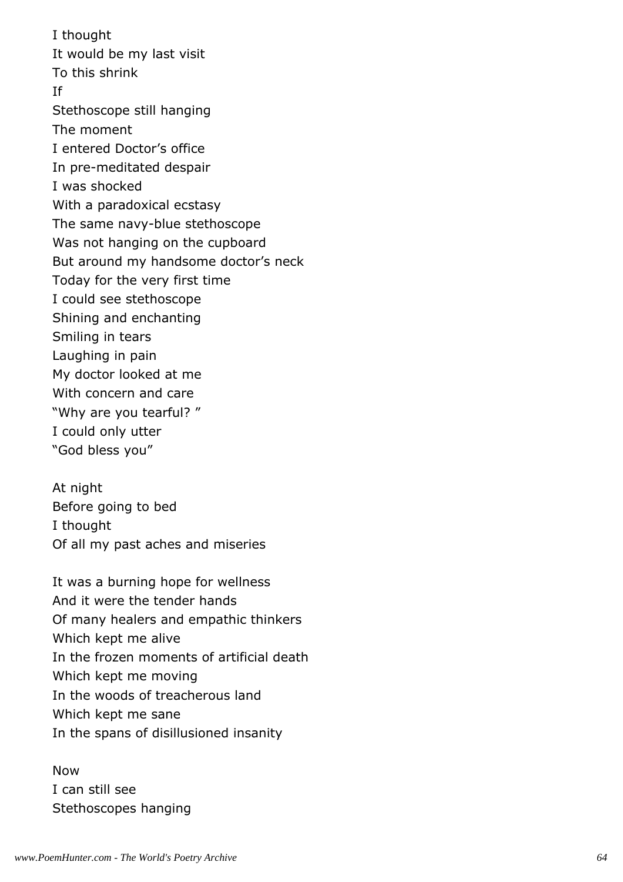I thought
It would be my last visit
To this shrink
If
Stethoscope still hanging
The moment
I entered Doctor's office
In pre-meditated despair
I was shocked
With a paradoxical ecstasy
The same navy-blue stethoscope
Was not hanging on the cupboard
But around my handsome doctor's neck
Today for the very first time
I could see stethoscope
Shining and enchanting
Smiling in tears
Laughing in pain
My doctor looked at me
With concern and care
"Why are you tearful? "
I could only utter
"God bless you"

At night
Before going to bed
I thought
Of all my past aches and miseries

It was a burning hope for wellness
And it were the tender hands
Of many healers and empathic thinkers
Which kept me alive
In the frozen moments of artificial death
Which kept me moving
In the woods of treacherous land
Which kept me sane
In the spans of disillusioned insanity

Now
I can still see
Stethoscopes hanging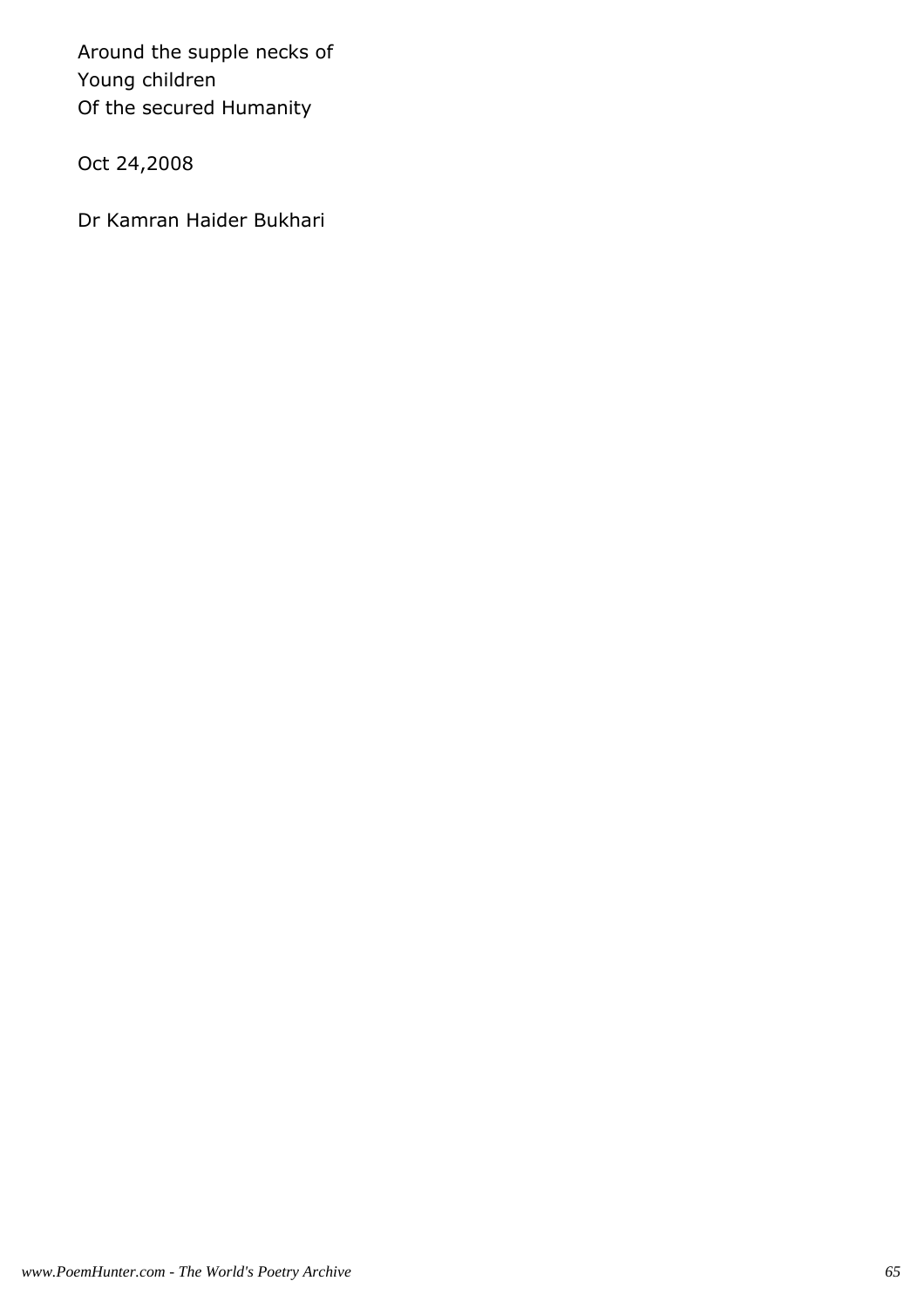Around the supple necks of
Young children
Of the secured Humanity

Oct 24,2008

Dr Kamran Haider Bukhari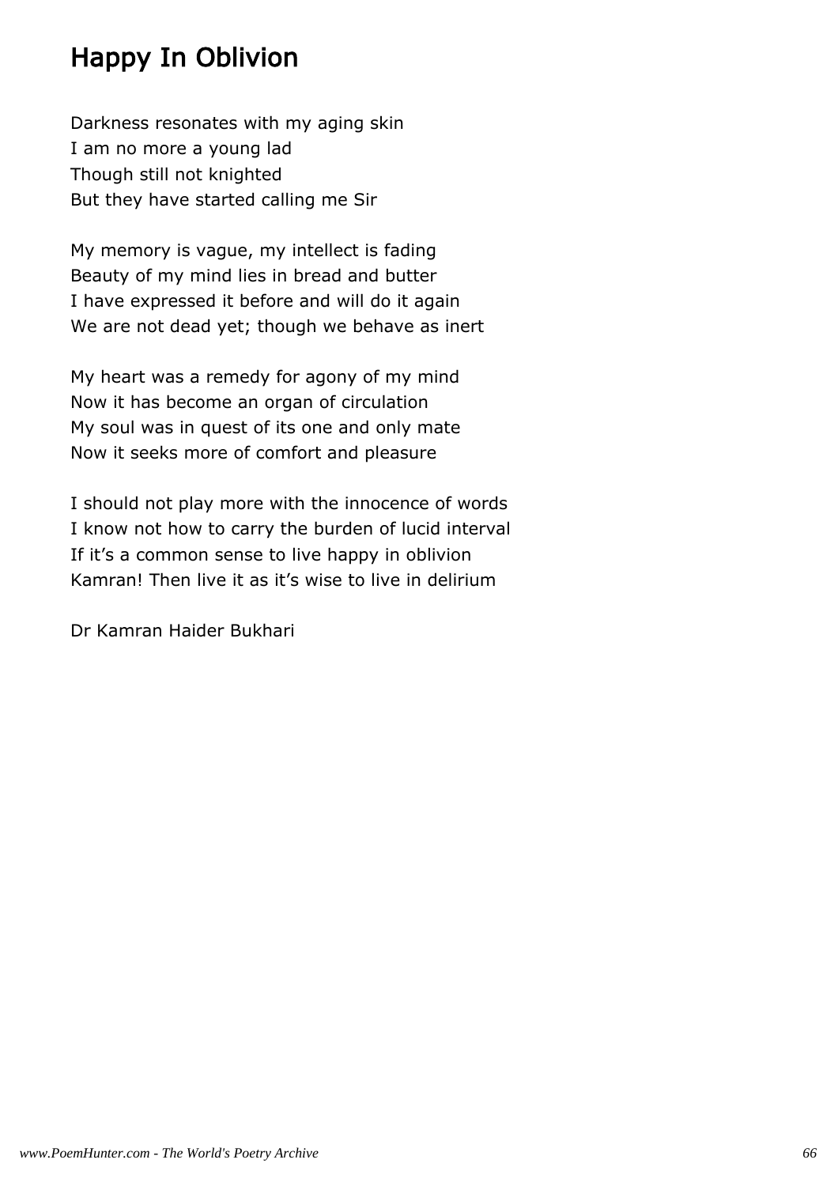# Happy In Oblivion

Darkness resonates with my aging skin
I am no more a young lad
Though still not knighted
But they have started calling me Sir

My memory is vague, my intellect is fading
Beauty of my mind lies in bread and butter
I have expressed it before and will do it again
We are not dead yet; though we behave as inert

My heart was a remedy for agony of my mind
Now it has become an organ of circulation
My soul was in quest of its one and only mate
Now it seeks more of comfort and pleasure

I should not play more with the innocence of words
I know not how to carry the burden of lucid interval
If it's a common sense to live happy in oblivion
Kamran! Then live it as it's wise to live in delirium

Dr Kamran Haider Bukhari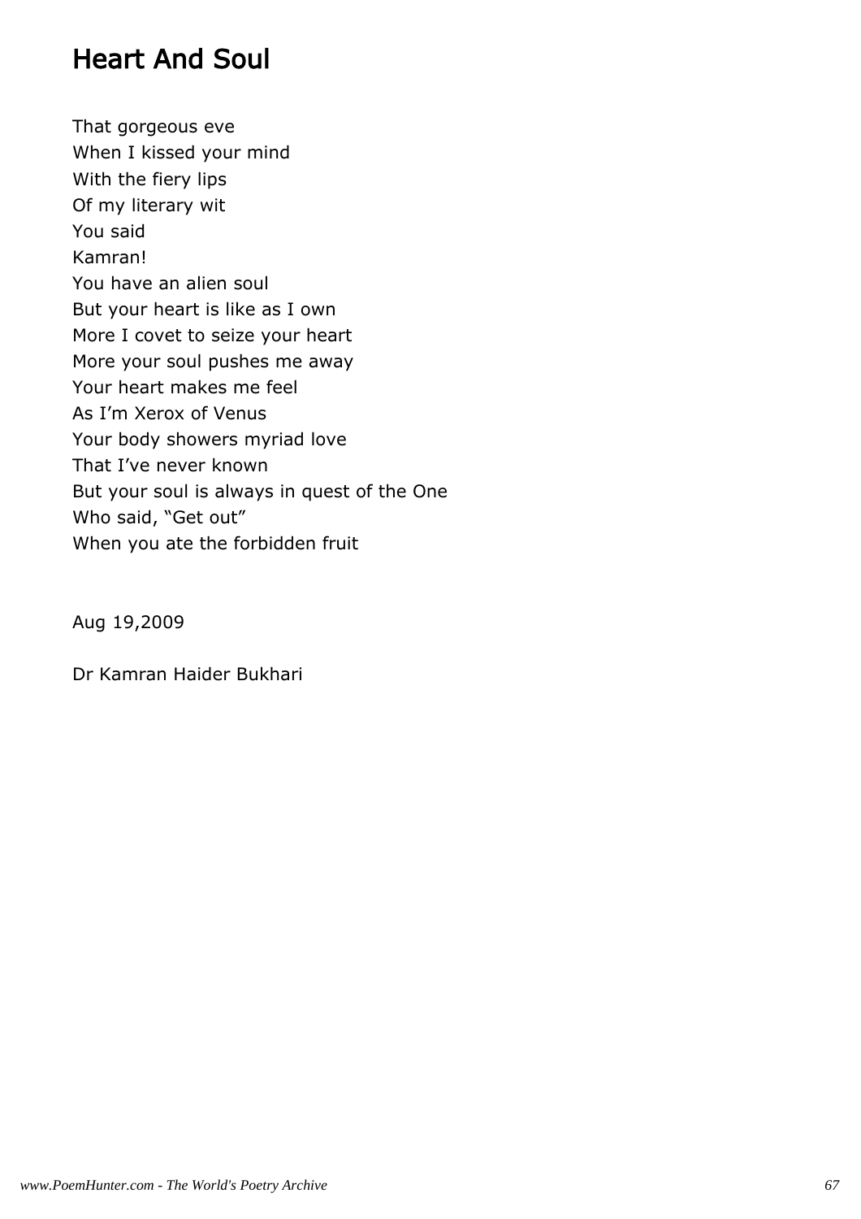# Heart And Soul

That gorgeous eve
When I kissed your mind
With the fiery lips
Of my literary wit
You said
Kamran!
You have an alien soul
But your heart is like as I own
More I covet to seize your heart
More your soul pushes me away
Your heart makes me feel
As I'm Xerox of Venus
Your body showers myriad love
That I've never known
But your soul is always in quest of the One
Who said, "Get out"
When you ate the forbidden fruit

Aug 19,2009

Dr Kamran Haider Bukhari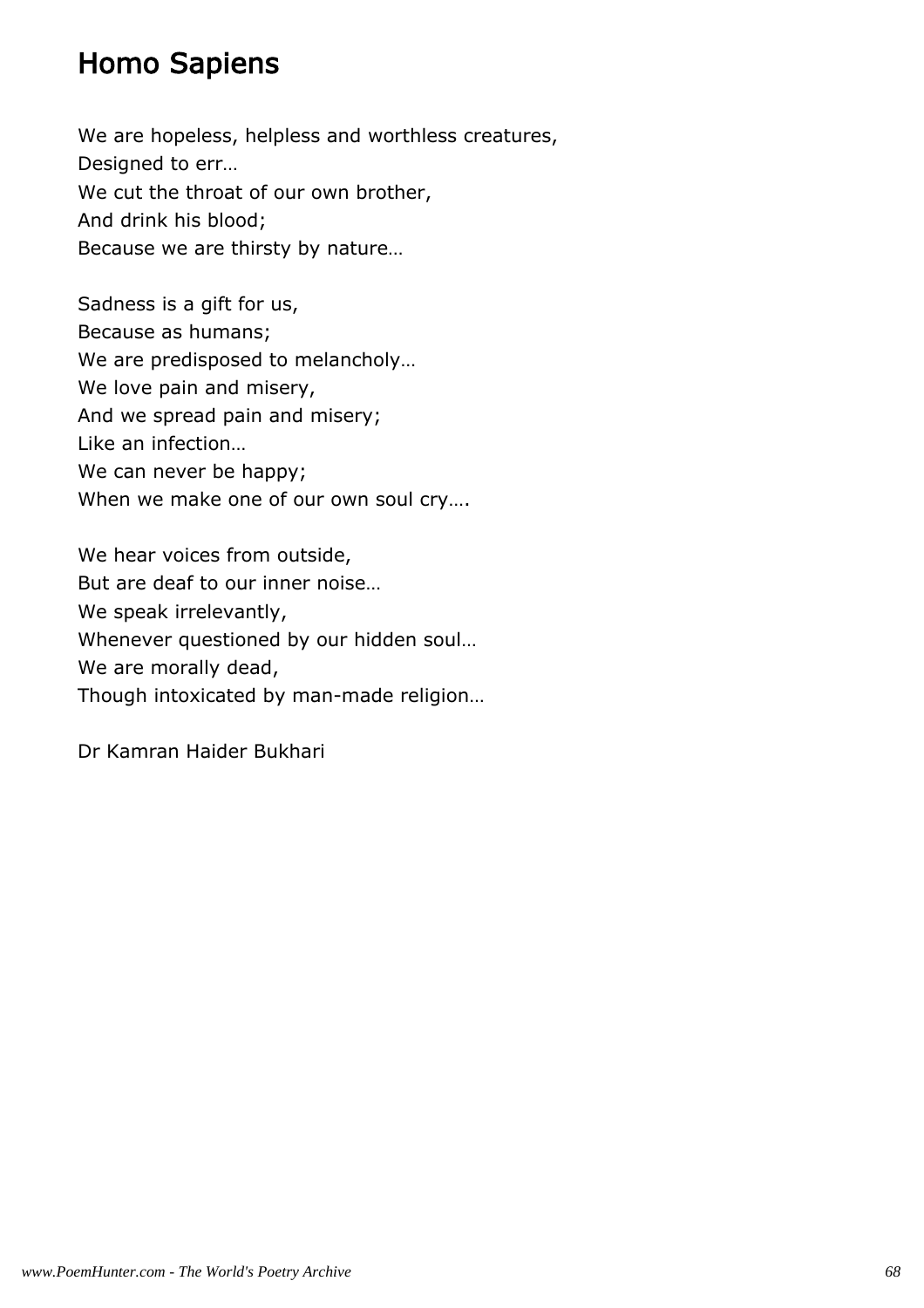# Homo Sapiens

We are hopeless, helpless and worthless creatures,
Designed to err…
We cut the throat of our own brother,
And drink his blood;
Because we are thirsty by nature…

Sadness is a gift for us,
Because as humans;
We are predisposed to melancholy…
We love pain and misery,
And we spread pain and misery;
Like an infection…
We can never be happy;
When we make one of our own soul cry….

We hear voices from outside,
But are deaf to our inner noise…
We speak irrelevantly,
Whenever questioned by our hidden soul…
We are morally dead,
Though intoxicated by man-made religion…

Dr Kamran Haider Bukhari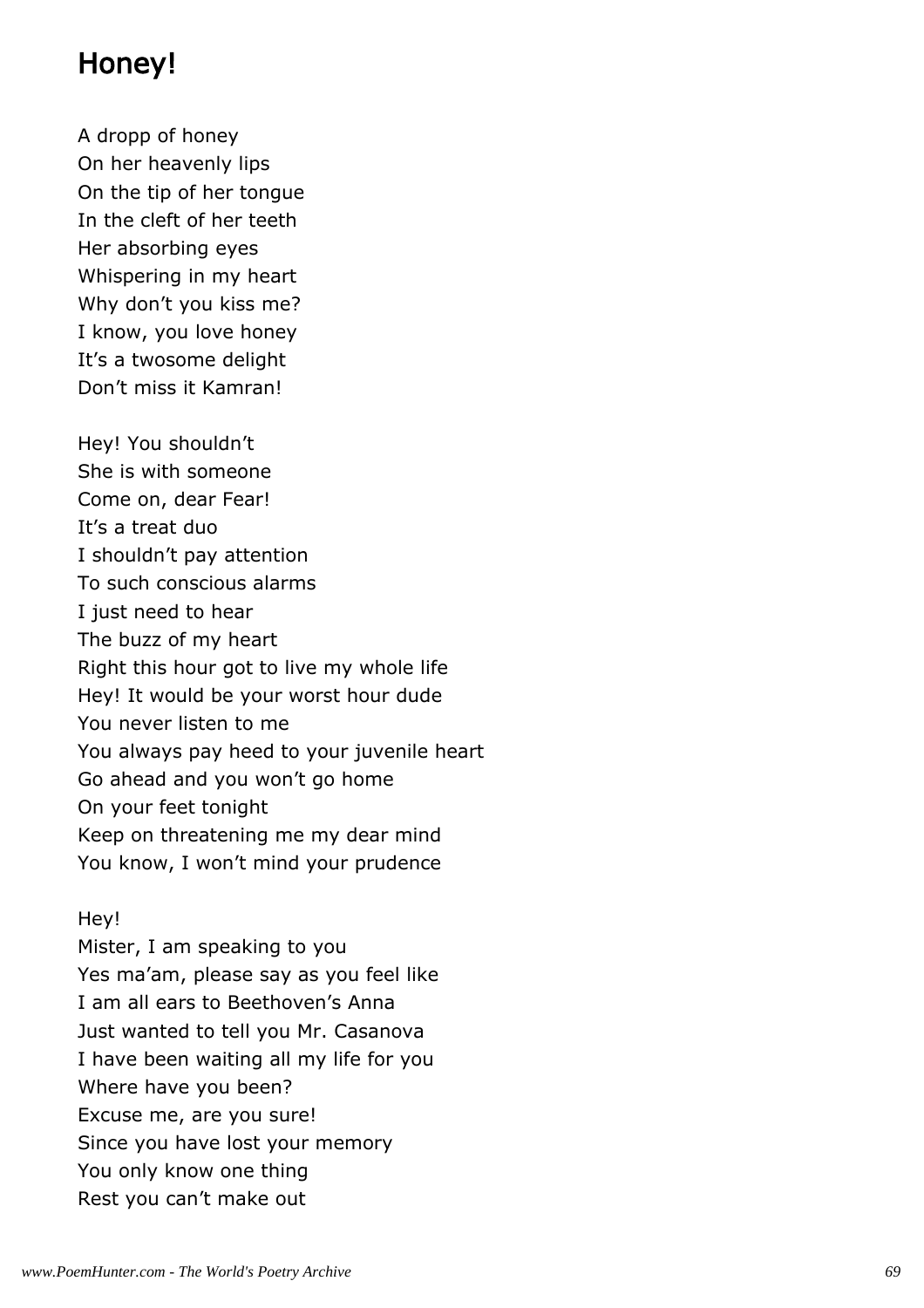## Honey!

A dropp of honey
On her heavenly lips
On the tip of her tongue
In the cleft of her teeth
Her absorbing eyes
Whispering in my heart
Why don't you kiss me?
I know, you love honey
It's a twosome delight
Don't miss it Kamran!

Hey! You shouldn't
She is with someone
Come on, dear Fear!
It's a treat duo
I shouldn't pay attention
To such conscious alarms
I just need to hear
The buzz of my heart
Right this hour got to live my whole life
Hey! It would be your worst hour dude
You never listen to me
You always pay heed to your juvenile heart
Go ahead and you won't go home
On your feet tonight
Keep on threatening me my dear mind
You know, I won't mind your prudence

Hey!
Mister, I am speaking to you
Yes ma'am, please say as you feel like
I am all ears to Beethoven's Anna
Just wanted to tell you Mr. Casanova
I have been waiting all my life for you
Where have you been?
Excuse me, are you sure!
Since you have lost your memory
You only know one thing
Rest you can't make out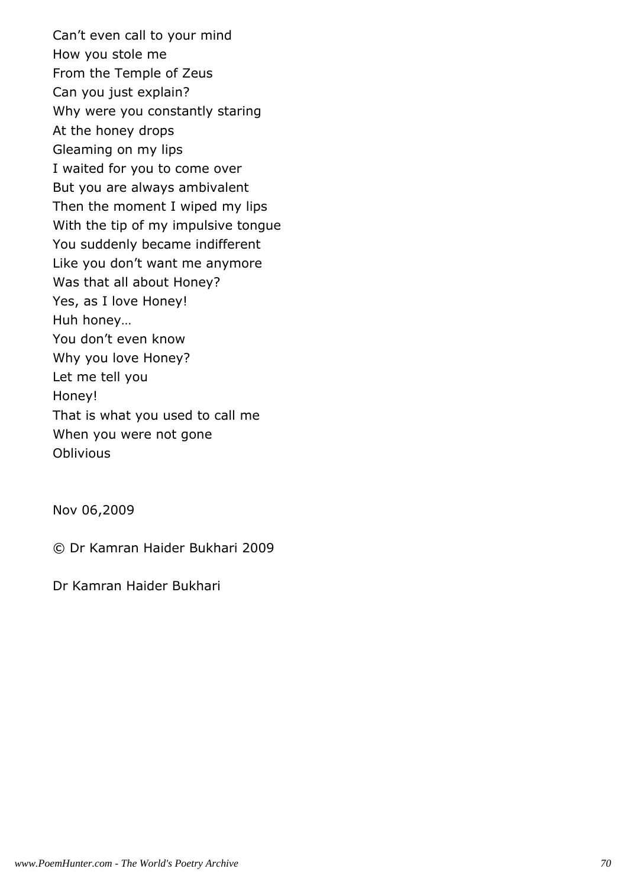Can't even call to your mind
How you stole me
From the Temple of Zeus
Can you just explain?
Why were you constantly staring
At the honey drops
Gleaming on my lips
I waited for you to come over
But you are always ambivalent
Then the moment I wiped my lips
With the tip of my impulsive tongue
You suddenly became indifferent
Like you don't want me anymore
Was that all about Honey?
Yes, as I love Honey!
Huh honey…
You don't even know
Why you love Honey?
Let me tell you
Honey!
That is what you used to call me
When you were not gone
Oblivious

Nov 06,2009

© Dr Kamran Haider Bukhari 2009

Dr Kamran Haider Bukhari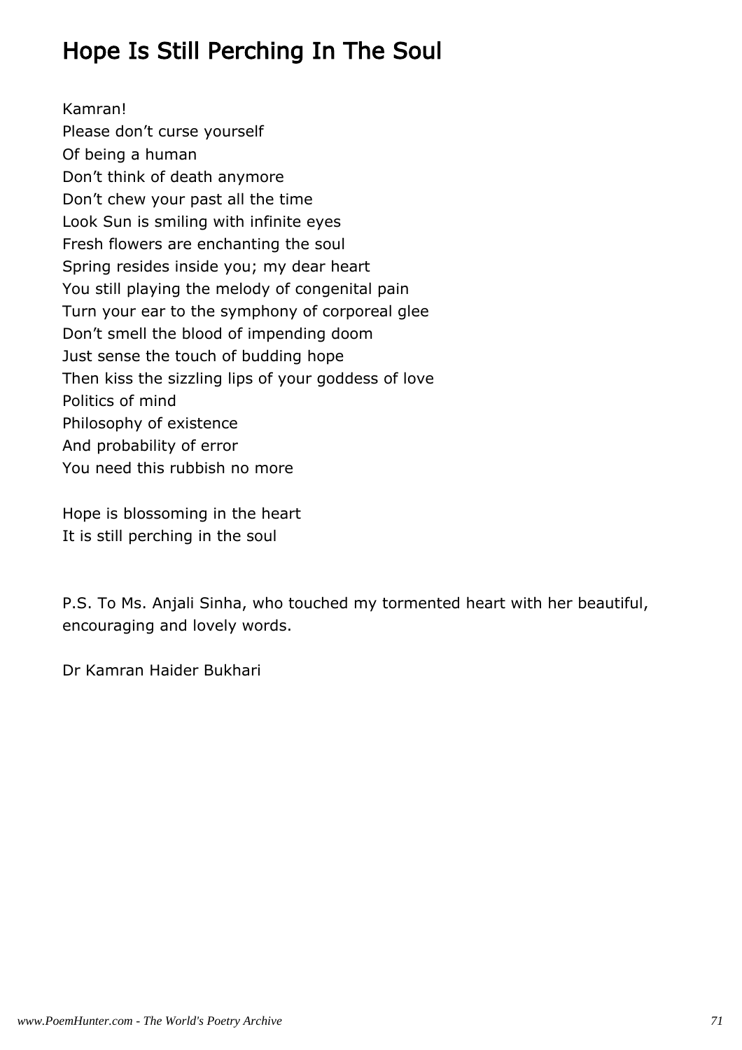# Hope Is Still Perching In The Soul

Kamran!  
Please don't curse yourself  
Of being a human  
Don't think of death anymore  
Don't chew your past all the time  
Look Sun is smiling with infinite eyes  
Fresh flowers are enchanting the soul  
Spring resides inside you; my dear heart  
You still playing the melody of congenital pain  
Turn your ear to the symphony of corporeal glee  
Don't smell the blood of impending doom  
Just sense the touch of budding hope  
Then kiss the sizzling lips of your goddess of love  
Politics of mind  
Philosophy of existence  
And probability of error  
You need this rubbish no more

Hope is blossoming in the heart  
It is still perching in the soul

P.S. To Ms. Anjali Sinha, who touched my tormented heart with her beautiful, encouraging and lovely words.

Dr Kamran Haider Bukhari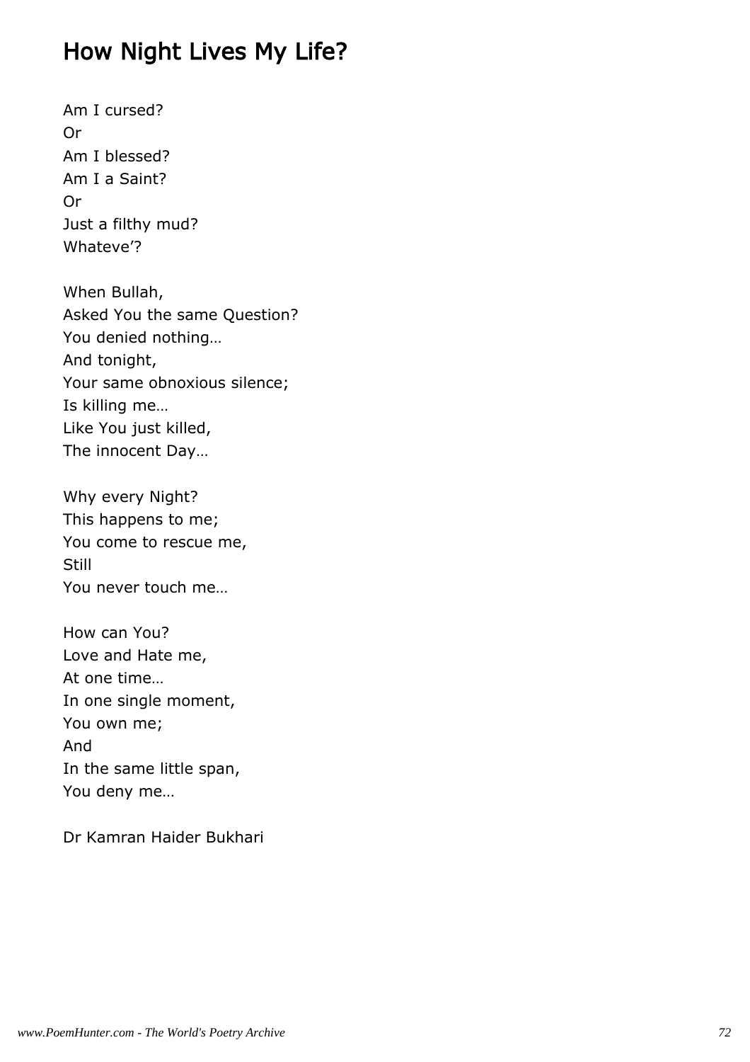# How Night Lives My Life?

Am I cursed?  
Or  
Am I blessed?  
Am I a Saint?  
Or  
Just a filthy mud?  
Whateve’?

When Bullah,  
Asked You the same Question?  
You denied nothing…  
And tonight,  
Your same obnoxious silence;  
Is killing me…  
Like You just killed,  
The innocent Day…

Why every Night?  
This happens to me;  
You come to rescue me,  
Still  
You never touch me…

How can You?  
Love and Hate me,  
At one time…  
In one single moment,  
You own me;  
And  
In the same little span,  
You deny me…

Dr Kamran Haider Bukhari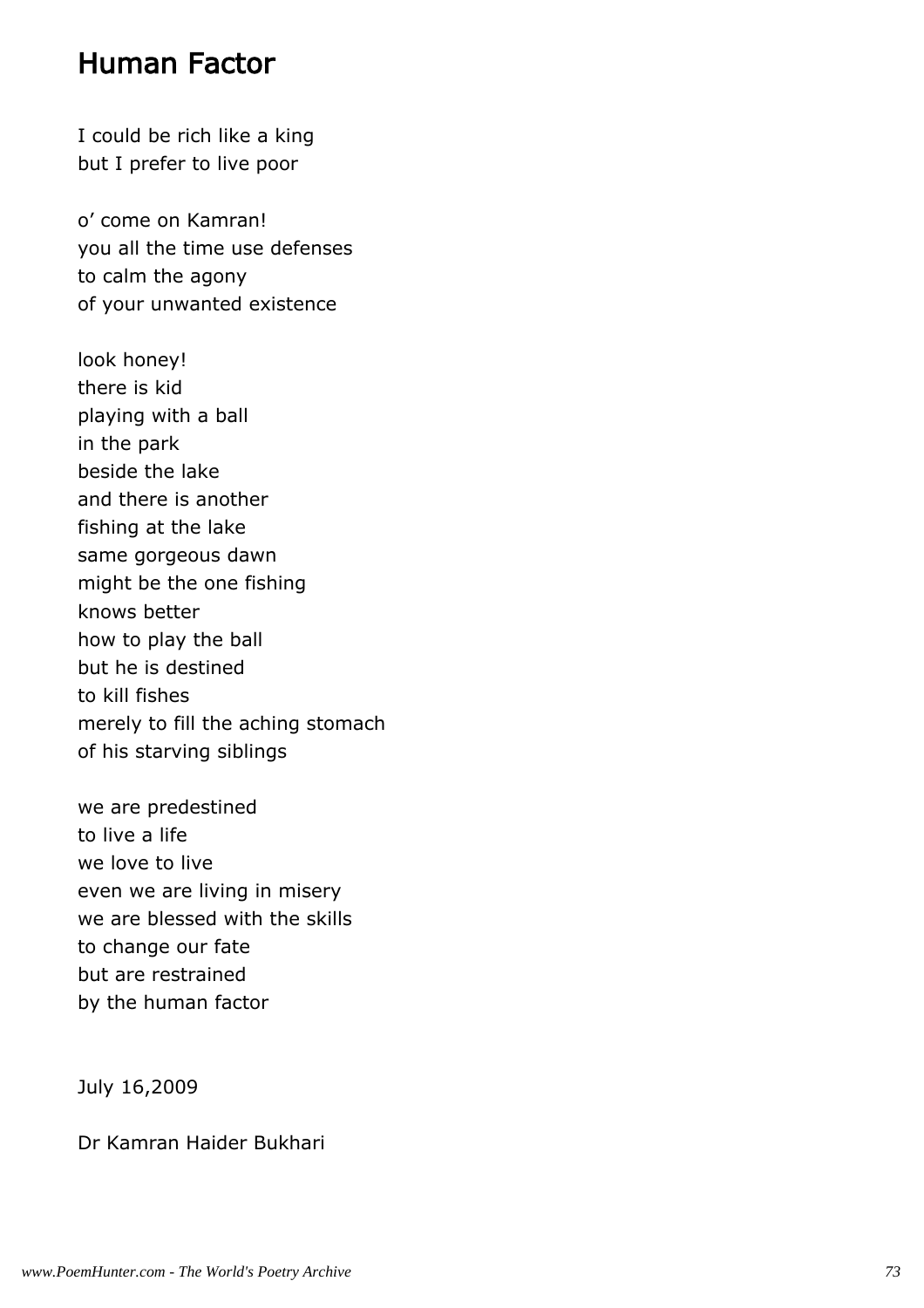# Human Factor

I could be rich like a king
but I prefer to live poor

o' come on Kamran!
you all the time use defenses
to calm the agony
of your unwanted existence

look honey!
there is kid
playing with a ball
in the park
beside the lake
and there is another
fishing at the lake
same gorgeous dawn
might be the one fishing
knows better
how to play the ball
but he is destined
to kill fishes
merely to fill the aching stomach
of his starving siblings

we are predestined
to live a life
we love to live
even we are living in misery
we are blessed with the skills
to change our fate
but are restrained
by the human factor

July 16,2009

Dr Kamran Haider Bukhari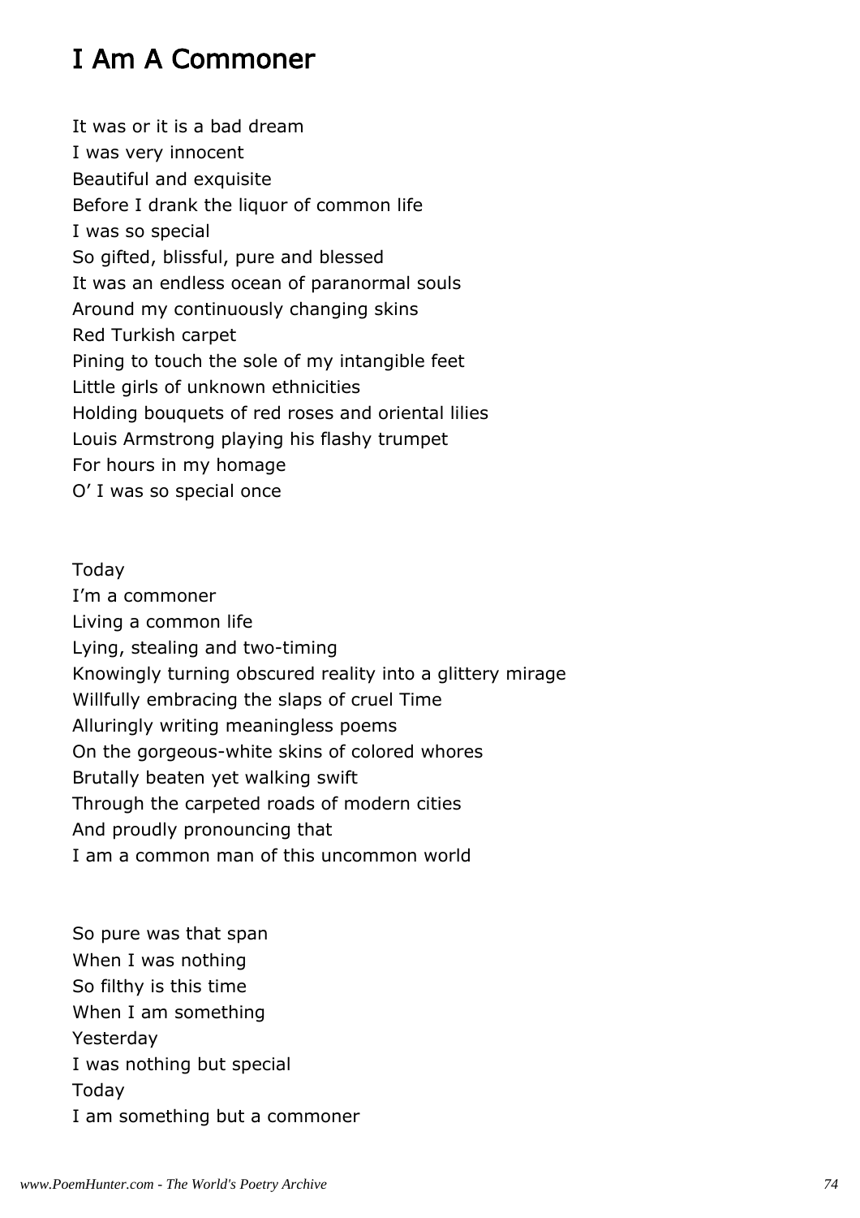# I Am A Commoner

It was or it is a bad dream  
I was very innocent  
Beautiful and exquisite  
Before I drank the liquor of common life  
I was so special  
So gifted, blissful, pure and blessed  
It was an endless ocean of paranormal souls  
Around my continuously changing skins  
Red Turkish carpet  
Pining to touch the sole of my intangible feet  
Little girls of unknown ethnicities  
Holding bouquets of red roses and oriental lilies  
Louis Armstrong playing his flashy trumpet  
For hours in my homage  
O' I was so special once

Today  
I'm a commoner  
Living a common life  
Lying, stealing and two-timing  
Knowingly turning obscured reality into a glittery mirage  
Willfully embracing the slaps of cruel Time  
Alluringly writing meaningless poems  
On the gorgeous-white skins of colored whores  
Brutally beaten yet walking swift  
Through the carpeted roads of modern cities  
And proudly pronouncing that  
I am a common man of this uncommon world

So pure was that span  
When I was nothing  
So filthy is this time  
When I am something  
Yesterday  
I was nothing but special  
Today  
I am something but a commoner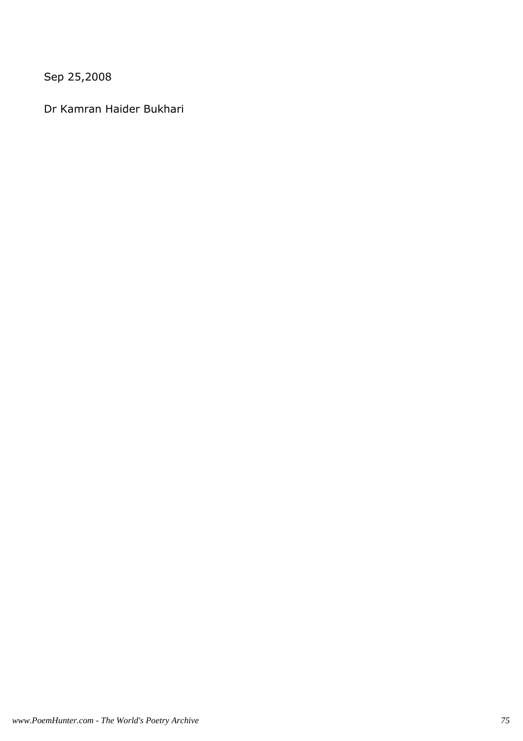Sep 25,2008

Dr Kamran Haider Bukhari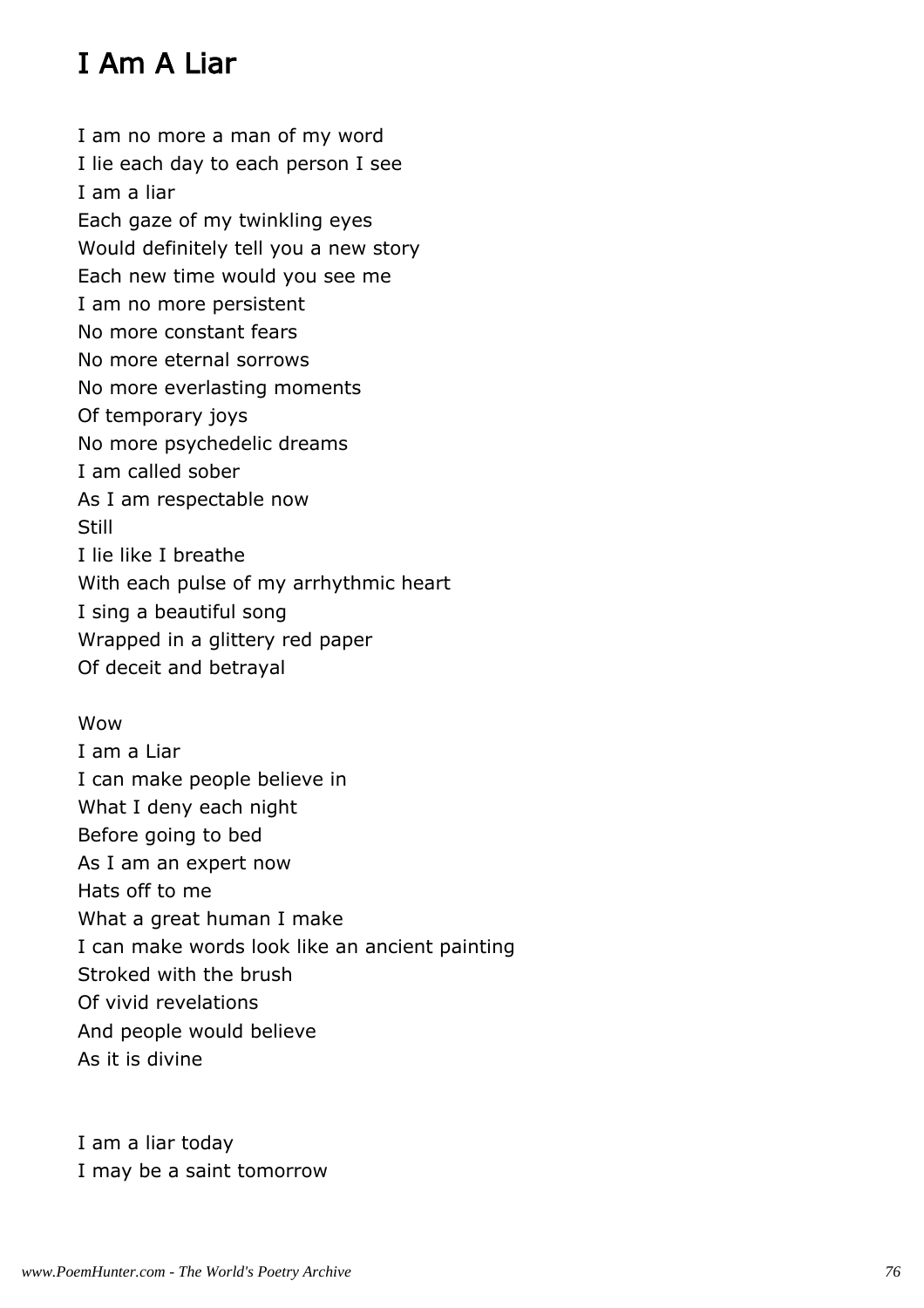# I Am A Liar

I am no more a man of my word
I lie each day to each person I see
I am a liar
Each gaze of my twinkling eyes
Would definitely tell you a new story
Each new time would you see me
I am no more persistent
No more constant fears
No more eternal sorrows
No more everlasting moments
Of temporary joys
No more psychedelic dreams
I am called sober
As I am respectable now
Still
I lie like I breathe
With each pulse of my arrhythmic heart
I sing a beautiful song
Wrapped in a glittery red paper
Of deceit and betrayal

Wow
I am a Liar
I can make people believe in
What I deny each night
Before going to bed
As I am an expert now
Hats off to me
What a great human I make
I can make words look like an ancient painting
Stroked with the brush
Of vivid revelations
And people would believe
As it is divine

I am a liar today
I may be a saint tomorrow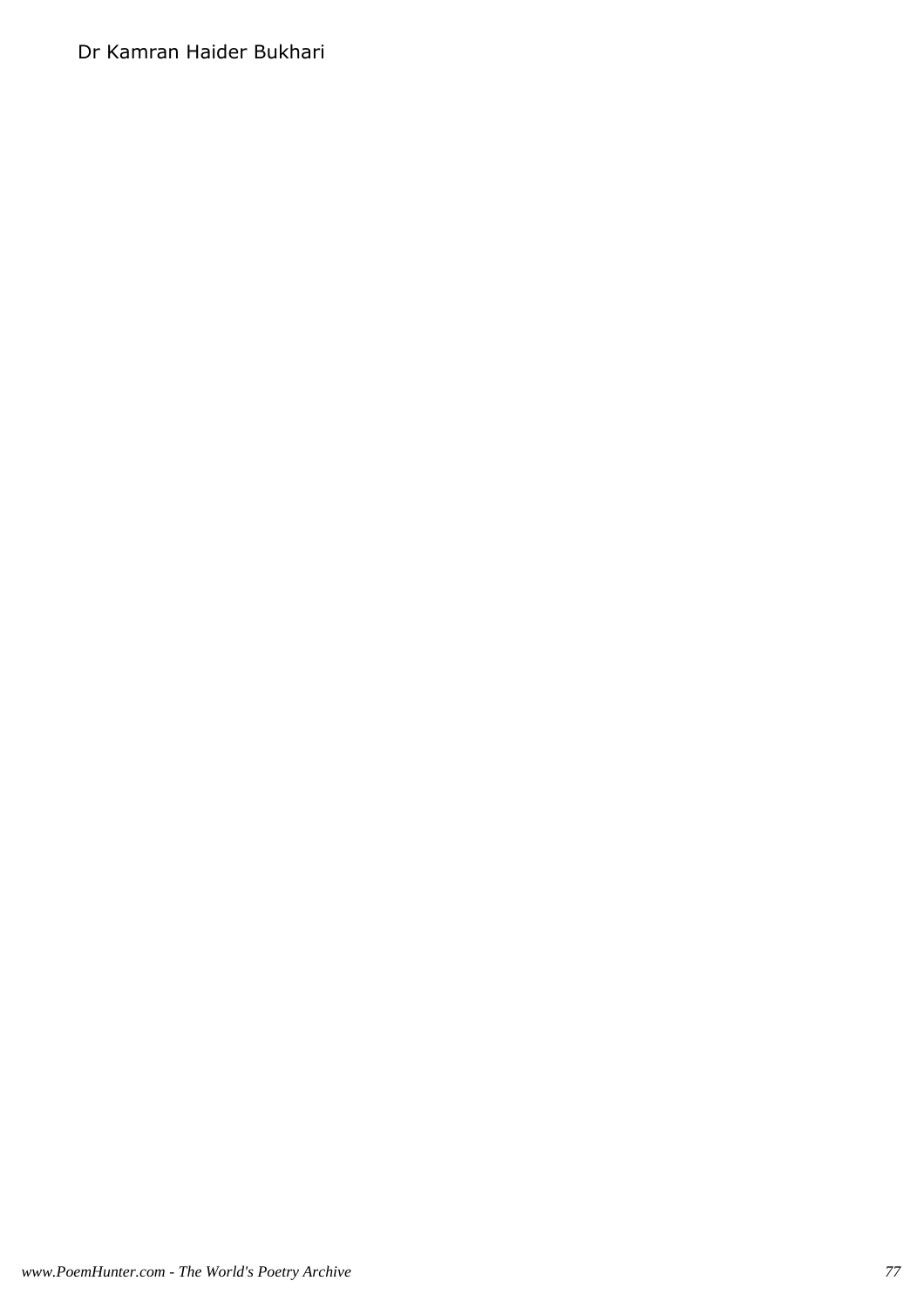Dr Kamran Haider Bukhari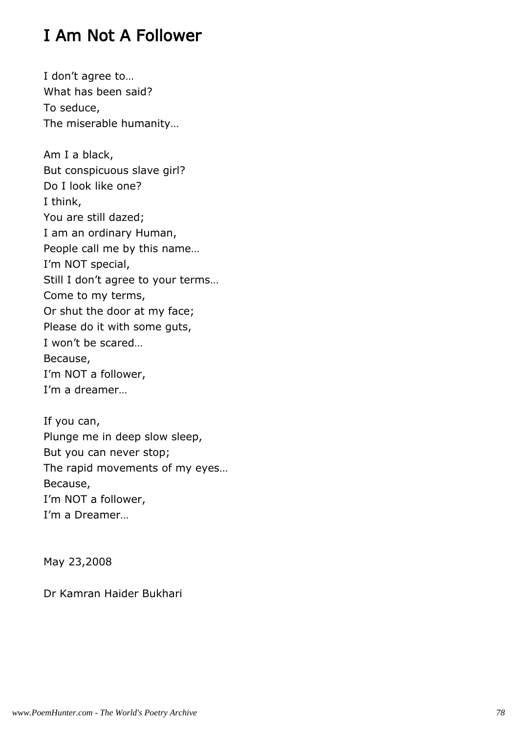# I Am Not A Follower

I don’t agree to…  
What has been said?  
To seduce,  
The miserable humanity…

Am I a black,  
But conspicuous slave girl?  
Do I look like one?  
I think,  
You are still dazed;  
I am an ordinary Human,  
People call me by this name…  
I’m NOT special,  
Still I don’t agree to your terms…  
Come to my terms,  
Or shut the door at my face;  
Please do it with some guts,  
I won’t be scared…  
Because,  
I’m NOT a follower,  
I’m a dreamer…

If you can,  
Plunge me in deep slow sleep,  
But you can never stop;  
The rapid movements of my eyes…  
Because,  
I’m NOT a follower,  
I’m a Dreamer…

May 23,2008

Dr Kamran Haider Bukhari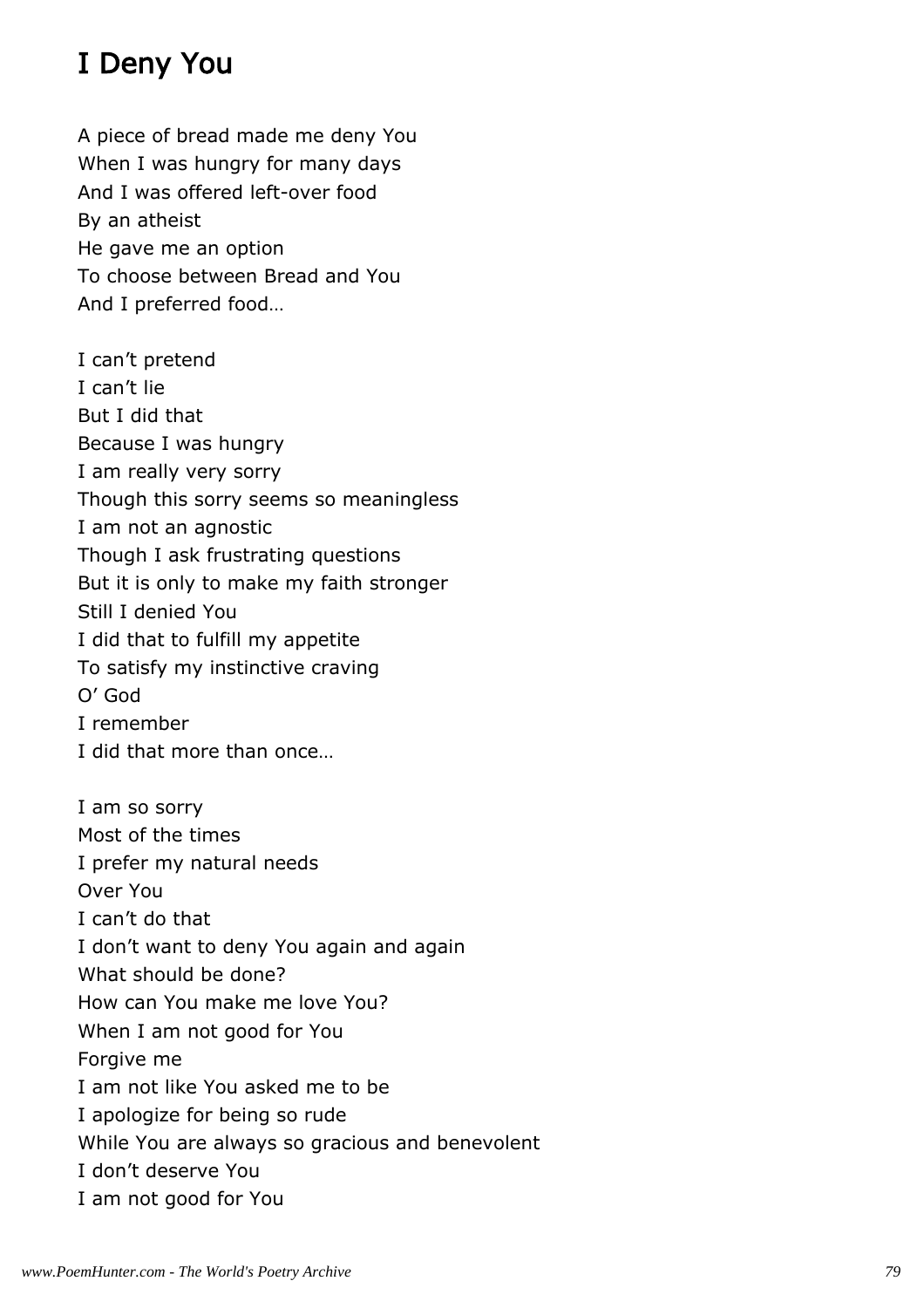## I Deny You

A piece of bread made me deny You  
When I was hungry for many days  
And I was offered left-over food  
By an atheist  
He gave me an option  
To choose between Bread and You  
And I preferred food…

I can't pretend  
I can't lie  
But I did that  
Because I was hungry  
I am really very sorry  
Though this sorry seems so meaningless  
I am not an agnostic  
Though I ask frustrating questions  
But it is only to make my faith stronger  
Still I denied You  
I did that to fulfill my appetite  
To satisfy my instinctive craving  
O' God  
I remember  
I did that more than once…

I am so sorry  
Most of the times  
I prefer my natural needs  
Over You  
I can't do that  
I don't want to deny You again and again  
What should be done?  
How can You make me love You?  
When I am not good for You  
Forgive me  
I am not like You asked me to be  
I apologize for being so rude  
While You are always so gracious and benevolent  
I don't deserve You  
I am not good for You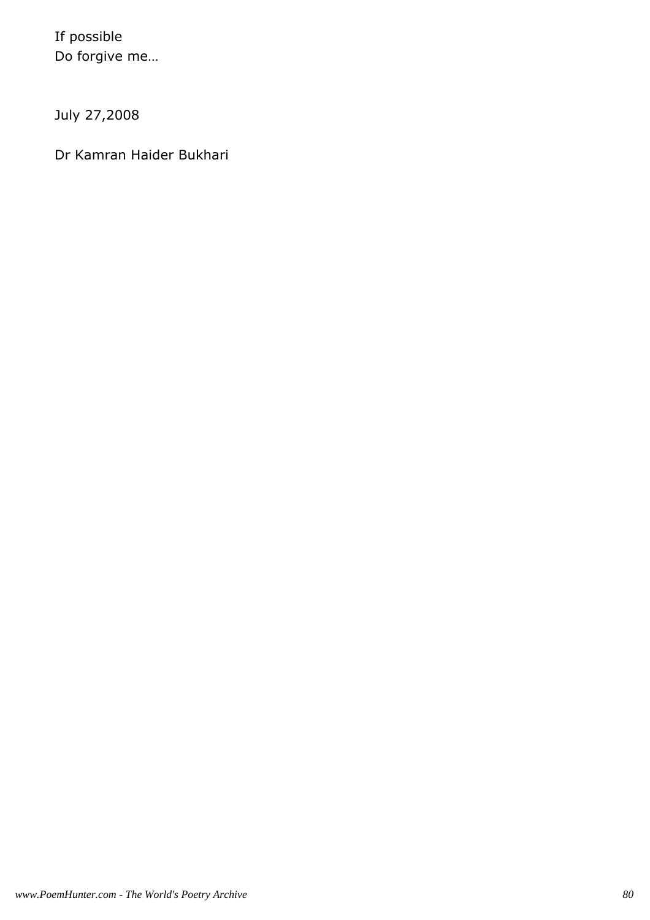If possible
Do forgive me…

July 27,2008

Dr Kamran Haider Bukhari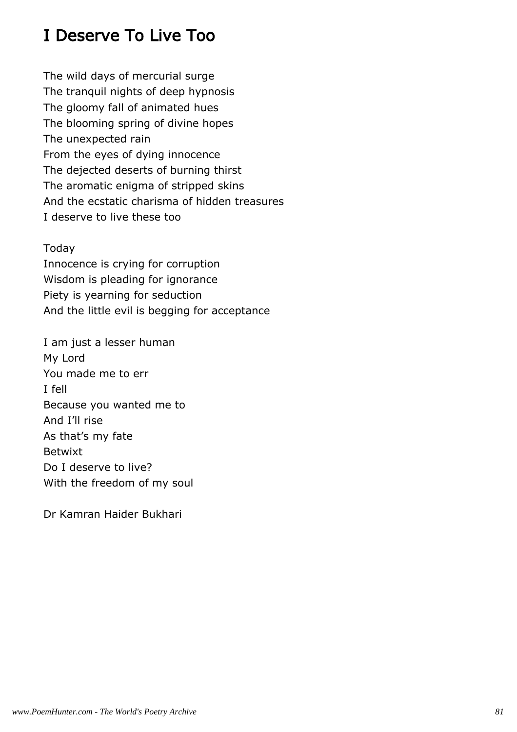# I Deserve To Live Too

The wild days of mercurial surge
The tranquil nights of deep hypnosis
The gloomy fall of animated hues
The blooming spring of divine hopes
The unexpected rain
From the eyes of dying innocence
The dejected deserts of burning thirst
The aromatic enigma of stripped skins
And the ecstatic charisma of hidden treasures
I deserve to live these too

Today
Innocence is crying for corruption
Wisdom is pleading for ignorance
Piety is yearning for seduction
And the little evil is begging for acceptance

I am just a lesser human
My Lord
You made me to err
I fell
Because you wanted me to
And I'll rise
As that's my fate
Betwixt
Do I deserve to live?
With the freedom of my soul

Dr Kamran Haider Bukhari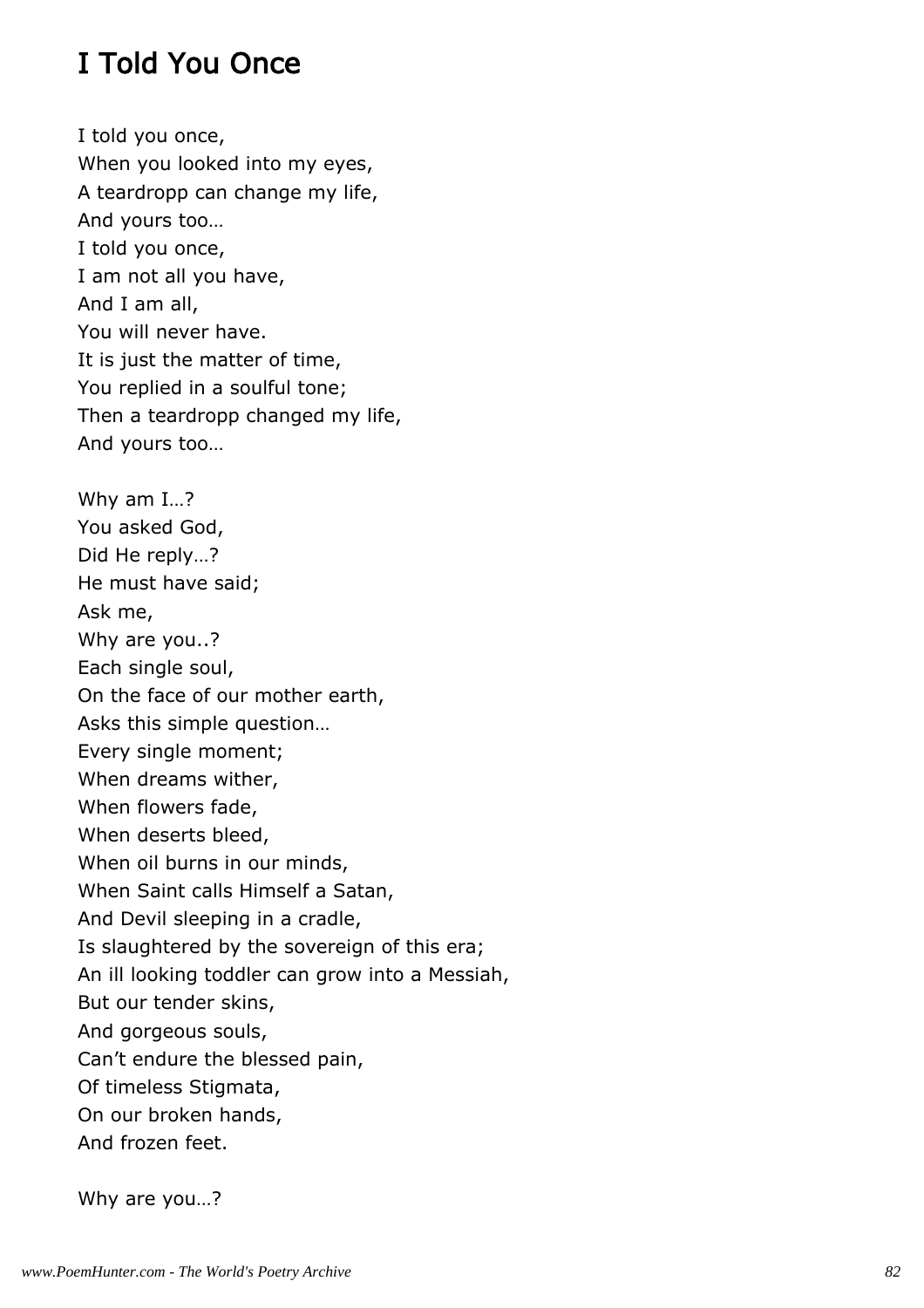## I Told You Once

I told you once,
When you looked into my eyes,
A teardropp can change my life,
And yours too…
I told you once,
I am not all you have,
And I am all,
You will never have.
It is just the matter of time,
You replied in a soulful tone;
Then a teardropp changed my life,
And yours too…

Why am I…?
You asked God,
Did He reply…?
He must have said;
Ask me,
Why are you..?
Each single soul,
On the face of our mother earth,
Asks this simple question…
Every single moment;
When dreams wither,
When flowers fade,
When deserts bleed,
When oil burns in our minds,
When Saint calls Himself a Satan,
And Devil sleeping in a cradle,
Is slaughtered by the sovereign of this era;
An ill looking toddler can grow into a Messiah,
But our tender skins,
And gorgeous souls,
Can’t endure the blessed pain,
Of timeless Stigmata,
On our broken hands,
And frozen feet.

Why are you…?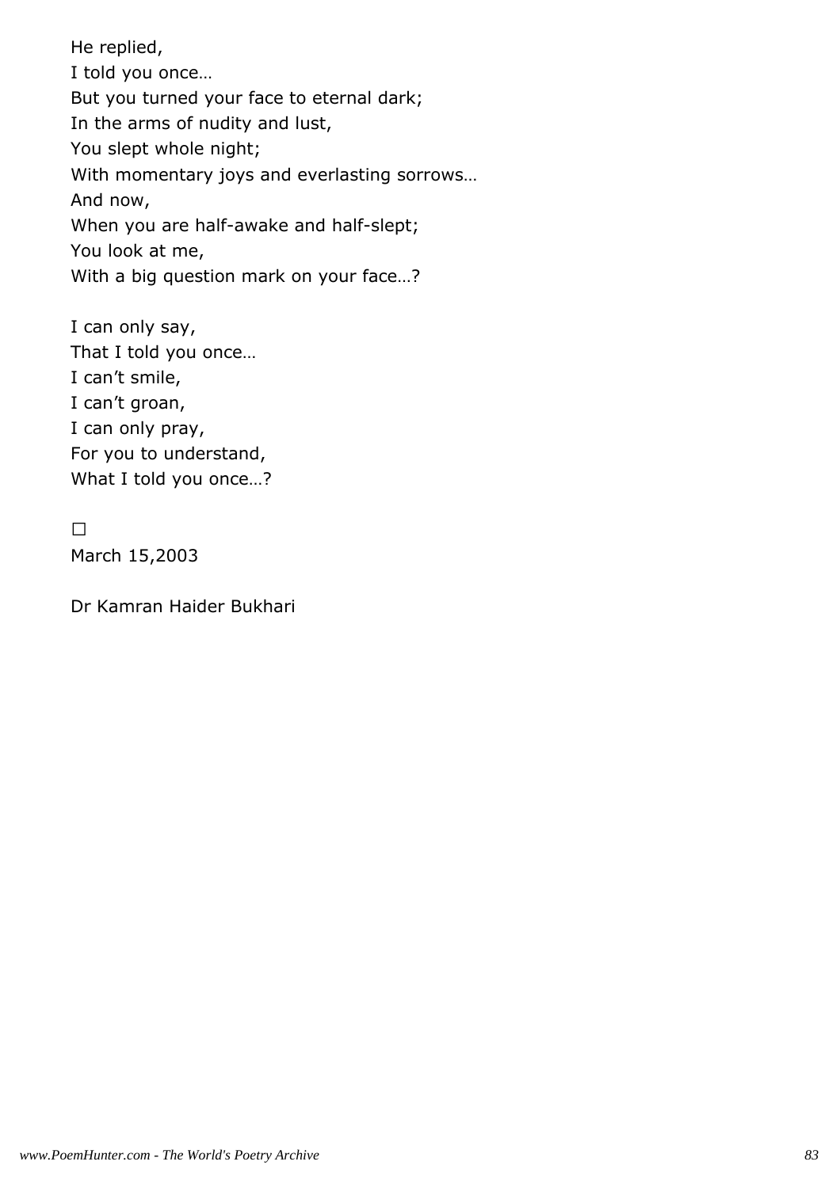He replied,
I told you once…
But you turned your face to eternal dark;
In the arms of nudity and lust,
You slept whole night;
With momentary joys and everlasting sorrows…
And now,
When you are half-awake and half-slept;
You look at me,
With a big question mark on your face…?

I can only say,
That I told you once…
I can't smile,
I can't groan,
I can only pray,
For you to understand,
What I told you once…?

□
March 15,2003

Dr Kamran Haider Bukhari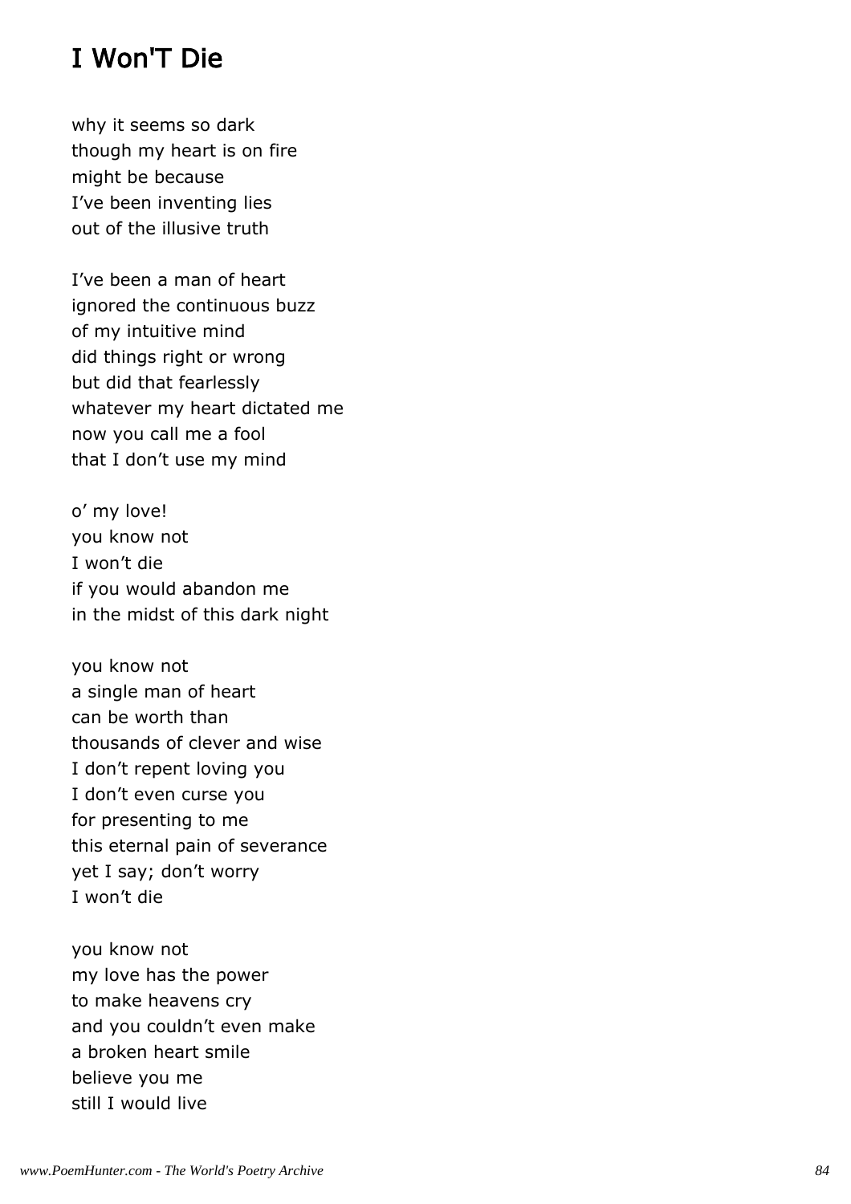# I Won'T Die

why it seems so dark
though my heart is on fire
might be because
I've been inventing lies
out of the illusive truth

I've been a man of heart
ignored the continuous buzz
of my intuitive mind
did things right or wrong
but did that fearlessly
whatever my heart dictated me
now you call me a fool
that I don't use my mind

o' my love!
you know not
I won't die
if you would abandon me
in the midst of this dark night

you know not
a single man of heart
can be worth than
thousands of clever and wise
I don't repent loving you
I don't even curse you
for presenting to me
this eternal pain of severance
yet I say; don't worry
I won't die

you know not
my love has the power
to make heavens cry
and you couldn't even make
a broken heart smile
believe you me
still I would live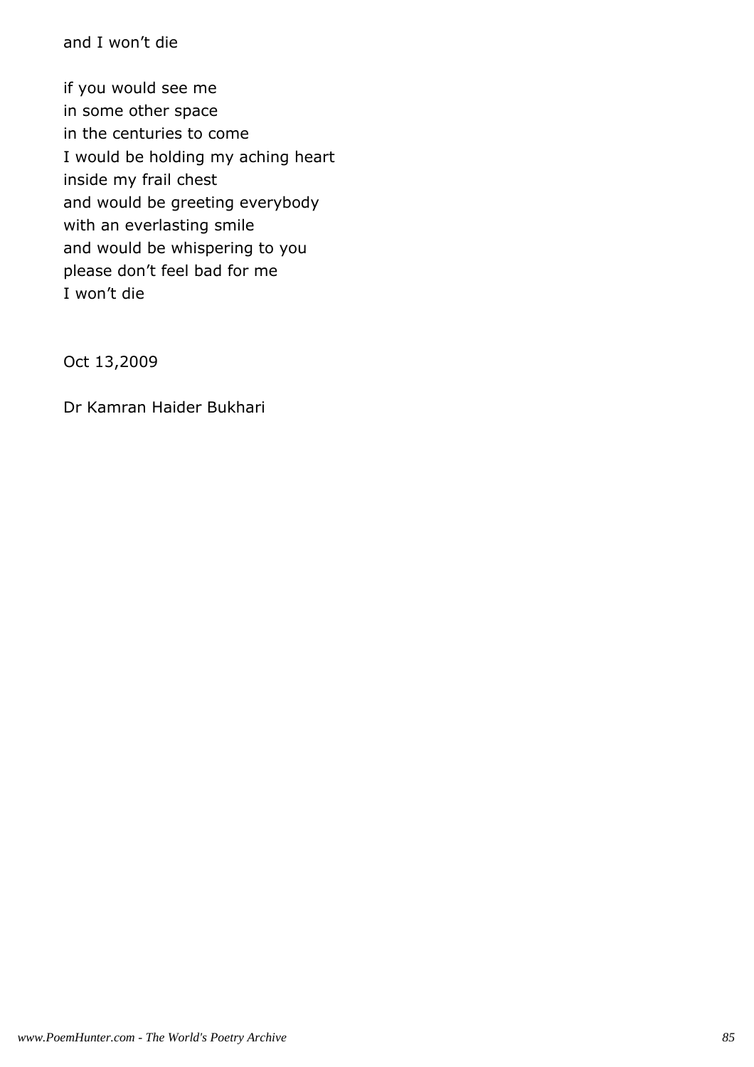and I won't die

if you would see me  
in some other space  
in the centuries to come  
I would be holding my aching heart  
inside my frail chest  
and would be greeting everybody  
with an everlasting smile  
and would be whispering to you  
please don't feel bad for me  
I won't die

Oct 13,2009

Dr Kamran Haider Bukhari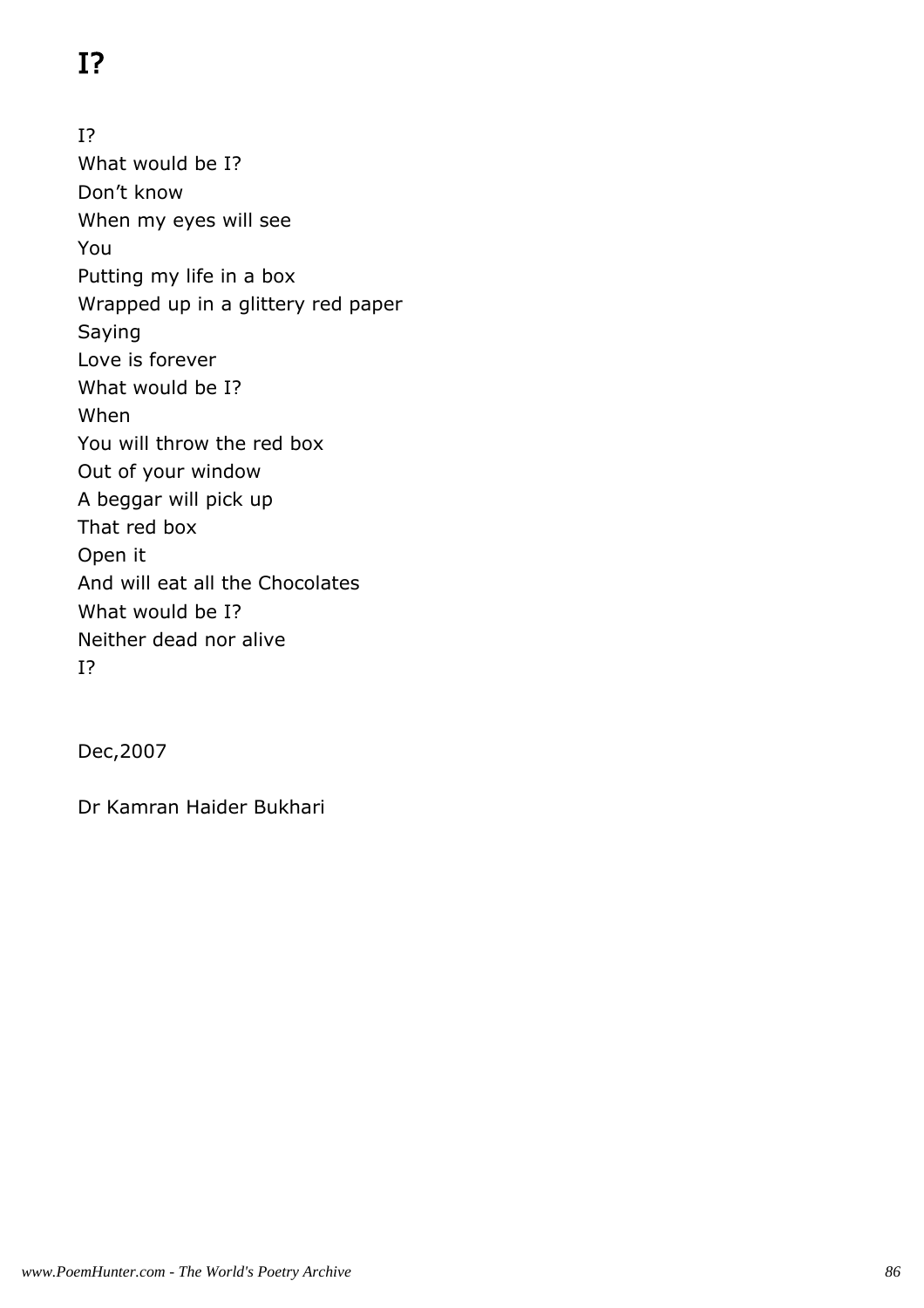# I?

I?  
What would be I?  
Don't know  
When my eyes will see  
You  
Putting my life in a box  
Wrapped up in a glittery red paper  
Saying  
Love is forever  
What would be I?  
When  
You will throw the red box  
Out of your window  
A beggar will pick up  
That red box  
Open it  
And will eat all the Chocolates  
What would be I?  
Neither dead nor alive  
I?

Dec,2007

Dr Kamran Haider Bukhari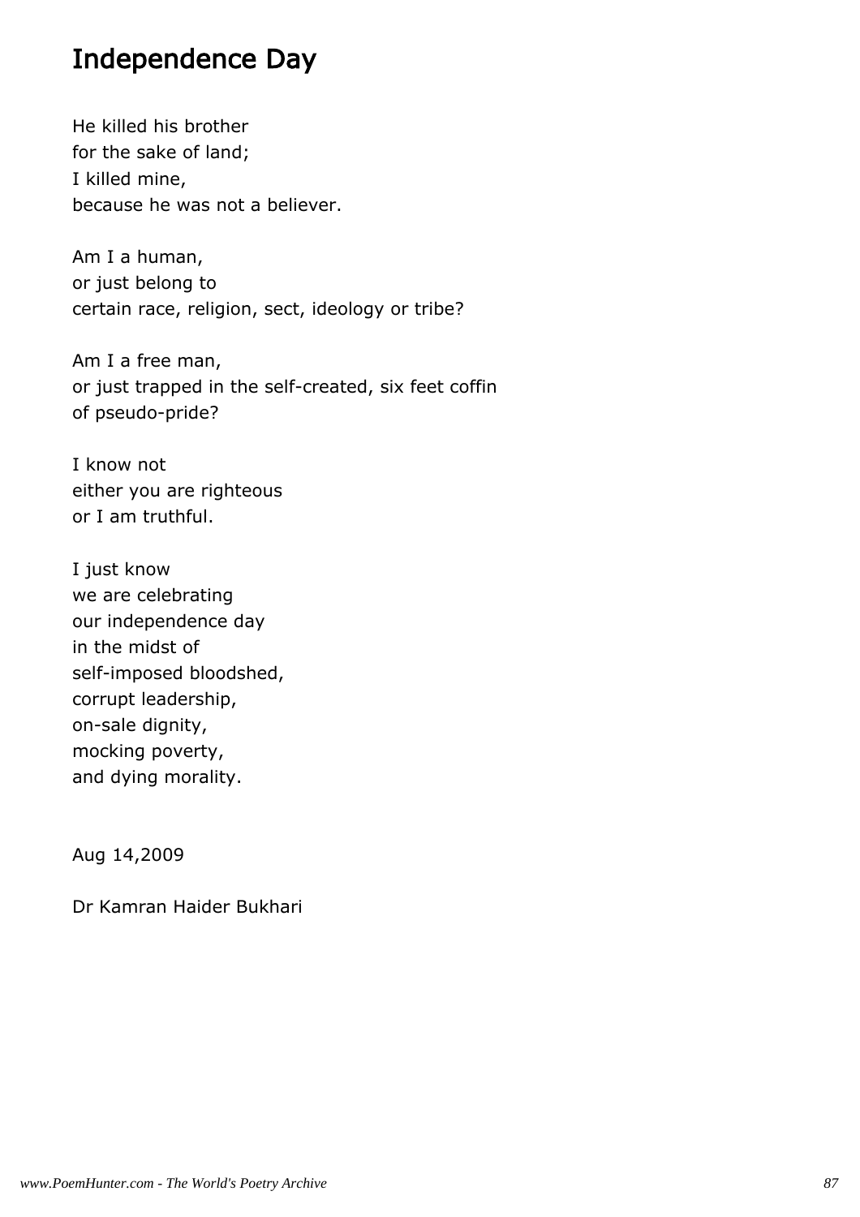## Independence Day

He killed his brother
for the sake of land;
I killed mine,
because he was not a believer.

Am I a human,
or just belong to
certain race, religion, sect, ideology or tribe?

Am I a free man,
or just trapped in the self-created, six feet coffin
of pseudo-pride?

I know not
either you are righteous
or I am truthful.

I just know
we are celebrating
our independence day
in the midst of
self-imposed bloodshed,
corrupt leadership,
on-sale dignity,
mocking poverty,
and dying morality.

Aug 14,2009

Dr Kamran Haider Bukhari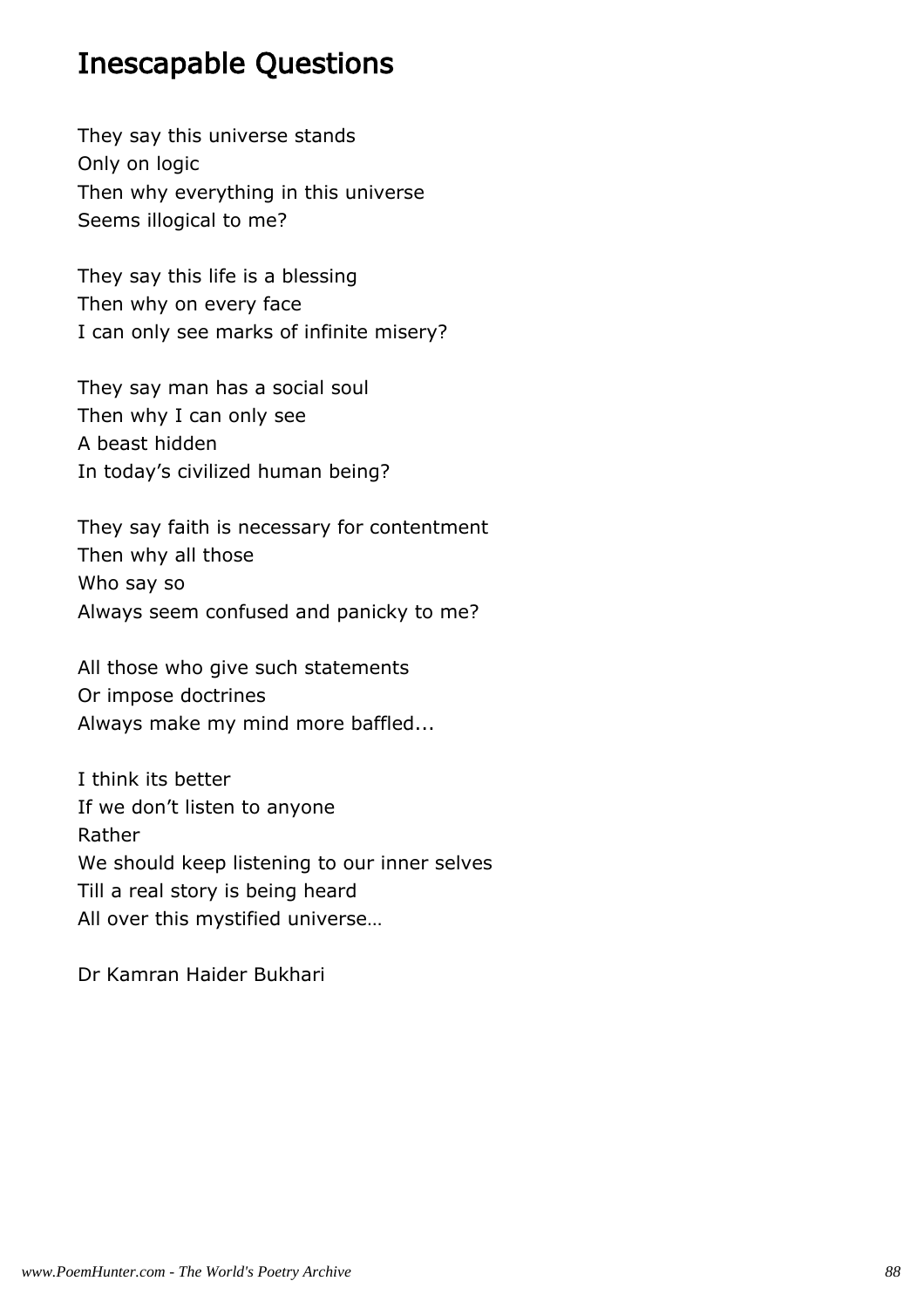# Inescapable Questions

They say this universe stands
Only on logic
Then why everything in this universe
Seems illogical to me?

They say this life is a blessing
Then why on every face
I can only see marks of infinite misery?

They say man has a social soul
Then why I can only see
A beast hidden
In today’s civilized human being?

They say faith is necessary for contentment
Then why all those
Who say so
Always seem confused and panicky to me?

All those who give such statements
Or impose doctrines
Always make my mind more baffled...

I think its better
If we don’t listen to anyone
Rather
We should keep listening to our inner selves
Till a real story is being heard
All over this mystified universe…

Dr Kamran Haider Bukhari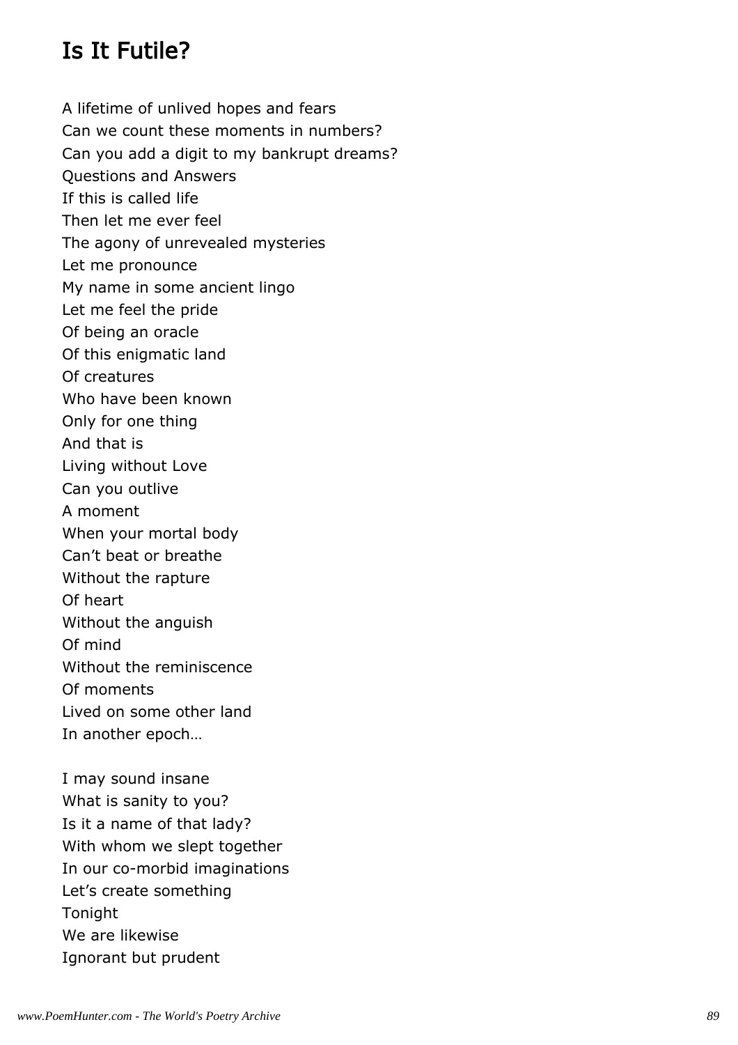# Is It Futile?

A lifetime of unlived hopes and fears
Can we count these moments in numbers?
Can you add a digit to my bankrupt dreams?
Questions and Answers
If this is called life
Then let me ever feel
The agony of unrevealed mysteries
Let me pronounce
My name in some ancient lingo
Let me feel the pride
Of being an oracle
Of this enigmatic land
Of creatures
Who have been known
Only for one thing
And that is
Living without Love
Can you outlive
A moment
When your mortal body
Can't beat or breathe
Without the rapture
Of heart
Without the anguish
Of mind
Without the reminiscence
Of moments
Lived on some other land
In another epoch…

I may sound insane
What is sanity to you?
Is it a name of that lady?
With whom we slept together
In our co-morbid imaginations
Let's create something
Tonight
We are likewise
Ignorant but prudent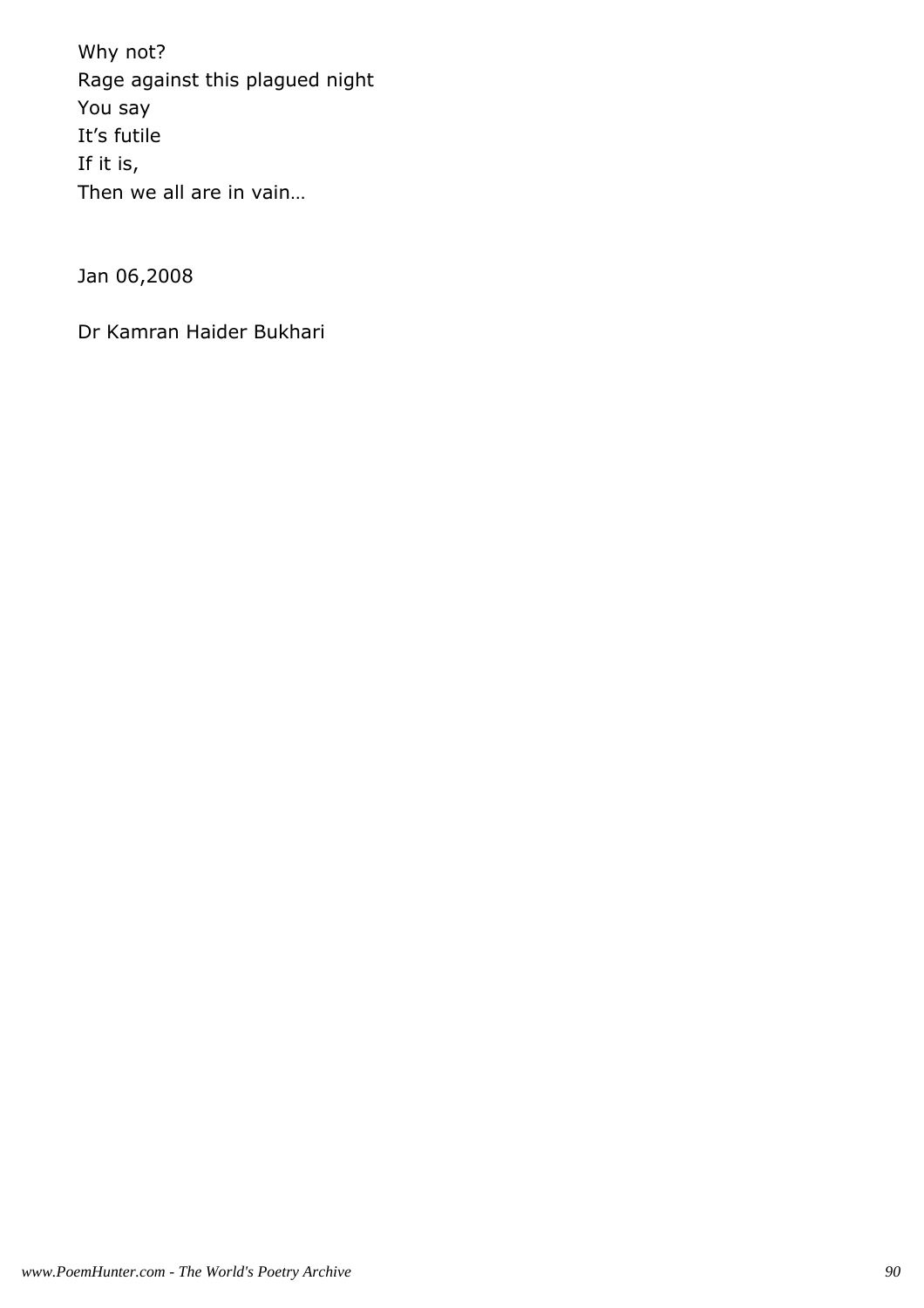Why not?  
Rage against this plagued night  
You say  
It's futile  
If it is,  
Then we all are in vain…

Jan 06,2008

Dr Kamran Haider Bukhari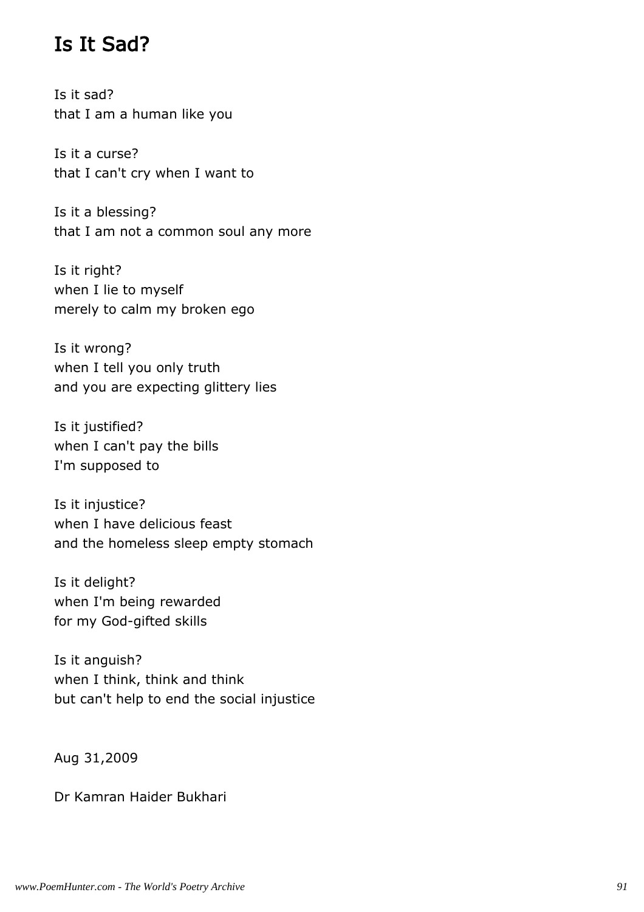# Is It Sad?

Is it sad?
that I am a human like you

Is it a curse?
that I can't cry when I want to

Is it a blessing?
that I am not a common soul any more

Is it right?
when I lie to myself
merely to calm my broken ego

Is it wrong?
when I tell you only truth
and you are expecting glittery lies

Is it justified?
when I can't pay the bills
I'm supposed to

Is it injustice?
when I have delicious feast
and the homeless sleep empty stomach

Is it delight?
when I'm being rewarded
for my God-gifted skills

Is it anguish?
when I think, think and think
but can't help to end the social injustice

Aug 31,2009

Dr Kamran Haider Bukhari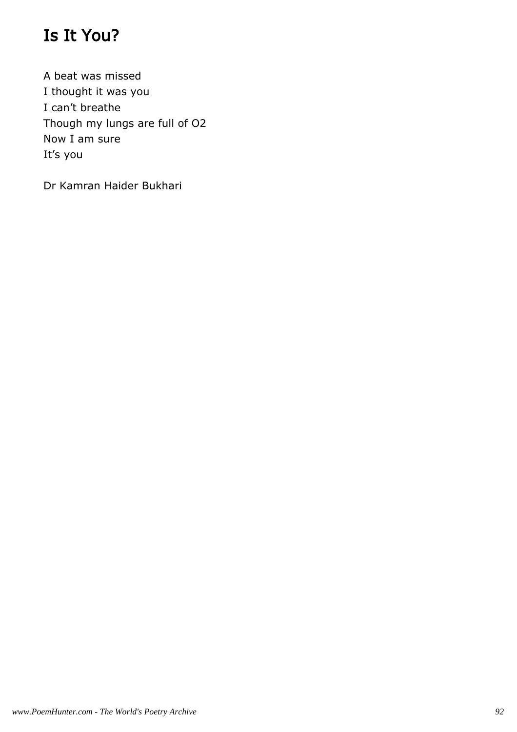# Is It You?

A beat was missed  
I thought it was you  
I can’t breathe  
Though my lungs are full of $O_2$  
Now I am sure  
It’s you

Dr Kamran Haider Bukhari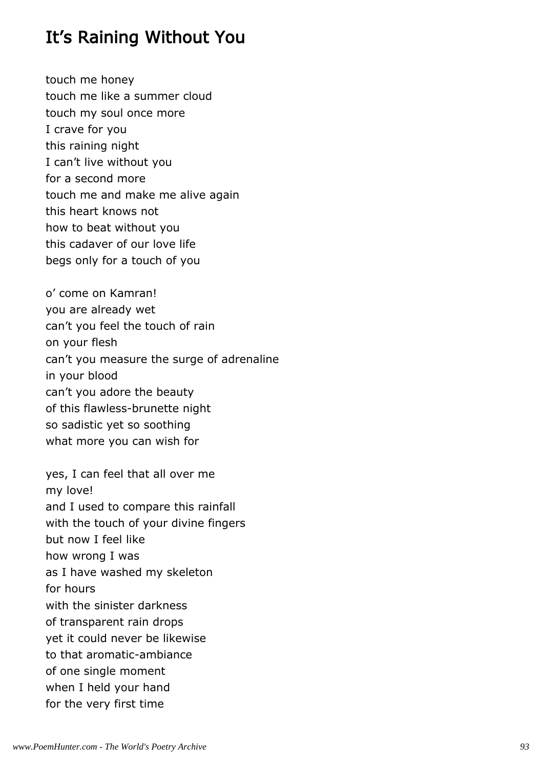## It's Raining Without You

touch me honey
touch me like a summer cloud
touch my soul once more
I crave for you
this raining night
I can't live without you
for a second more
touch me and make me alive again
this heart knows not
how to beat without you
this cadaver of our love life
begs only for a touch of you

o' come on Kamran!
you are already wet
can't you feel the touch of rain
on your flesh
can't you measure the surge of adrenaline
in your blood
can't you adore the beauty
of this flawless-brunette night
so sadistic yet so soothing
what more you can wish for

yes, I can feel that all over me
my love!
and I used to compare this rainfall
with the touch of your divine fingers
but now I feel like
how wrong I was
as I have washed my skeleton
for hours
with the sinister darkness
of transparent rain drops
yet it could never be likewise
to that aromatic-ambiance
of one single moment
when I held your hand
for the very first time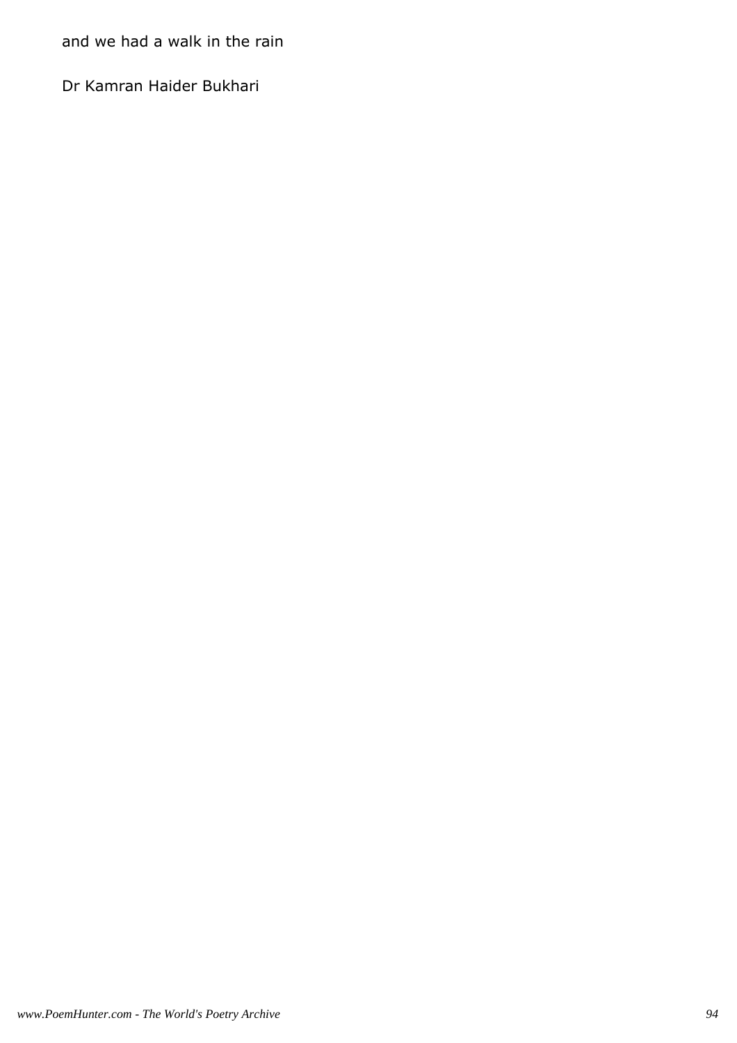and we had a walk in the rain

Dr Kamran Haider Bukhari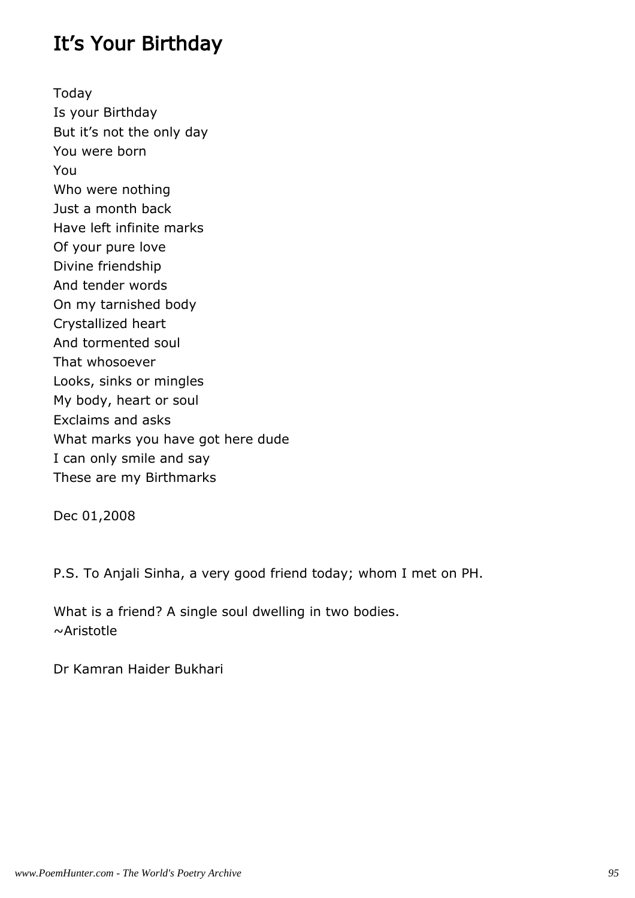# It's Your Birthday

Today  
Is your Birthday  
But it's not the only day  
You were born  
You  
Who were nothing  
Just a month back  
Have left infinite marks  
Of your pure love  
Divine friendship  
And tender words  
On my tarnished body  
Crystallized heart  
And tormented soul  
That whosoever  
Looks, sinks or mingles  
My body, heart or soul  
Exclaims and asks  
What marks you have got here dude  
I can only smile and say  
These are my Birthmarks

Dec 01,2008

P.S. To Anjali Sinha, a very good friend today; whom I met on PH.

What is a friend? A single soul dwelling in two bodies.  
~Aristotle

Dr Kamran Haider Bukhari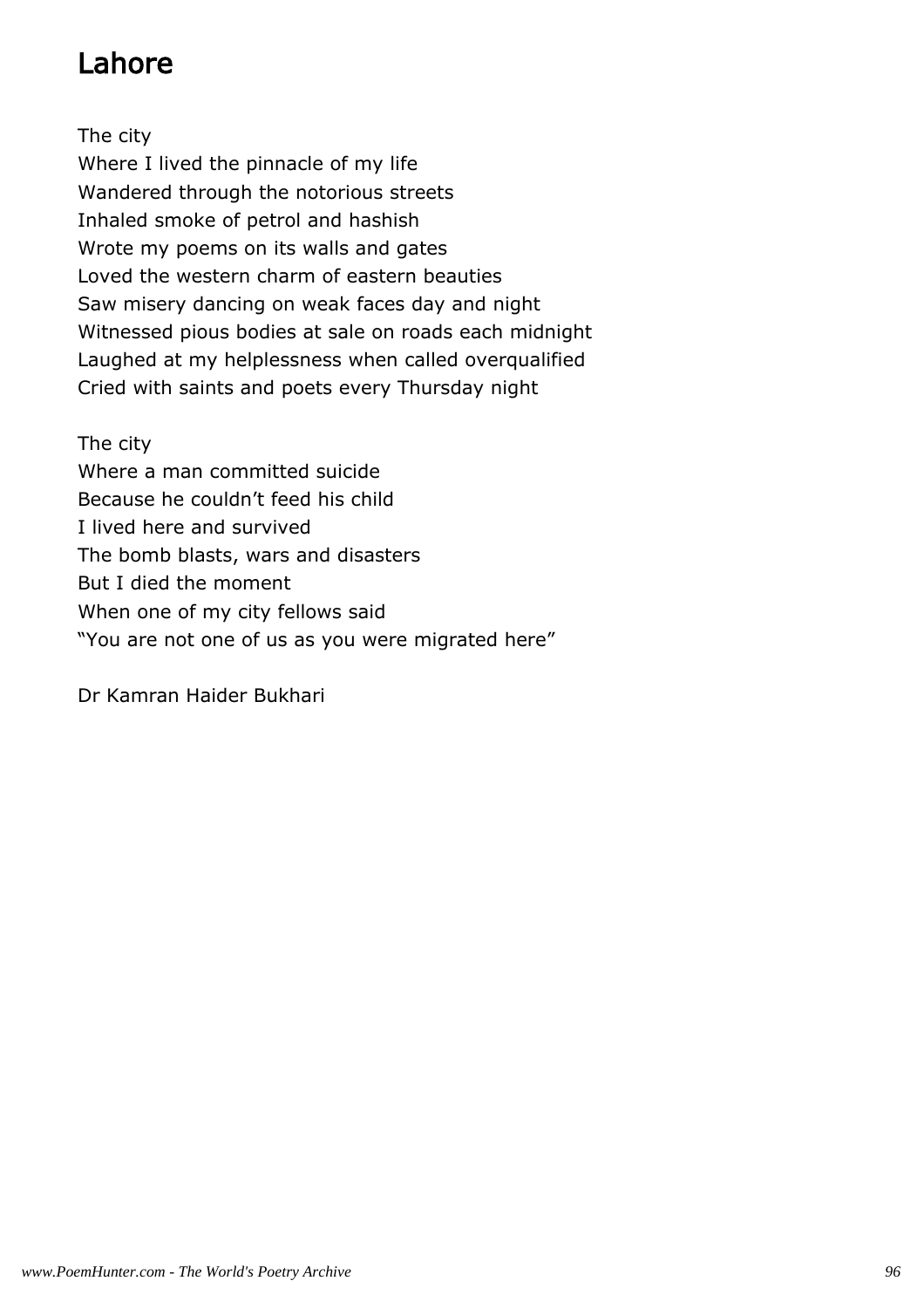# Lahore

The city
Where I lived the pinnacle of my life
Wandered through the notorious streets
Inhaled smoke of petrol and hashish
Wrote my poems on its walls and gates
Loved the western charm of eastern beauties
Saw misery dancing on weak faces day and night
Witnessed pious bodies at sale on roads each midnight
Laughed at my helplessness when called overqualified
Cried with saints and poets every Thursday night

The city
Where a man committed suicide
Because he couldn't feed his child
I lived here and survived
The bomb blasts, wars and disasters
But I died the moment
When one of my city fellows said
"You are not one of us as you were migrated here"

Dr Kamran Haider Bukhari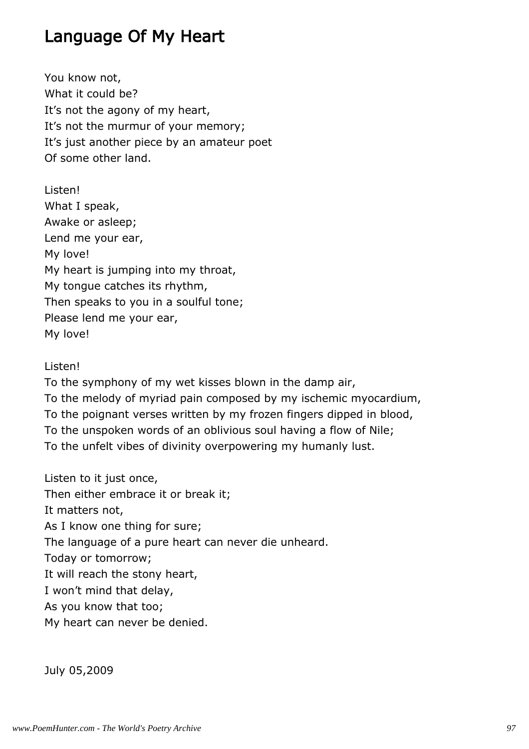# Language Of My Heart

You know not,  
What it could be?  
It's not the agony of my heart,  
It's not the murmur of your memory;  
It's just another piece by an amateur poet  
Of some other land.

Listen!  
What I speak,  
Awake or asleep;  
Lend me your ear,  
My love!  
My heart is jumping into my throat,  
My tongue catches its rhythm,  
Then speaks to you in a soulful tone;  
Please lend me your ear,  
My love!

Listen!  
To the symphony of my wet kisses blown in the damp air,  
To the melody of myriad pain composed by my ischemic myocardium,  
To the poignant verses written by my frozen fingers dipped in blood,  
To the unspoken words of an oblivious soul having a flow of Nile;  
To the unfelt vibes of divinity overpowering my humanly lust.

Listen to it just once,  
Then either embrace it or break it;  
It matters not,  
As I know one thing for sure;  
The language of a pure heart can never die unheard.  
Today or tomorrow;  
It will reach the stony heart,  
I won't mind that delay,  
As you know that too;  
My heart can never be denied.

July 05,2009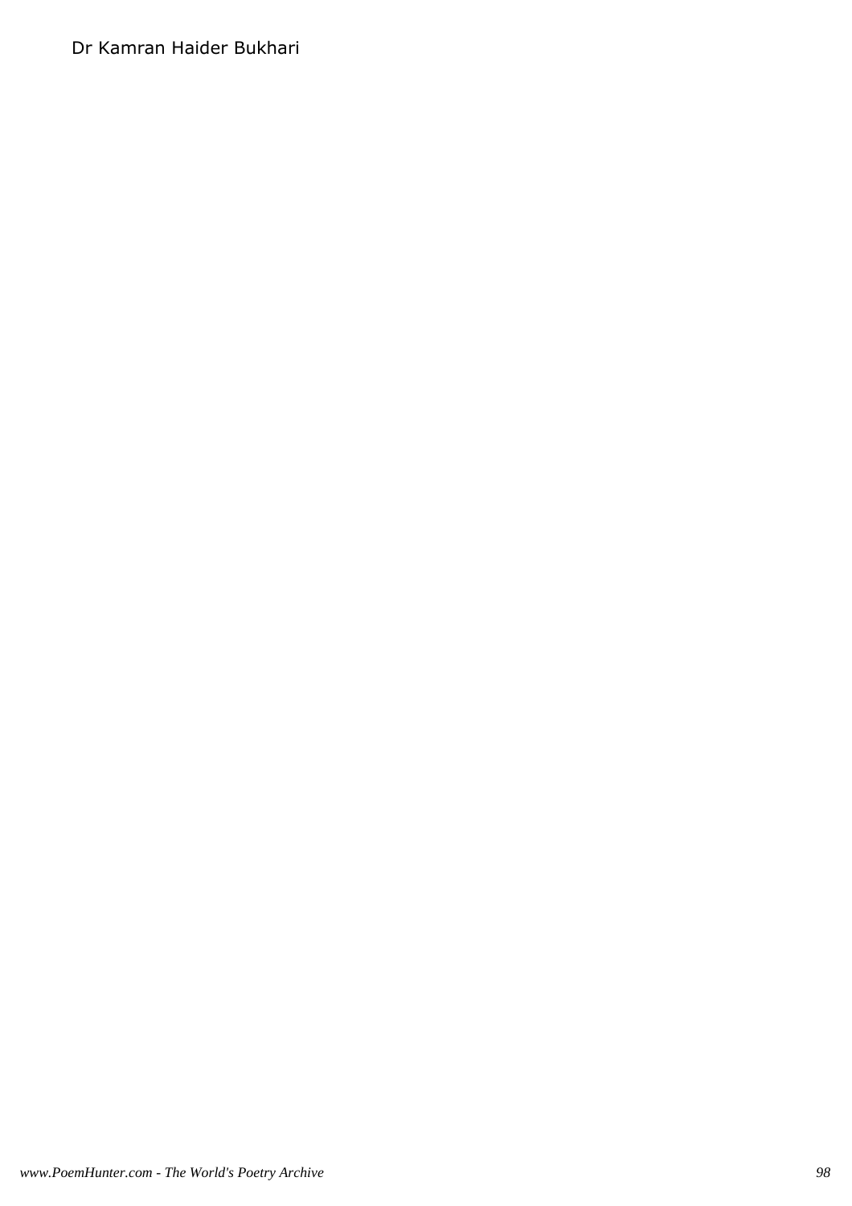Dr Kamran Haider Bukhari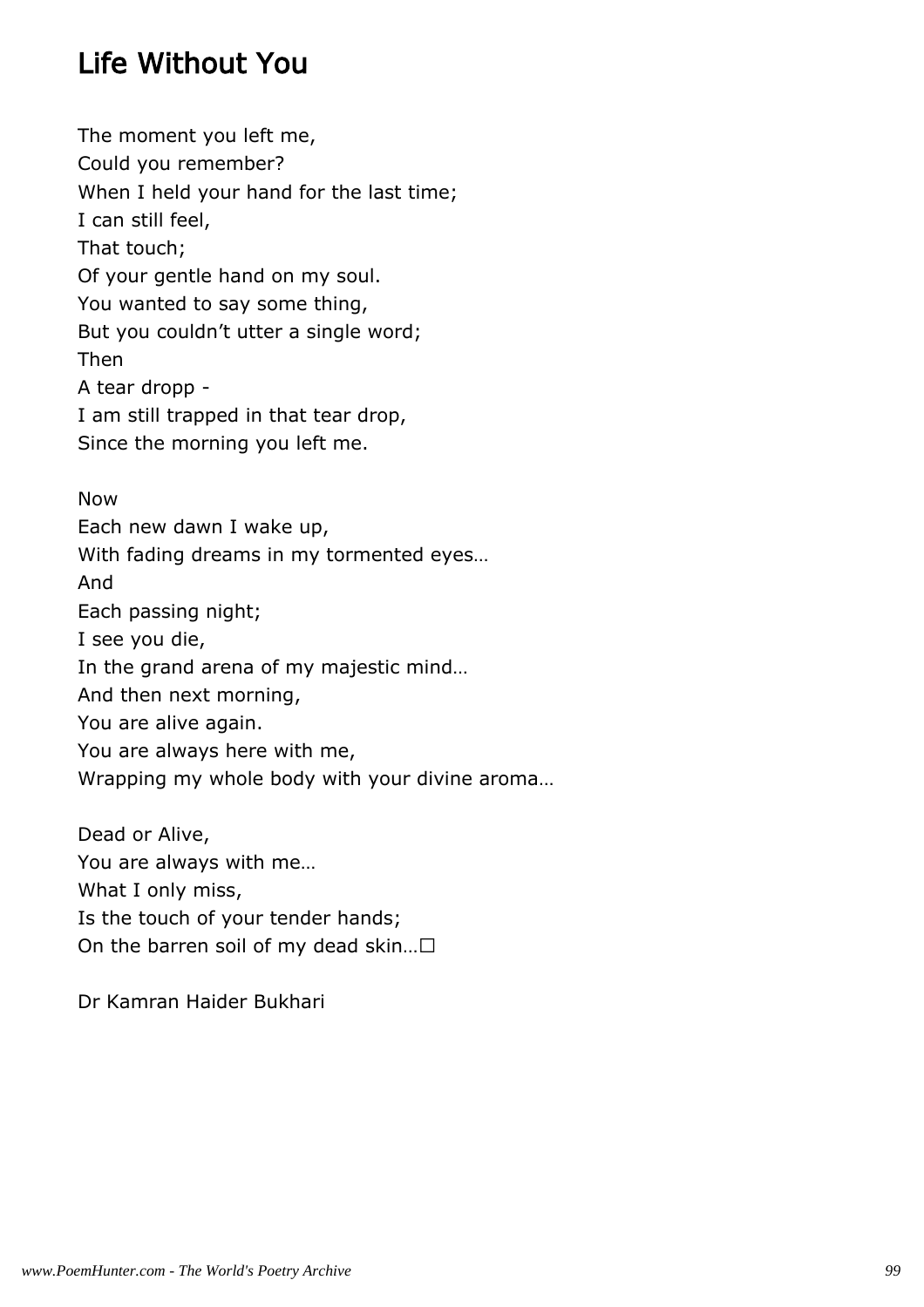# Life Without You

The moment you left me,
Could you remember?
When I held your hand for the last time;
I can still feel,
That touch;
Of your gentle hand on my soul.
You wanted to say some thing,
But you couldn't utter a single word;
Then
A tear dropp -
I am still trapped in that tear drop,
Since the morning you left me.

Now
Each new dawn I wake up,
With fading dreams in my tormented eyes…
And
Each passing night;
I see you die,
In the grand arena of my majestic mind…
And then next morning,
You are alive again.
You are always here with me,
Wrapping my whole body with your divine aroma…

Dead or Alive,
You are always with me…
What I only miss,
Is the touch of your tender hands;
On the barren soil of my dead skin…□

Dr Kamran Haider Bukhari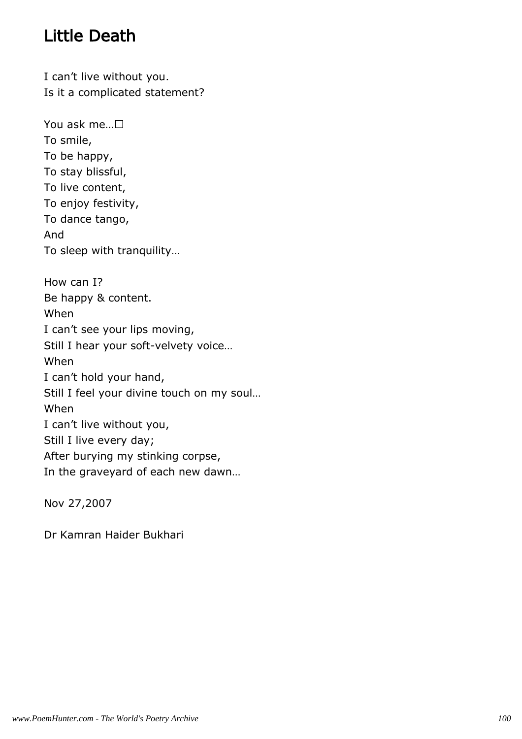## Little Death

I can't live without you.  
Is it a complicated statement?

You ask me…□  
To smile,  
To be happy,  
To stay blissful,  
To live content,  
To enjoy festivity,  
To dance tango,  
And  
To sleep with tranquility…

How can I?  
Be happy & content.  
When  
I can't see your lips moving,  
Still I hear your soft-velvety voice…  
When  
I can't hold your hand,  
Still I feel your divine touch on my soul…  
When  
I can't live without you,  
Still I live every day;  
After burying my stinking corpse,  
In the graveyard of each new dawn…

Nov 27,2007

Dr Kamran Haider Bukhari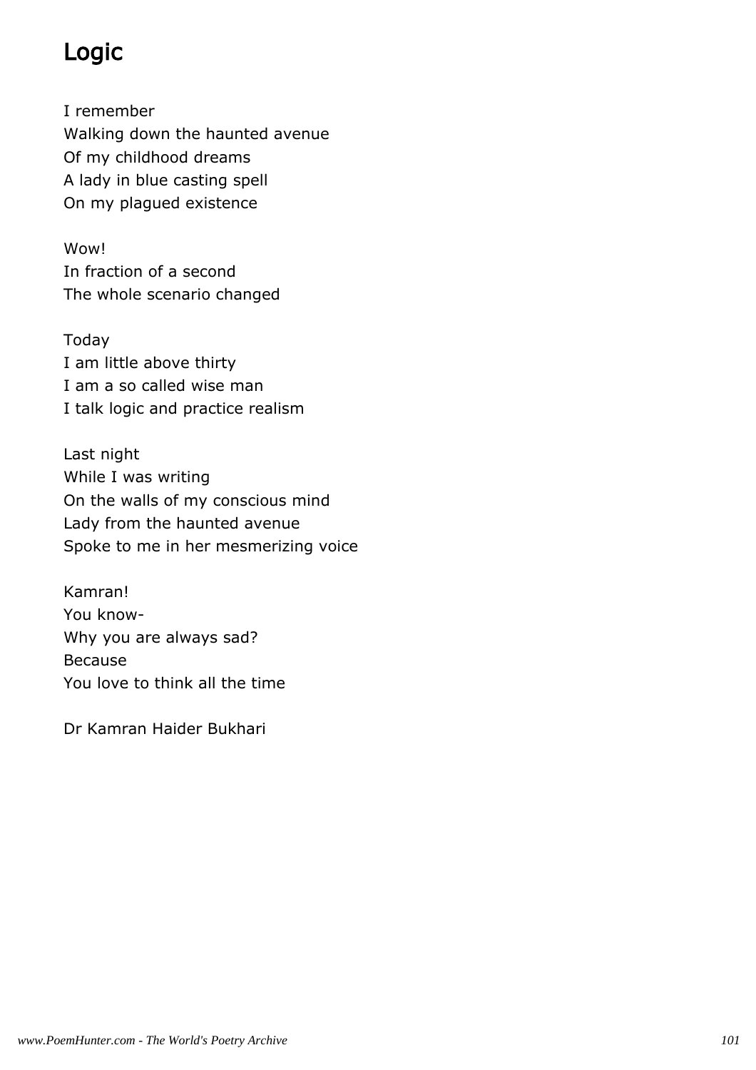# Logic

I remember
Walking down the haunted avenue
Of my childhood dreams
A lady in blue casting spell
On my plagued existence

Wow!
In fraction of a second
The whole scenario changed

Today
I am little above thirty
I am a so called wise man
I talk logic and practice realism

Last night
While I was writing
On the walls of my conscious mind
Lady from the haunted avenue
Spoke to me in her mesmerizing voice

Kamran!
You know-
Why you are always sad?
Because
You love to think all the time

Dr Kamran Haider Bukhari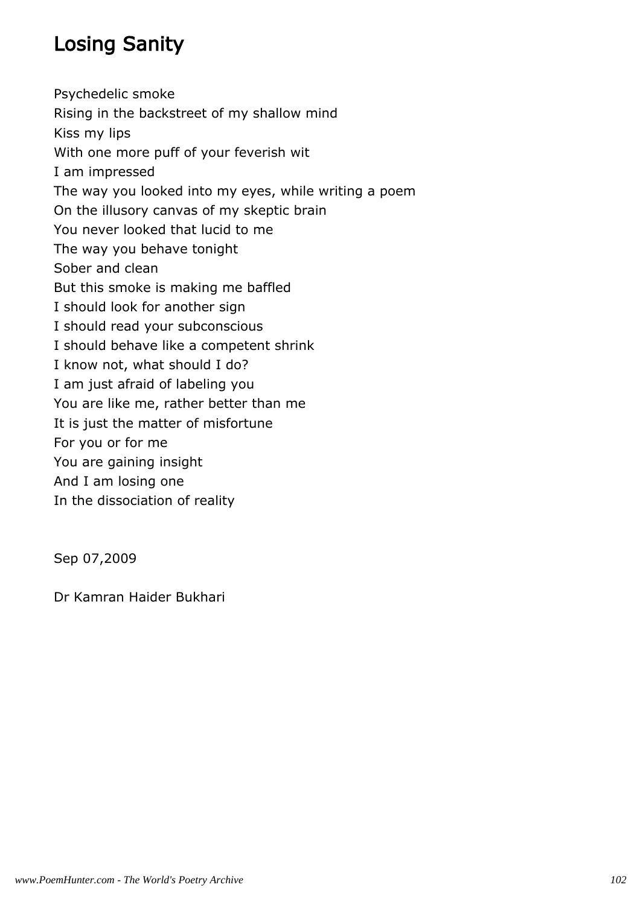# Losing Sanity

Psychedelic smoke
Rising in the backstreet of my shallow mind
Kiss my lips
With one more puff of your feverish wit
I am impressed
The way you looked into my eyes, while writing a poem
On the illusory canvas of my skeptic brain
You never looked that lucid to me
The way you behave tonight
Sober and clean
But this smoke is making me baffled
I should look for another sign
I should read your subconscious
I should behave like a competent shrink
I know not, what should I do?
I am just afraid of labeling you
You are like me, rather better than me
It is just the matter of misfortune
For you or for me
You are gaining insight
And I am losing one
In the dissociation of reality

Sep 07,2009

Dr Kamran Haider Bukhari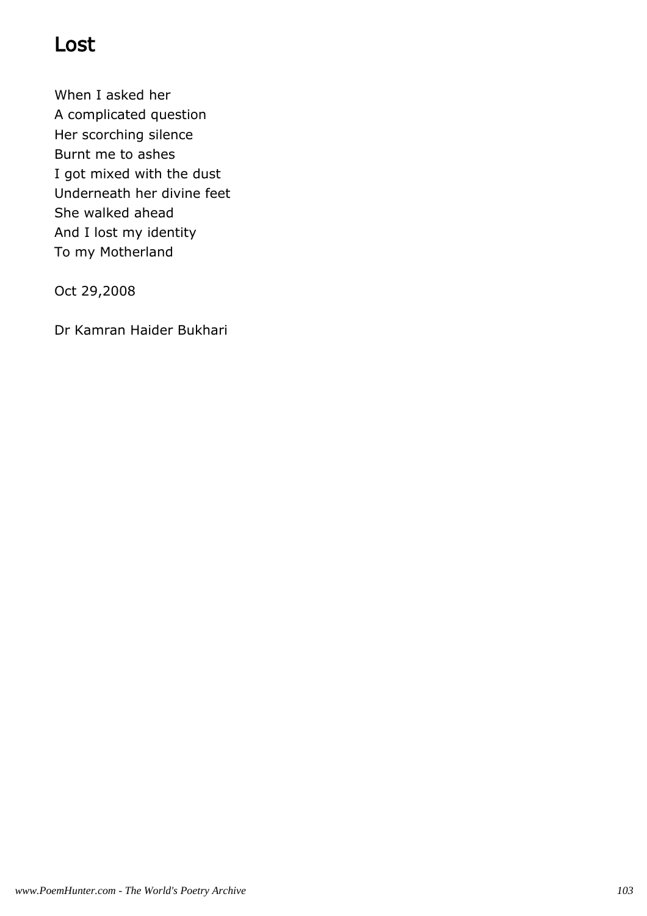# Lost

When I asked her
A complicated question
Her scorching silence
Burnt me to ashes
I got mixed with the dust
Underneath her divine feet
She walked ahead
And I lost my identity
To my Motherland

Oct 29,2008

Dr Kamran Haider Bukhari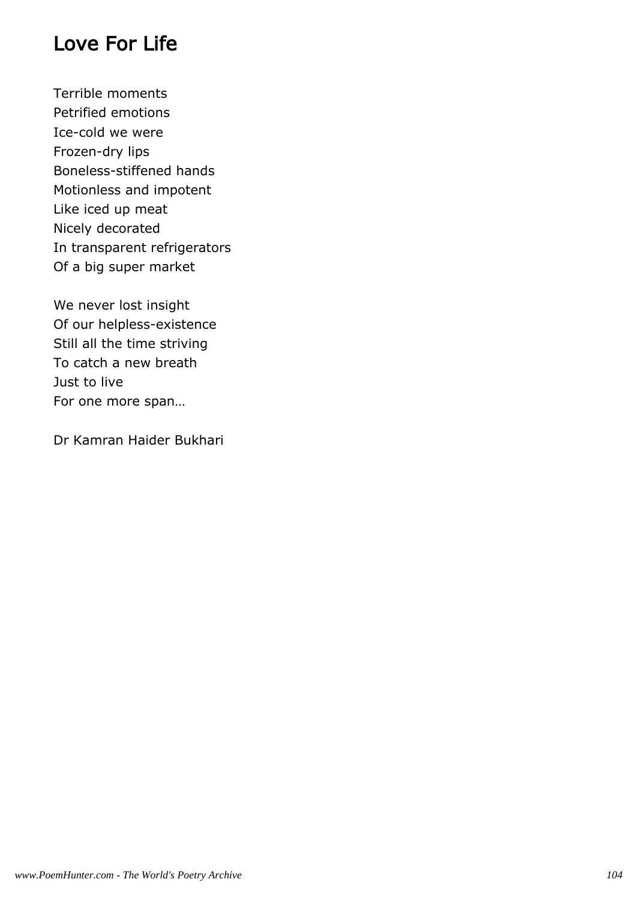## Love For Life

Terrible moments
Petrified emotions
Ice-cold we were
Frozen-dry lips
Boneless-stiffened hands
Motionless and impotent
Like iced up meat
Nicely decorated
In transparent refrigerators
Of a big super market

We never lost insight
Of our helpless-existence
Still all the time striving
To catch a new breath
Just to live
For one more span…

Dr Kamran Haider Bukhari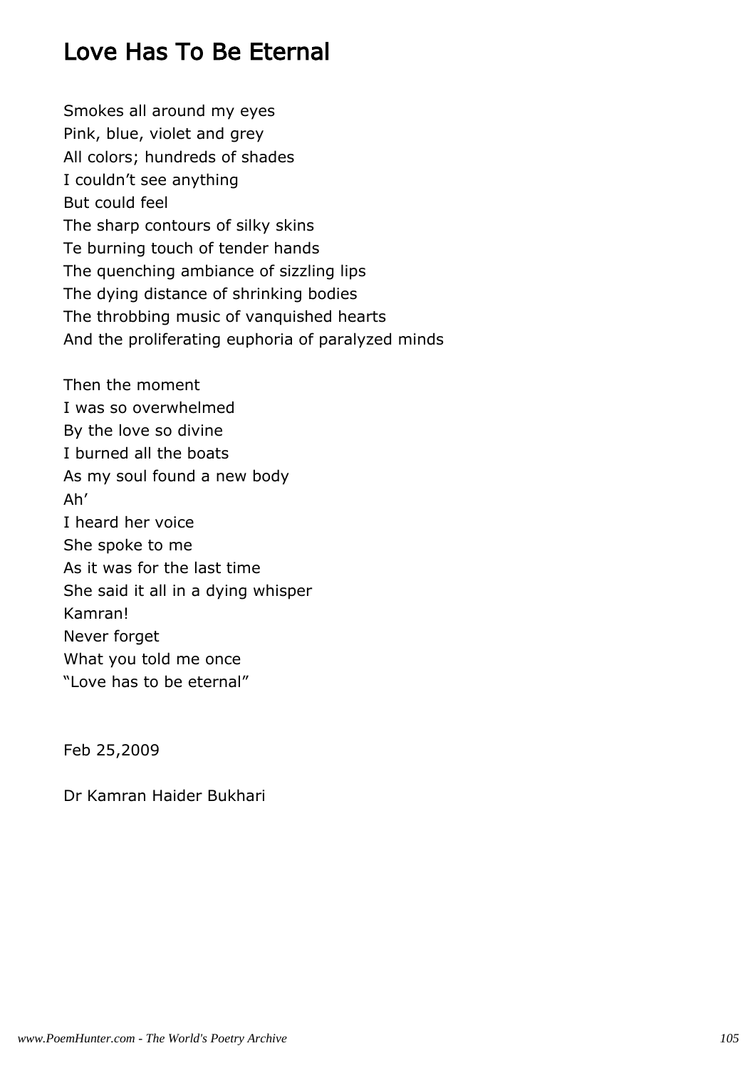## Love Has To Be Eternal

Smokes all around my eyes
Pink, blue, violet and grey
All colors; hundreds of shades
I couldn't see anything
But could feel
The sharp contours of silky skins
Te burning touch of tender hands
The quenching ambiance of sizzling lips
The dying distance of shrinking bodies
The throbbing music of vanquished hearts
And the proliferating euphoria of paralyzed minds

Then the moment
I was so overwhelmed
By the love so divine
I burned all the boats
As my soul found a new body
Ah'
I heard her voice
She spoke to me
As it was for the last time
She said it all in a dying whisper
Kamran!
Never forget
What you told me once
"Love has to be eternal"

Feb 25,2009

Dr Kamran Haider Bukhari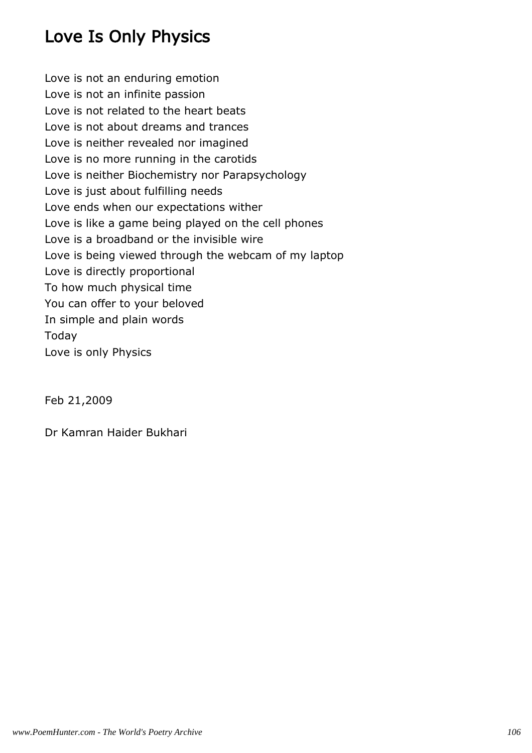# Love Is Only Physics

Love is not an enduring emotion
Love is not an infinite passion
Love is not related to the heart beats
Love is not about dreams and trances
Love is neither revealed nor imagined
Love is no more running in the carotids
Love is neither Biochemistry nor Parapsychology
Love is just about fulfilling needs
Love ends when our expectations wither
Love is like a game being played on the cell phones
Love is a broadband or the invisible wire
Love is being viewed through the webcam of my laptop
Love is directly proportional
To how much physical time
You can offer to your beloved
In simple and plain words
Today
Love is only Physics

Feb 21,2009

Dr Kamran Haider Bukhari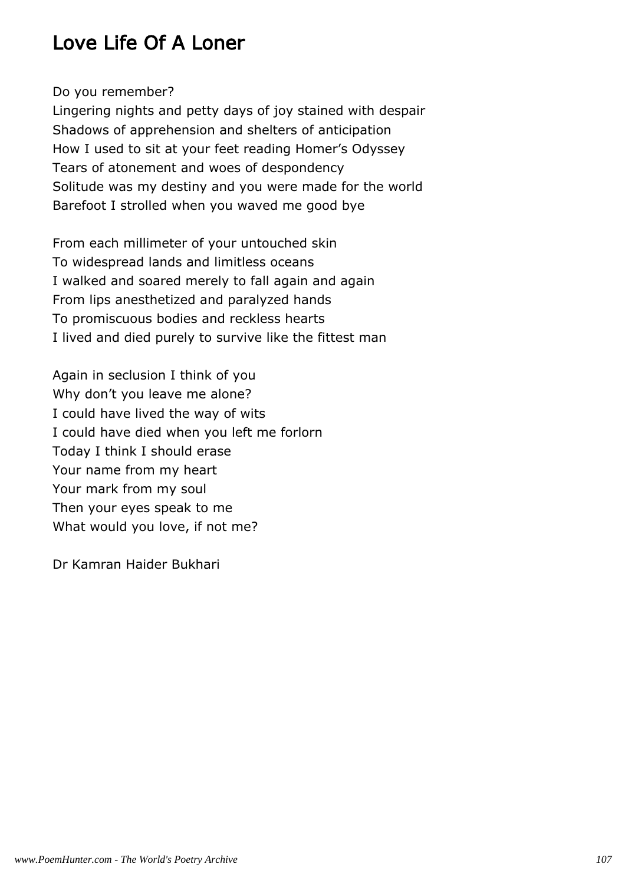## Love Life Of A Loner

Do you remember?  
Lingering nights and petty days of joy stained with despair  
Shadows of apprehension and shelters of anticipation  
How I used to sit at your feet reading Homer’s Odyssey  
Tears of atonement and woes of despondency  
Solitude was my destiny and you were made for the world  
Barefoot I strolled when you waved me good bye

From each millimeter of your untouched skin  
To widespread lands and limitless oceans  
I walked and soared merely to fall again and again  
From lips anesthetized and paralyzed hands  
To promiscuous bodies and reckless hearts  
I lived and died purely to survive like the fittest man

Again in seclusion I think of you  
Why don’t you leave me alone?  
I could have lived the way of wits  
I could have died when you left me forlorn  
Today I think I should erase  
Your name from my heart  
Your mark from my soul  
Then your eyes speak to me  
What would you love, if not me?

Dr Kamran Haider Bukhari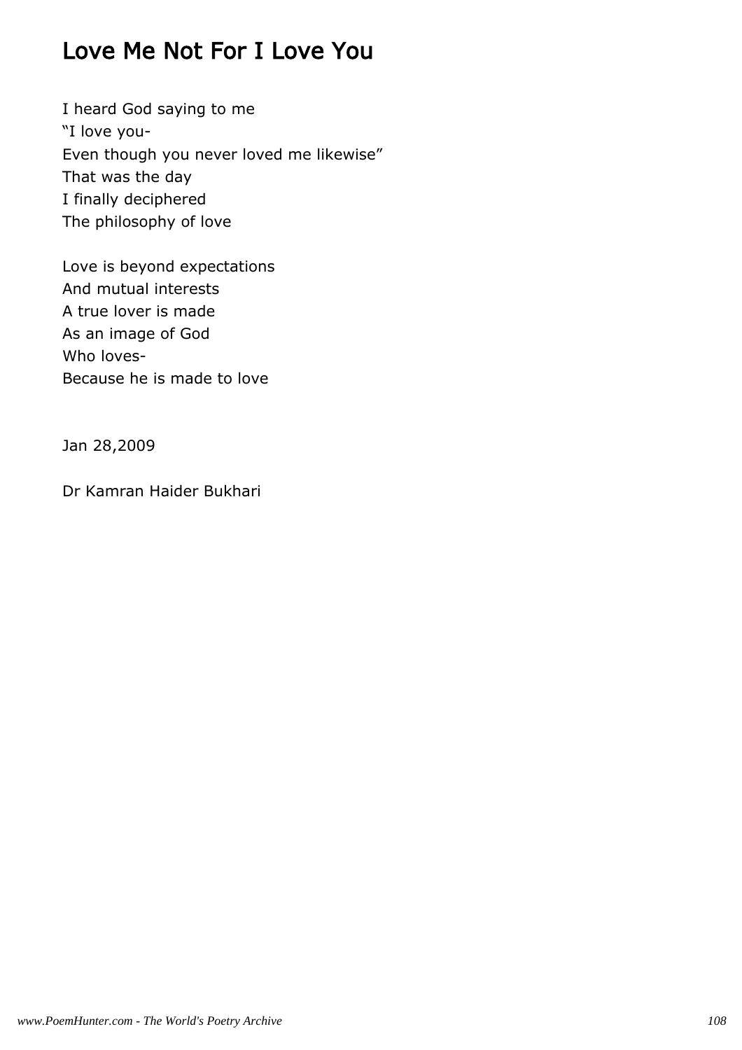# Love Me Not For I Love You

I heard God saying to me
“I love you-
Even though you never loved me likewise”
That was the day
I finally deciphered
The philosophy of love

Love is beyond expectations
And mutual interests
A true lover is made
As an image of God
Who loves-
Because he is made to love

Jan 28,2009

Dr Kamran Haider Bukhari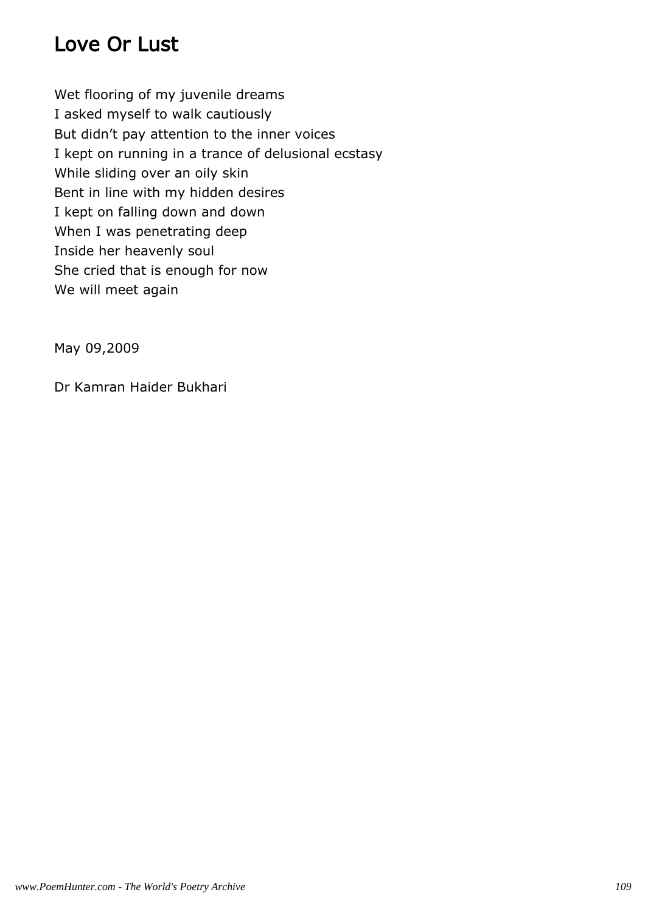# Love Or Lust

Wet flooring of my juvenile dreams
I asked myself to walk cautiously
But didn't pay attention to the inner voices
I kept on running in a trance of delusional ecstasy
While sliding over an oily skin
Bent in line with my hidden desires
I kept on falling down and down
When I was penetrating deep
Inside her heavenly soul
She cried that is enough for now
We will meet again

May 09,2009

Dr Kamran Haider Bukhari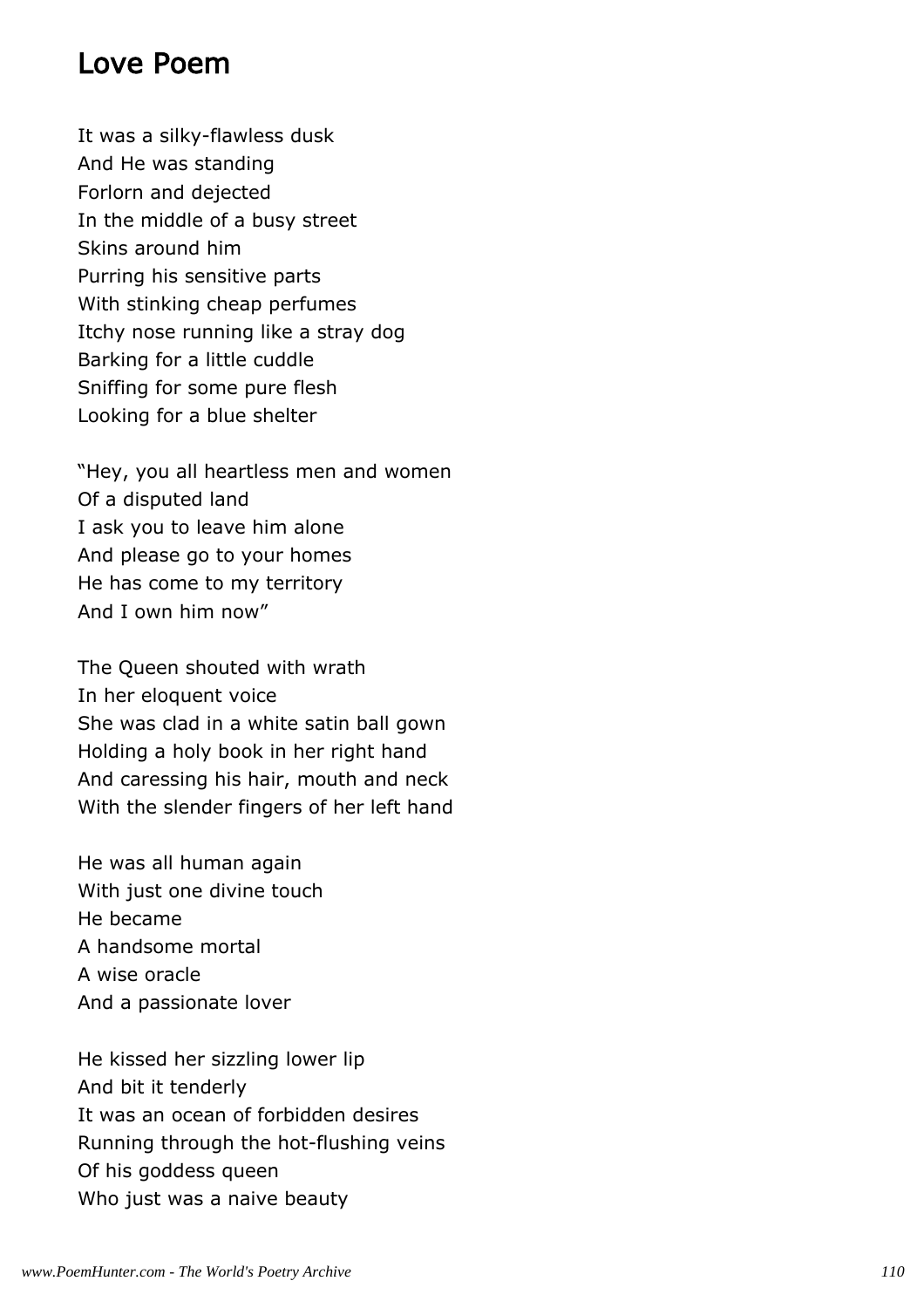## Love Poem

It was a silky-flawless dusk
And He was standing
Forlorn and dejected
In the middle of a busy street
Skins around him
Purring his sensitive parts
With stinking cheap perfumes
Itchy nose running like a stray dog
Barking for a little cuddle
Sniffing for some pure flesh
Looking for a blue shelter

“Hey, you all heartless men and women
Of a disputed land
I ask you to leave him alone
And please go to your homes
He has come to my territory
And I own him now”

The Queen shouted with wrath
In her eloquent voice
She was clad in a white satin ball gown
Holding a holy book in her right hand
And caressing his hair, mouth and neck
With the slender fingers of her left hand

He was all human again
With just one divine touch
He became
A handsome mortal
A wise oracle
And a passionate lover

He kissed her sizzling lower lip
And bit it tenderly
It was an ocean of forbidden desires
Running through the hot-flushing veins
Of his goddess queen
Who just was a naive beauty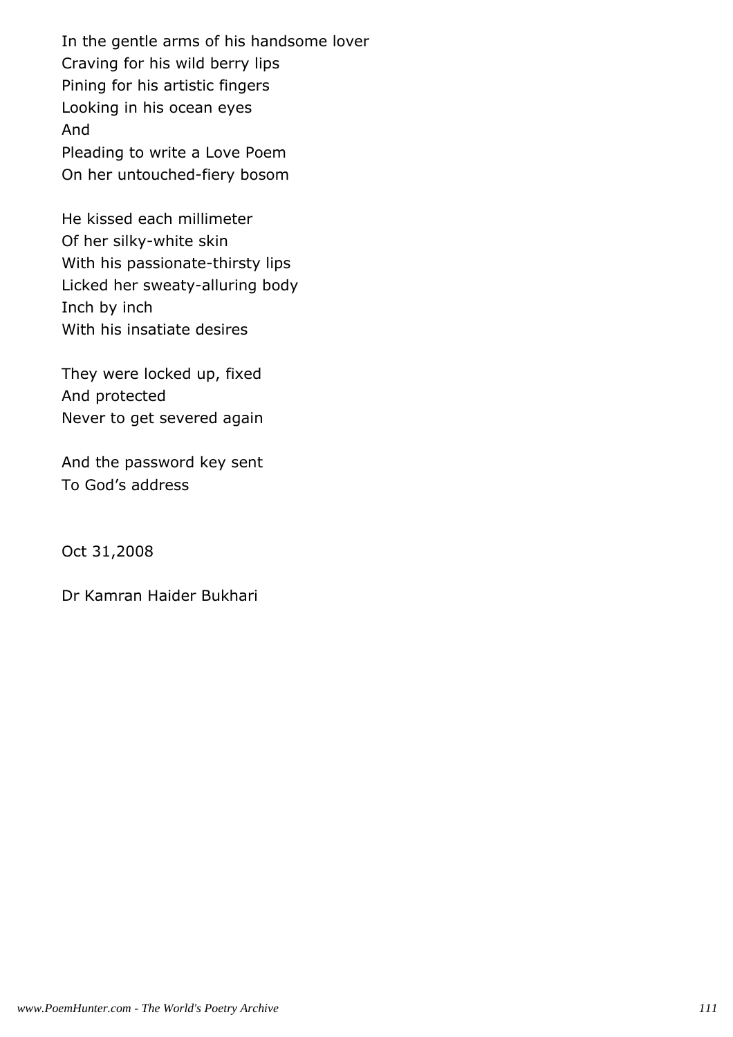In the gentle arms of his handsome lover  
Craving for his wild berry lips  
Pining for his artistic fingers  
Looking in his ocean eyes  
And  
Pleading to write a Love Poem  
On her untouched-fiery bosom

He kissed each millimeter  
Of her silky-white skin  
With his passionate-thirsty lips  
Licked her sweaty-alluring body  
Inch by inch  
With his insatiate desires

They were locked up, fixed  
And protected  
Never to get severed again

And the password key sent  
To God’s address

Oct 31,2008

Dr Kamran Haider Bukhari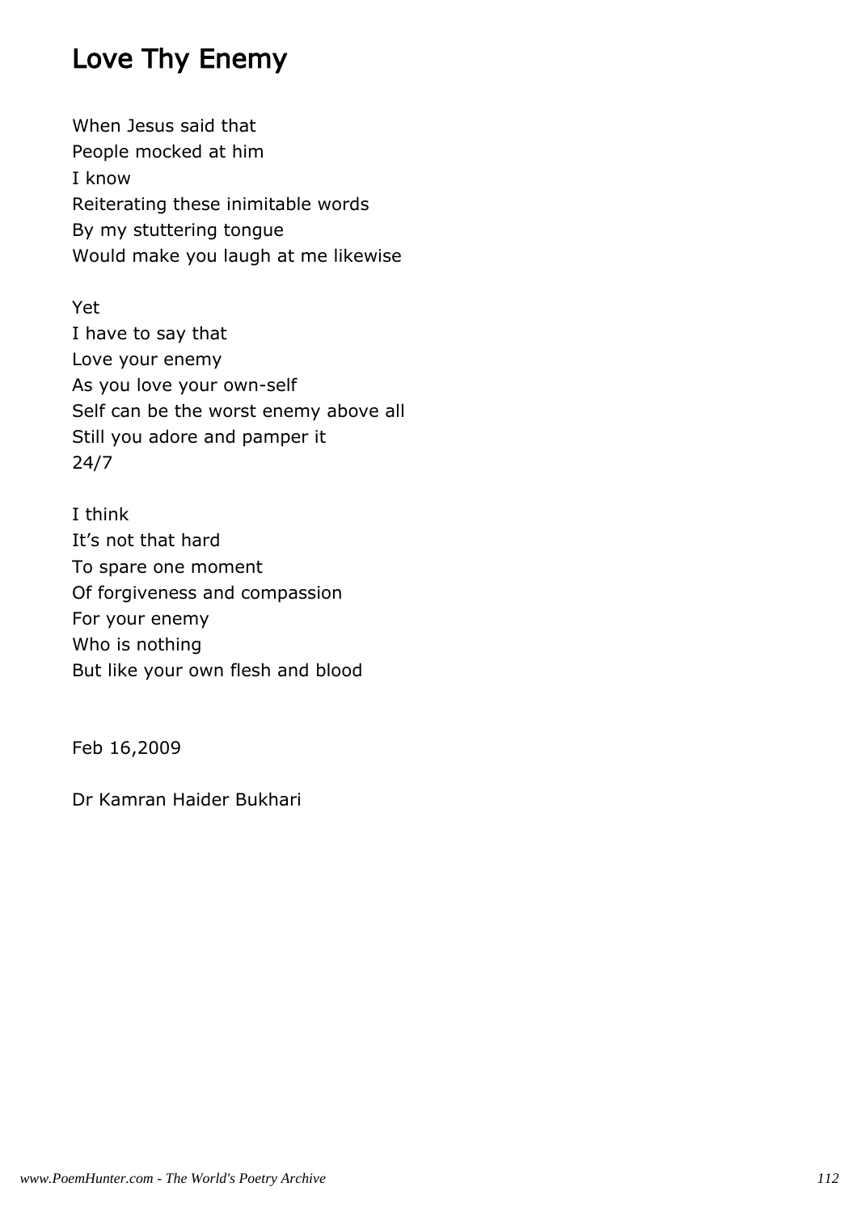# Love Thy Enemy

When Jesus said that  
People mocked at him  
I know  
Reiterating these inimitable words  
By my stuttering tongue  
Would make you laugh at me likewise

Yet  
I have to say that  
Love your enemy  
As you love your own-self  
Self can be the worst enemy above all  
Still you adore and pamper it  
24/7

I think  
It's not that hard  
To spare one moment  
Of forgiveness and compassion  
For your enemy  
Who is nothing  
But like your own flesh and blood

Feb 16,2009

Dr Kamran Haider Bukhari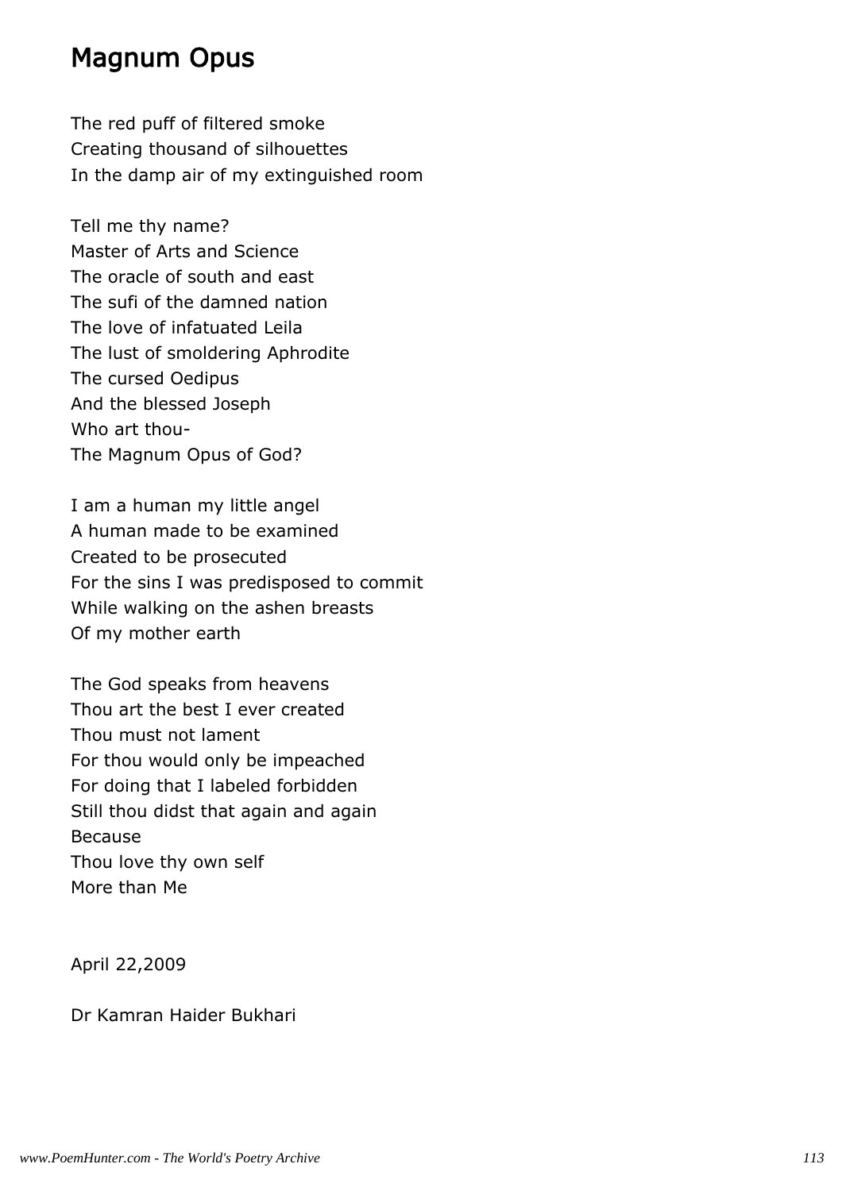# Magnum Opus

The red puff of filtered smoke  
Creating thousand of silhouettes  
In the damp air of my extinguished room

Tell me thy name?  
Master of Arts and Science  
The oracle of south and east  
The sufi of the damned nation  
The love of infatuated Leila  
The lust of smoldering Aphrodite  
The cursed Oedipus  
And the blessed Joseph  
Who art thou-  
The Magnum Opus of God?

I am a human my little angel  
A human made to be examined  
Created to be prosecuted  
For the sins I was predisposed to commit  
While walking on the ashen breasts  
Of my mother earth

The God speaks from heavens  
Thou art the best I ever created  
Thou must not lament  
For thou would only be impeached  
For doing that I labeled forbidden  
Still thou didst that again and again  
Because  
Thou love thy own self  
More than Me

April 22,2009

Dr Kamran Haider Bukhari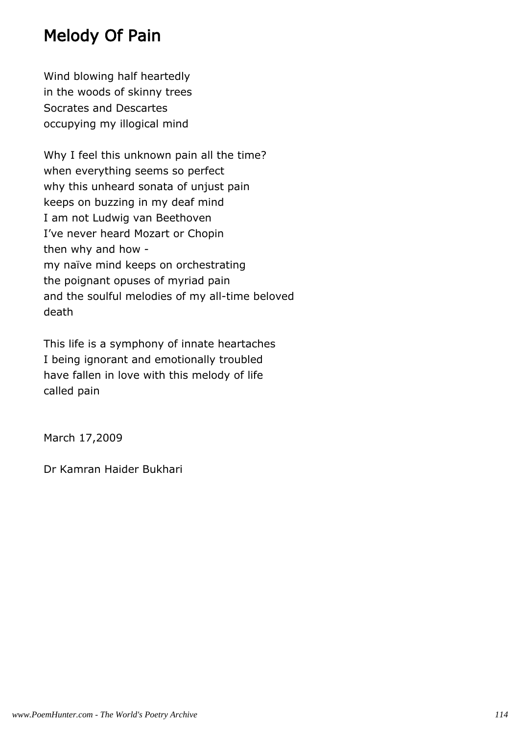# Melody Of Pain

Wind blowing half heartedly
in the woods of skinny trees
Socrates and Descartes
occupying my illogical mind

Why I feel this unknown pain all the time?
when everything seems so perfect
why this unheard sonata of unjust pain
keeps on buzzing in my deaf mind
I am not Ludwig van Beethoven
I've never heard Mozart or Chopin
then why and how -
my naïve mind keeps on orchestrating
the poignant opuses of myriad pain
and the soulful melodies of my all-time beloved
death

This life is a symphony of innate heartaches
I being ignorant and emotionally troubled
have fallen in love with this melody of life
called pain

March 17,2009

Dr Kamran Haider Bukhari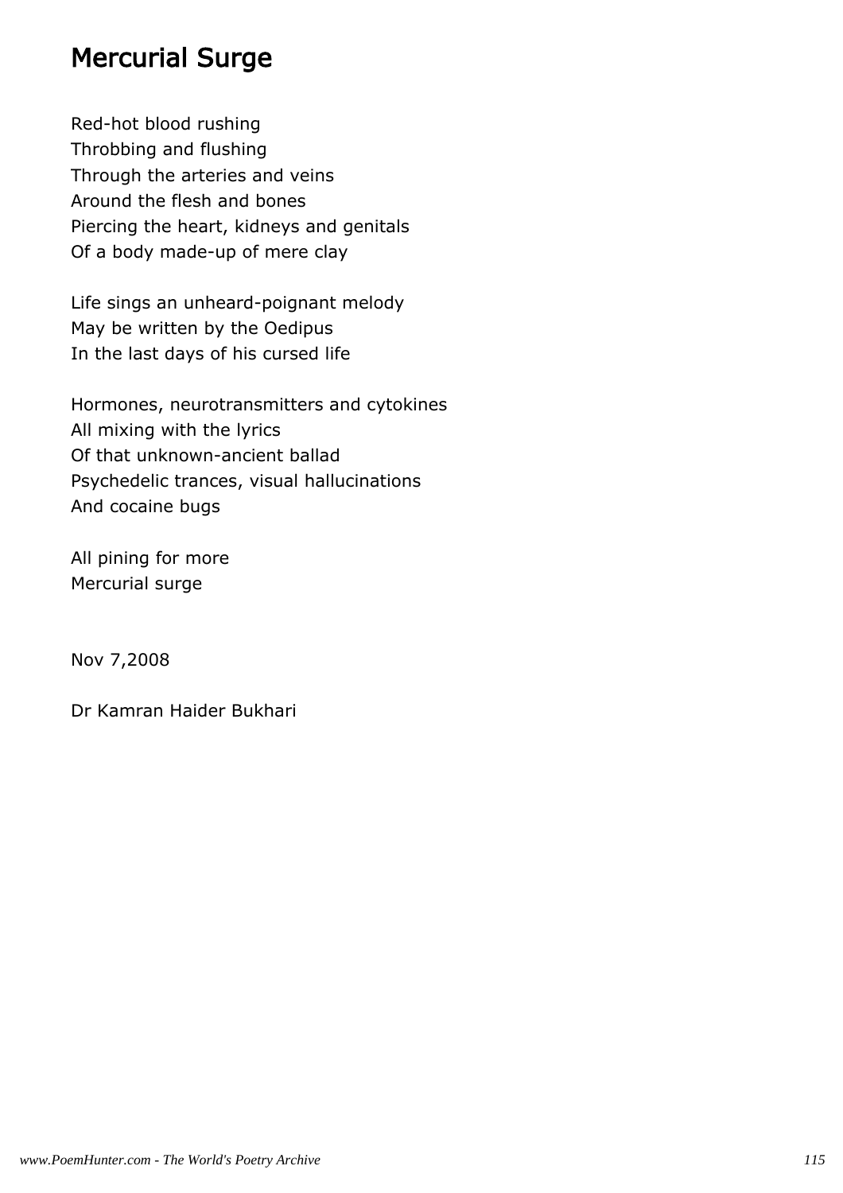# Mercurial Surge

Red-hot blood rushing
Throbbing and flushing
Through the arteries and veins
Around the flesh and bones
Piercing the heart, kidneys and genitals
Of a body made-up of mere clay

Life sings an unheard-poignant melody
May be written by the Oedipus
In the last days of his cursed life

Hormones, neurotransmitters and cytokines
All mixing with the lyrics
Of that unknown-ancient ballad
Psychedelic trances, visual hallucinations
And cocaine bugs

All pining for more
Mercurial surge

Nov 7,2008

Dr Kamran Haider Bukhari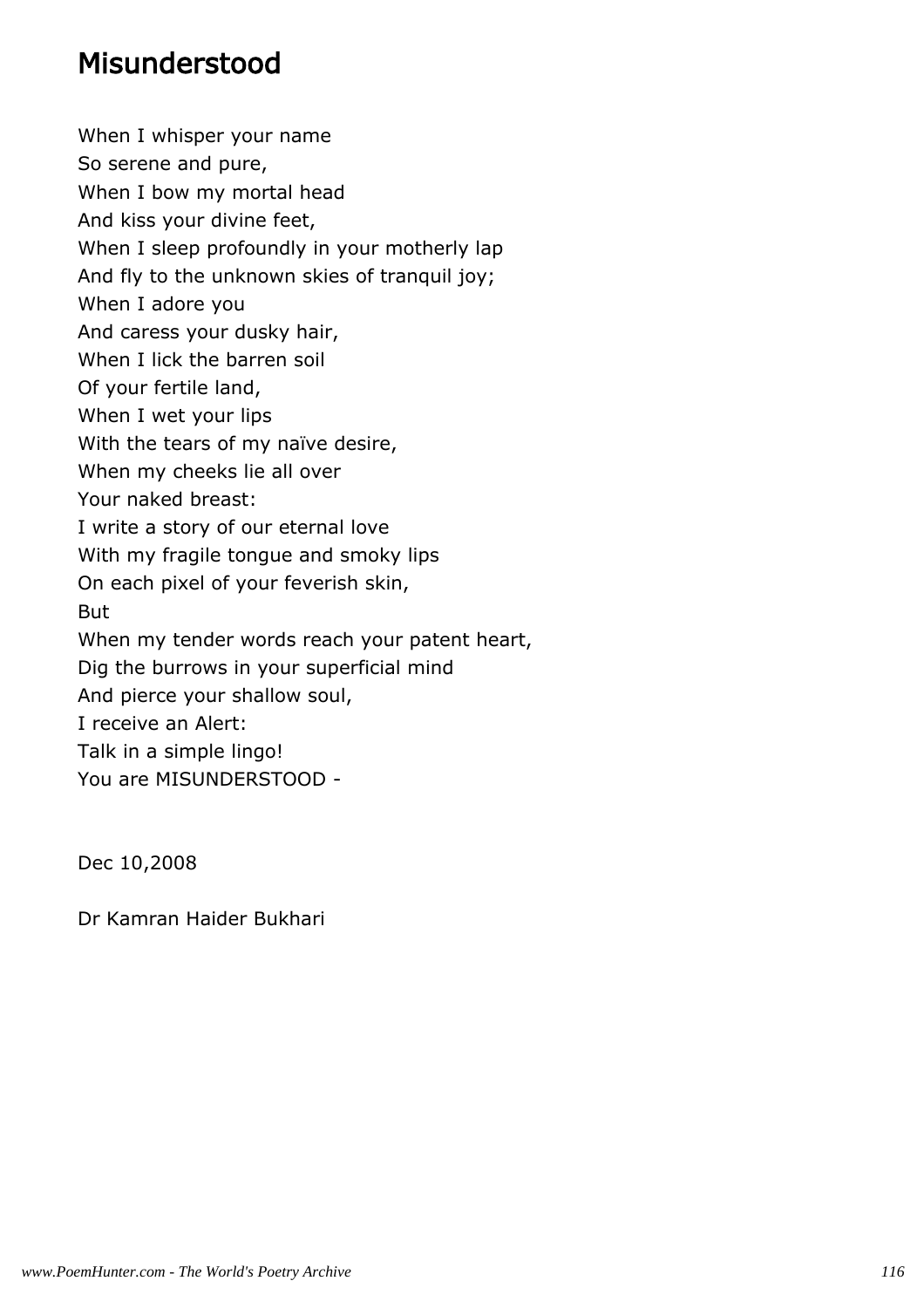# Misunderstood

When I whisper your name  
So serene and pure,  
When I bow my mortal head  
And kiss your divine feet,  
When I sleep profoundly in your motherly lap  
And fly to the unknown skies of tranquil joy;  
When I adore you  
And caress your dusky hair,  
When I lick the barren soil  
Of your fertile land,  
When I wet your lips  
With the tears of my naïve desire,  
When my cheeks lie all over  
Your naked breast:  
I write a story of our eternal love  
With my fragile tongue and smoky lips  
On each pixel of your feverish skin,  
But  
When my tender words reach your patent heart,  
Dig the burrows in your superficial mind  
And pierce your shallow soul,  
I receive an Alert:  
Talk in a simple lingo!  
You are MISUNDERSTOOD -

Dec 10,2008

Dr Kamran Haider Bukhari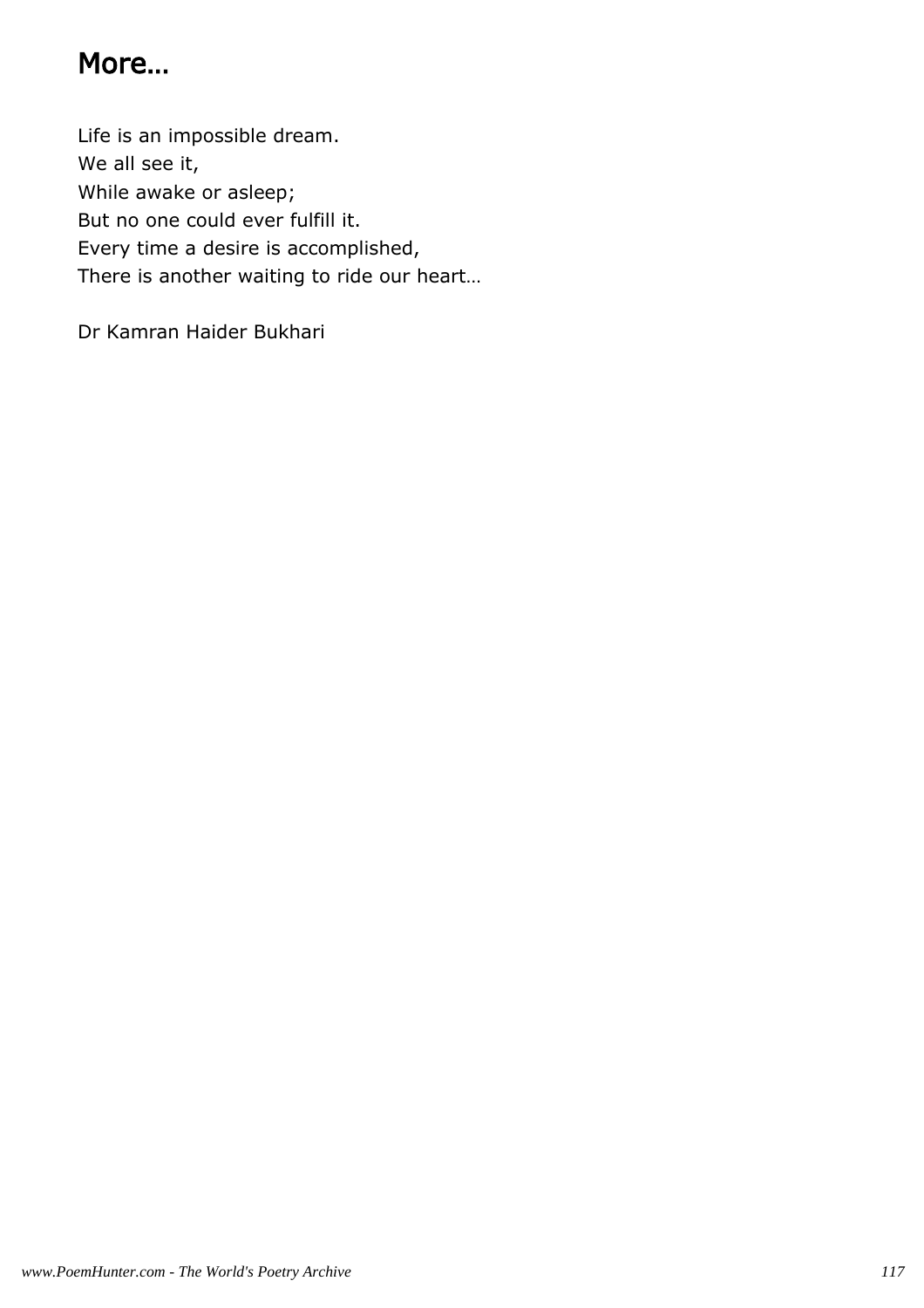## More…

Life is an impossible dream.
We all see it,
While awake or asleep;
But no one could ever fulfill it.
Every time a desire is accomplished,
There is another waiting to ride our heart…

Dr Kamran Haider Bukhari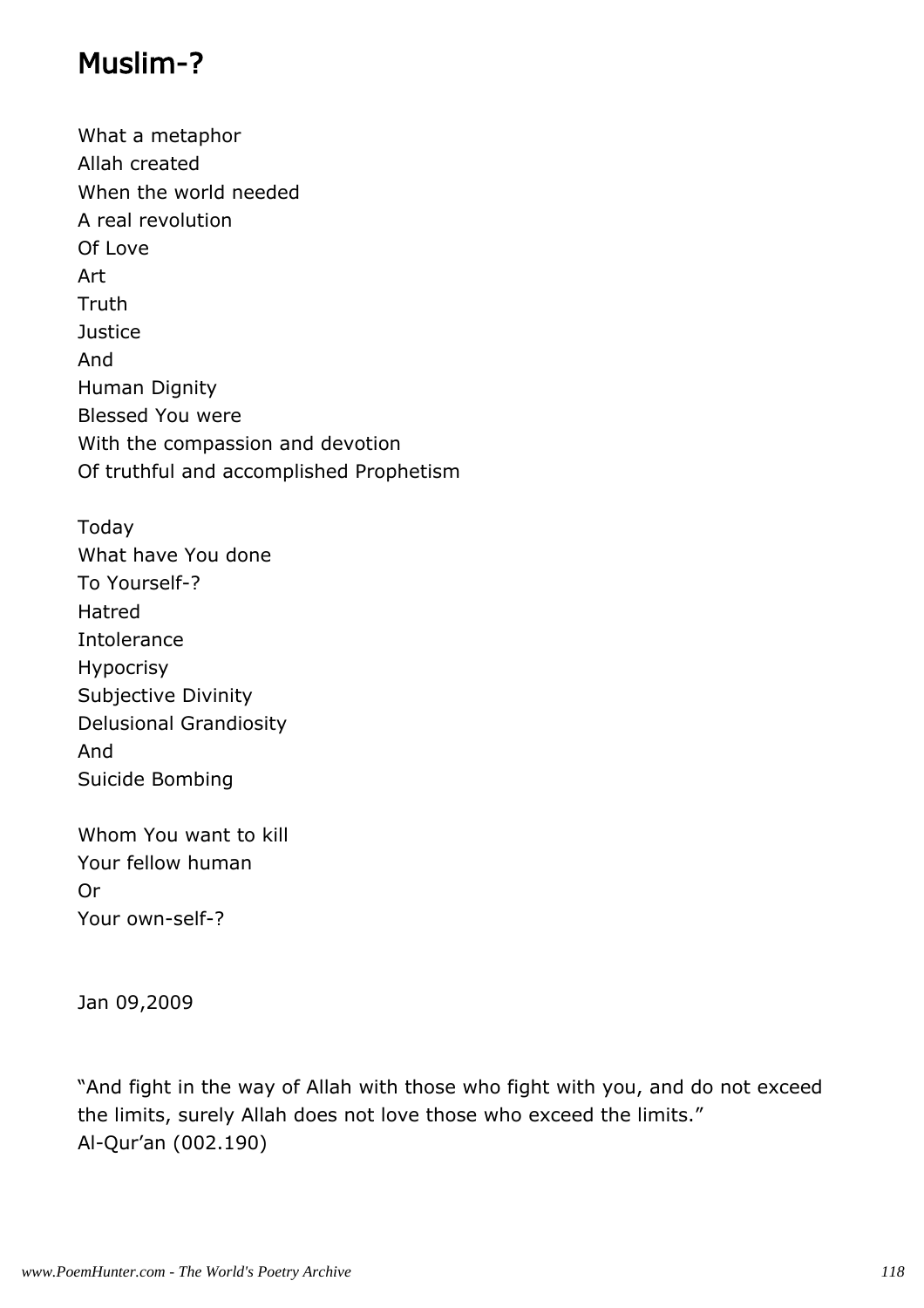# Muslim-?

What a metaphor  
Allah created  
When the world needed  
A real revolution  
Of Love  
Art  
Truth  
Justice  
And  
Human Dignity  
Blessed You were  
With the compassion and devotion  
Of truthful and accomplished Prophetism

Today  
What have You done  
To Yourself-?  
Hatred  
Intolerance  
Hypocrisy  
Subjective Divinity  
Delusional Grandiosity  
And  
Suicide Bombing

Whom You want to kill  
Your fellow human  
Or  
Your own-self-?

Jan 09,2009

“And fight in the way of Allah with those who fight with you, and do not exceed the limits, surely Allah does not love those who exceed the limits.”  
Al-Qur’an (002.190)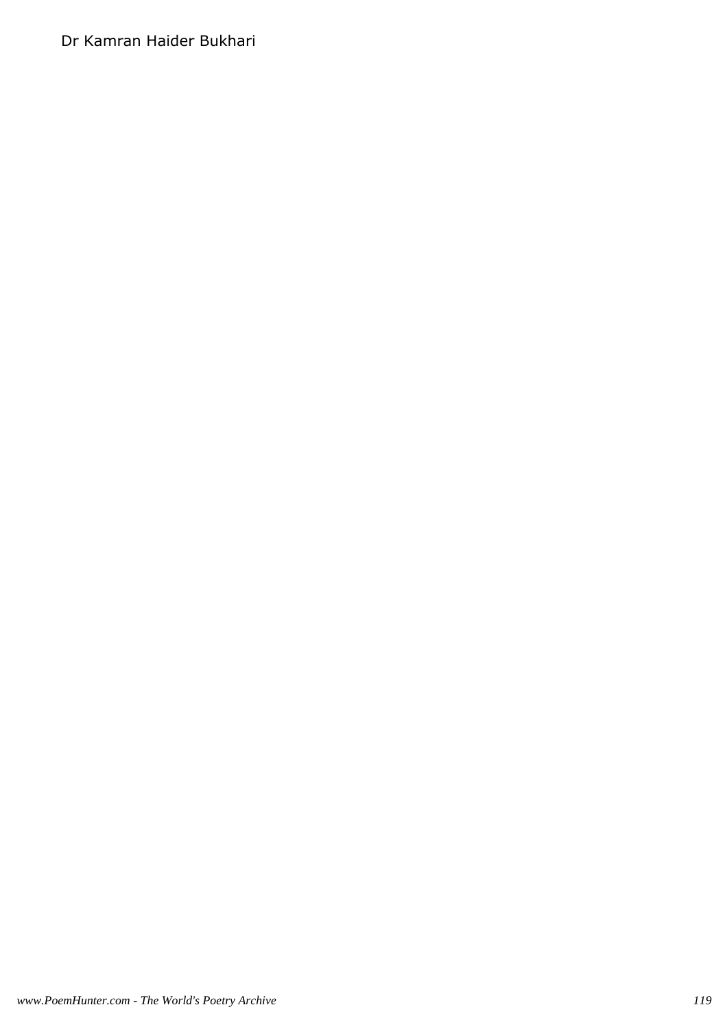Dr Kamran Haider Bukhari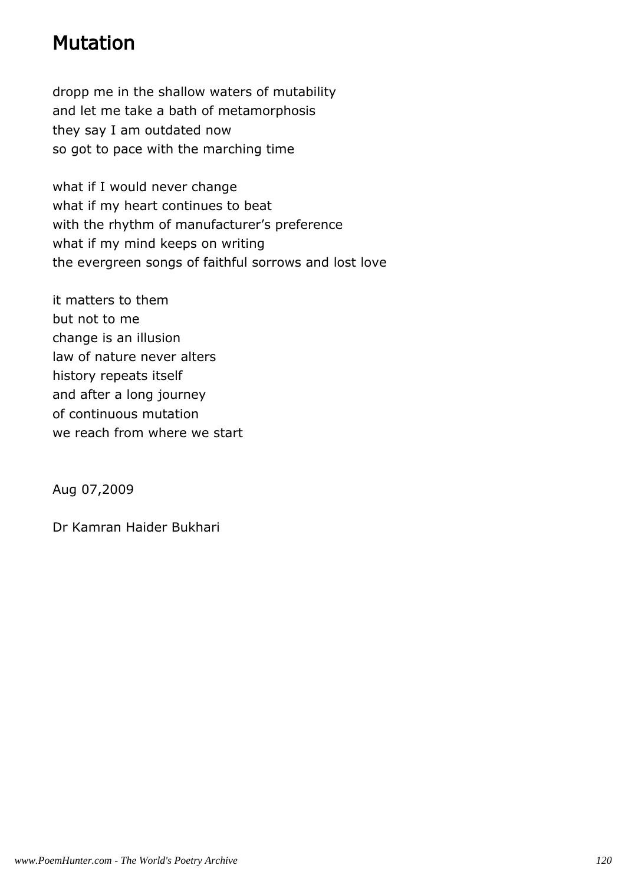# Mutation

dropp me in the shallow waters of mutability
and let me take a bath of metamorphosis
they say I am outdated now
so got to pace with the marching time

what if I would never change
what if my heart continues to beat
with the rhythm of manufacturer's preference
what if my mind keeps on writing
the evergreen songs of faithful sorrows and lost love

it matters to them
but not to me
change is an illusion
law of nature never alters
history repeats itself
and after a long journey
of continuous mutation
we reach from where we start

Aug 07,2009

Dr Kamran Haider Bukhari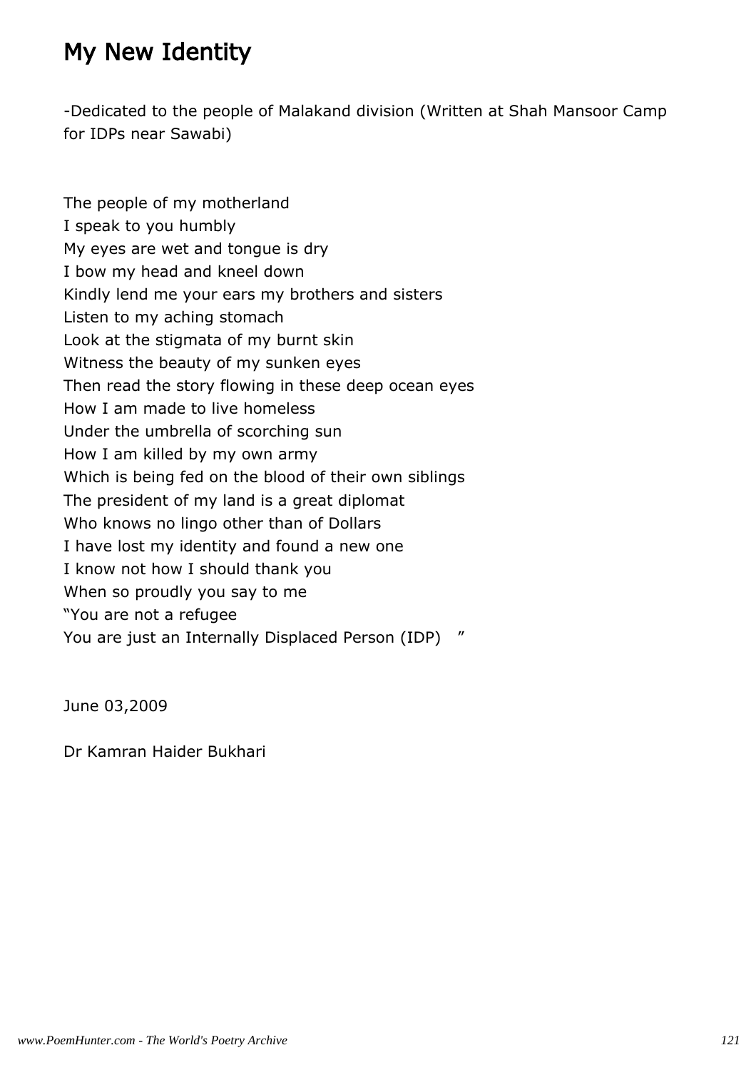# My New Identity

-Dedicated to the people of Malakand division (Written at Shah Mansoor Camp for IDPs near Sawabi)

The people of my motherland
I speak to you humbly
My eyes are wet and tongue is dry
I bow my head and kneel down
Kindly lend me your ears my brothers and sisters
Listen to my aching stomach
Look at the stigmata of my burnt skin
Witness the beauty of my sunken eyes
Then read the story flowing in these deep ocean eyes
How I am made to live homeless
Under the umbrella of scorching sun
How I am killed by my own army
Which is being fed on the blood of their own siblings
The president of my land is a great diplomat
Who knows no lingo other than of Dollars
I have lost my identity and found a new one
I know not how I should thank you
When so proudly you say to me
"You are not a refugee
You are just an Internally Displaced Person (IDP) "

June 03,2009

Dr Kamran Haider Bukhari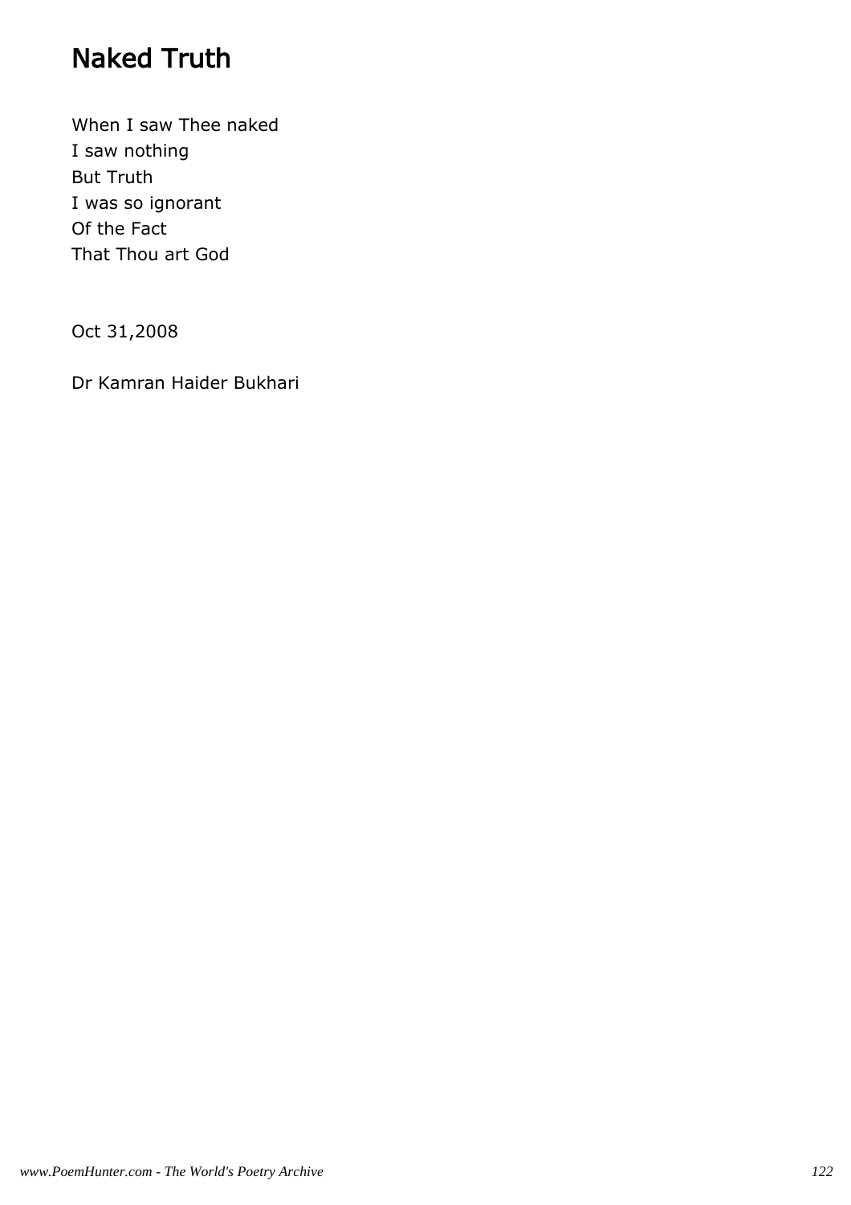# Naked Truth

When I saw Thee naked
I saw nothing
But Truth
I was so ignorant
Of the Fact
That Thou art God

Oct 31,2008

Dr Kamran Haider Bukhari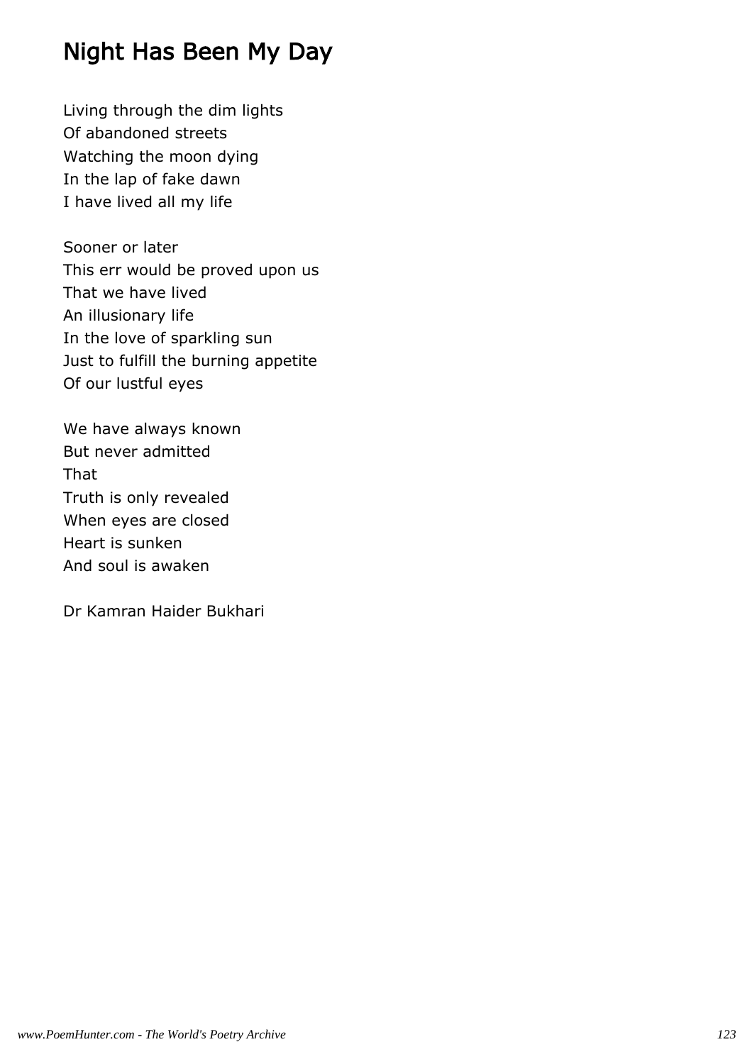# Night Has Been My Day

Living through the dim lights
Of abandoned streets
Watching the moon dying
In the lap of fake dawn
I have lived all my life

Sooner or later
This err would be proved upon us
That we have lived
An illusionary life
In the love of sparkling sun
Just to fulfill the burning appetite
Of our lustful eyes

We have always known
But never admitted
That
Truth is only revealed
When eyes are closed
Heart is sunken
And soul is awaken

Dr Kamran Haider Bukhari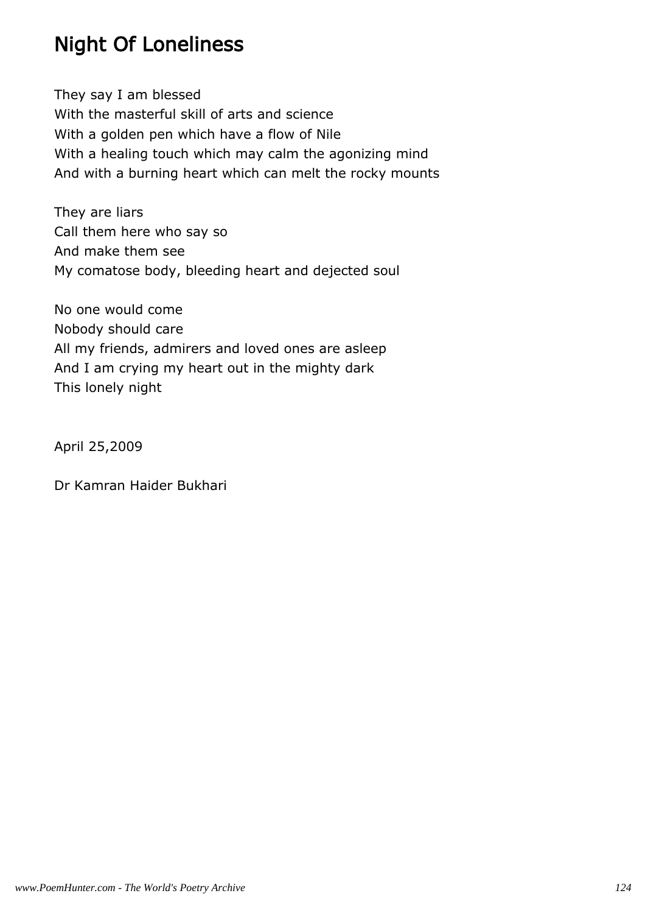# Night Of Loneliness

They say I am blessed  
With the masterful skill of arts and science  
With a golden pen which have a flow of Nile  
With a healing touch which may calm the agonizing mind  
And with a burning heart which can melt the rocky mounts

They are liars  
Call them here who say so  
And make them see  
My comatose body, bleeding heart and dejected soul

No one would come  
Nobody should care  
All my friends, admirers and loved ones are asleep  
And I am crying my heart out in the mighty dark  
This lonely night

April 25,2009

Dr Kamran Haider Bukhari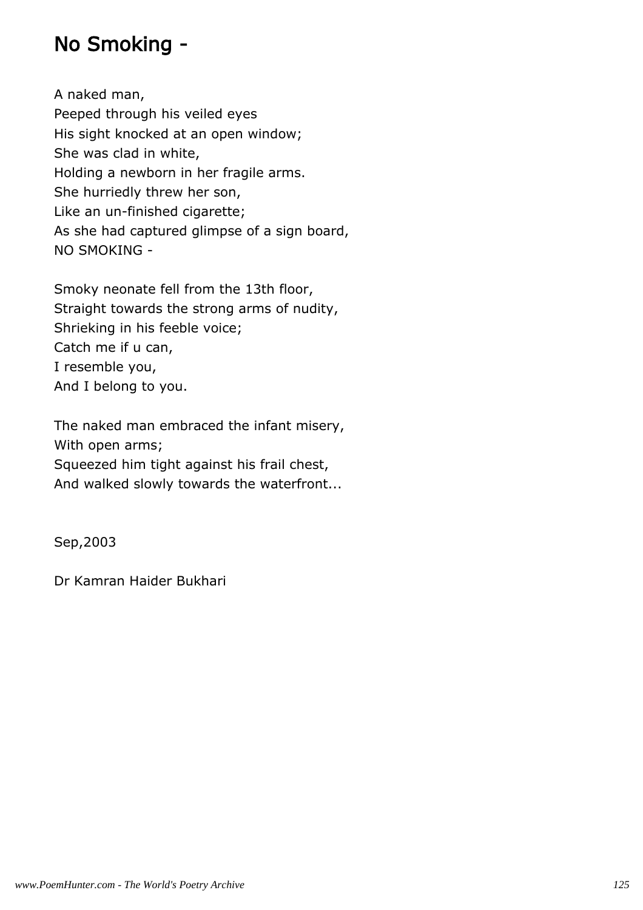# No Smoking -

A naked man,
Peeped through his veiled eyes
His sight knocked at an open window;
She was clad in white,
Holding a newborn in her fragile arms.
She hurriedly threw her son,
Like an un-finished cigarette;
As she had captured glimpse of a sign board,
NO SMOKING -

Smoky neonate fell from the 13th floor,
Straight towards the strong arms of nudity,
Shrieking in his feeble voice;
Catch me if u can,
I resemble you,
And I belong to you.

The naked man embraced the infant misery,
With open arms;
Squeezed him tight against his frail chest,
And walked slowly towards the waterfront...

Sep,2003

Dr Kamran Haider Bukhari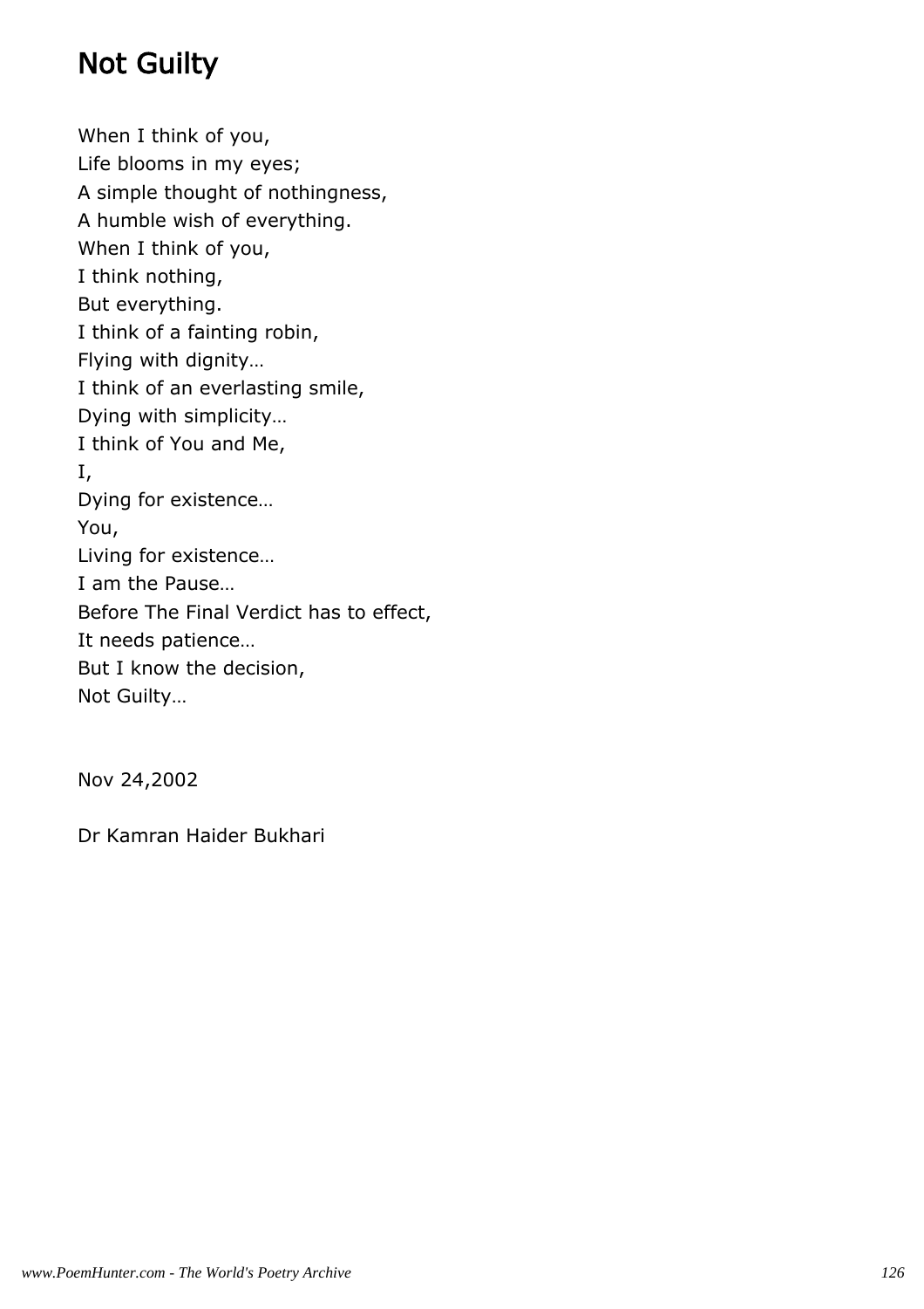# Not Guilty

When I think of you,  
Life blooms in my eyes;  
A simple thought of nothingness,  
A humble wish of everything.  
When I think of you,  
I think nothing,  
But everything.  
I think of a fainting robin,  
Flying with dignity…  
I think of an everlasting smile,  
Dying with simplicity…  
I think of You and Me,  
I,  
Dying for existence…  
You,  
Living for existence…  
I am the Pause…  
Before The Final Verdict has to effect,  
It needs patience…  
But I know the decision,  
Not Guilty…

Nov 24,2002

Dr Kamran Haider Bukhari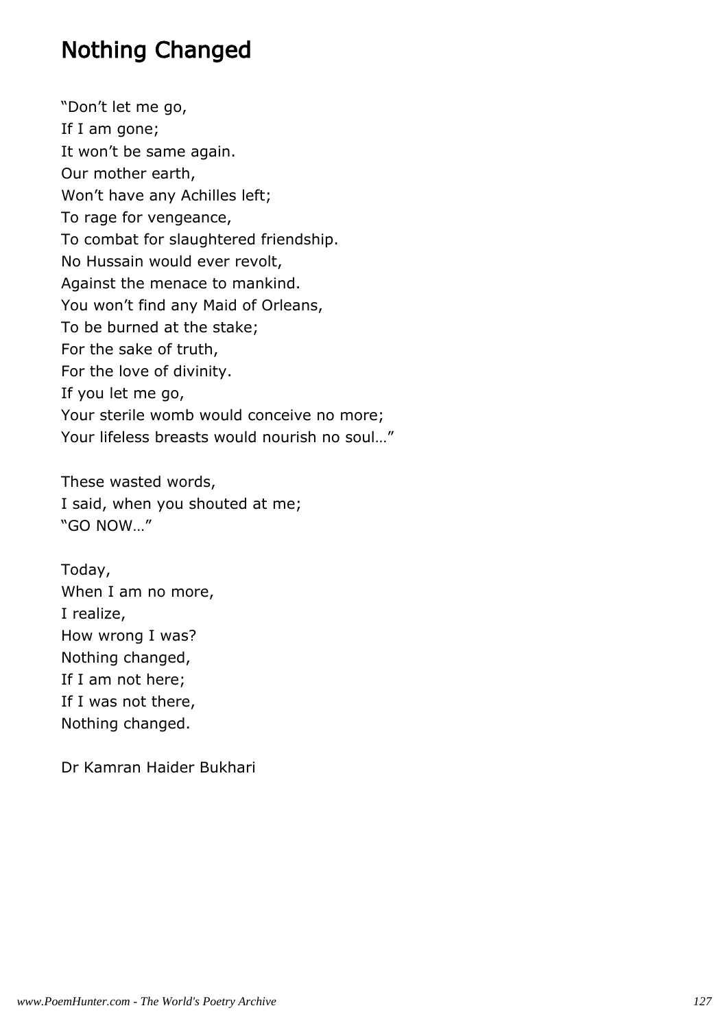# Nothing Changed

"Don't let me go,  
If I am gone;  
It won't be same again.  
Our mother earth,  
Won't have any Achilles left;  
To rage for vengeance,  
To combat for slaughtered friendship.  
No Hussain would ever revolt,  
Against the menace to mankind.  
You won't find any Maid of Orleans,  
To be burned at the stake;  
For the sake of truth,  
For the love of divinity.  
If you let me go,  
Your sterile womb would conceive no more;  
Your lifeless breasts would nourish no soul…"

These wasted words,  
I said, when you shouted at me;  
"GO NOW…"

Today,  
When I am no more,  
I realize,  
How wrong I was?  
Nothing changed,  
If I am not here;  
If I was not there,  
Nothing changed.

Dr Kamran Haider Bukhari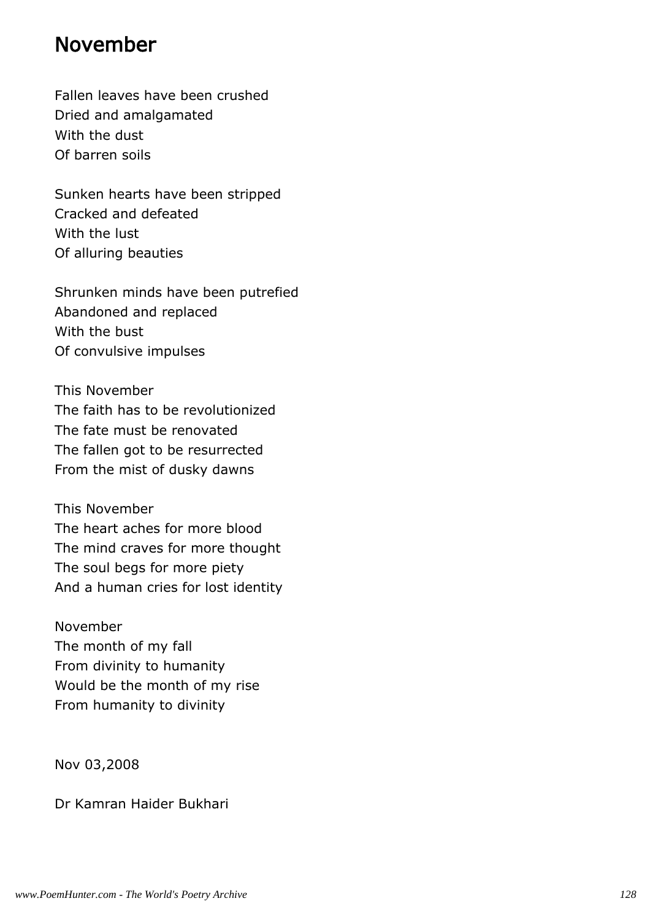# November

Fallen leaves have been crushed
Dried and amalgamated
With the dust
Of barren soils

Sunken hearts have been stripped
Cracked and defeated
With the lust
Of alluring beauties

Shrunken minds have been putrefied
Abandoned and replaced
With the bust
Of convulsive impulses

This November
The faith has to be revolutionized
The fate must be renovated
The fallen got to be resurrected
From the mist of dusky dawns

This November
The heart aches for more blood
The mind craves for more thought
The soul begs for more piety
And a human cries for lost identity

November
The month of my fall
From divinity to humanity
Would be the month of my rise
From humanity to divinity

Nov 03,2008

Dr Kamran Haider Bukhari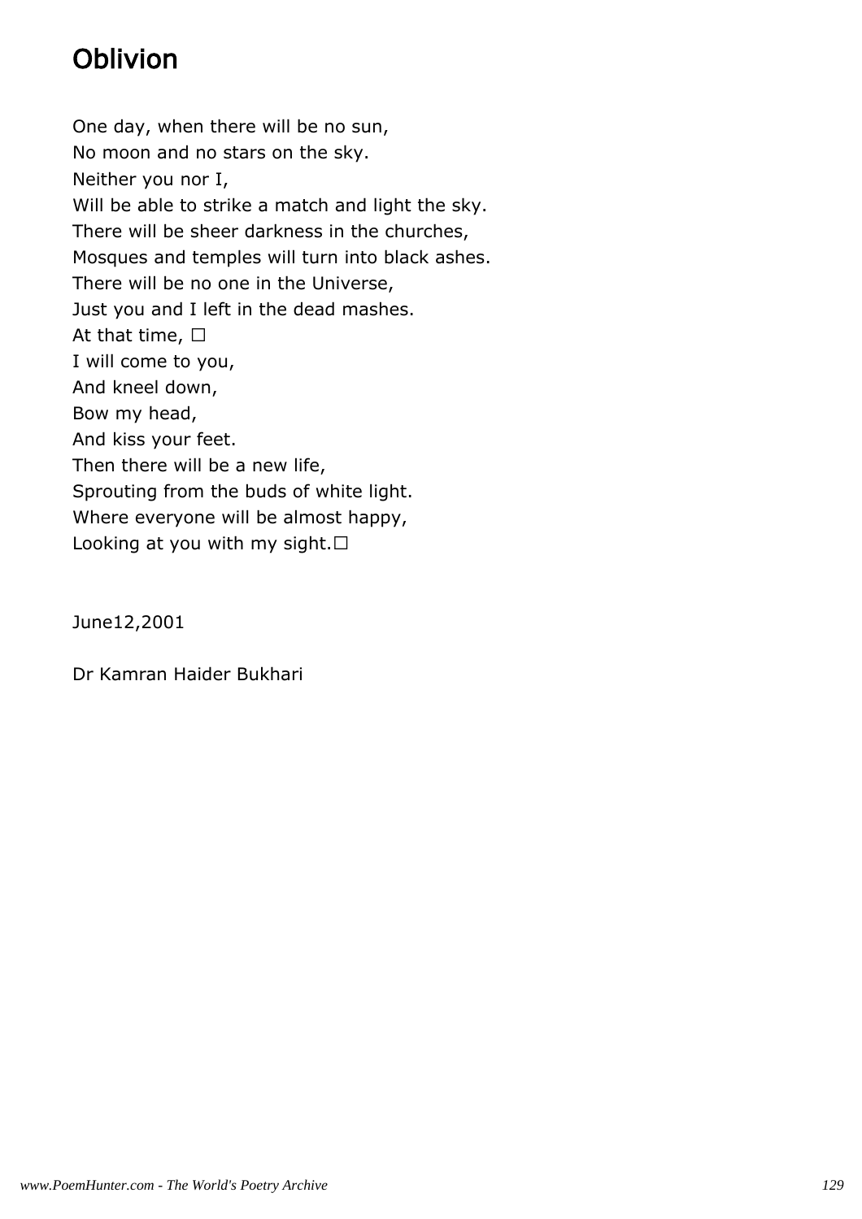# Oblivion

One day, when there will be no sun,  
No moon and no stars on the sky.  
Neither you nor I,  
Will be able to strike a match and light the sky.  
There will be sheer darkness in the churches,  
Mosques and temples will turn into black ashes.  
There will be no one in the Universe,  
Just you and I left in the dead mashes.  
At that time, □  
I will come to you,  
And kneel down,  
Bow my head,  
And kiss your feet.  
Then there will be a new life,  
Sprouting from the buds of white light.  
Where everyone will be almost happy,  
Looking at you with my sight.□

June12,2001

Dr Kamran Haider Bukhari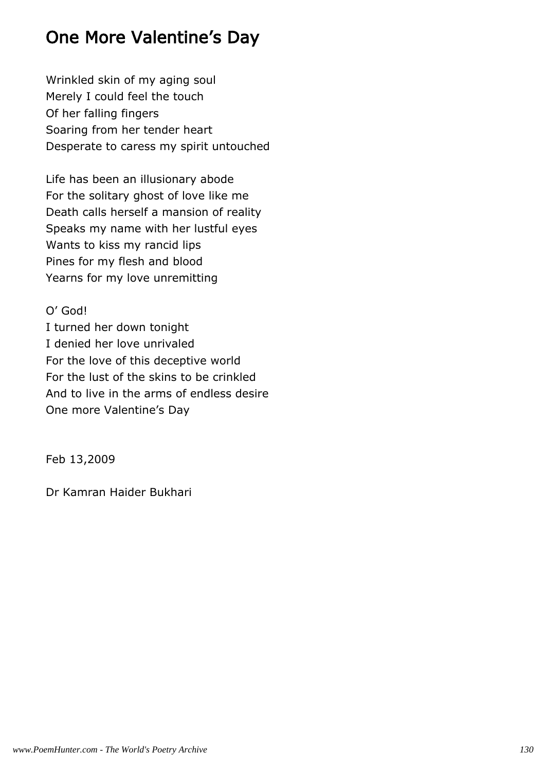## One More Valentine's Day

Wrinkled skin of my aging soul  
Merely I could feel the touch  
Of her falling fingers  
Soaring from her tender heart  
Desperate to caress my spirit untouched

Life has been an illusionary abode  
For the solitary ghost of love like me  
Death calls herself a mansion of reality  
Speaks my name with her lustful eyes  
Wants to kiss my rancid lips  
Pines for my flesh and blood  
Yearns for my love unremitting

O' God!  
I turned her down tonight  
I denied her love unrivaled  
For the love of this deceptive world  
For the lust of the skins to be crinkled  
And to live in the arms of endless desire  
One more Valentine's Day

Feb 13,2009

Dr Kamran Haider Bukhari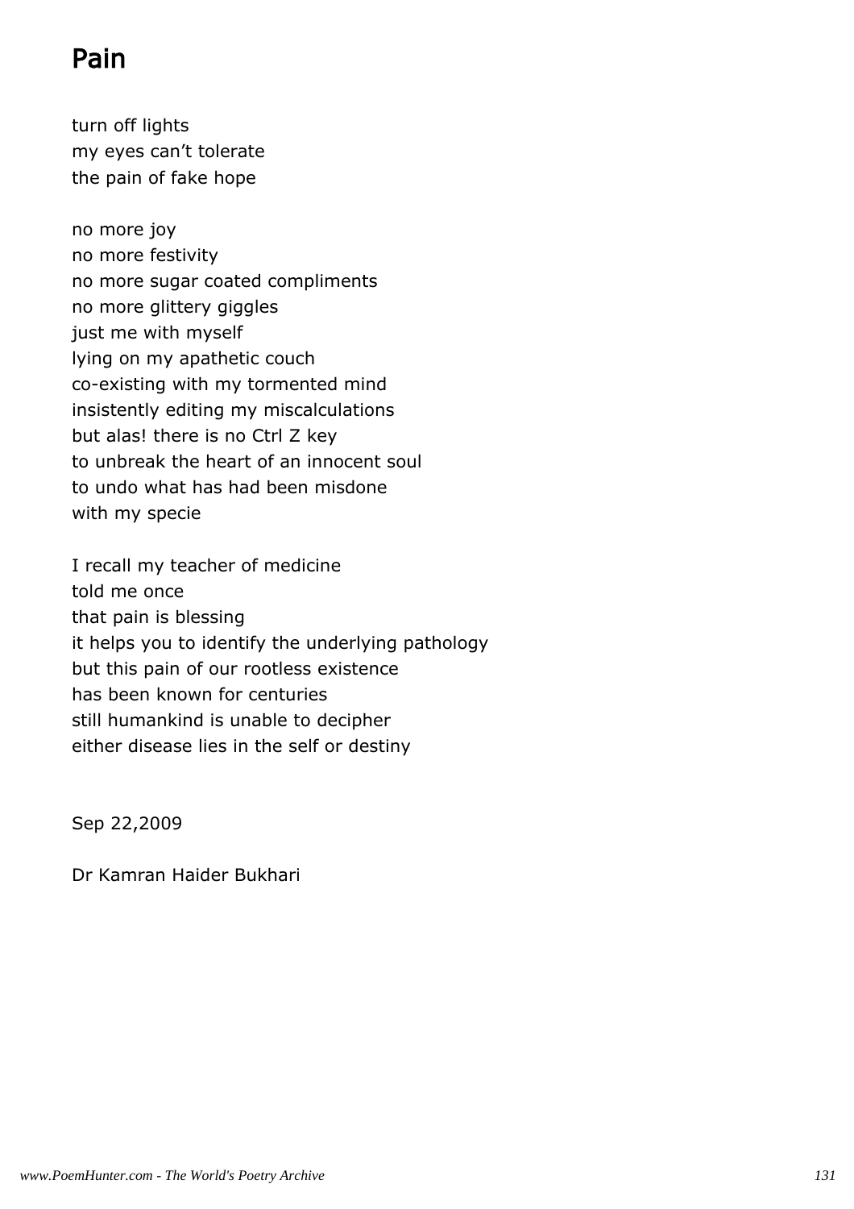# Pain

turn off lights
my eyes can't tolerate
the pain of fake hope

no more joy
no more festivity
no more sugar coated compliments
no more glittery giggles
just me with myself
lying on my apathetic couch
co-existing with my tormented mind
insistently editing my miscalculations
but alas! there is no Ctrl Z key
to unbreak the heart of an innocent soul
to undo what has had been misdone
with my specie

I recall my teacher of medicine
told me once
that pain is blessing
it helps you to identify the underlying pathology
but this pain of our rootless existence
has been known for centuries
still humankind is unable to decipher
either disease lies in the self or destiny

Sep 22,2009

Dr Kamran Haider Bukhari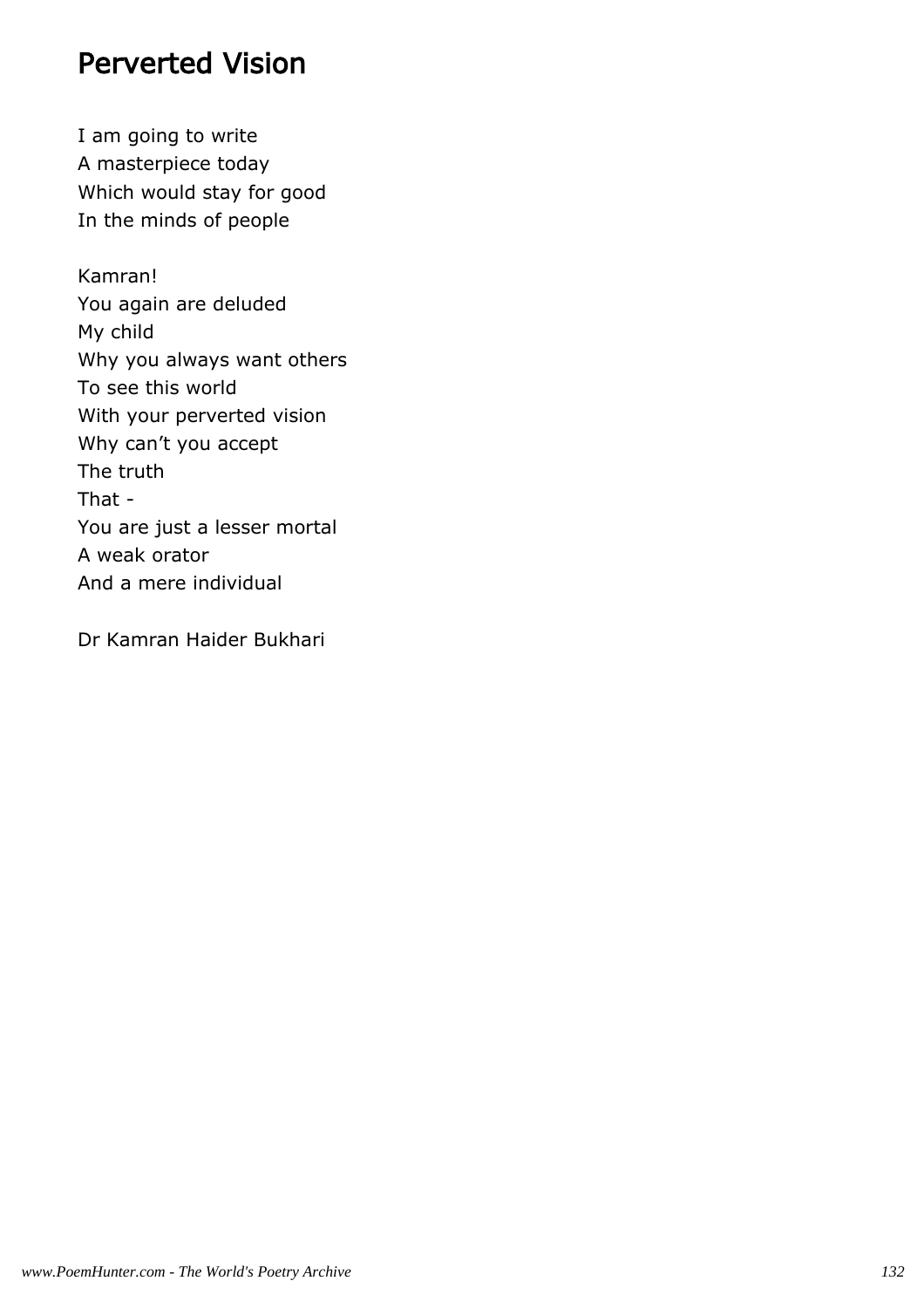# Perverted Vision

I am going to write  
A masterpiece today  
Which would stay for good  
In the minds of people

Kamran!  
You again are deluded  
My child  
Why you always want others  
To see this world  
With your perverted vision  
Why can't you accept  
The truth  
That -  
You are just a lesser mortal  
A weak orator  
And a mere individual

Dr Kamran Haider Bukhari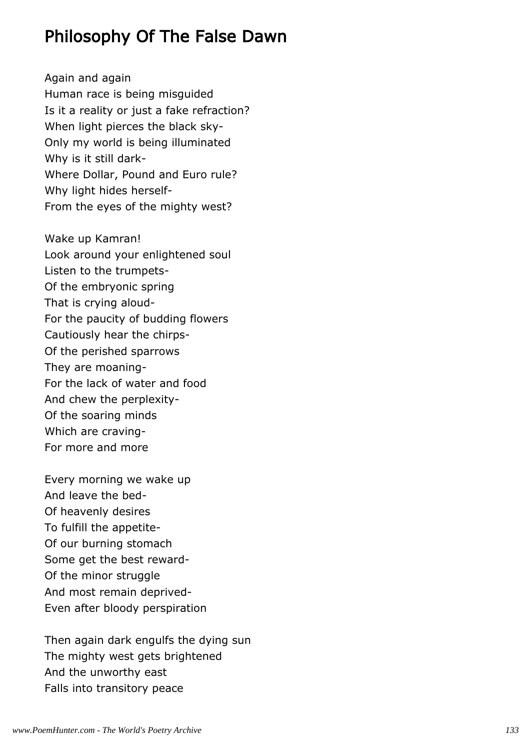## Philosophy Of The False Dawn

Again and again
Human race is being misguided
Is it a reality or just a fake refraction?
When light pierces the black sky-
Only my world is being illuminated
Why is it still dark-
Where Dollar, Pound and Euro rule?
Why light hides herself-
From the eyes of the mighty west?

Wake up Kamran!
Look around your enlightened soul
Listen to the trumpets-
Of the embryonic spring
That is crying aloud-
For the paucity of budding flowers
Cautiously hear the chirps-
Of the perished sparrows
They are moaning-
For the lack of water and food
And chew the perplexity-
Of the soaring minds
Which are craving-
For more and more

Every morning we wake up
And leave the bed-
Of heavenly desires
To fulfill the appetite-
Of our burning stomach
Some get the best reward-
Of the minor struggle
And most remain deprived-
Even after bloody perspiration

Then again dark engulfs the dying sun
The mighty west gets brightened
And the unworthy east
Falls into transitory peace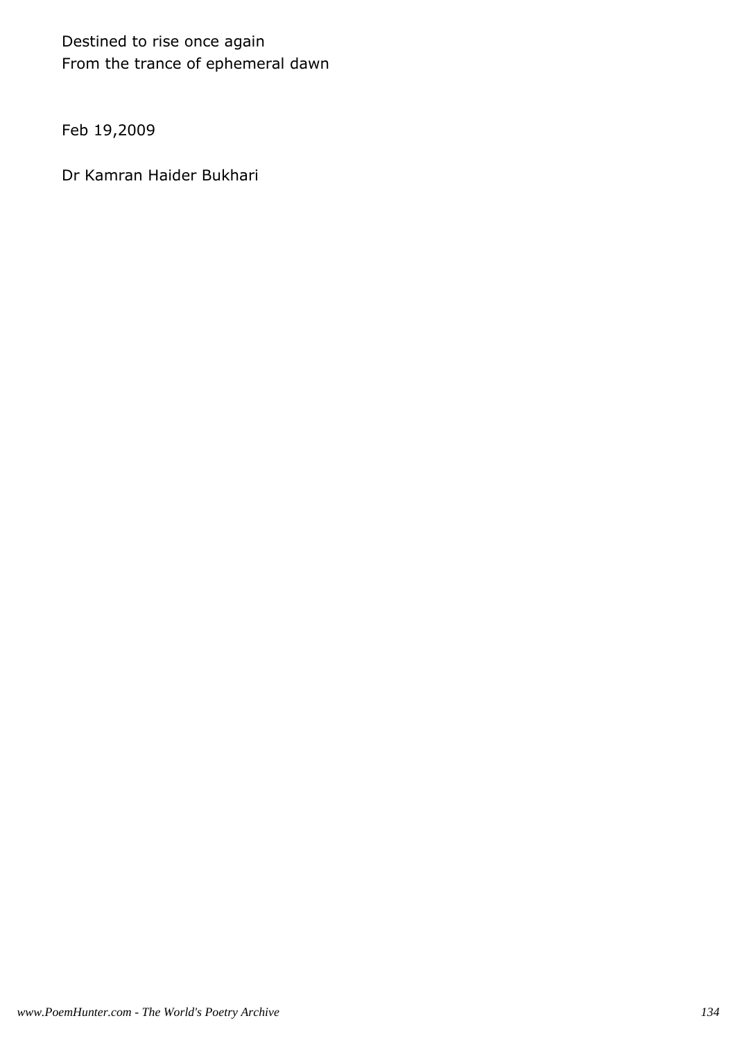Destined to rise once again
From the trance of ephemeral dawn

Feb 19,2009

Dr Kamran Haider Bukhari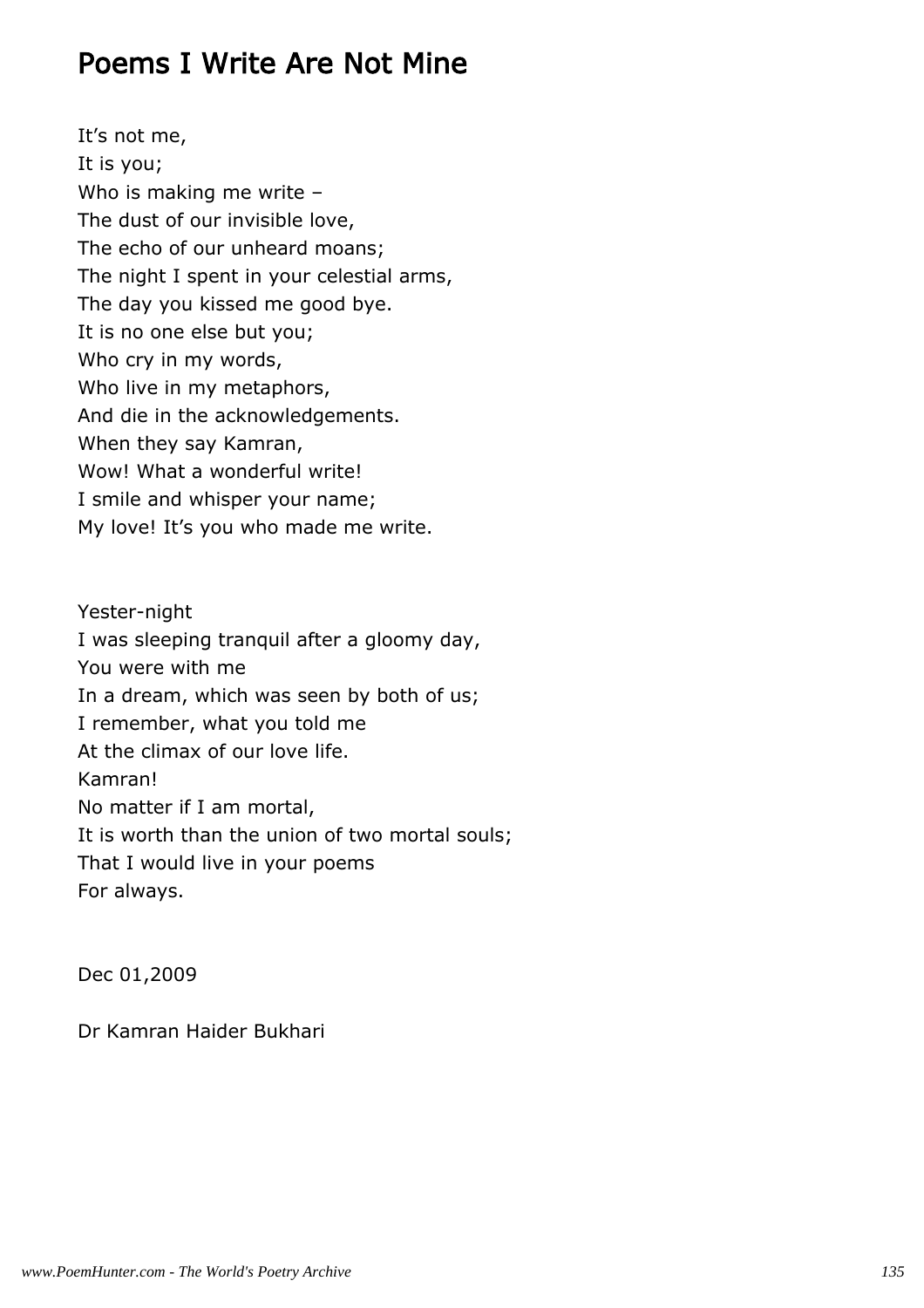# Poems I Write Are Not Mine

It's not me,  
It is you;  
Who is making me write –  
The dust of our invisible love,  
The echo of our unheard moans;  
The night I spent in your celestial arms,  
The day you kissed me good bye.  
It is no one else but you;  
Who cry in my words,  
Who live in my metaphors,  
And die in the acknowledgements.  
When they say Kamran,  
Wow! What a wonderful write!  
I smile and whisper your name;  
My love! It's you who made me write.

Yester-night  
I was sleeping tranquil after a gloomy day,  
You were with me  
In a dream, which was seen by both of us;  
I remember, what you told me  
At the climax of our love life.  
Kamran!  
No matter if I am mortal,  
It is worth than the union of two mortal souls;  
That I would live in your poems  
For always.

Dec 01,2009

Dr Kamran Haider Bukhari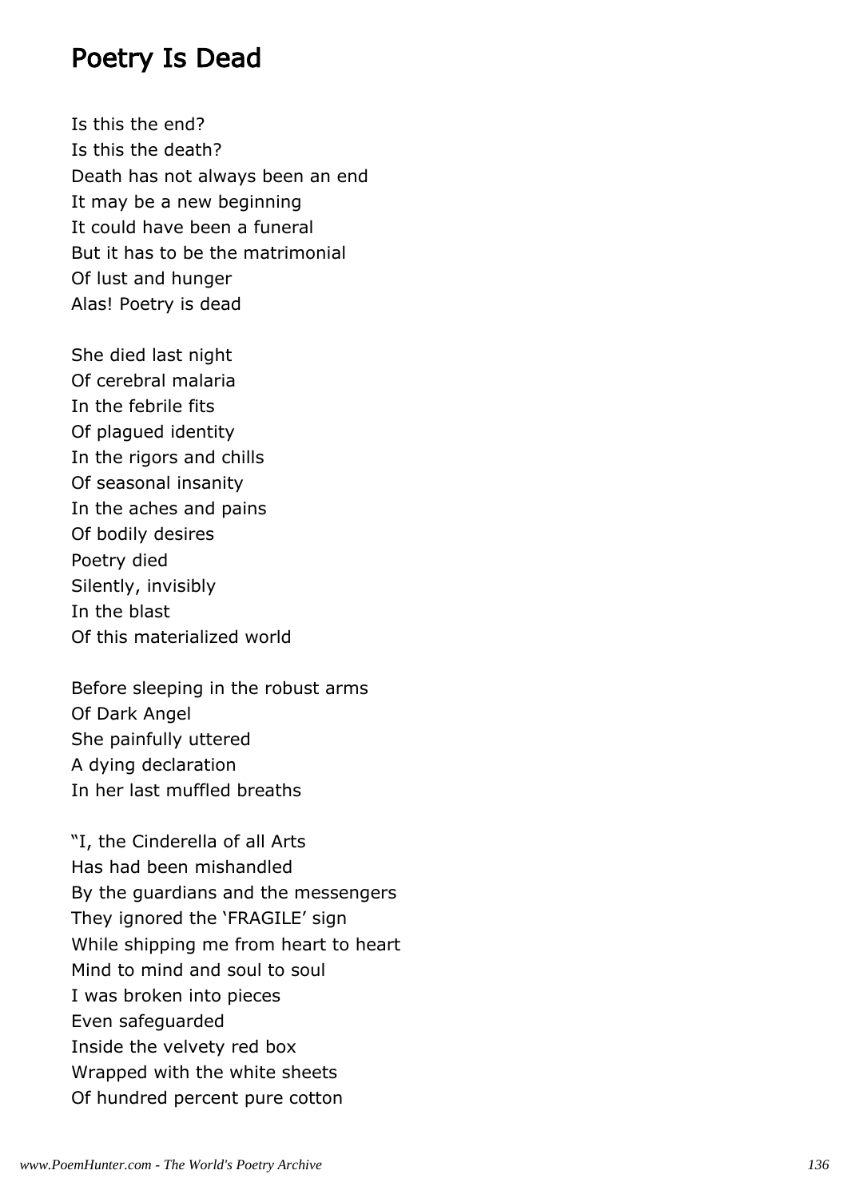# Poetry Is Dead

Is this the end?
Is this the death?
Death has not always been an end
It may be a new beginning
It could have been a funeral
But it has to be the matrimonial
Of lust and hunger
Alas! Poetry is dead

She died last night
Of cerebral malaria
In the febrile fits
Of plagued identity
In the rigors and chills
Of seasonal insanity
In the aches and pains
Of bodily desires
Poetry died
Silently, invisibly
In the blast
Of this materialized world

Before sleeping in the robust arms
Of Dark Angel
She painfully uttered
A dying declaration
In her last muffled breaths

"I, the Cinderella of all Arts
Has had been mishandled
By the guardians and the messengers
They ignored the 'FRAGILE' sign
While shipping me from heart to heart
Mind to mind and soul to soul
I was broken into pieces
Even safeguarded
Inside the velvety red box
Wrapped with the white sheets
Of hundred percent pure cotton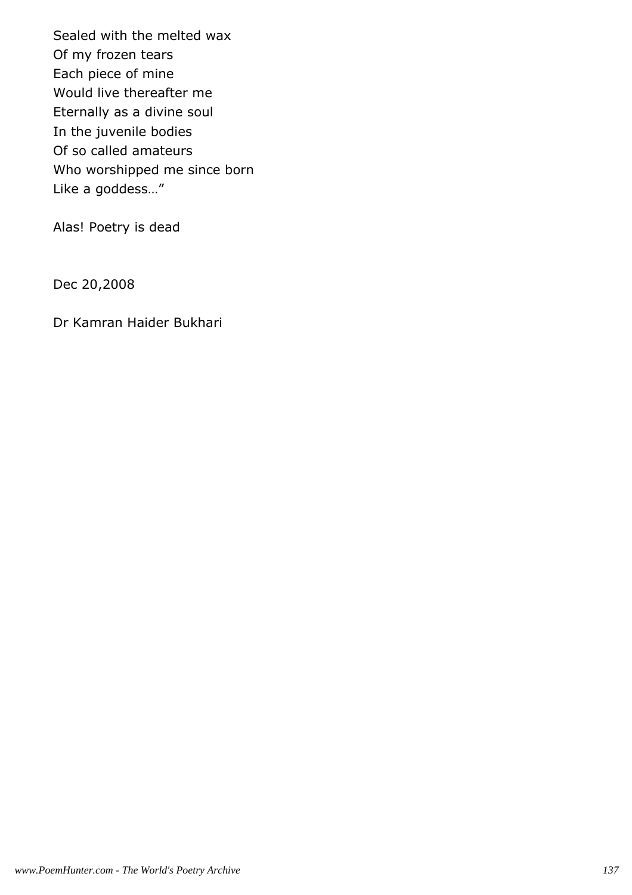Sealed with the melted wax
Of my frozen tears
Each piece of mine
Would live thereafter me
Eternally as a divine soul
In the juvenile bodies
Of so called amateurs
Who worshipped me since born
Like a goddess…”

Alas! Poetry is dead

Dec 20,2008

Dr Kamran Haider Bukhari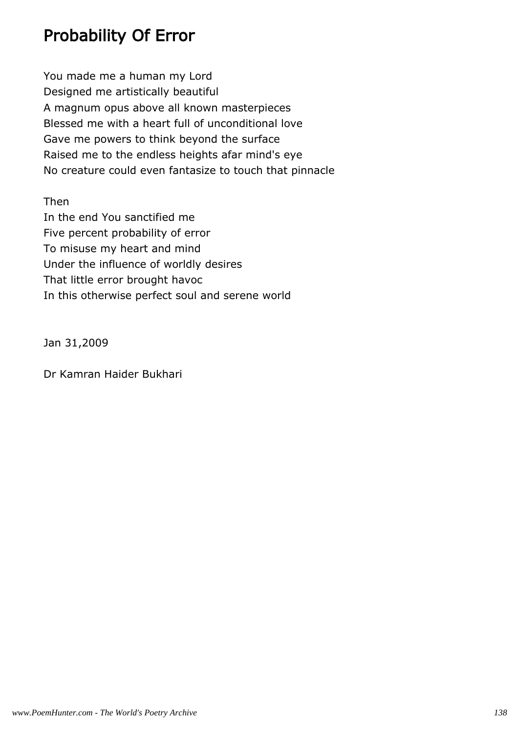# Probability Of Error

You made me a human my Lord  
Designed me artistically beautiful  
A magnum opus above all known masterpieces  
Blessed me with a heart full of unconditional love  
Gave me powers to think beyond the surface  
Raised me to the endless heights afar mind's eye  
No creature could even fantasize to touch that pinnacle

Then  
In the end You sanctified me  
Five percent probability of error  
To misuse my heart and mind  
Under the influence of worldly desires  
That little error brought havoc  
In this otherwise perfect soul and serene world

Jan 31,2009

Dr Kamran Haider Bukhari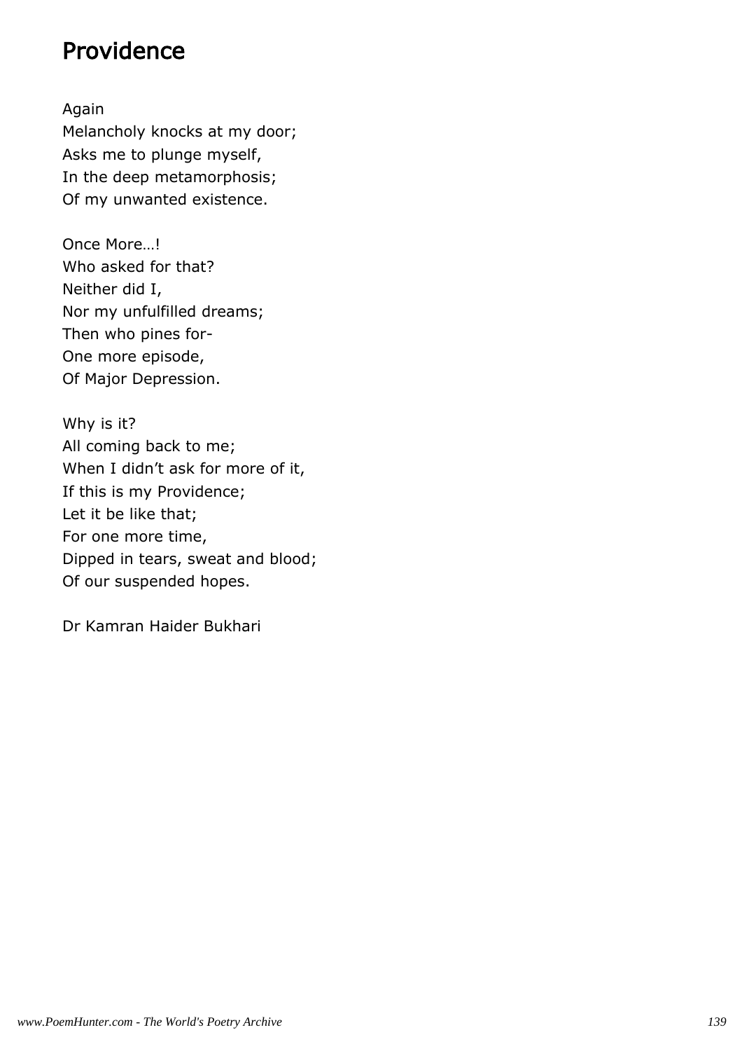# Providence

Again  
Melancholy knocks at my door;  
Asks me to plunge myself,  
In the deep metamorphosis;  
Of my unwanted existence.

Once More…!  
Who asked for that?  
Neither did I,  
Nor my unfulfilled dreams;  
Then who pines for-  
One more episode,  
Of Major Depression.

Why is it?  
All coming back to me;  
When I didn't ask for more of it,  
If this is my Providence;  
Let it be like that;  
For one more time,  
Dipped in tears, sweat and blood;  
Of our suspended hopes.

Dr Kamran Haider Bukhari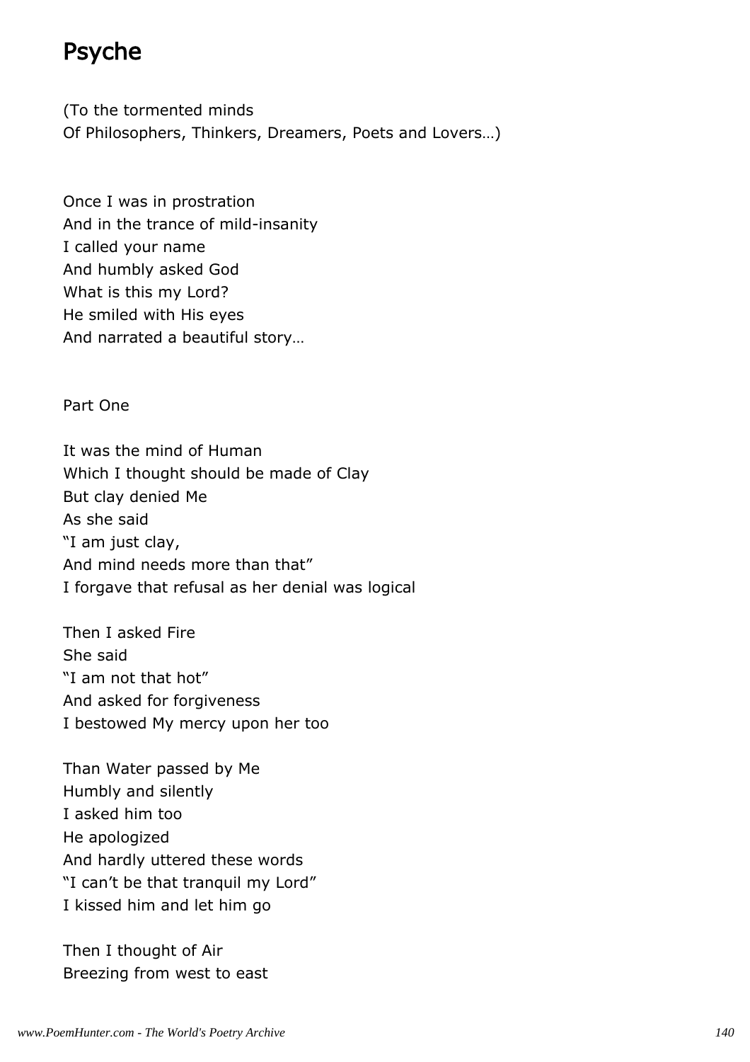# Psyche

(To the tormented minds
Of Philosophers, Thinkers, Dreamers, Poets and Lovers…)

Once I was in prostration
And in the trance of mild-insanity
I called your name
And humbly asked God
What is this my Lord?
He smiled with His eyes
And narrated a beautiful story…

Part One

It was the mind of Human
Which I thought should be made of Clay
But clay denied Me
As she said
"I am just clay,
And mind needs more than that"
I forgave that refusal as her denial was logical

Then I asked Fire
She said
"I am not that hot"
And asked for forgiveness
I bestowed My mercy upon her too

Than Water passed by Me
Humbly and silently
I asked him too
He apologized
And hardly uttered these words
"I can't be that tranquil my Lord"
I kissed him and let him go

Then I thought of Air
Breezing from west to east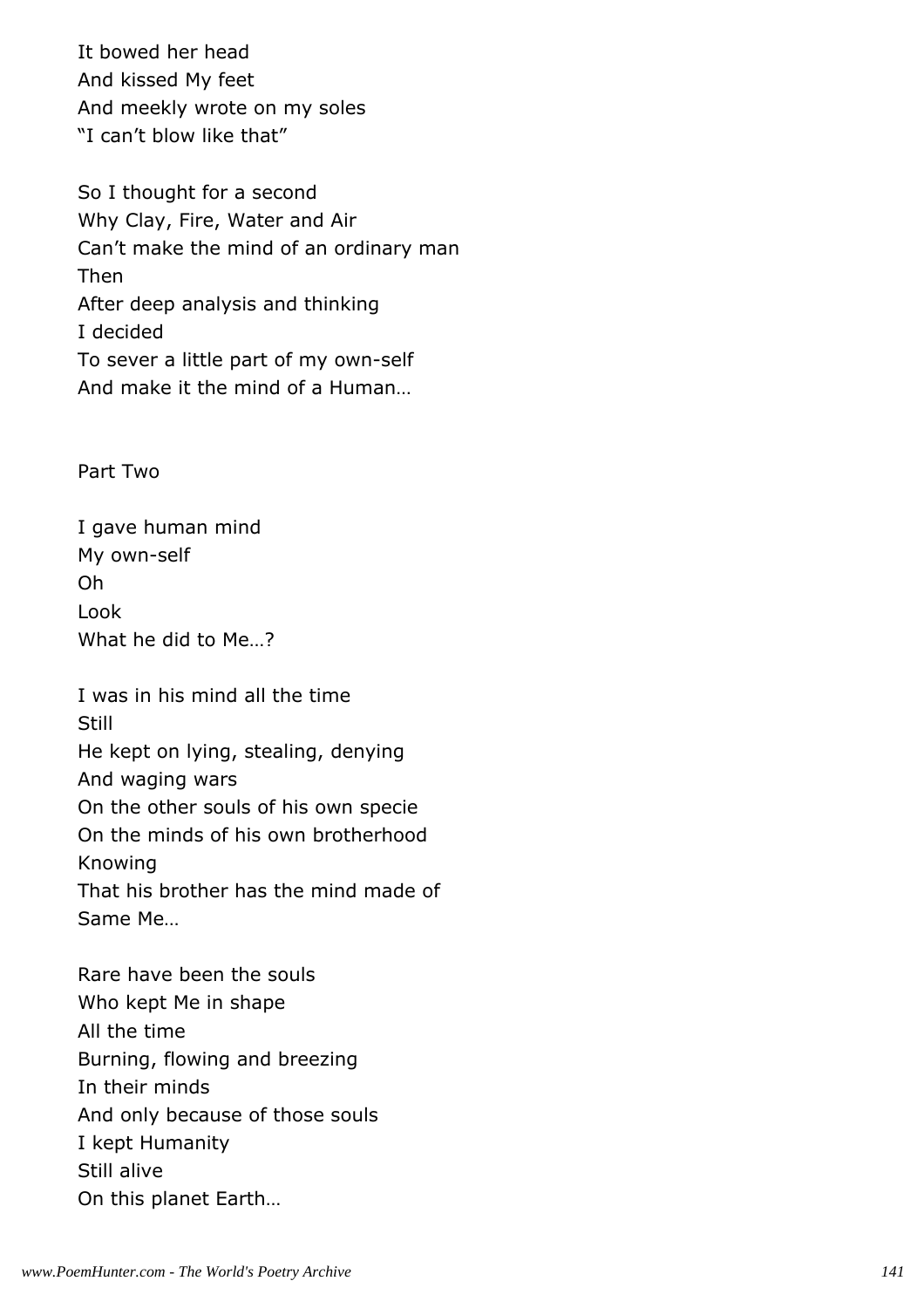It bowed her head
And kissed My feet
And meekly wrote on my soles
“I can’t blow like that”

So I thought for a second
Why Clay, Fire, Water and Air
Can’t make the mind of an ordinary man
Then
After deep analysis and thinking
I decided
To sever a little part of my own-self
And make it the mind of a Human…

Part Two

I gave human mind
My own-self
Oh
Look
What he did to Me…?

I was in his mind all the time
Still
He kept on lying, stealing, denying
And waging wars
On the other souls of his own specie
On the minds of his own brotherhood
Knowing
That his brother has the mind made of
Same Me…

Rare have been the souls
Who kept Me in shape
All the time
Burning, flowing and breezing
In their minds
And only because of those souls
I kept Humanity
Still alive
On this planet Earth…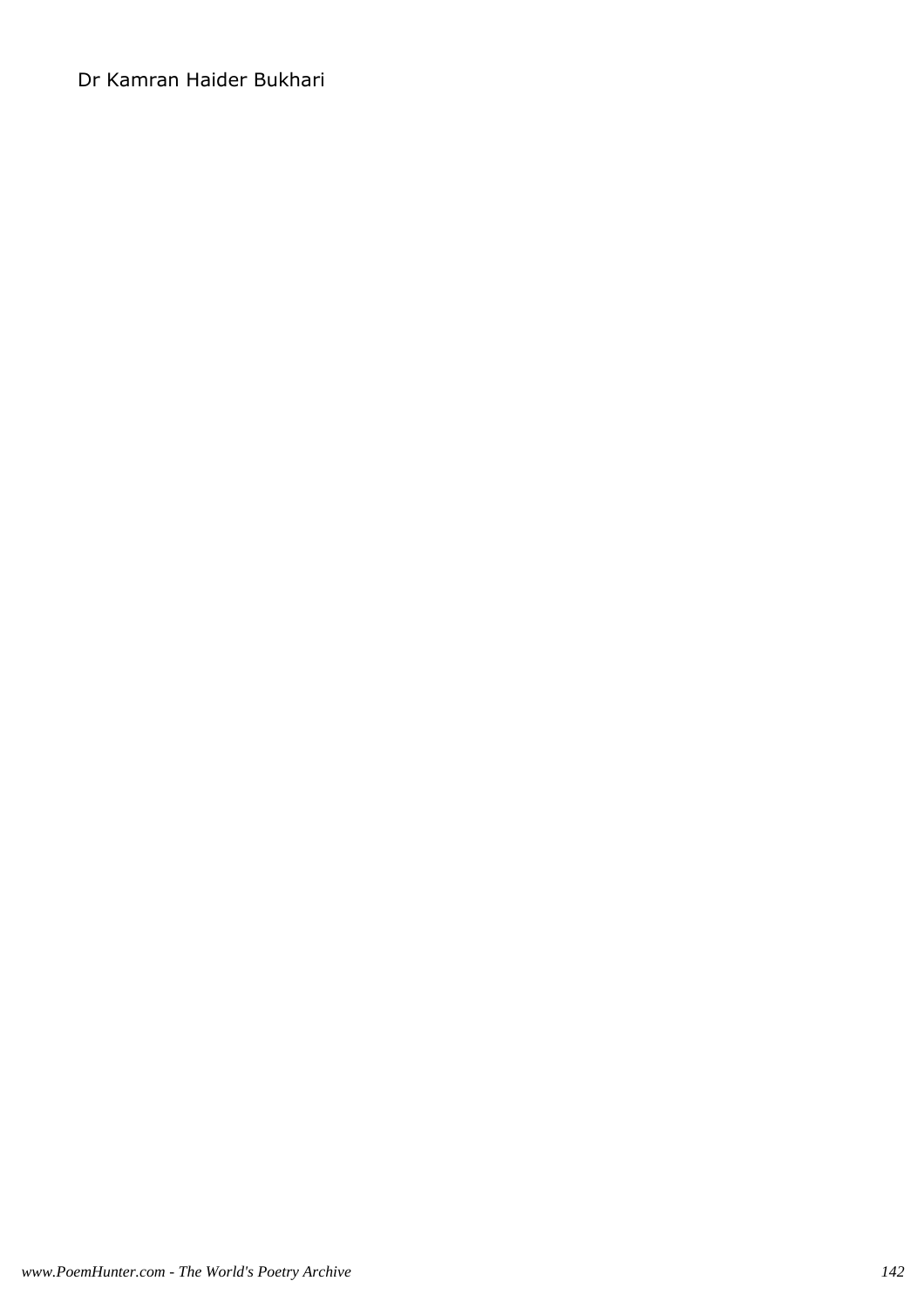Dr Kamran Haider Bukhari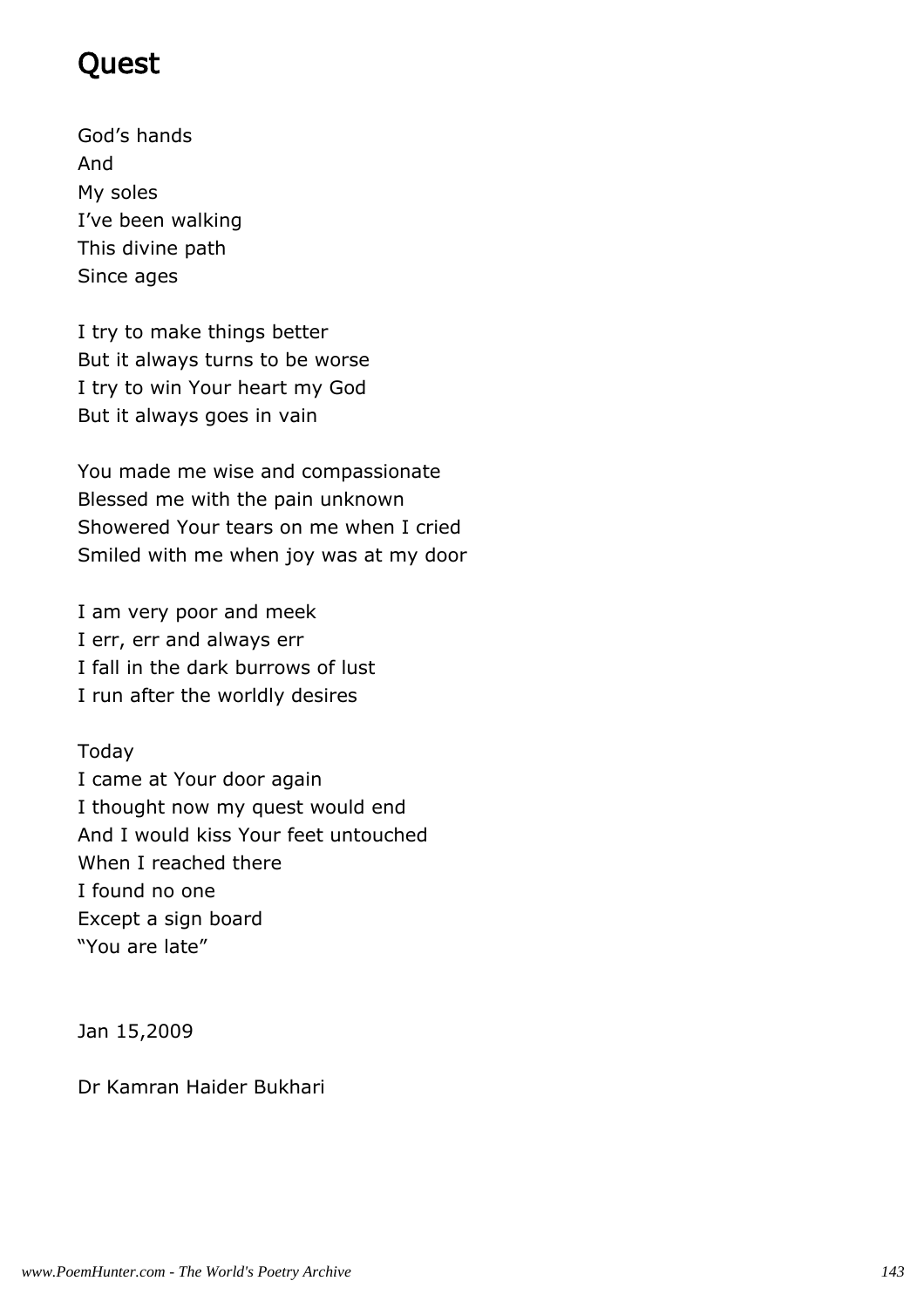# Quest

God's hands  
And  
My soles  
I've been walking  
This divine path  
Since ages

I try to make things better  
But it always turns to be worse  
I try to win Your heart my God  
But it always goes in vain

You made me wise and compassionate  
Blessed me with the pain unknown  
Showered Your tears on me when I cried  
Smiled with me when joy was at my door

I am very poor and meek  
I err, err and always err  
I fall in the dark burrows of lust  
I run after the worldly desires

Today  
I came at Your door again  
I thought now my quest would end  
And I would kiss Your feet untouched  
When I reached there  
I found no one  
Except a sign board  
"You are late"

Jan 15,2009

Dr Kamran Haider Bukhari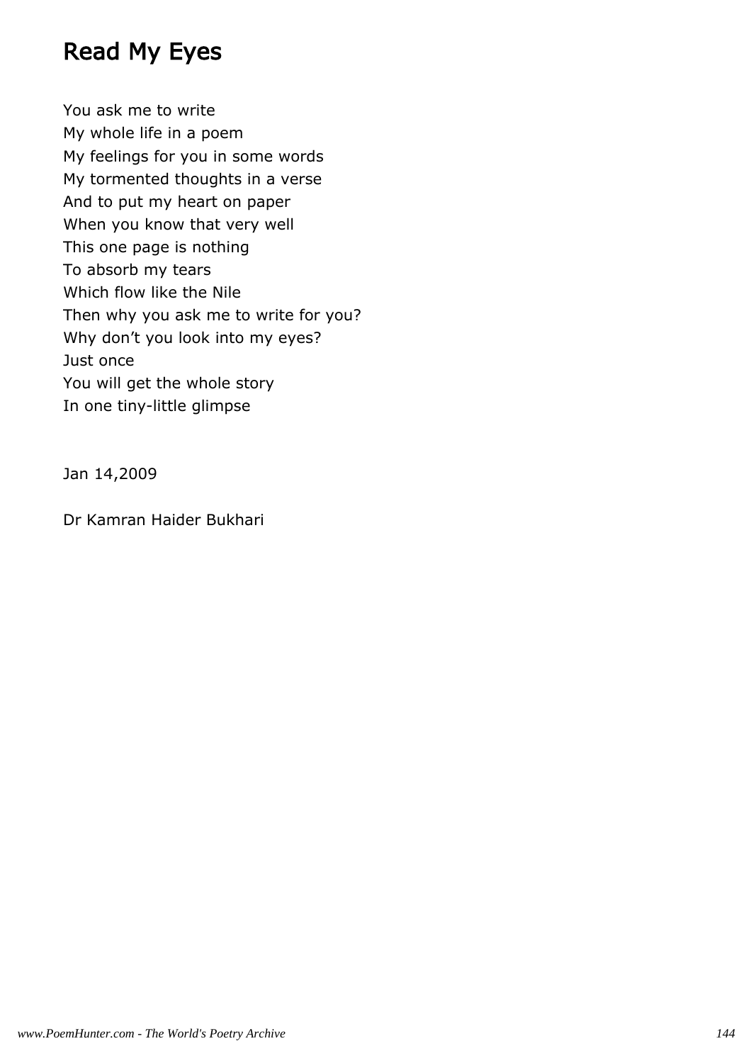# Read My Eyes

You ask me to write  
My whole life in a poem  
My feelings for you in some words  
My tormented thoughts in a verse  
And to put my heart on paper  
When you know that very well  
This one page is nothing  
To absorb my tears  
Which flow like the Nile  
Then why you ask me to write for you?  
Why don't you look into my eyes?  
Just once  
You will get the whole story  
In one tiny-little glimpse

Jan 14,2009

Dr Kamran Haider Bukhari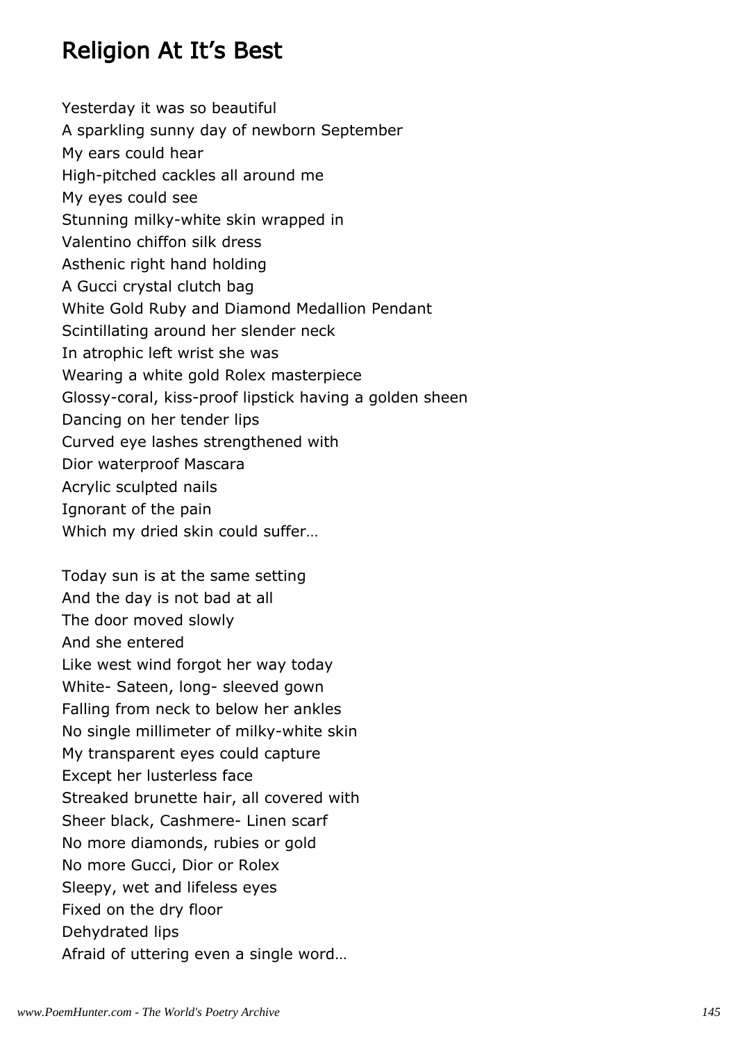# Religion At It's Best

Yesterday it was so beautiful
A sparkling sunny day of newborn September
My ears could hear
High-pitched cackles all around me
My eyes could see
Stunning milky-white skin wrapped in
Valentino chiffon silk dress
Asthenic right hand holding
A Gucci crystal clutch bag
White Gold Ruby and Diamond Medallion Pendant
Scintillating around her slender neck
In atrophic left wrist she was
Wearing a white gold Rolex masterpiece
Glossy-coral, kiss-proof lipstick having a golden sheen
Dancing on her tender lips
Curved eye lashes strengthened with
Dior waterproof Mascara
Acrylic sculpted nails
Ignorant of the pain
Which my dried skin could suffer…

Today sun is at the same setting
And the day is not bad at all
The door moved slowly
And she entered
Like west wind forgot her way today
White- Sateen, long- sleeved gown
Falling from neck to below her ankles
No single millimeter of milky-white skin
My transparent eyes could capture
Except her lusterless face
Streaked brunette hair, all covered with
Sheer black, Cashmere- Linen scarf
No more diamonds, rubies or gold
No more Gucci, Dior or Rolex
Sleepy, wet and lifeless eyes
Fixed on the dry floor
Dehydrated lips
Afraid of uttering even a single word…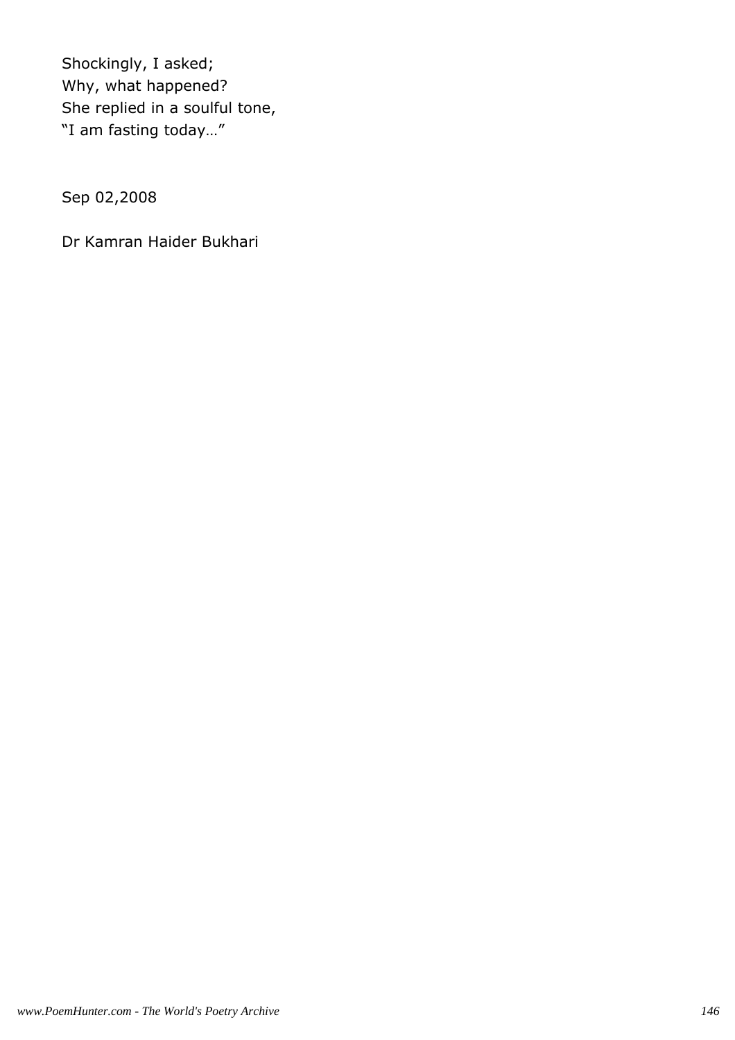Shockingly, I asked;  
Why, what happened?  
She replied in a soulful tone,  
"I am fasting today…"

Sep 02,2008

Dr Kamran Haider Bukhari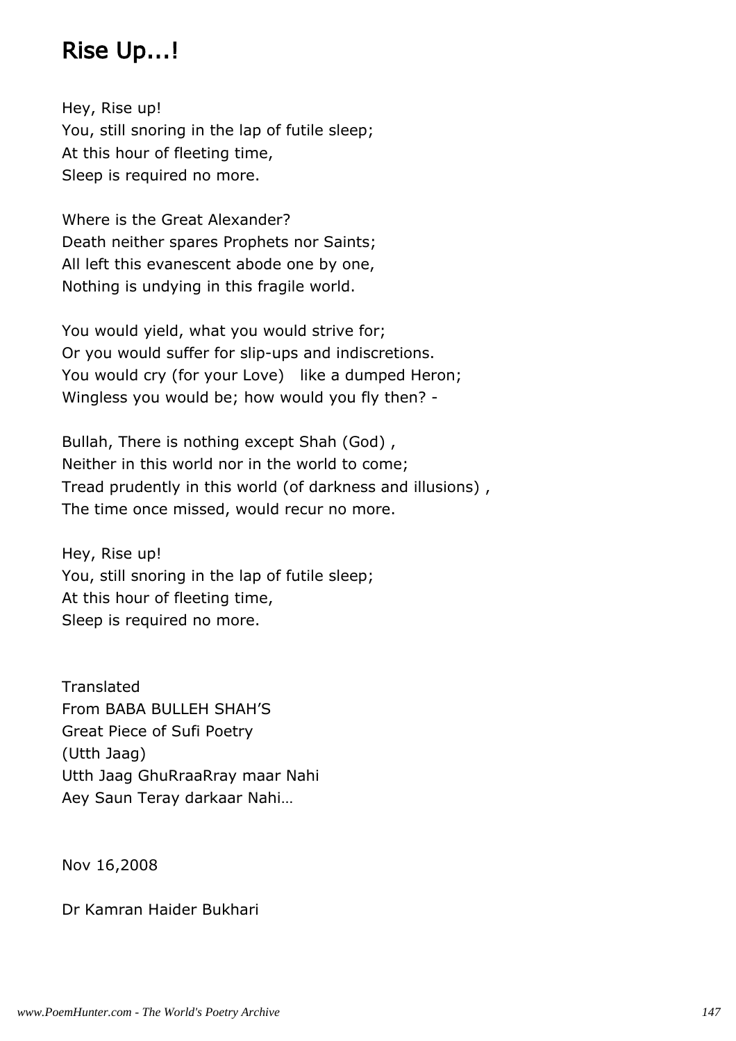# Rise Up...!

Hey, Rise up!
You, still snoring in the lap of futile sleep;
At this hour of fleeting time,
Sleep is required no more.

Where is the Great Alexander?
Death neither spares Prophets nor Saints;
All left this evanescent abode one by one,
Nothing is undying in this fragile world.

You would yield, what you would strive for;
Or you would suffer for slip-ups and indiscretions.
You would cry (for your Love) like a dumped Heron;
Wingless you would be; how would you fly then? -

Bullah, There is nothing except Shah (God) ,
Neither in this world nor in the world to come;
Tread prudently in this world (of darkness and illusions) ,
The time once missed, would recur no more.

Hey, Rise up!
You, still snoring in the lap of futile sleep;
At this hour of fleeting time,
Sleep is required no more.

Translated
From BABA BULLEH SHAH'S
Great Piece of Sufi Poetry
(Utth Jaag)
Utth Jaag GhuRraaRray maar Nahi
Aey Saun Teray darkaar Nahi…

Nov 16,2008

Dr Kamran Haider Bukhari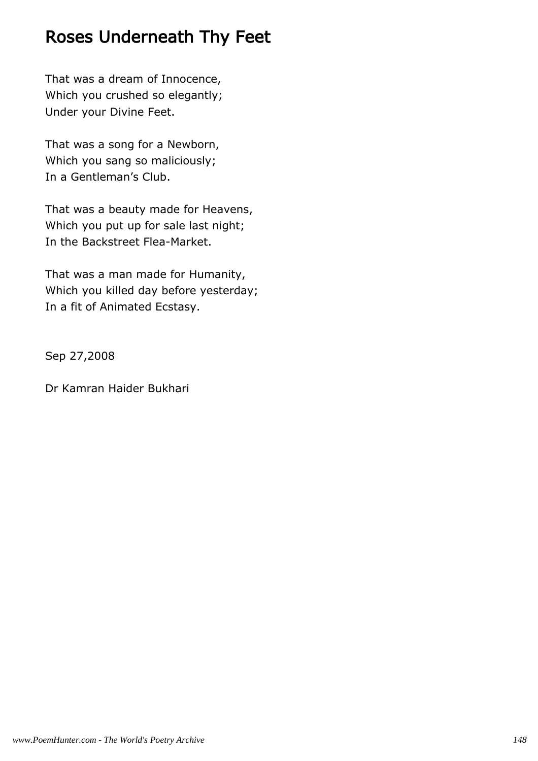# Roses Underneath Thy Feet

That was a dream of Innocence,
Which you crushed so elegantly;
Under your Divine Feet.

That was a song for a Newborn,
Which you sang so maliciously;
In a Gentleman's Club.

That was a beauty made for Heavens,
Which you put up for sale last night;
In the Backstreet Flea-Market.

That was a man made for Humanity,
Which you killed day before yesterday;
In a fit of Animated Ecstasy.

Sep 27,2008

Dr Kamran Haider Bukhari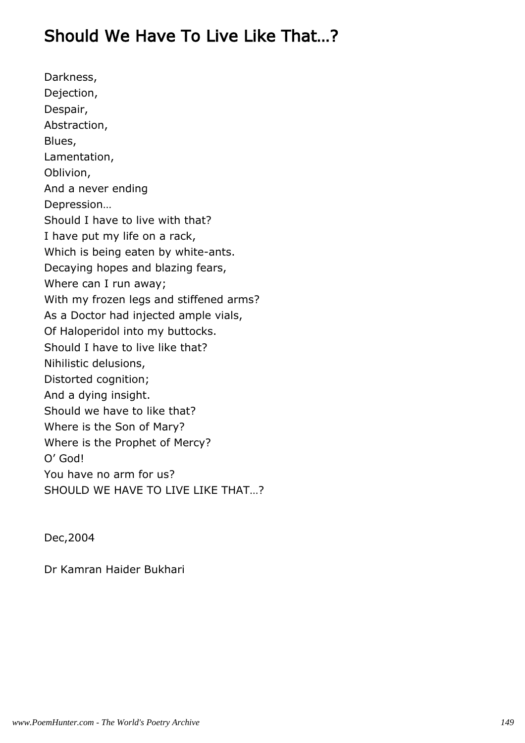# Should We Have To Live Like That…?

Darkness,
Dejection,
Despair,
Abstraction,
Blues,
Lamentation,
Oblivion,
And a never ending
Depression…
Should I have to live with that?
I have put my life on a rack,
Which is being eaten by white-ants.
Decaying hopes and blazing fears,
Where can I run away;
With my frozen legs and stiffened arms?
As a Doctor had injected ample vials,
Of Haloperidol into my buttocks.
Should I have to live like that?
Nihilistic delusions,
Distorted cognition;
And a dying insight.
Should we have to like that?
Where is the Son of Mary?
Where is the Prophet of Mercy?
O' God!
You have no arm for us?
SHOULD WE HAVE TO LIVE LIKE THAT…?

Dec,2004

Dr Kamran Haider Bukhari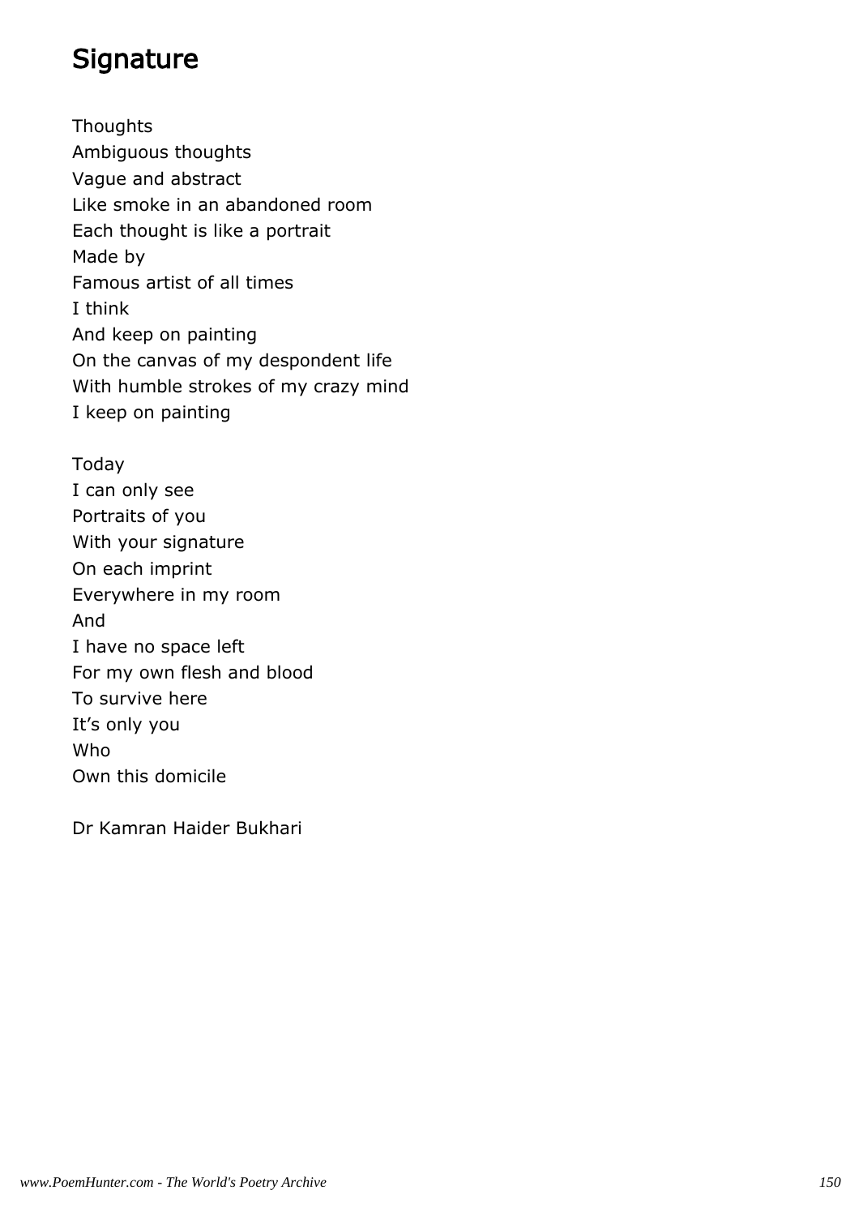# Signature

Thoughts
Ambiguous thoughts
Vague and abstract
Like smoke in an abandoned room
Each thought is like a portrait
Made by
Famous artist of all times
I think
And keep on painting
On the canvas of my despondent life
With humble strokes of my crazy mind
I keep on painting

Today
I can only see
Portraits of you
With your signature
On each imprint
Everywhere in my room
And
I have no space left
For my own flesh and blood
To survive here
It's only you
Who
Own this domicile

Dr Kamran Haider Bukhari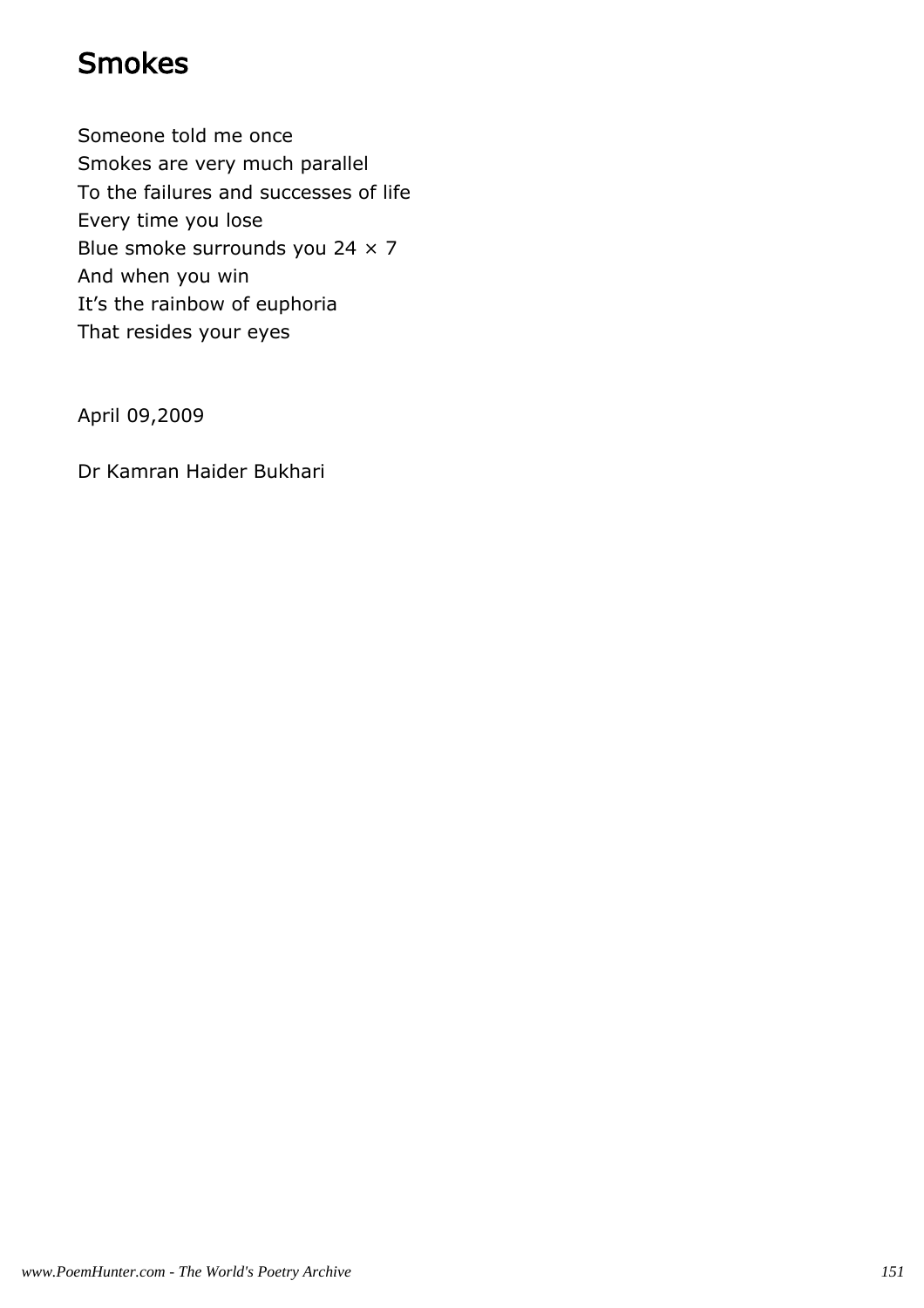# Smokes

Someone told me once  
Smokes are very much parallel  
To the failures and successes of life  
Every time you lose  
Blue smoke surrounds you 24 × 7  
And when you win  
It's the rainbow of euphoria  
That resides your eyes

April 09,2009

Dr Kamran Haider Bukhari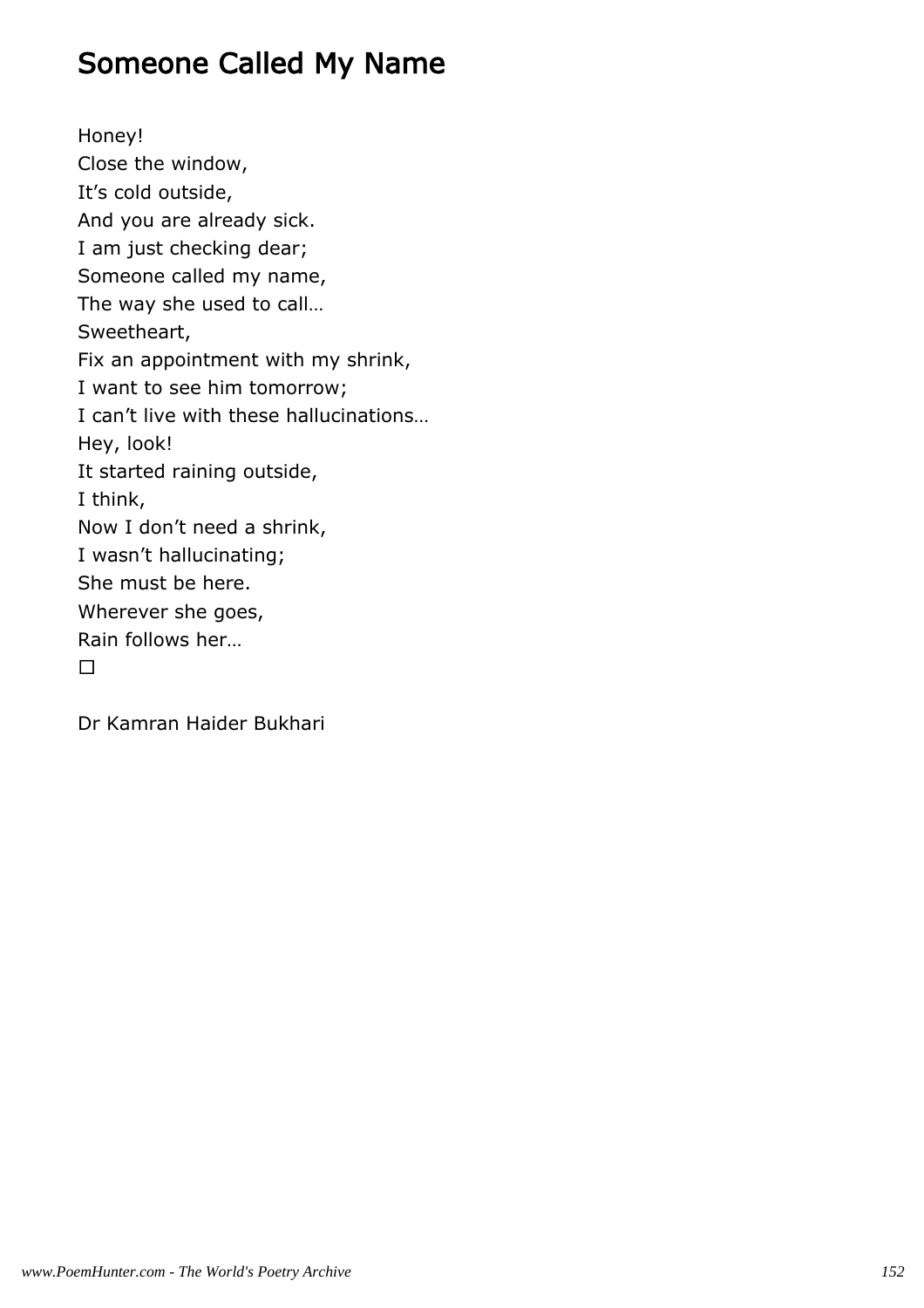# Someone Called My Name

Honey!  
Close the window,  
It's cold outside,  
And you are already sick.  
I am just checking dear;  
Someone called my name,  
The way she used to call…  
Sweetheart,  
Fix an appointment with my shrink,  
I want to see him tomorrow;  
I can't live with these hallucinations…  
Hey, look!  
It started raining outside,  
I think,  
Now I don't need a shrink,  
I wasn't hallucinating;  
She must be here.  
Wherever she goes,  
Rain follows her…  
□

Dr Kamran Haider Bukhari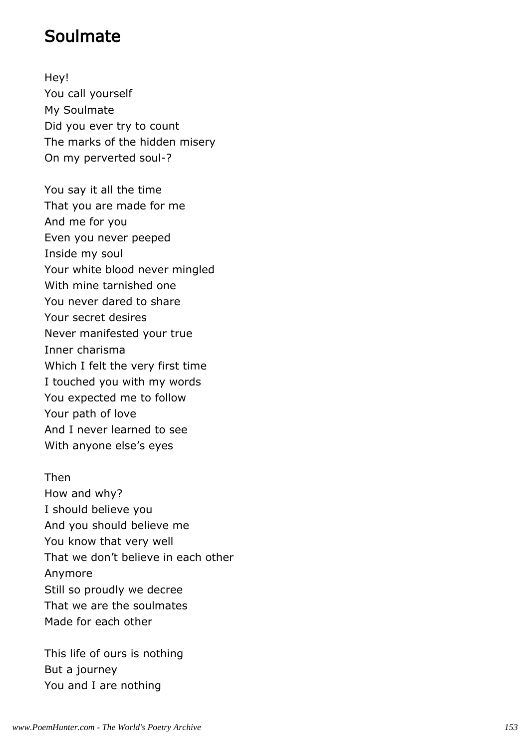# Soulmate

Hey!
You call yourself
My Soulmate
Did you ever try to count
The marks of the hidden misery
On my perverted soul-?

You say it all the time
That you are made for me
And me for you
Even you never peeped
Inside my soul
Your white blood never mingled
With mine tarnished one
You never dared to share
Your secret desires
Never manifested your true
Inner charisma
Which I felt the very first time
I touched you with my words
You expected me to follow
Your path of love
And I never learned to see
With anyone else's eyes

Then
How and why?
I should believe you
And you should believe me
You know that very well
That we don't believe in each other
Anymore
Still so proudly we decree
That we are the soulmates
Made for each other

This life of ours is nothing
But a journey
You and I are nothing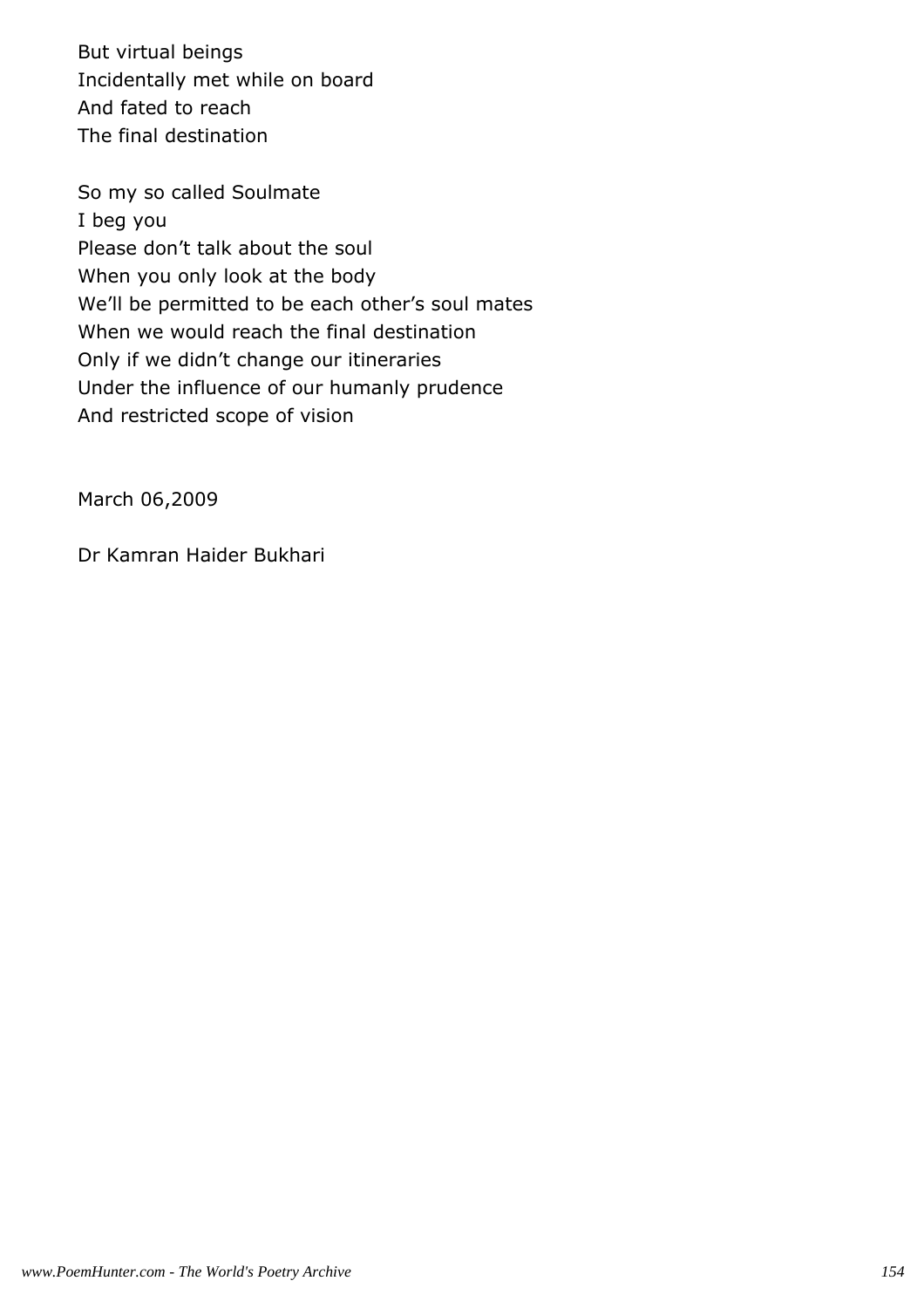But virtual beings
Incidentally met while on board
And fated to reach
The final destination

So my so called Soulmate
I beg you
Please don't talk about the soul
When you only look at the body
We'll be permitted to be each other's soul mates
When we would reach the final destination
Only if we didn't change our itineraries
Under the influence of our humanly prudence
And restricted scope of vision

March 06,2009

Dr Kamran Haider Bukhari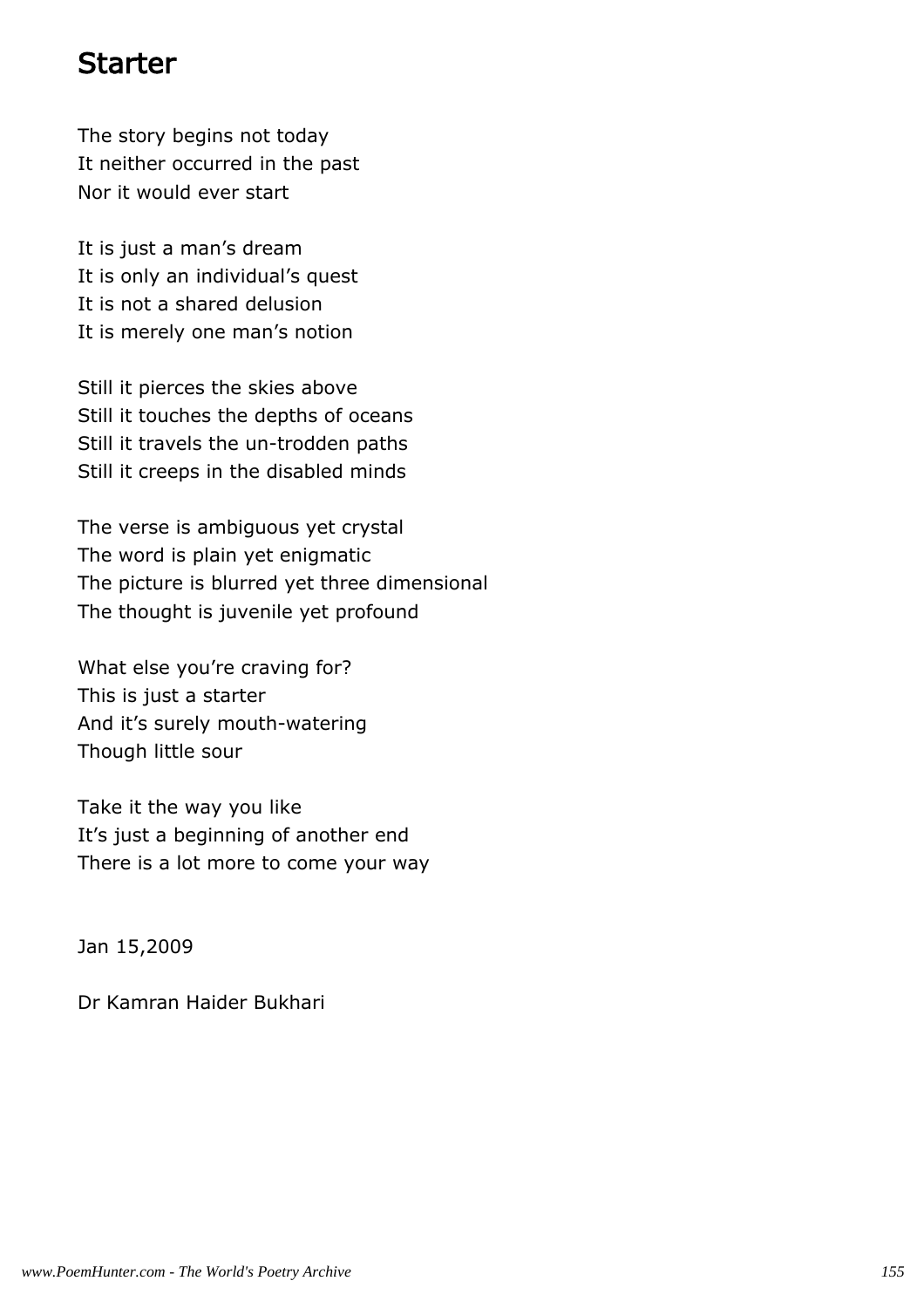# Starter

The story begins not today  
It neither occurred in the past  
Nor it would ever start

It is just a man's dream  
It is only an individual's quest  
It is not a shared delusion  
It is merely one man's notion

Still it pierces the skies above  
Still it touches the depths of oceans  
Still it travels the un-trodden paths  
Still it creeps in the disabled minds

The verse is ambiguous yet crystal  
The word is plain yet enigmatic  
The picture is blurred yet three dimensional  
The thought is juvenile yet profound

What else you're craving for?  
This is just a starter  
And it's surely mouth-watering  
Though little sour

Take it the way you like  
It's just a beginning of another end  
There is a lot more to come your way

Jan 15,2009

Dr Kamran Haider Bukhari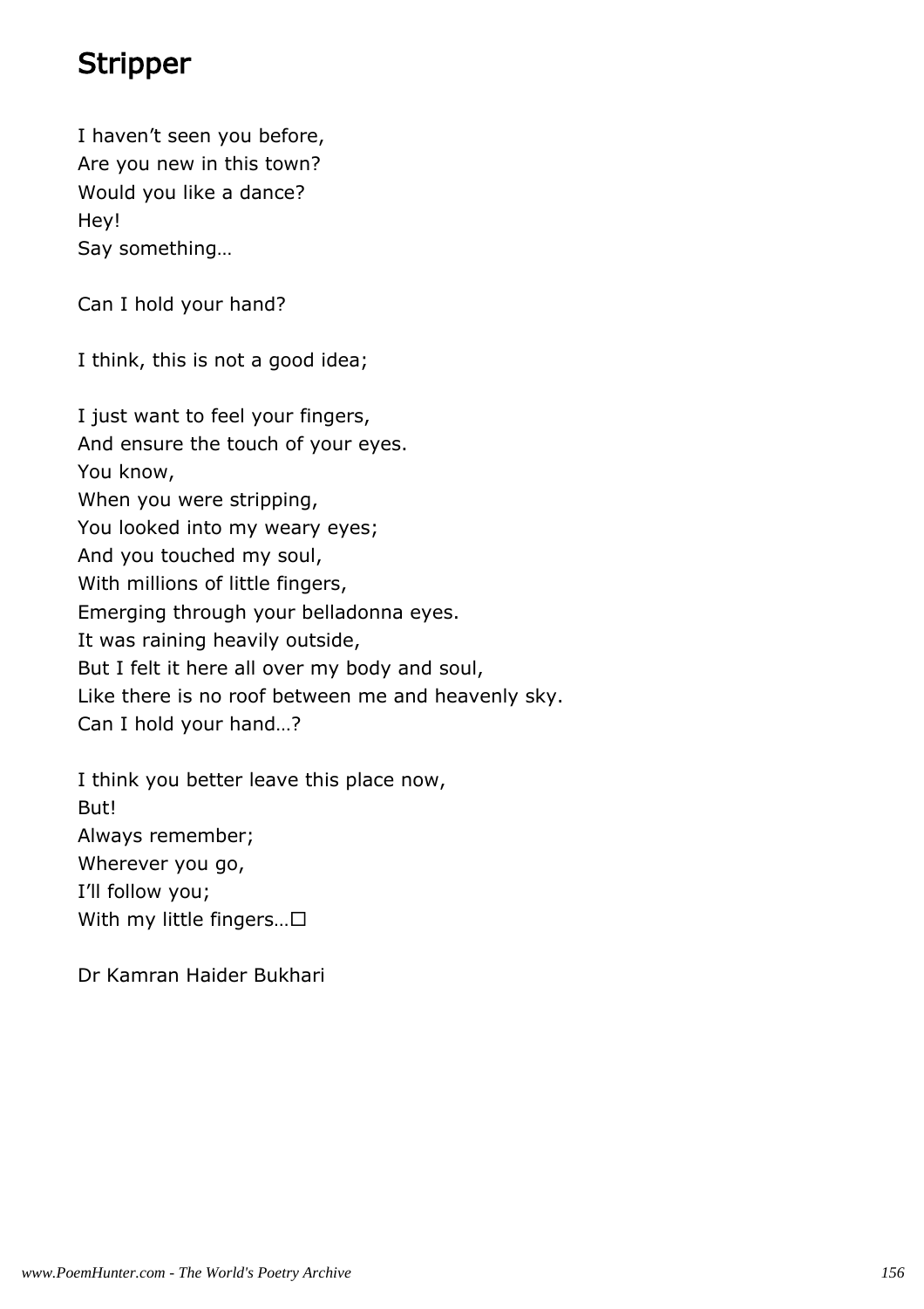# Stripper

I haven't seen you before,  
Are you new in this town?  
Would you like a dance?  
Hey!  
Say something…

Can I hold your hand?

I think, this is not a good idea;

I just want to feel your fingers,  
And ensure the touch of your eyes.  
You know,  
When you were stripping,  
You looked into my weary eyes;  
And you touched my soul,  
With millions of little fingers,  
Emerging through your belladonna eyes.  
It was raining heavily outside,  
But I felt it here all over my body and soul,  
Like there is no roof between me and heavenly sky.  
Can I hold your hand…?

I think you better leave this place now,  
But!  
Always remember;  
Wherever you go,  
I'll follow you;  
With my little fingers…□

Dr Kamran Haider Bukhari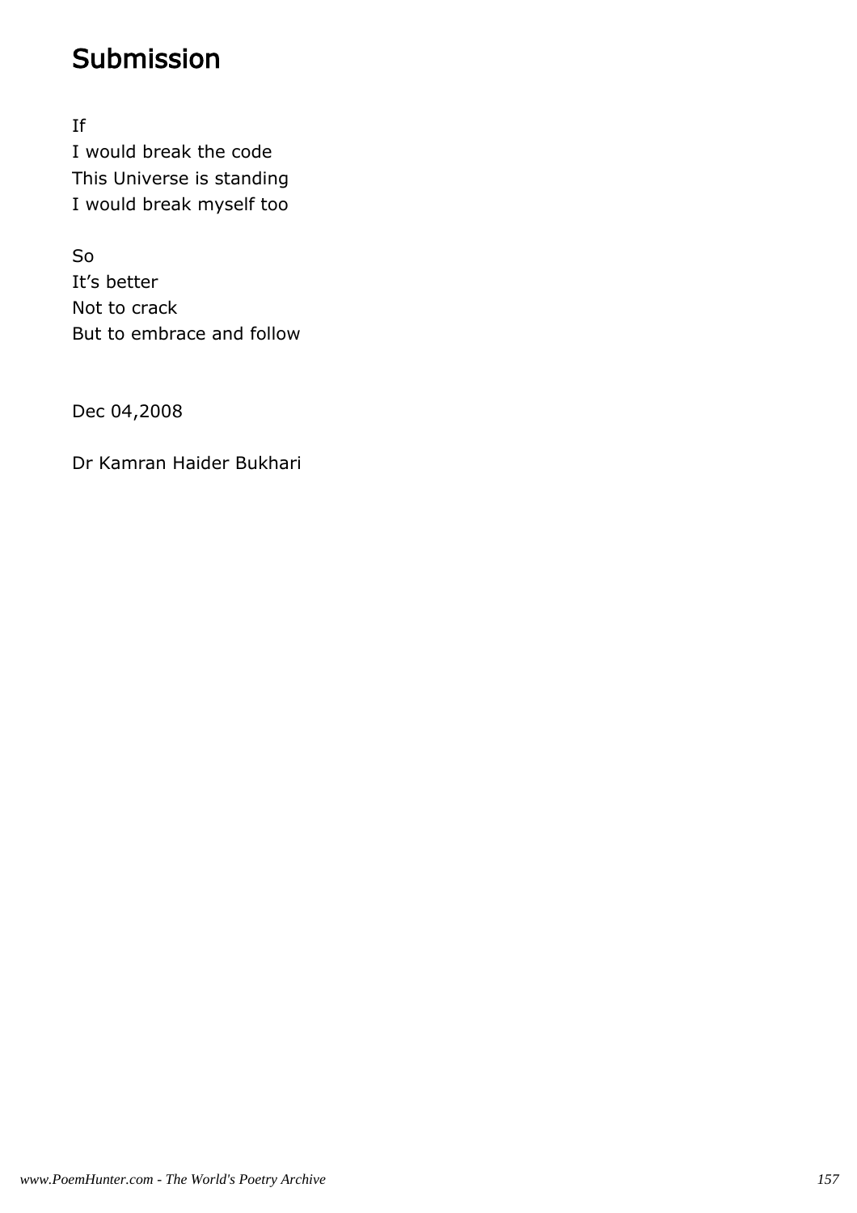# Submission

If
I would break the code
This Universe is standing
I would break myself too

So
It's better
Not to crack
But to embrace and follow

Dec 04,2008

Dr Kamran Haider Bukhari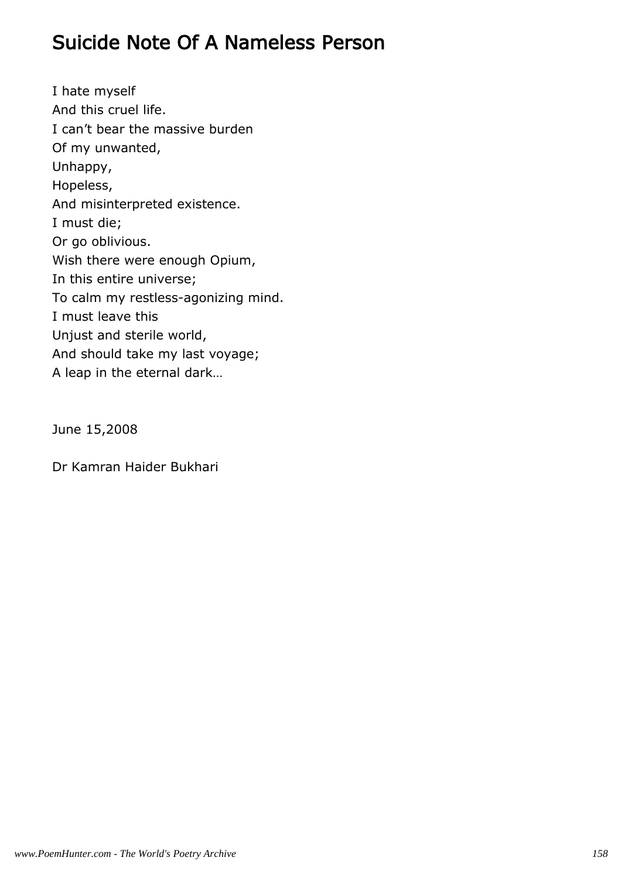# Suicide Note Of A Nameless Person

I hate myself  
And this cruel life.  
I can’t bear the massive burden  
Of my unwanted,  
Unhappy,  
Hopeless,  
And misinterpreted existence.  
I must die;  
Or go oblivious.  
Wish there were enough Opium,  
In this entire universe;  
To calm my restless-agonizing mind.  
I must leave this  
Unjust and sterile world,  
And should take my last voyage;  
A leap in the eternal dark…

June 15,2008

Dr Kamran Haider Bukhari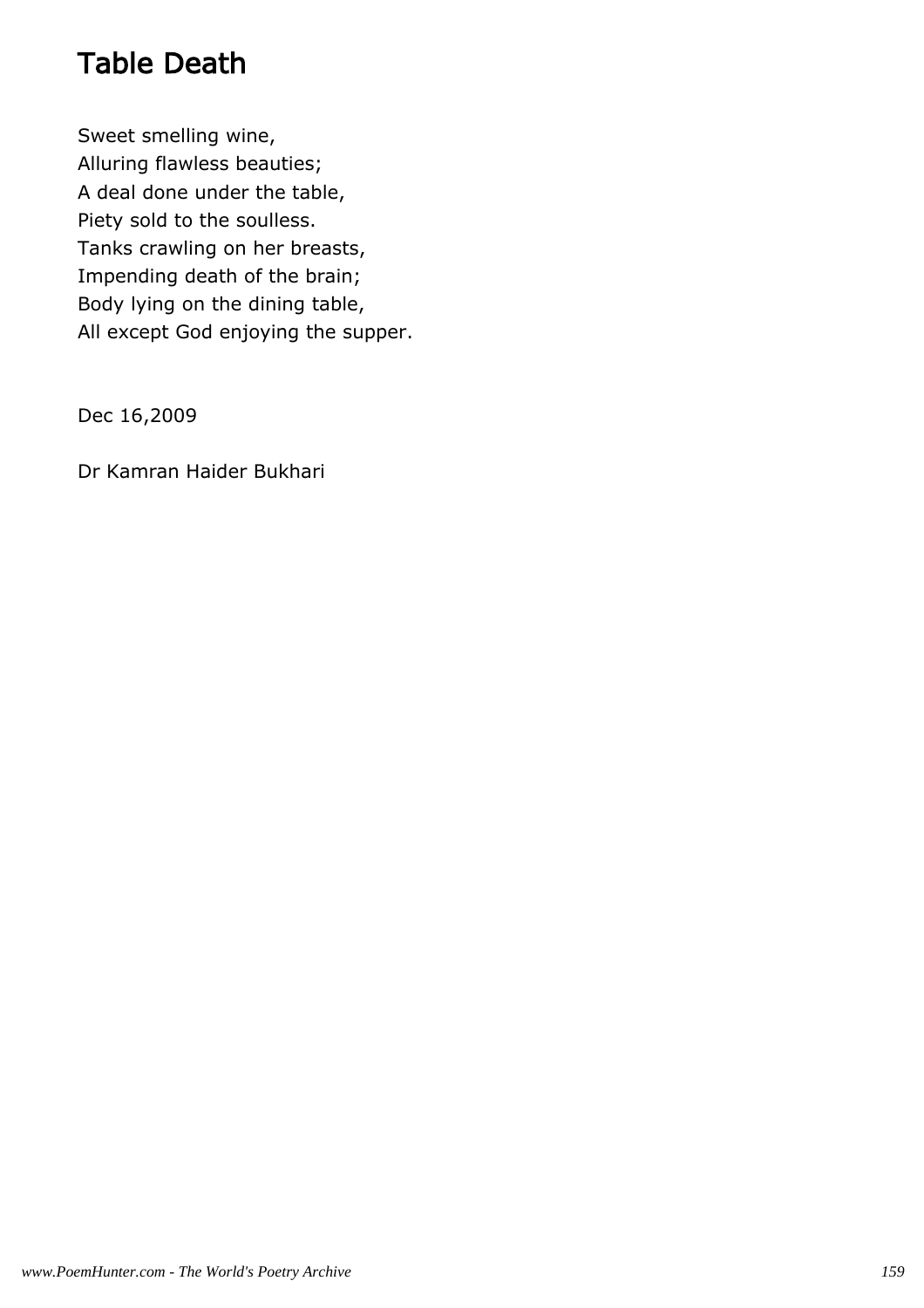# Table Death

Sweet smelling wine,
Alluring flawless beauties;
A deal done under the table,
Piety sold to the soulless.
Tanks crawling on her breasts,
Impending death of the brain;
Body lying on the dining table,
All except God enjoying the supper.

Dec 16,2009

Dr Kamran Haider Bukhari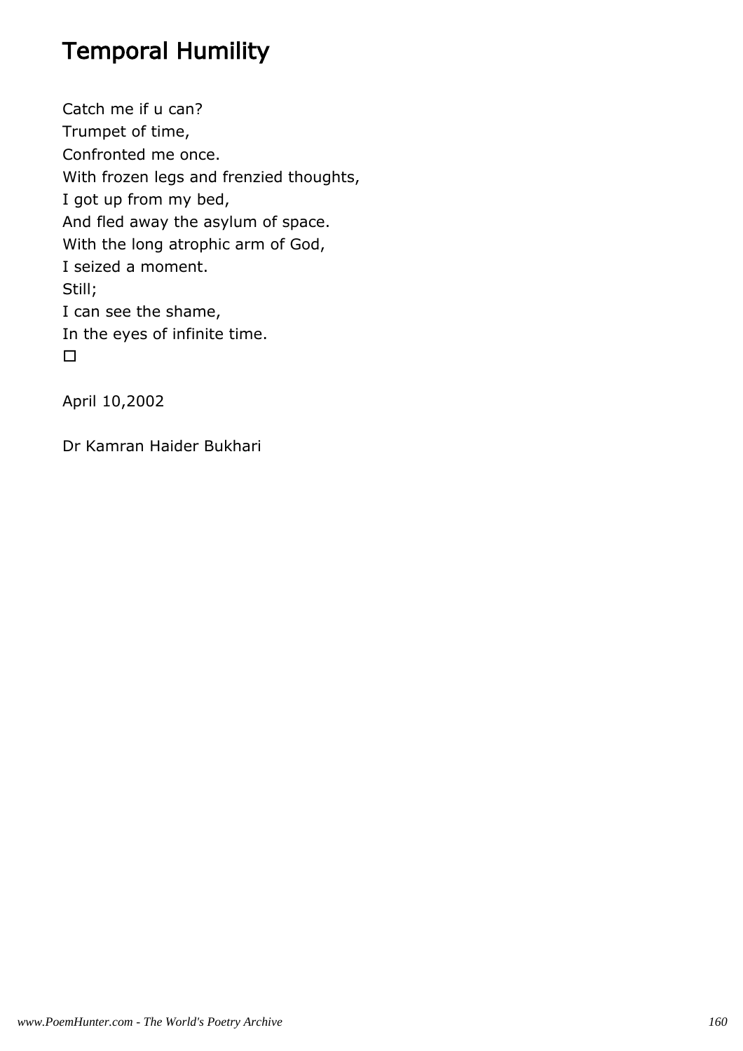# Temporal Humility

Catch me if u can?  
Trumpet of time,  
Confronted me once.  
With frozen legs and frenzied thoughts,  
I got up from my bed,  
And fled away the asylum of space.  
With the long atrophic arm of God,  
I seized a moment.  
Still;  
I can see the shame,  
In the eyes of infinite time.  
□

April 10,2002

Dr Kamran Haider Bukhari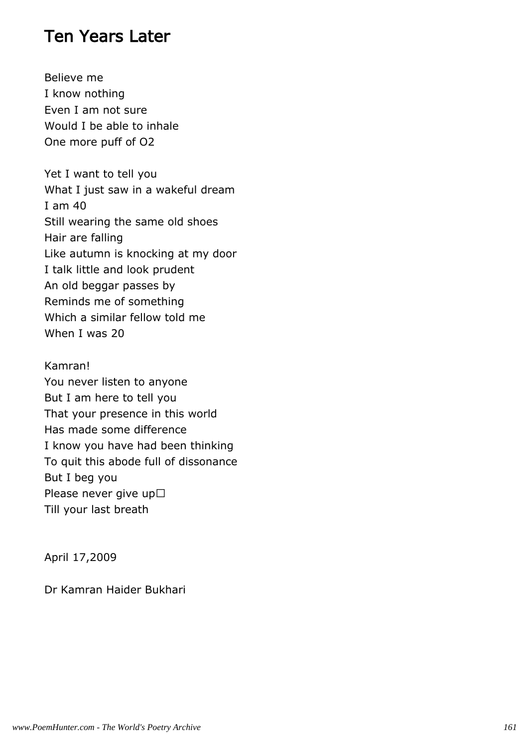# Ten Years Later

Believe me  
I know nothing  
Even I am not sure  
Would I be able to inhale  
One more puff of $O_2$

Yet I want to tell you  
What I just saw in a wakeful dream  
I am 40  
Still wearing the same old shoes  
Hair are falling  
Like autumn is knocking at my door  
I talk little and look prudent  
An old beggar passes by  
Reminds me of something  
Which a similar fellow told me  
When I was 20

Kamran!  
You never listen to anyone  
But I am here to tell you  
That your presence in this world  
Has made some difference  
I know you have had been thinking  
To quit this abode full of dissonance  
But I beg you  
Please never give up□  
Till your last breath

April 17,2009

Dr Kamran Haider Bukhari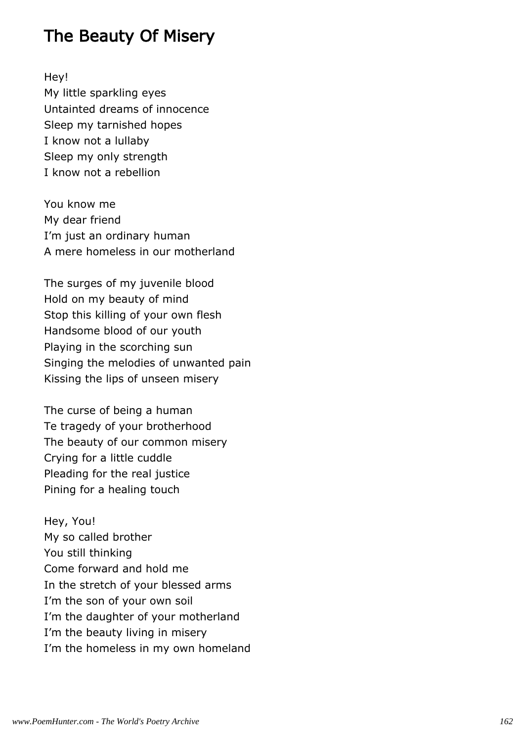# The Beauty Of Misery

Hey!
My little sparkling eyes
Untainted dreams of innocence
Sleep my tarnished hopes
I know not a lullaby
Sleep my only strength
I know not a rebellion

You know me
My dear friend
I'm just an ordinary human
A mere homeless in our motherland

The surges of my juvenile blood
Hold on my beauty of mind
Stop this killing of your own flesh
Handsome blood of our youth
Playing in the scorching sun
Singing the melodies of unwanted pain
Kissing the lips of unseen misery

The curse of being a human
Te tragedy of your brotherhood
The beauty of our common misery
Crying for a little cuddle
Pleading for the real justice
Pining for a healing touch

Hey, You!
My so called brother
You still thinking
Come forward and hold me
In the stretch of your blessed arms
I'm the son of your own soil
I'm the daughter of your motherland
I'm the beauty living in misery
I'm the homeless in my own homeland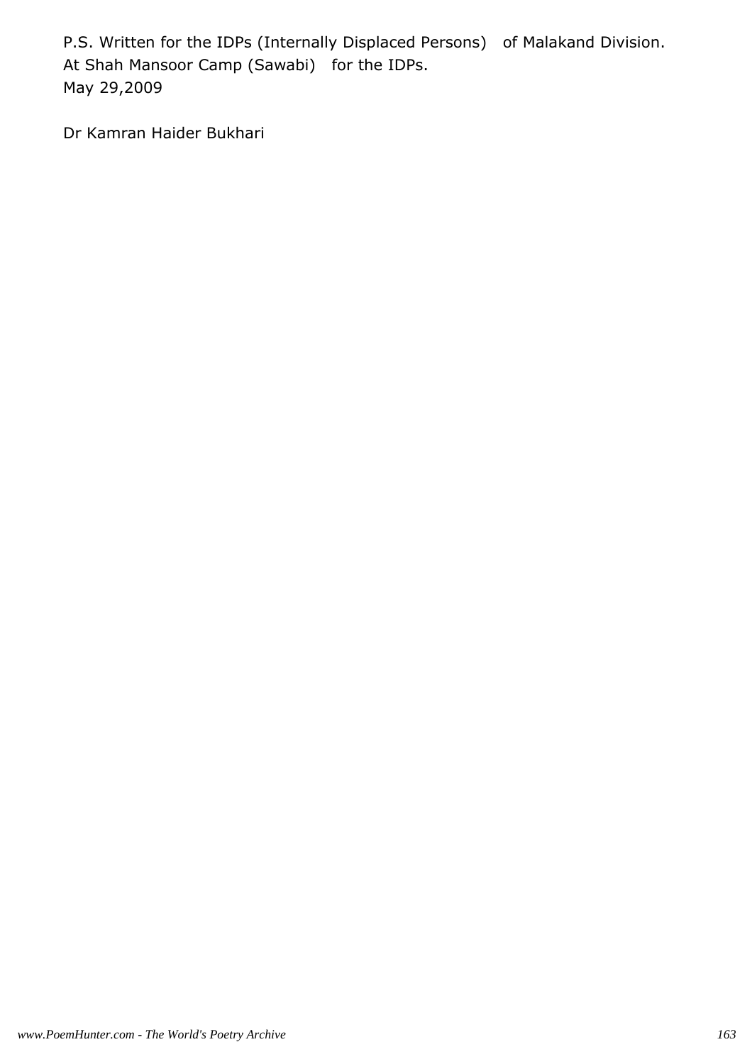P.S. Written for the IDPs (Internally Displaced Persons)   of Malakand Division.
At Shah Mansoor Camp (Sawabi)   for the IDPs.
May 29,2009

Dr Kamran Haider Bukhari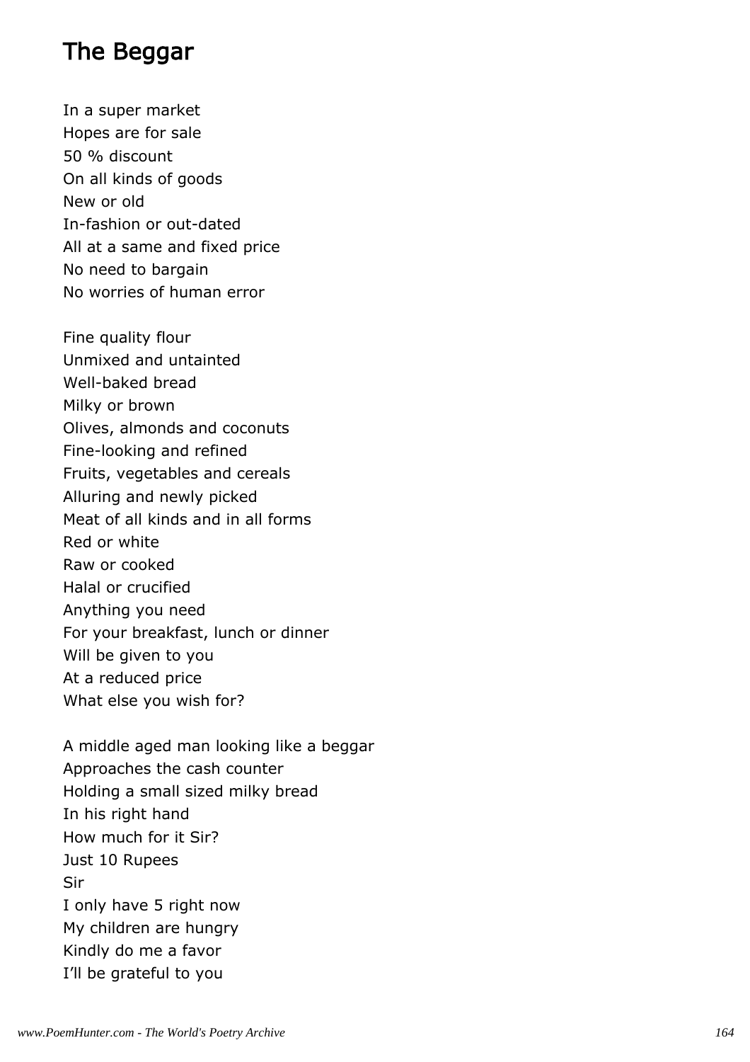# The Beggar

In a super market  
Hopes are for sale  
50 % discount  
On all kinds of goods  
New or old  
In-fashion or out-dated  
All at a same and fixed price  
No need to bargain  
No worries of human error

Fine quality flour  
Unmixed and untainted  
Well-baked bread  
Milky or brown  
Olives, almonds and coconuts  
Fine-looking and refined  
Fruits, vegetables and cereals  
Alluring and newly picked  
Meat of all kinds and in all forms  
Red or white  
Raw or cooked  
Halal or crucified  
Anything you need  
For your breakfast, lunch or dinner  
Will be given to you  
At a reduced price  
What else you wish for?

A middle aged man looking like a beggar  
Approaches the cash counter  
Holding a small sized milky bread  
In his right hand  
How much for it Sir?  
Just 10 Rupees  
Sir  
I only have 5 right now  
My children are hungry  
Kindly do me a favor  
I'll be grateful to you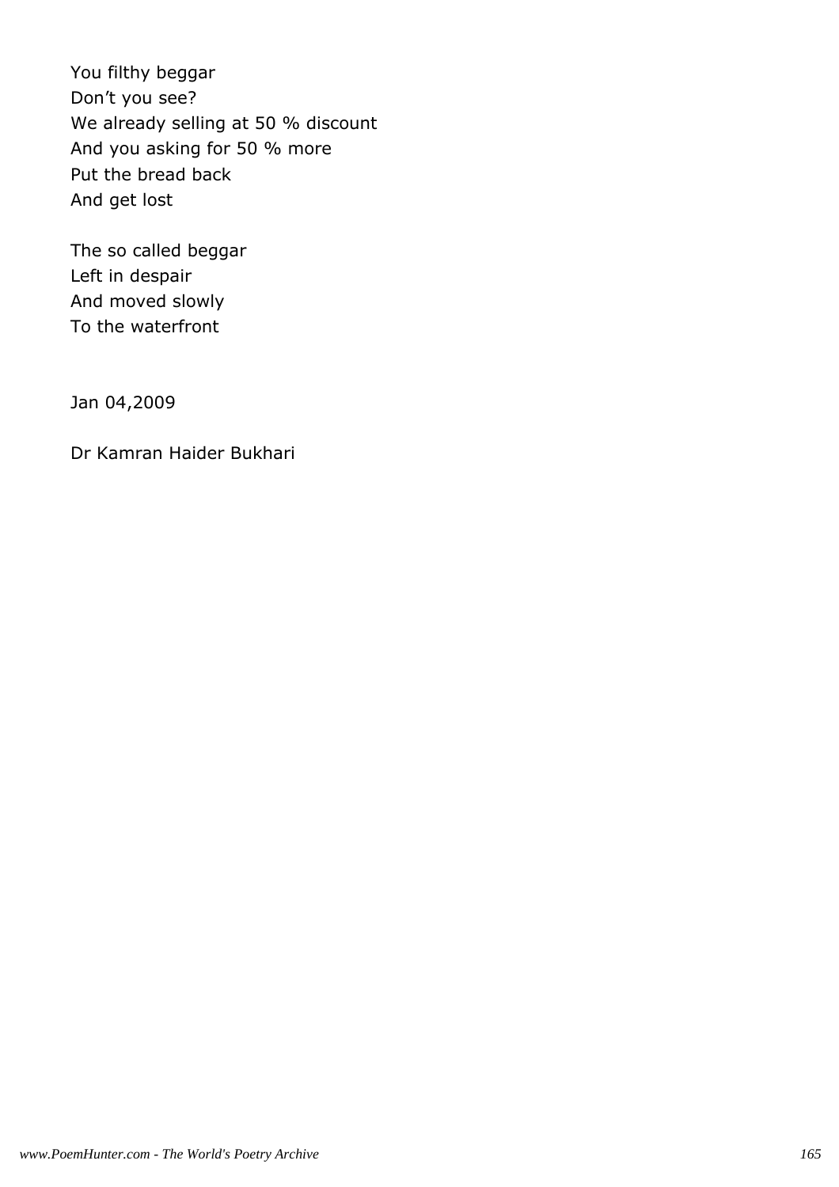You filthy beggar
Don’t you see?
We already selling at 50 % discount
And you asking for 50 % more
Put the bread back
And get lost

The so called beggar
Left in despair
And moved slowly
To the waterfront

Jan 04,2009

Dr Kamran Haider Bukhari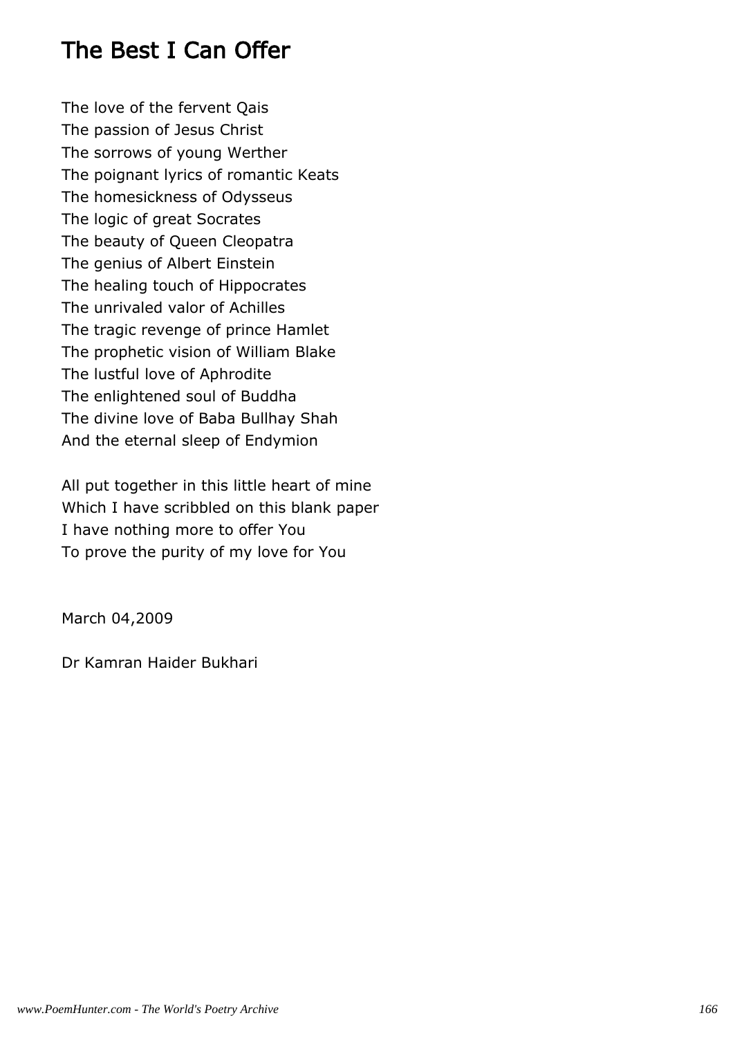# The Best I Can Offer

The love of the fervent Qais
The passion of Jesus Christ
The sorrows of young Werther
The poignant lyrics of romantic Keats
The homesickness of Odysseus
The logic of great Socrates
The beauty of Queen Cleopatra
The genius of Albert Einstein
The healing touch of Hippocrates
The unrivaled valor of Achilles
The tragic revenge of prince Hamlet
The prophetic vision of William Blake
The lustful love of Aphrodite
The enlightened soul of Buddha
The divine love of Baba Bullhay Shah
And the eternal sleep of Endymion

All put together in this little heart of mine
Which I have scribbled on this blank paper
I have nothing more to offer You
To prove the purity of my love for You

March 04,2009

Dr Kamran Haider Bukhari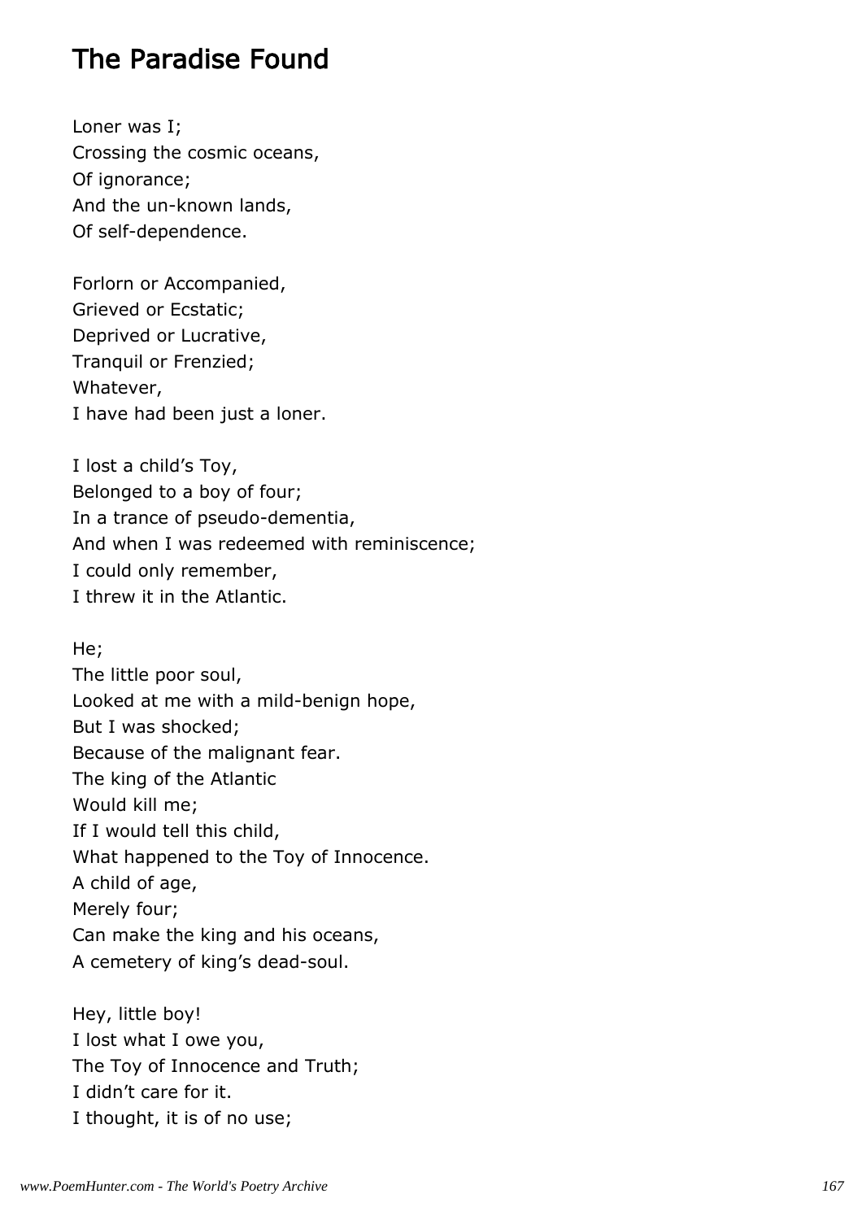# The Paradise Found

Loner was I;  
Crossing the cosmic oceans,  
Of ignorance;  
And the un-known lands,  
Of self-dependence.

Forlorn or Accompanied,  
Grieved or Ecstatic;  
Deprived or Lucrative,  
Tranquil or Frenzied;  
Whatever,  
I have had been just a loner.

I lost a child’s Toy,  
Belonged to a boy of four;  
In a trance of pseudo-dementia,  
And when I was redeemed with reminiscence;  
I could only remember,  
I threw it in the Atlantic.

He;  
The little poor soul,  
Looked at me with a mild-benign hope,  
But I was shocked;  
Because of the malignant fear.  
The king of the Atlantic  
Would kill me;  
If I would tell this child,  
What happened to the Toy of Innocence.  
A child of age,  
Merely four;  
Can make the king and his oceans,  
A cemetery of king’s dead-soul.

Hey, little boy!  
I lost what I owe you,  
The Toy of Innocence and Truth;  
I didn’t care for it.  
I thought, it is of no use;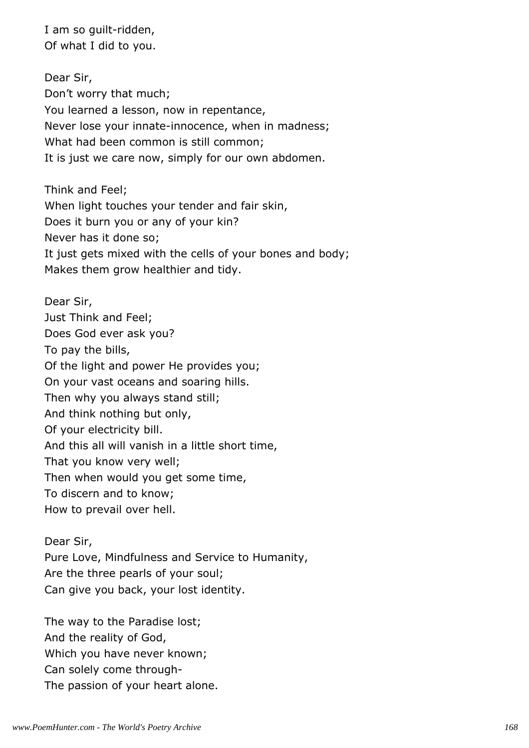I am so guilt-ridden,
Of what I did to you.

Dear Sir,
Don't worry that much;
You learned a lesson, now in repentance,
Never lose your innate-innocence, when in madness;
What had been common is still common;
It is just we care now, simply for our own abdomen.

Think and Feel;
When light touches your tender and fair skin,
Does it burn you or any of your kin?
Never has it done so;
It just gets mixed with the cells of your bones and body;
Makes them grow healthier and tidy.

Dear Sir,
Just Think and Feel;
Does God ever ask you?
To pay the bills,
Of the light and power He provides you;
On your vast oceans and soaring hills.
Then why you always stand still;
And think nothing but only,
Of your electricity bill.
And this all will vanish in a little short time,
That you know very well;
Then when would you get some time,
To discern and to know;
How to prevail over hell.

Dear Sir,
Pure Love, Mindfulness and Service to Humanity,
Are the three pearls of your soul;
Can give you back, your lost identity.

The way to the Paradise lost;
And the reality of God,
Which you have never known;
Can solely come through-
The passion of your heart alone.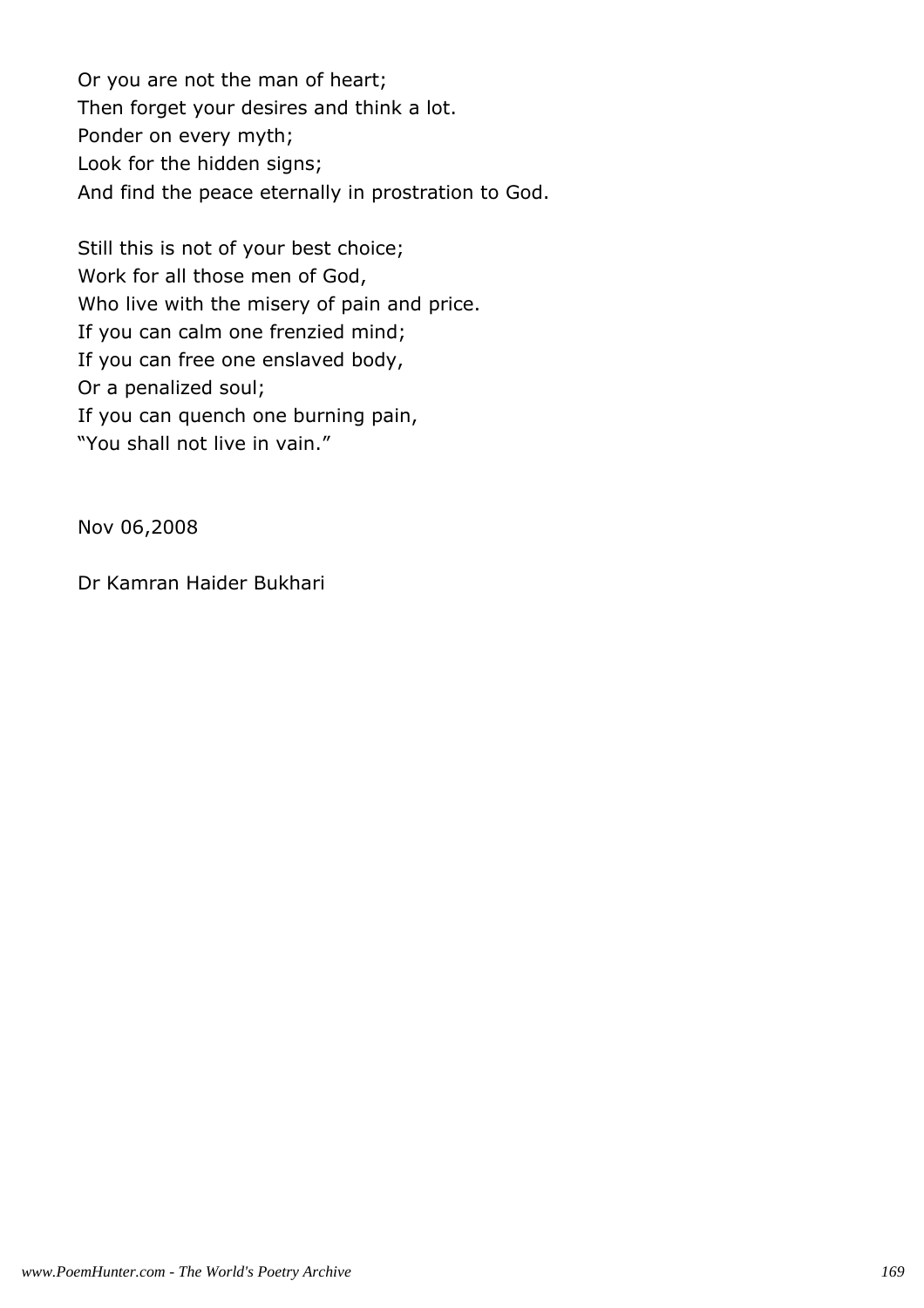Or you are not the man of heart;
Then forget your desires and think a lot.
Ponder on every myth;
Look for the hidden signs;
And find the peace eternally in prostration to God.

Still this is not of your best choice;
Work for all those men of God,
Who live with the misery of pain and price.
If you can calm one frenzied mind;
If you can free one enslaved body,
Or a penalized soul;
If you can quench one burning pain,
"You shall not live in vain."

Nov 06,2008

Dr Kamran Haider Bukhari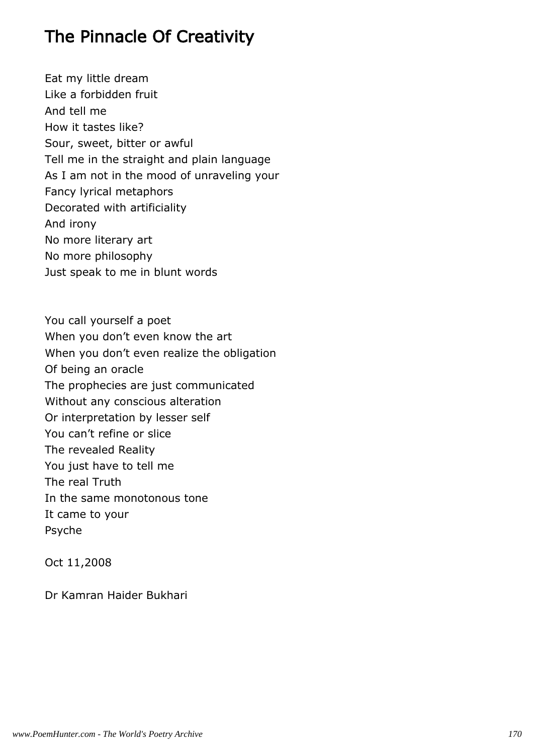# The Pinnacle Of Creativity

Eat my little dream
Like a forbidden fruit
And tell me
How it tastes like?
Sour, sweet, bitter or awful
Tell me in the straight and plain language
As I am not in the mood of unraveling your
Fancy lyrical metaphors
Decorated with artificiality
And irony
No more literary art
No more philosophy
Just speak to me in blunt words

You call yourself a poet
When you don't even know the art
When you don't even realize the obligation
Of being an oracle
The prophecies are just communicated
Without any conscious alteration
Or interpretation by lesser self
You can't refine or slice
The revealed Reality
You just have to tell me
The real Truth
In the same monotonous tone
It came to your
Psyche

Oct 11,2008

Dr Kamran Haider Bukhari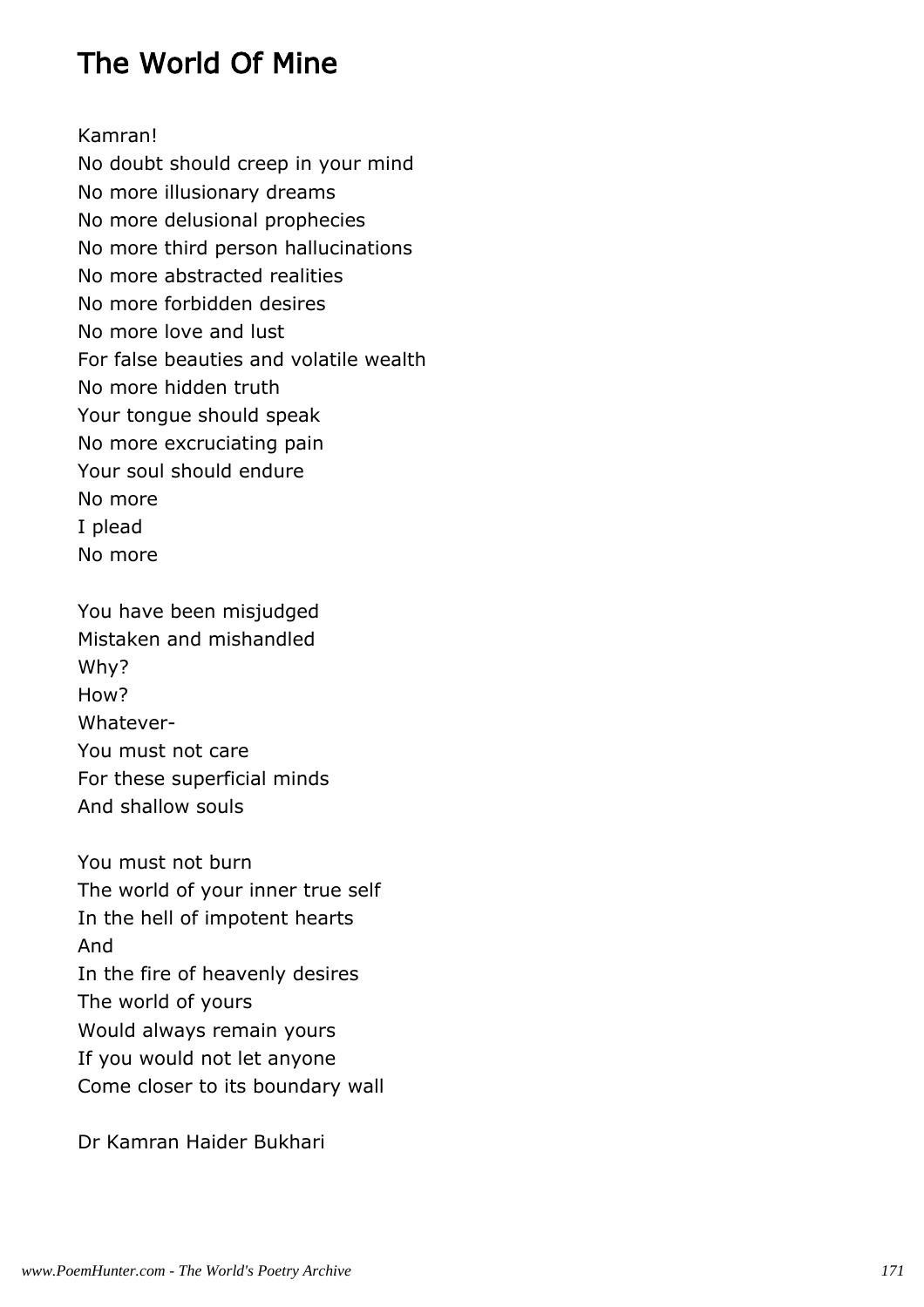# The World Of Mine

Kamran!  
No doubt should creep in your mind  
No more illusionary dreams  
No more delusional prophecies  
No more third person hallucinations  
No more abstracted realities  
No more forbidden desires  
No more love and lust  
For false beauties and volatile wealth  
No more hidden truth  
Your tongue should speak  
No more excruciating pain  
Your soul should endure  
No more  
I plead  
No more

You have been misjudged  
Mistaken and mishandled  
Why?  
How?  
Whatever-  
You must not care  
For these superficial minds  
And shallow souls

You must not burn  
The world of your inner true self  
In the hell of impotent hearts  
And  
In the fire of heavenly desires  
The world of yours  
Would always remain yours  
If you would not let anyone  
Come closer to its boundary wall

Dr Kamran Haider Bukhari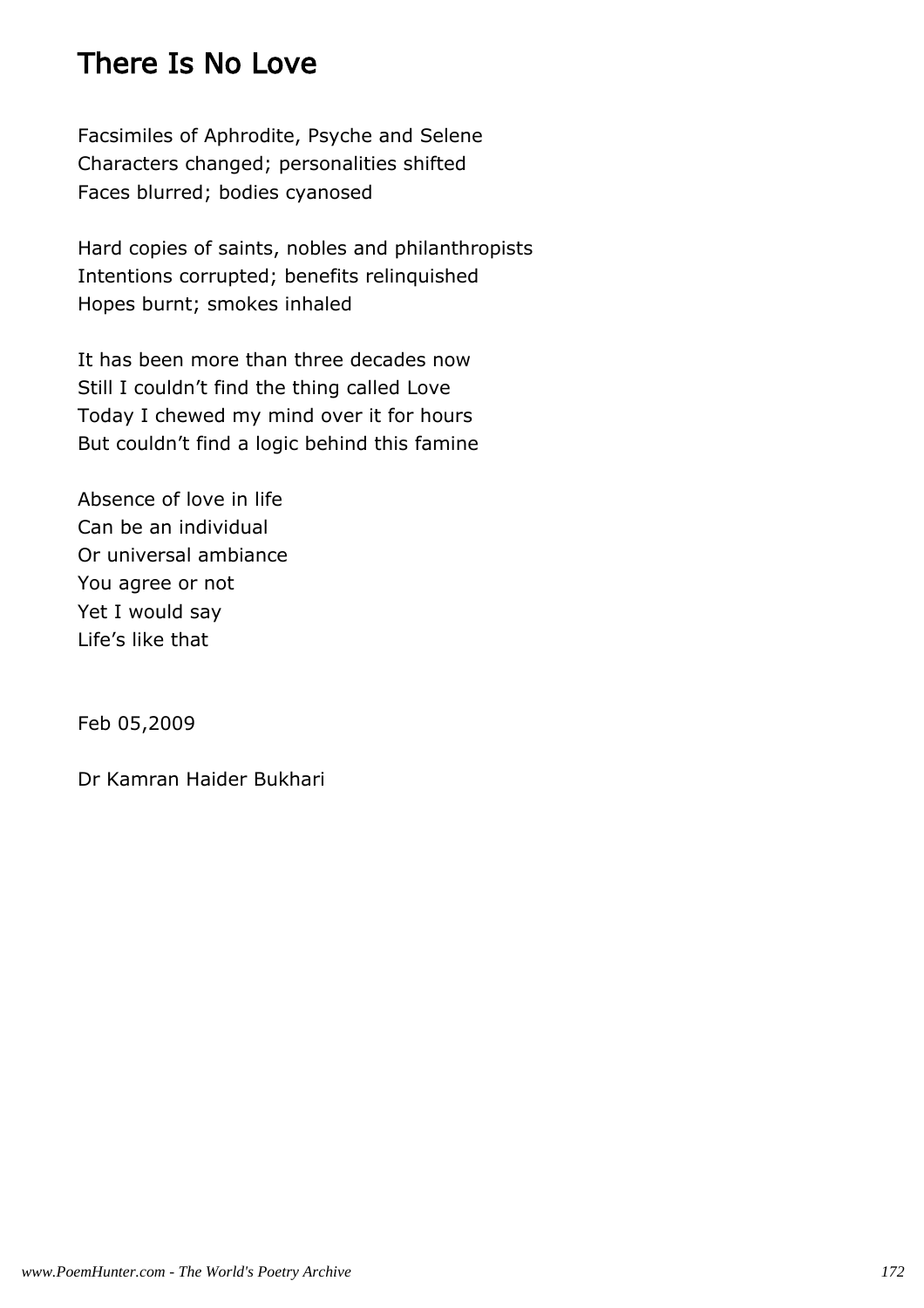# There Is No Love

Facsimiles of Aphrodite, Psyche and Selene  
Characters changed; personalities shifted  
Faces blurred; bodies cyanosed

Hard copies of saints, nobles and philanthropists  
Intentions corrupted; benefits relinquished  
Hopes burnt; smokes inhaled

It has been more than three decades now  
Still I couldn't find the thing called Love  
Today I chewed my mind over it for hours  
But couldn't find a logic behind this famine

Absence of love in life  
Can be an individual  
Or universal ambiance  
You agree or not  
Yet I would say  
Life's like that

Feb 05,2009

Dr Kamran Haider Bukhari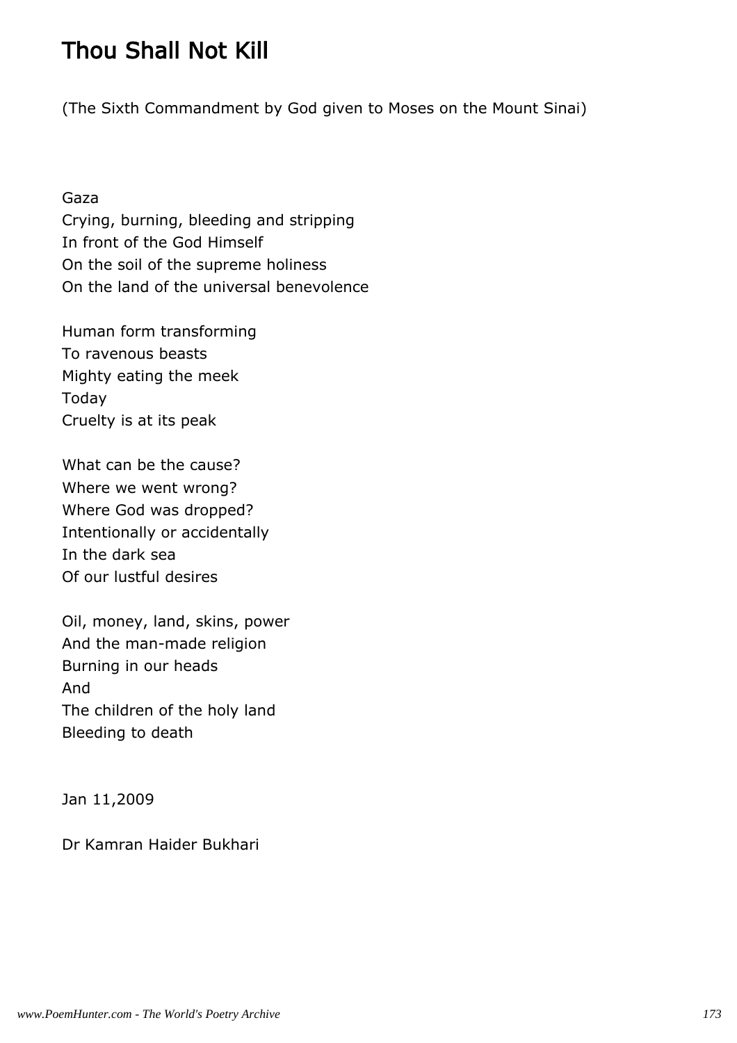# Thou Shall Not Kill

(The Sixth Commandment by God given to Moses on the Mount Sinai)

Gaza
Crying, burning, bleeding and stripping
In front of the God Himself
On the soil of the supreme holiness
On the land of the universal benevolence

Human form transforming
To ravenous beasts
Mighty eating the meek
Today
Cruelty is at its peak

What can be the cause?
Where we went wrong?
Where God was dropped?
Intentionally or accidentally
In the dark sea
Of our lustful desires

Oil, money, land, skins, power
And the man-made religion
Burning in our heads
And
The children of the holy land
Bleeding to death

Jan 11,2009

Dr Kamran Haider Bukhari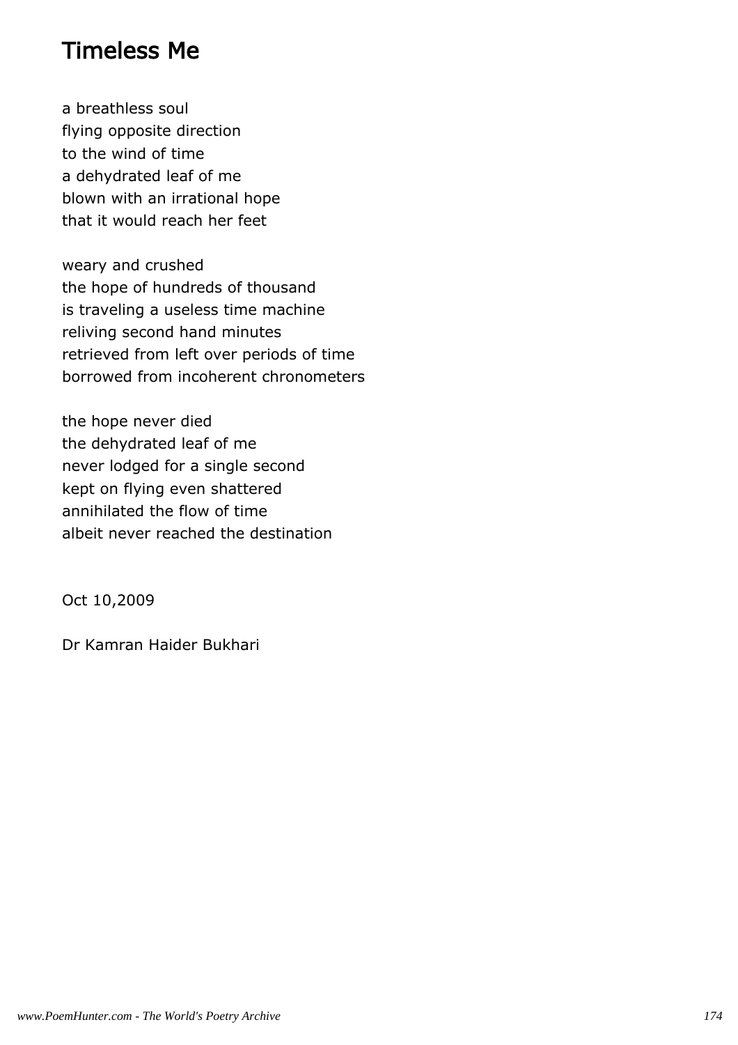# Timeless Me

a breathless soul  
flying opposite direction  
to the wind of time  
a dehydrated leaf of me  
blown with an irrational hope  
that it would reach her feet

weary and crushed  
the hope of hundreds of thousand  
is traveling a useless time machine  
reliving second hand minutes  
retrieved from left over periods of time  
borrowed from incoherent chronometers

the hope never died  
the dehydrated leaf of me  
never lodged for a single second  
kept on flying even shattered  
annihilated the flow of time  
albeit never reached the destination

Oct 10,2009

Dr Kamran Haider Bukhari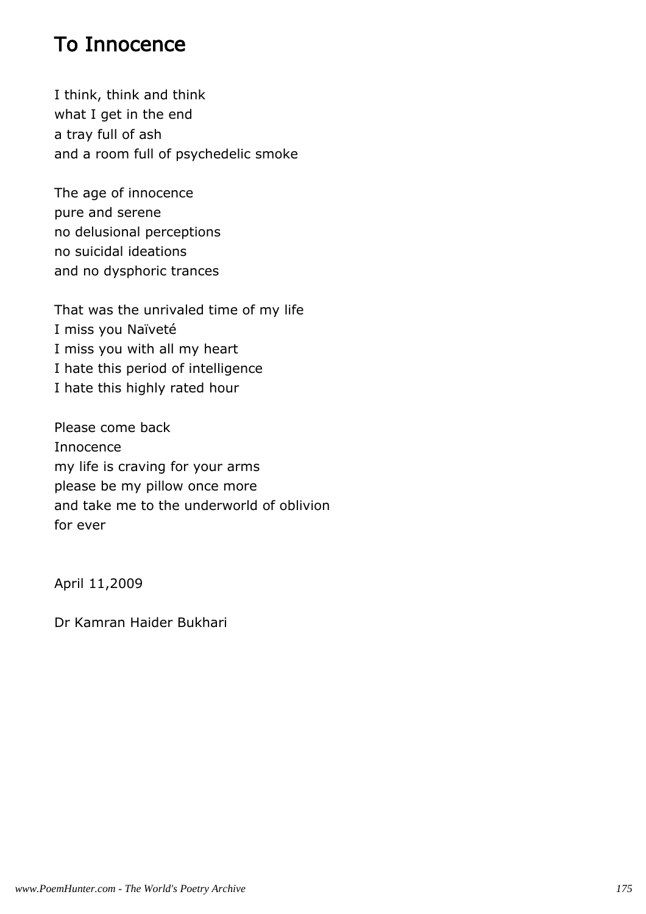# To Innocence

I think, think and think
what I get in the end
a tray full of ash
and a room full of psychedelic smoke

The age of innocence
pure and serene
no delusional perceptions
no suicidal ideations
and no dysphoric trances

That was the unrivaled time of my life
I miss you Naïveté
I miss you with all my heart
I hate this period of intelligence
I hate this highly rated hour

Please come back
Innocence
my life is craving for your arms
please be my pillow once more
and take me to the underworld of oblivion
for ever

April 11,2009

Dr Kamran Haider Bukhari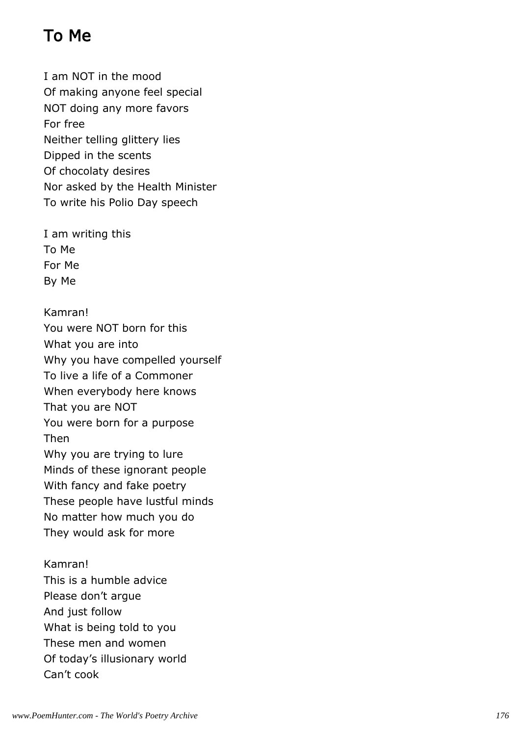# To Me

I am NOT in the mood  
Of making anyone feel special  
NOT doing any more favors  
For free  
Neither telling glittery lies  
Dipped in the scents  
Of chocolaty desires  
Nor asked by the Health Minister  
To write his Polio Day speech

I am writing this  
To Me  
For Me  
By Me

Kamran!  
You were NOT born for this  
What you are into  
Why you have compelled yourself  
To live a life of a Commoner  
When everybody here knows  
That you are NOT  
You were born for a purpose  
Then  
Why you are trying to lure  
Minds of these ignorant people  
With fancy and fake poetry  
These people have lustful minds  
No matter how much you do  
They would ask for more

Kamran!  
This is a humble advice  
Please don't argue  
And just follow  
What is being told to you  
These men and women  
Of today's illusionary world  
Can't cook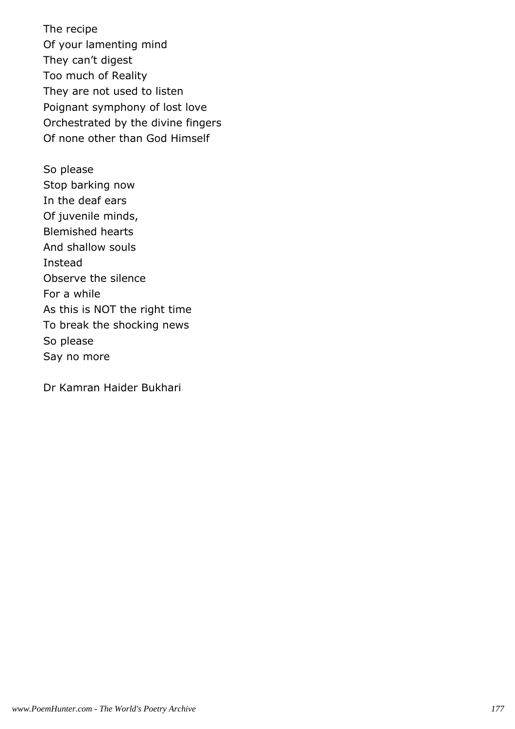The recipe
Of your lamenting mind
They can’t digest
Too much of Reality
They are not used to listen
Poignant symphony of lost love
Orchestrated by the divine fingers
Of none other than God Himself

So please
Stop barking now
In the deaf ears
Of juvenile minds,
Blemished hearts
And shallow souls
Instead
Observe the silence
For a while
As this is NOT the right time
To break the shocking news
So please
Say no more

Dr Kamran Haider Bukhari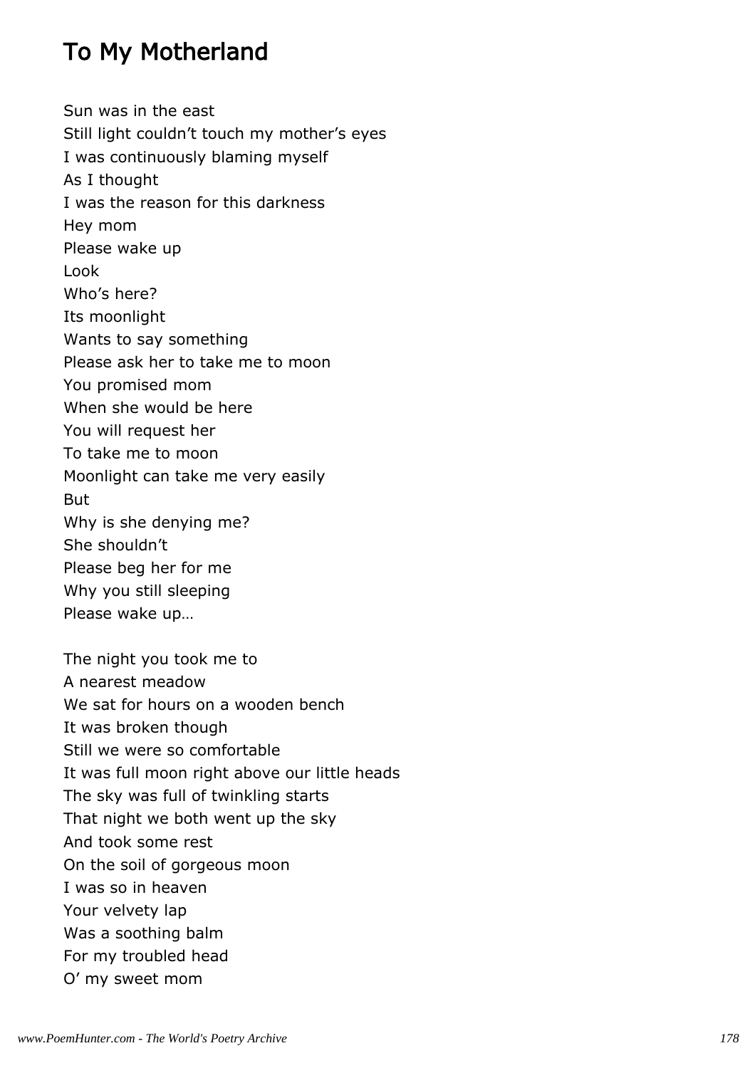# To My Motherland

Sun was in the east
Still light couldn’t touch my mother’s eyes
I was continuously blaming myself
As I thought
I was the reason for this darkness
Hey mom
Please wake up
Look
Who’s here?
Its moonlight
Wants to say something
Please ask her to take me to moon
You promised mom
When she would be here
You will request her
To take me to moon
Moonlight can take me very easily
But
Why is she denying me?
She shouldn’t
Please beg her for me
Why you still sleeping
Please wake up…

The night you took me to
A nearest meadow
We sat for hours on a wooden bench
It was broken though
Still we were so comfortable
It was full moon right above our little heads
The sky was full of twinkling starts
That night we both went up the sky
And took some rest
On the soil of gorgeous moon
I was so in heaven
Your velvety lap
Was a soothing balm
For my troubled head
O’ my sweet mom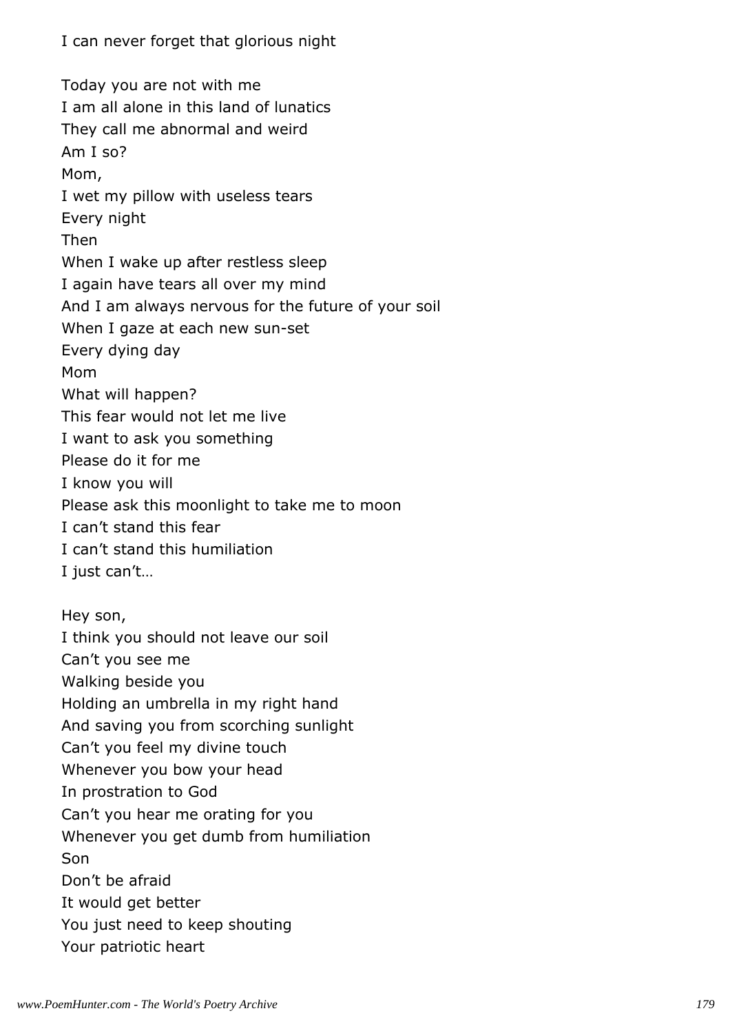I can never forget that glorious night

Today you are not with me  
I am all alone in this land of lunatics  
They call me abnormal and weird  
Am I so?  
Mom,  
I wet my pillow with useless tears  
Every night  
Then  
When I wake up after restless sleep  
I again have tears all over my mind  
And I am always nervous for the future of your soil  
When I gaze at each new sun-set  
Every dying day  
Mom  
What will happen?  
This fear would not let me live  
I want to ask you something  
Please do it for me  
I know you will  
Please ask this moonlight to take me to moon  
I can't stand this fear  
I can't stand this humiliation  
I just can't…

Hey son,  
I think you should not leave our soil  
Can't you see me  
Walking beside you  
Holding an umbrella in my right hand  
And saving you from scorching sunlight  
Can't you feel my divine touch  
Whenever you bow your head  
In prostration to God  
Can't you hear me orating for you  
Whenever you get dumb from humiliation  
Son  
Don't be afraid  
It would get better  
You just need to keep shouting  
Your patriotic heart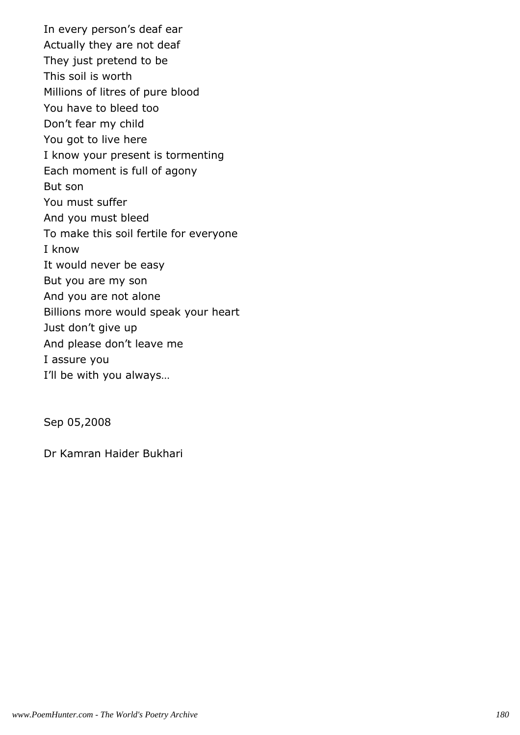In every person’s deaf ear
Actually they are not deaf
They just pretend to be
This soil is worth
Millions of litres of pure blood
You have to bleed too
Don’t fear my child
You got to live here
I know your present is tormenting
Each moment is full of agony
But son
You must suffer
And you must bleed
To make this soil fertile for everyone
I know
It would never be easy
But you are my son
And you are not alone
Billions more would speak your heart
Just don’t give up
And please don’t leave me
I assure you
I’ll be with you always…

Sep 05,2008

Dr Kamran Haider Bukhari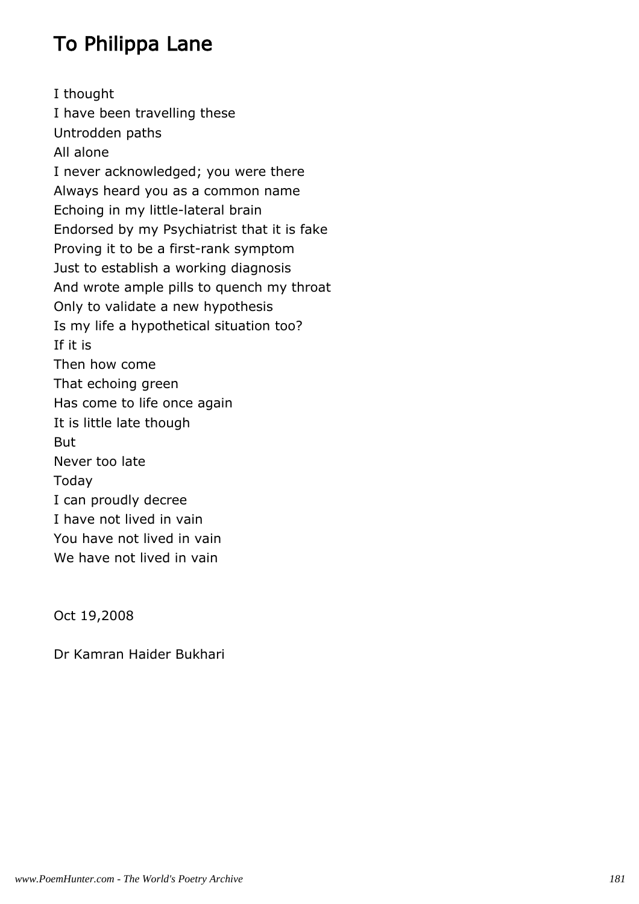# To Philippa Lane

I thought  
I have been travelling these  
Untrodden paths  
All alone  
I never acknowledged; you were there  
Always heard you as a common name  
Echoing in my little-lateral brain  
Endorsed by my Psychiatrist that it is fake  
Proving it to be a first-rank symptom  
Just to establish a working diagnosis  
And wrote ample pills to quench my throat  
Only to validate a new hypothesis  
Is my life a hypothetical situation too?  
If it is  
Then how come  
That echoing green  
Has come to life once again  
It is little late though  
But  
Never too late  
Today  
I can proudly decree  
I have not lived in vain  
You have not lived in vain  
We have not lived in vain

Oct 19,2008

Dr Kamran Haider Bukhari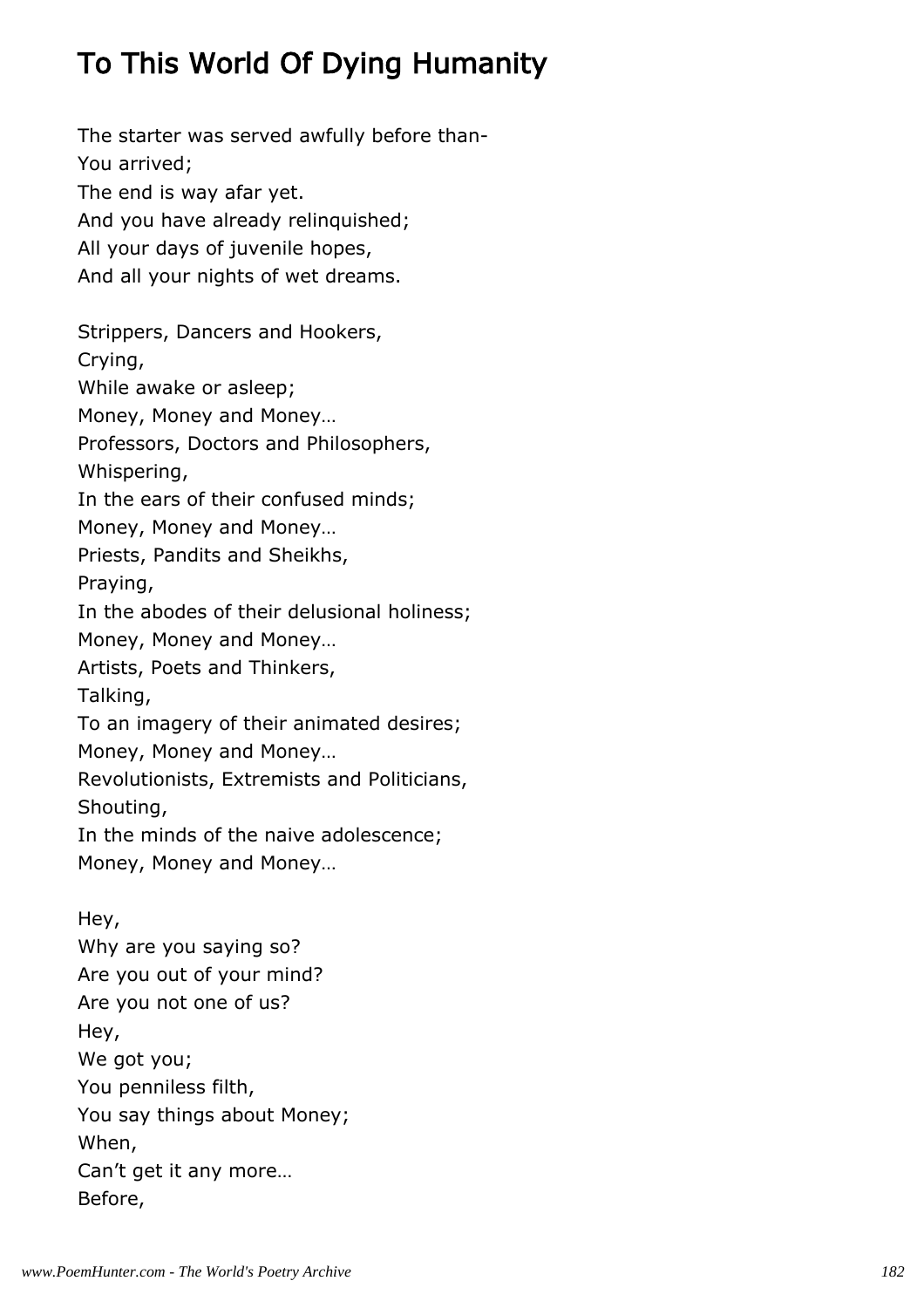# To This World Of Dying Humanity

The starter was served awfully before than-
You arrived;
The end is way afar yet.
And you have already relinquished;
All your days of juvenile hopes,
And all your nights of wet dreams.

Strippers, Dancers and Hookers,
Crying,
While awake or asleep;
Money, Money and Money…
Professors, Doctors and Philosophers,
Whispering,
In the ears of their confused minds;
Money, Money and Money…
Priests, Pandits and Sheikhs,
Praying,
In the abodes of their delusional holiness;
Money, Money and Money…
Artists, Poets and Thinkers,
Talking,
To an imagery of their animated desires;
Money, Money and Money…
Revolutionists, Extremists and Politicians,
Shouting,
In the minds of the naive adolescence;
Money, Money and Money…

Hey,
Why are you saying so?
Are you out of your mind?
Are you not one of us?
Hey,
We got you;
You penniless filth,
You say things about Money;
When,
Can't get it any more…
Before,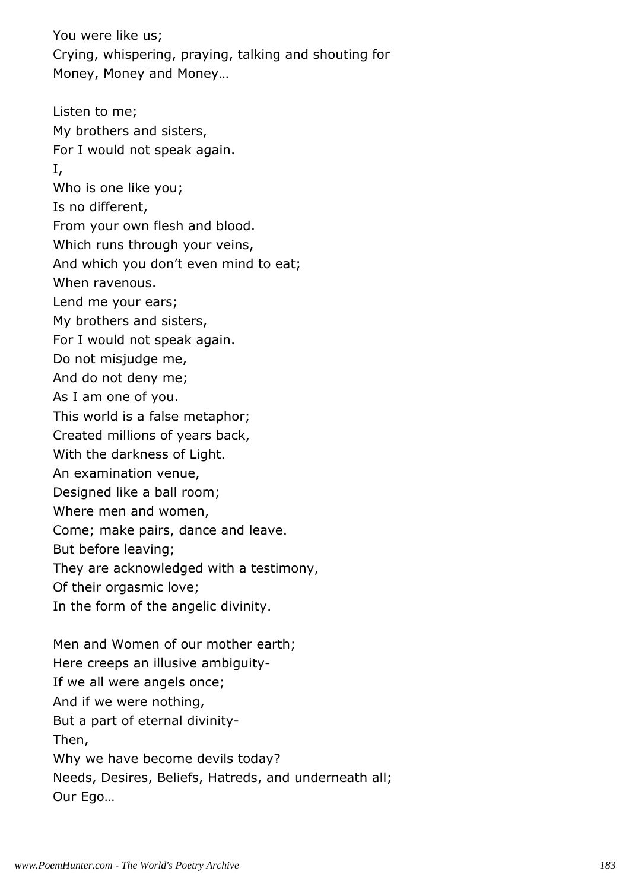You were like us;  
Crying, whispering, praying, talking and shouting for  
Money, Money and Money…

Listen to me;  
My brothers and sisters,  
For I would not speak again.  
I,  
Who is one like you;  
Is no different,  
From your own flesh and blood.  
Which runs through your veins,  
And which you don't even mind to eat;  
When ravenous.  
Lend me your ears;  
My brothers and sisters,  
For I would not speak again.  
Do not misjudge me,  
And do not deny me;  
As I am one of you.  
This world is a false metaphor;  
Created millions of years back,  
With the darkness of Light.  
An examination venue,  
Designed like a ball room;  
Where men and women,  
Come; make pairs, dance and leave.  
But before leaving;  
They are acknowledged with a testimony,  
Of their orgasmic love;  
In the form of the angelic divinity.

Men and Women of our mother earth;  
Here creeps an illusive ambiguity-  
If we all were angels once;  
And if we were nothing,  
But a part of eternal divinity-  
Then,  
Why we have become devils today?  
Needs, Desires, Beliefs, Hatreds, and underneath all;  
Our Ego…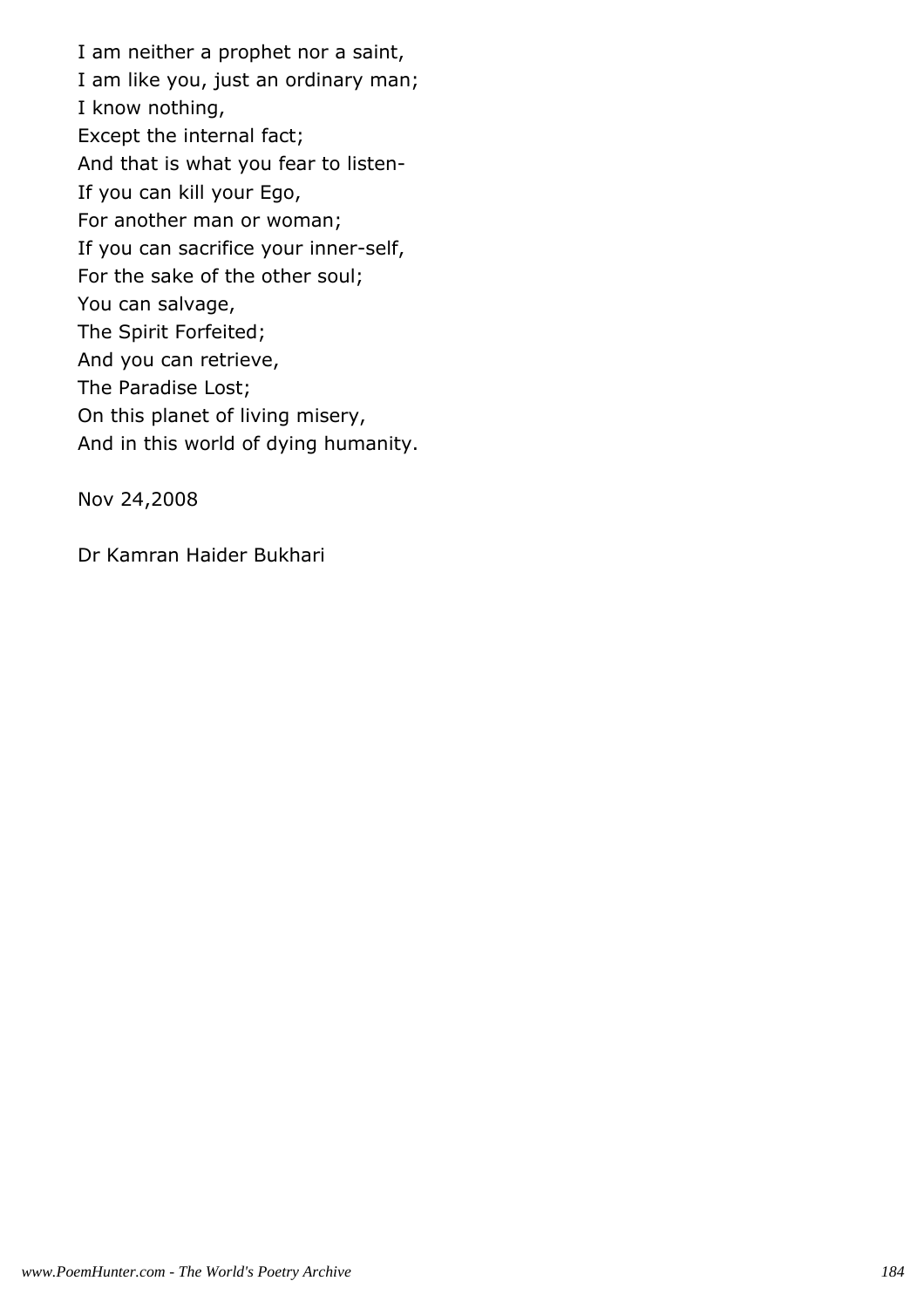I am neither a prophet nor a saint,
I am like you, just an ordinary man;
I know nothing,
Except the internal fact;
And that is what you fear to listen-
If you can kill your Ego,
For another man or woman;
If you can sacrifice your inner-self,
For the sake of the other soul;
You can salvage,
The Spirit Forfeited;
And you can retrieve,
The Paradise Lost;
On this planet of living misery,
And in this world of dying humanity.

Nov 24,2008

Dr Kamran Haider Bukhari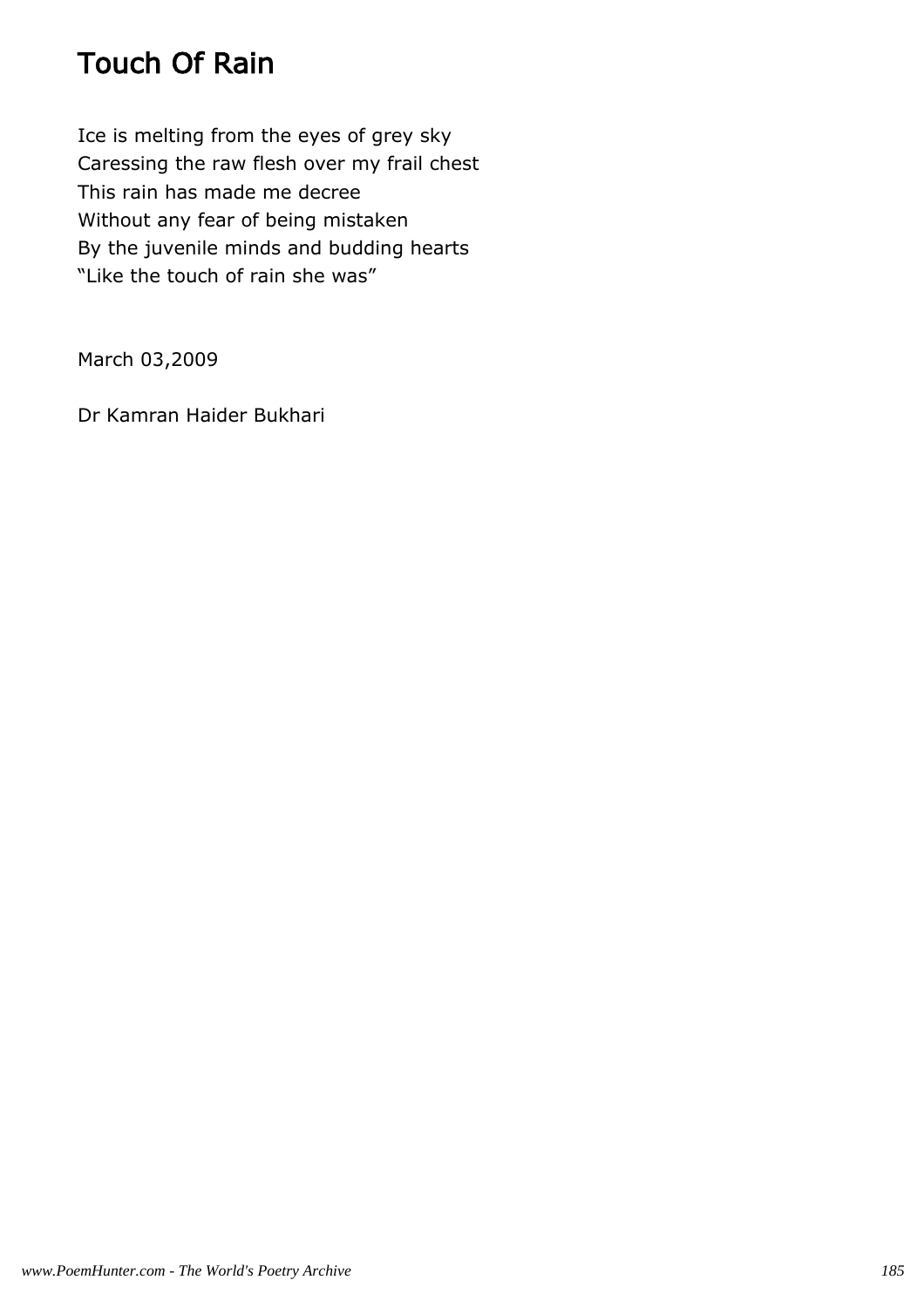# Touch Of Rain

Ice is melting from the eyes of grey sky
Caressing the raw flesh over my frail chest
This rain has made me decree
Without any fear of being mistaken
By the juvenile minds and budding hearts
"Like the touch of rain she was"

March 03,2009

Dr Kamran Haider Bukhari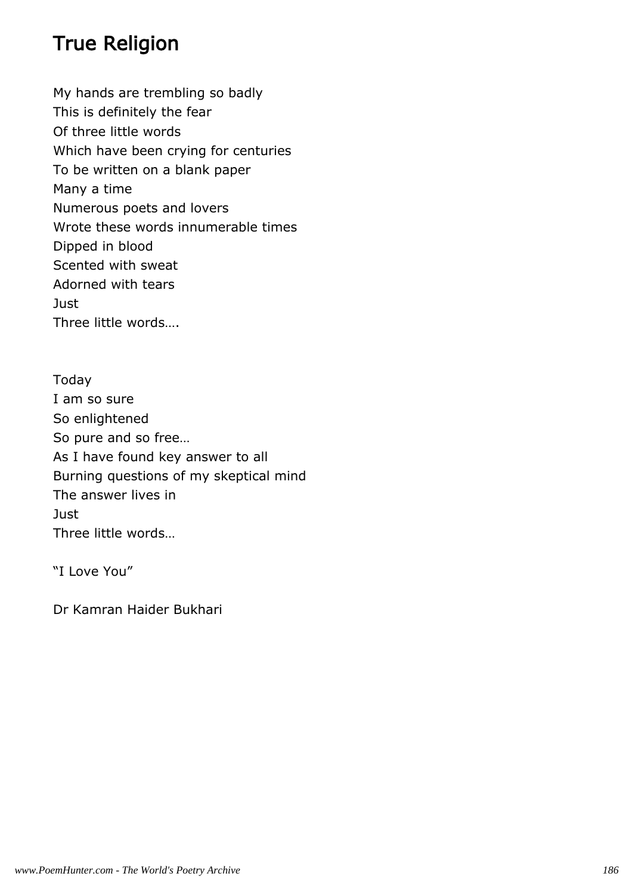# True Religion

My hands are trembling so badly  
This is definitely the fear  
Of three little words  
Which have been crying for centuries  
To be written on a blank paper  
Many a time  
Numerous poets and lovers  
Wrote these words innumerable times  
Dipped in blood  
Scented with sweat  
Adorned with tears  
Just  
Three little words….

Today  
I am so sure  
So enlightened  
So pure and so free…  
As I have found key answer to all  
Burning questions of my skeptical mind  
The answer lives in  
Just  
Three little words…

“I Love You”

Dr Kamran Haider Bukhari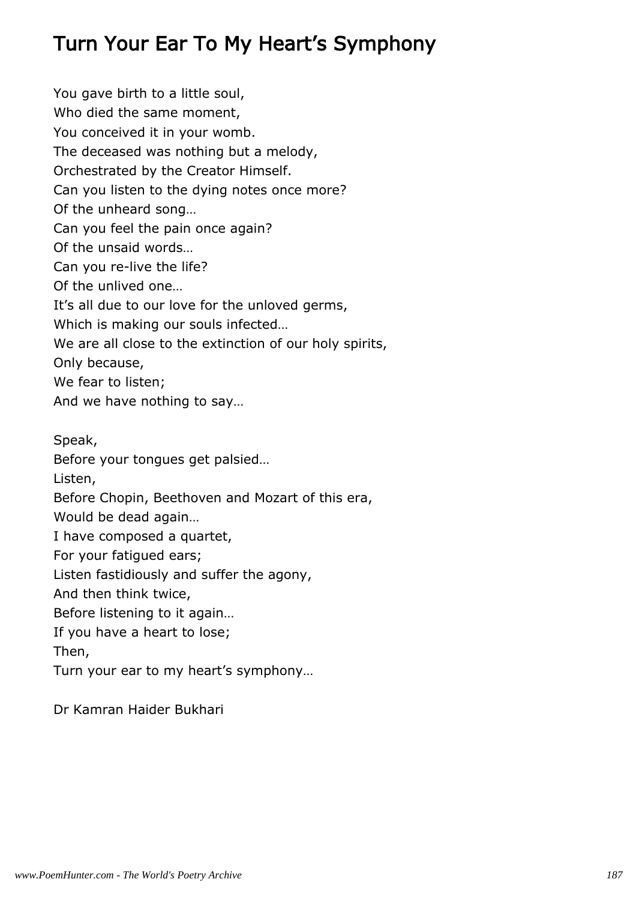# Turn Your Ear To My Heart's Symphony

You gave birth to a little soul,
Who died the same moment,
You conceived it in your womb.
The deceased was nothing but a melody,
Orchestrated by the Creator Himself.
Can you listen to the dying notes once more?
Of the unheard song…
Can you feel the pain once again?
Of the unsaid words…
Can you re-live the life?
Of the unlived one…
It's all due to our love for the unloved germs,
Which is making our souls infected…
We are all close to the extinction of our holy spirits,
Only because,
We fear to listen;
And we have nothing to say…

Speak,
Before your tongues get palsied…
Listen,
Before Chopin, Beethoven and Mozart of this era,
Would be dead again…
I have composed a quartet,
For your fatigued ears;
Listen fastidiously and suffer the agony,
And then think twice,
Before listening to it again…
If you have a heart to lose;
Then,
Turn your ear to my heart's symphony…

Dr Kamran Haider Bukhari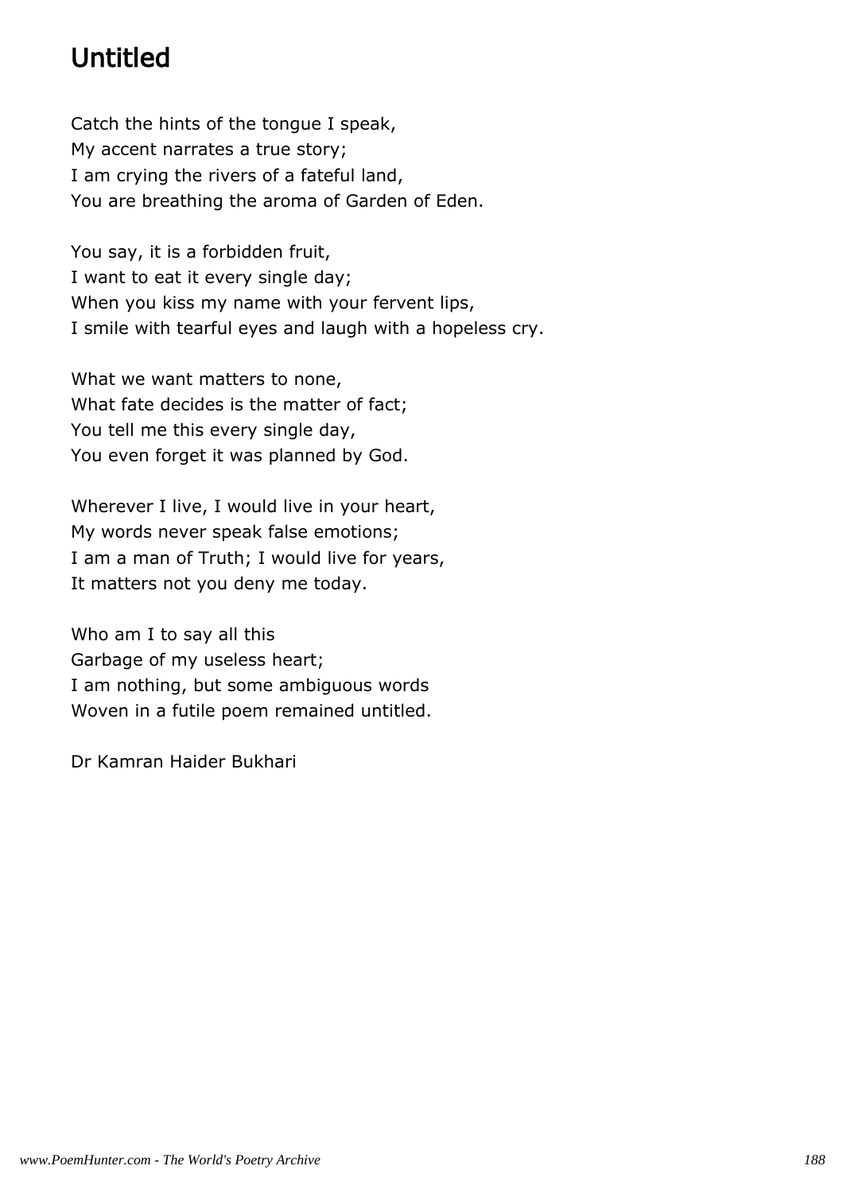# Untitled

Catch the hints of the tongue I speak,  
My accent narrates a true story;  
I am crying the rivers of a fateful land,  
You are breathing the aroma of Garden of Eden.

You say, it is a forbidden fruit,  
I want to eat it every single day;  
When you kiss my name with your fervent lips,  
I smile with tearful eyes and laugh with a hopeless cry.

What we want matters to none,  
What fate decides is the matter of fact;  
You tell me this every single day,  
You even forget it was planned by God.

Wherever I live, I would live in your heart,  
My words never speak false emotions;  
I am a man of Truth; I would live for years,  
It matters not you deny me today.

Who am I to say all this  
Garbage of my useless heart;  
I am nothing, but some ambiguous words  
Woven in a futile poem remained untitled.

Dr Kamran Haider Bukhari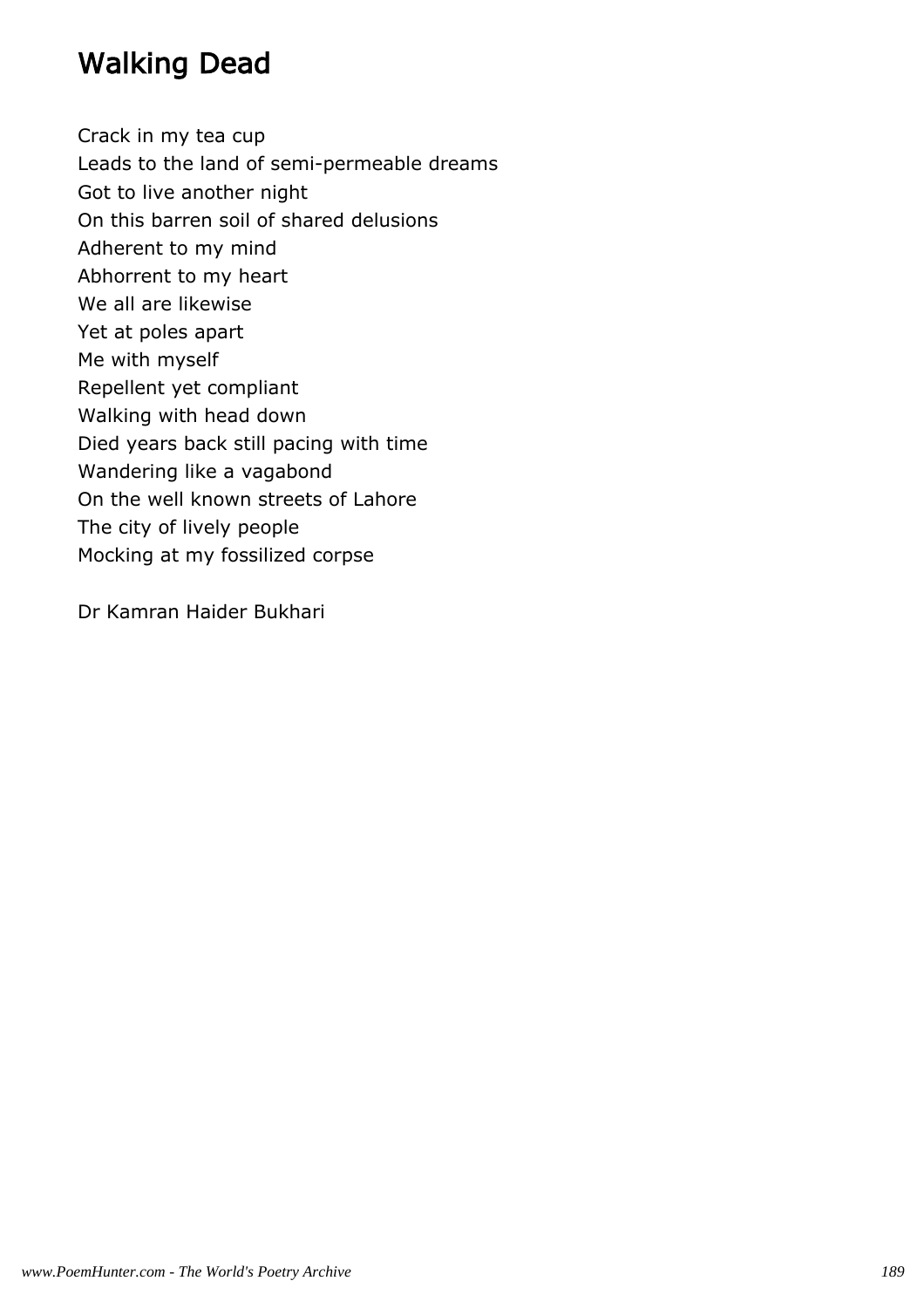# Walking Dead

Crack in my tea cup  
Leads to the land of semi-permeable dreams  
Got to live another night  
On this barren soil of shared delusions  
Adherent to my mind  
Abhorrent to my heart  
We all are likewise  
Yet at poles apart  
Me with myself  
Repellent yet compliant  
Walking with head down  
Died years back still pacing with time  
Wandering like a vagabond  
On the well known streets of Lahore  
The city of lively people  
Mocking at my fossilized corpse

Dr Kamran Haider Bukhari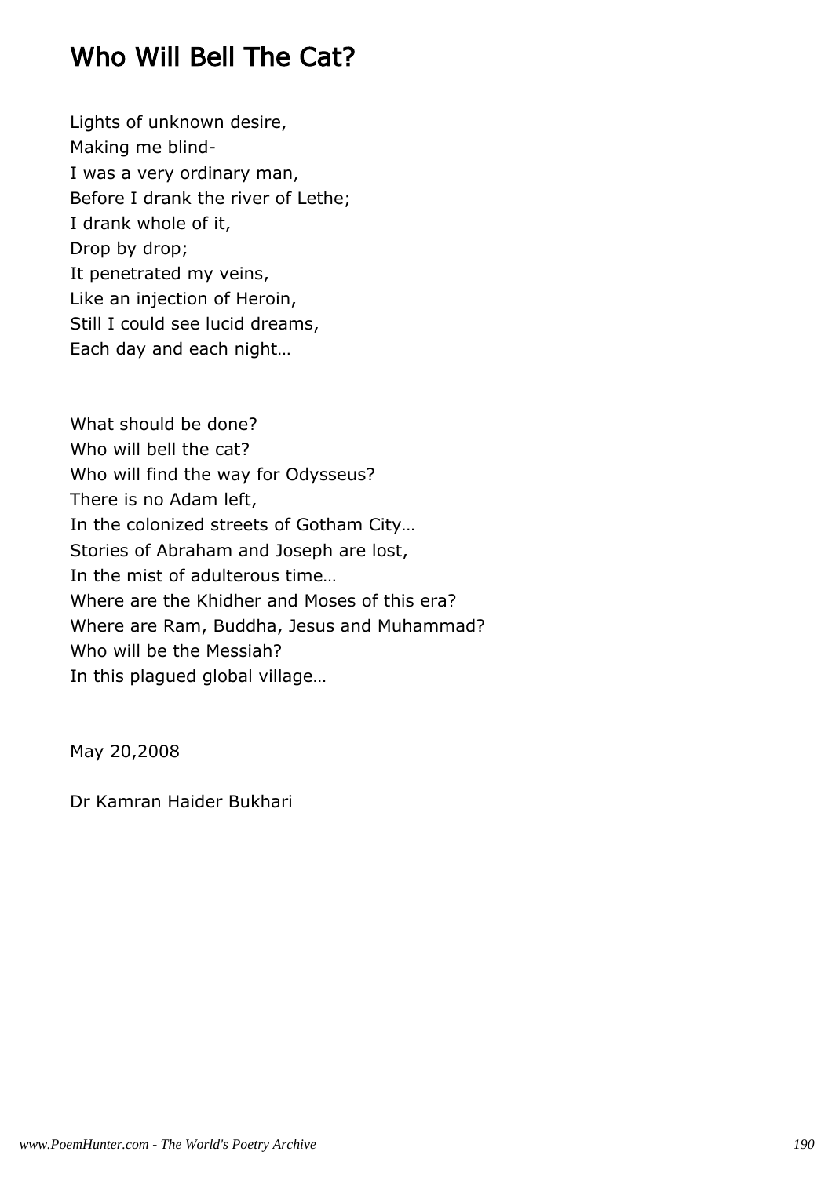## Who Will Bell The Cat?

Lights of unknown desire,  
Making me blind-  
I was a very ordinary man,  
Before I drank the river of Lethe;  
I drank whole of it,  
Drop by drop;  
It penetrated my veins,  
Like an injection of Heroin,  
Still I could see lucid dreams,  
Each day and each night…

What should be done?  
Who will bell the cat?  
Who will find the way for Odysseus?  
There is no Adam left,  
In the colonized streets of Gotham City…  
Stories of Abraham and Joseph are lost,  
In the mist of adulterous time…  
Where are the Khidher and Moses of this era?  
Where are Ram, Buddha, Jesus and Muhammad?  
Who will be the Messiah?  
In this plagued global village…

May 20,2008

Dr Kamran Haider Bukhari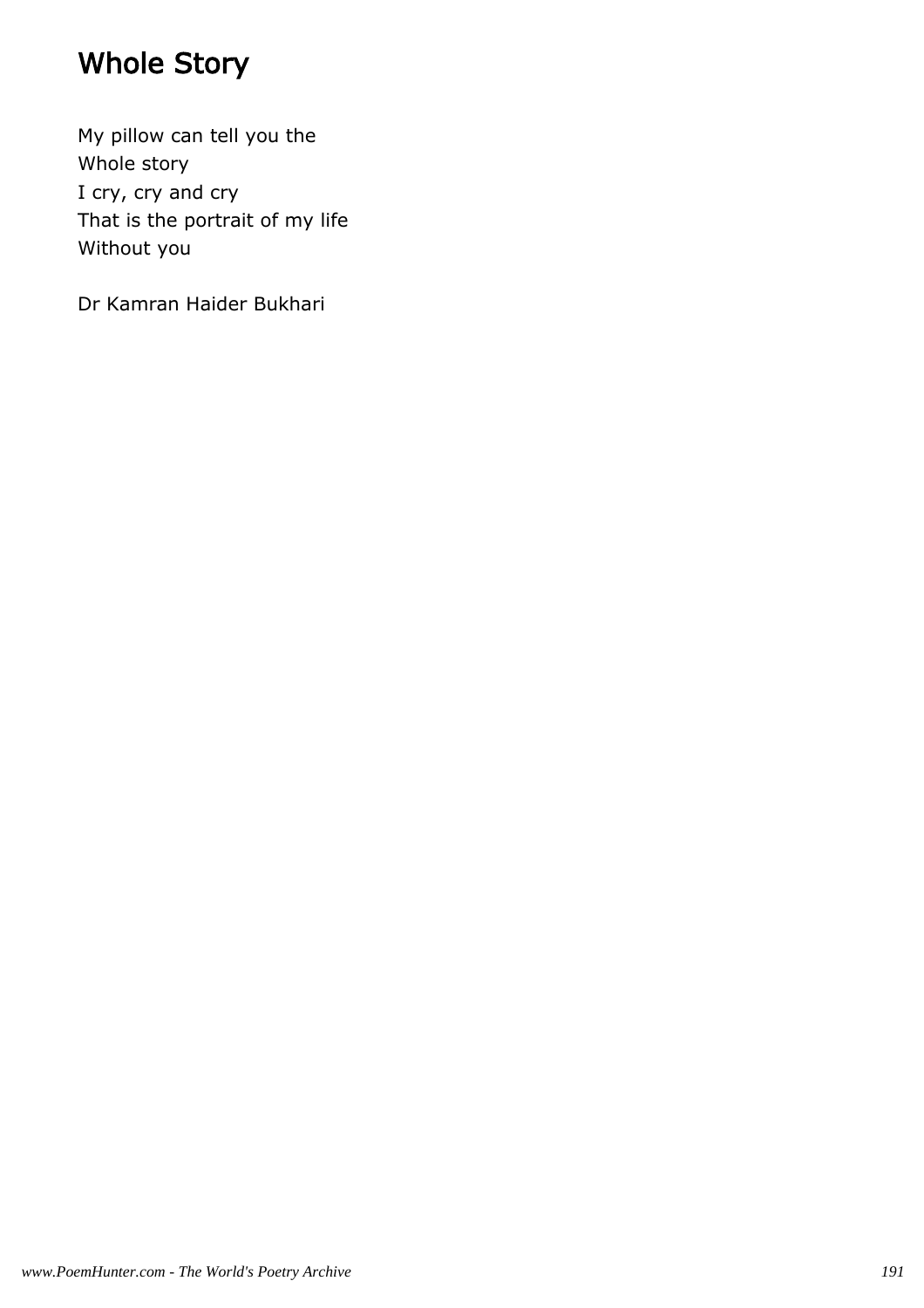# Whole Story

My pillow can tell you the  
Whole story  
I cry, cry and cry  
That is the portrait of my life  
Without you

Dr Kamran Haider Bukhari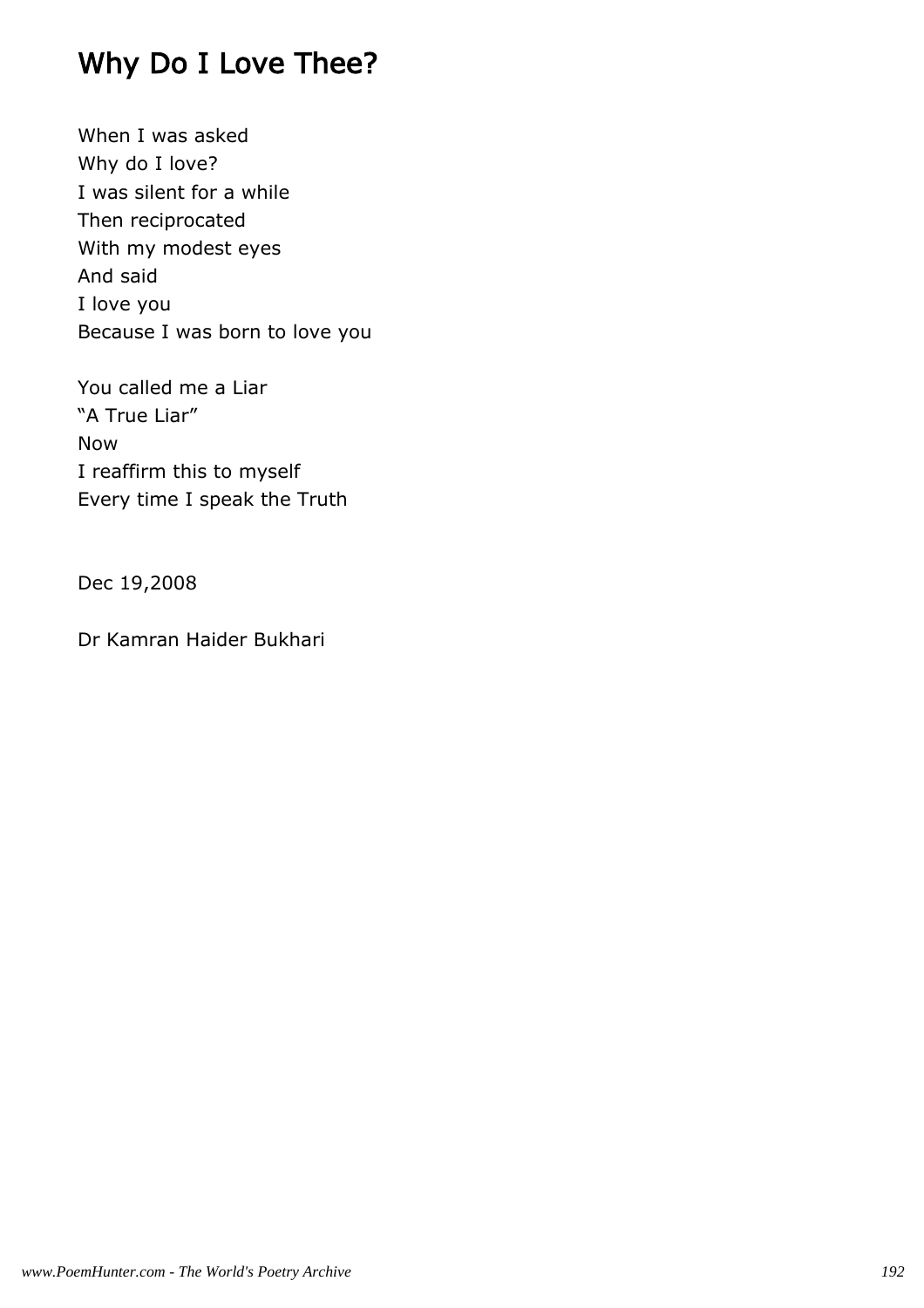# Why Do I Love Thee?

When I was asked
Why do I love?
I was silent for a while
Then reciprocated
With my modest eyes
And said
I love you
Because I was born to love you

You called me a Liar
“A True Liar”
Now
I reaffirm this to myself
Every time I speak the Truth

Dec 19,2008

Dr Kamran Haider Bukhari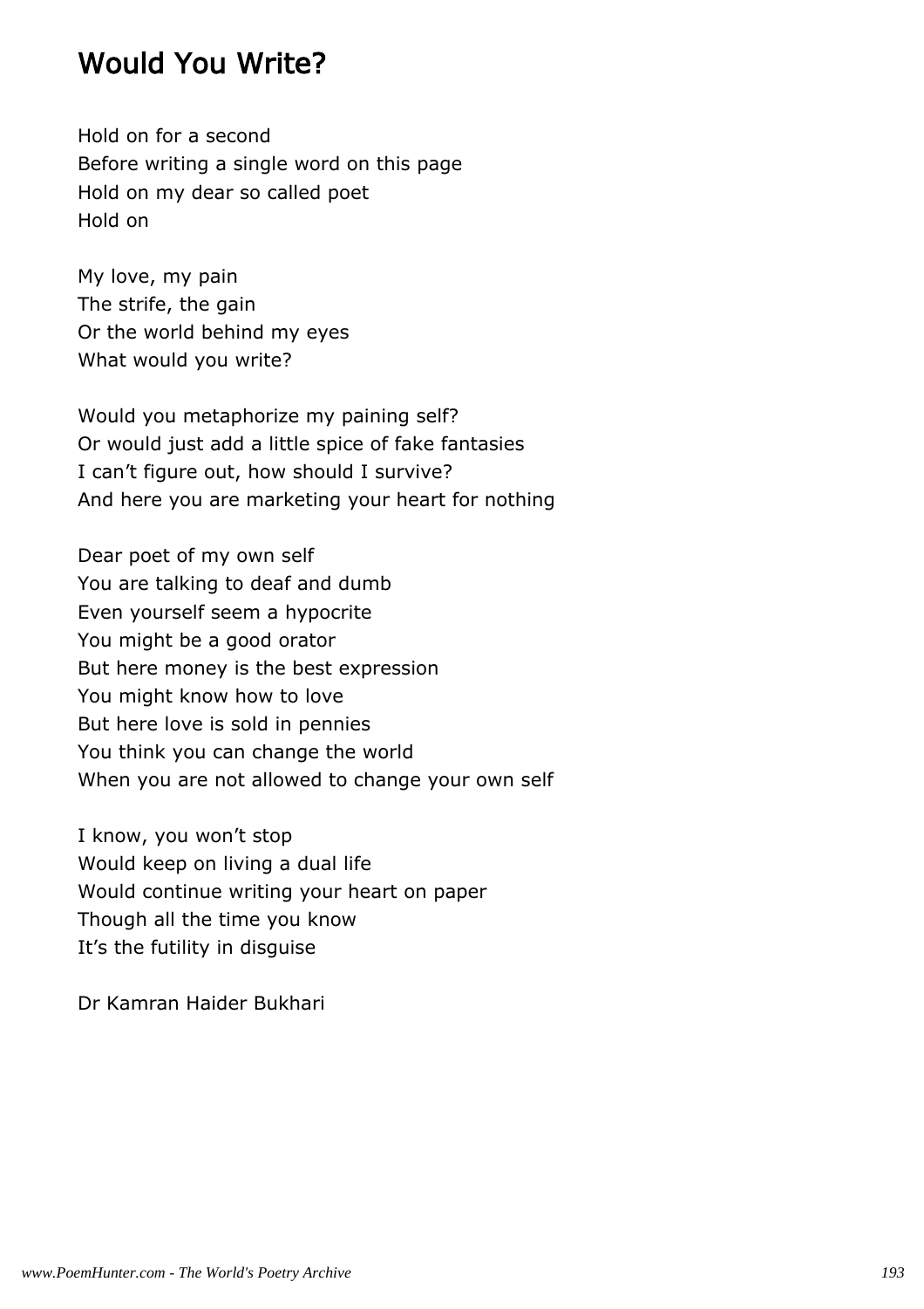# Would You Write?

Hold on for a second  
Before writing a single word on this page  
Hold on my dear so called poet  
Hold on

My love, my pain  
The strife, the gain  
Or the world behind my eyes  
What would you write?

Would you metaphorize my paining self?  
Or would just add a little spice of fake fantasies  
I can't figure out, how should I survive?  
And here you are marketing your heart for nothing

Dear poet of my own self  
You are talking to deaf and dumb  
Even yourself seem a hypocrite  
You might be a good orator  
But here money is the best expression  
You might know how to love  
But here love is sold in pennies  
You think you can change the world  
When you are not allowed to change your own self

I know, you won't stop  
Would keep on living a dual life  
Would continue writing your heart on paper  
Though all the time you know  
It's the futility in disguise

Dr Kamran Haider Bukhari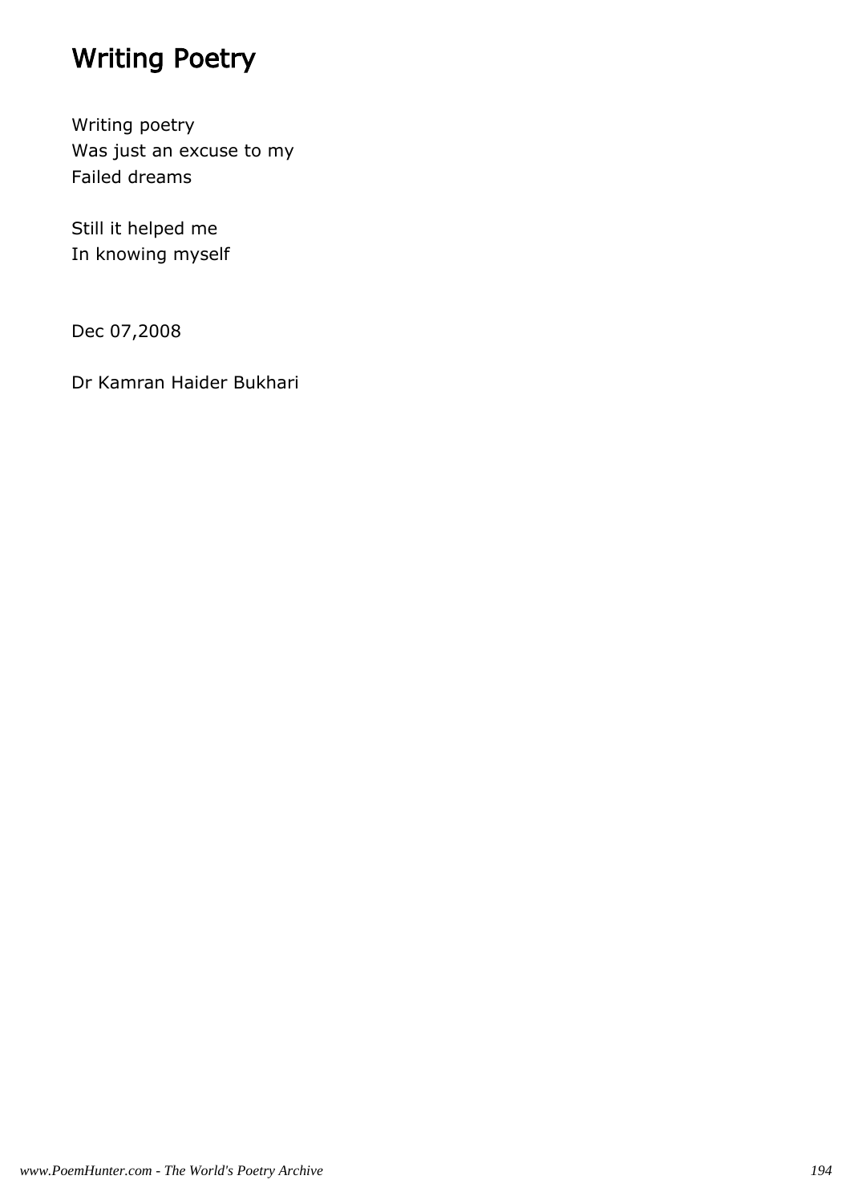# Writing Poetry

Writing poetry
Was just an excuse to my
Failed dreams

Still it helped me
In knowing myself

Dec 07,2008

Dr Kamran Haider Bukhari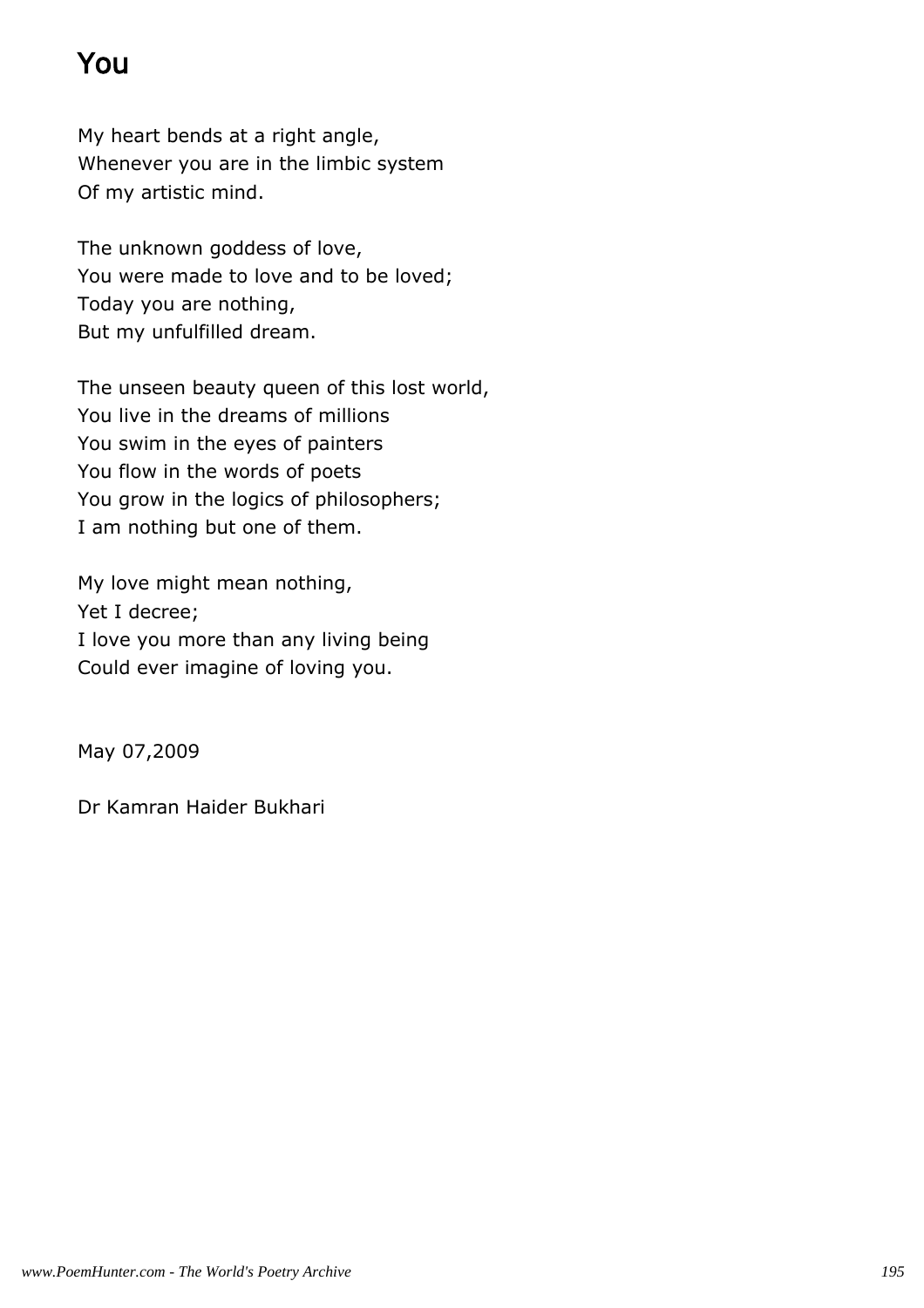# You

My heart bends at a right angle,
Whenever you are in the limbic system
Of my artistic mind.

The unknown goddess of love,
You were made to love and to be loved;
Today you are nothing,
But my unfulfilled dream.

The unseen beauty queen of this lost world,
You live in the dreams of millions
You swim in the eyes of painters
You flow in the words of poets
You grow in the logics of philosophers;
I am nothing but one of them.

My love might mean nothing,
Yet I decree;
I love you more than any living being
Could ever imagine of loving you.

May 07,2009

Dr Kamran Haider Bukhari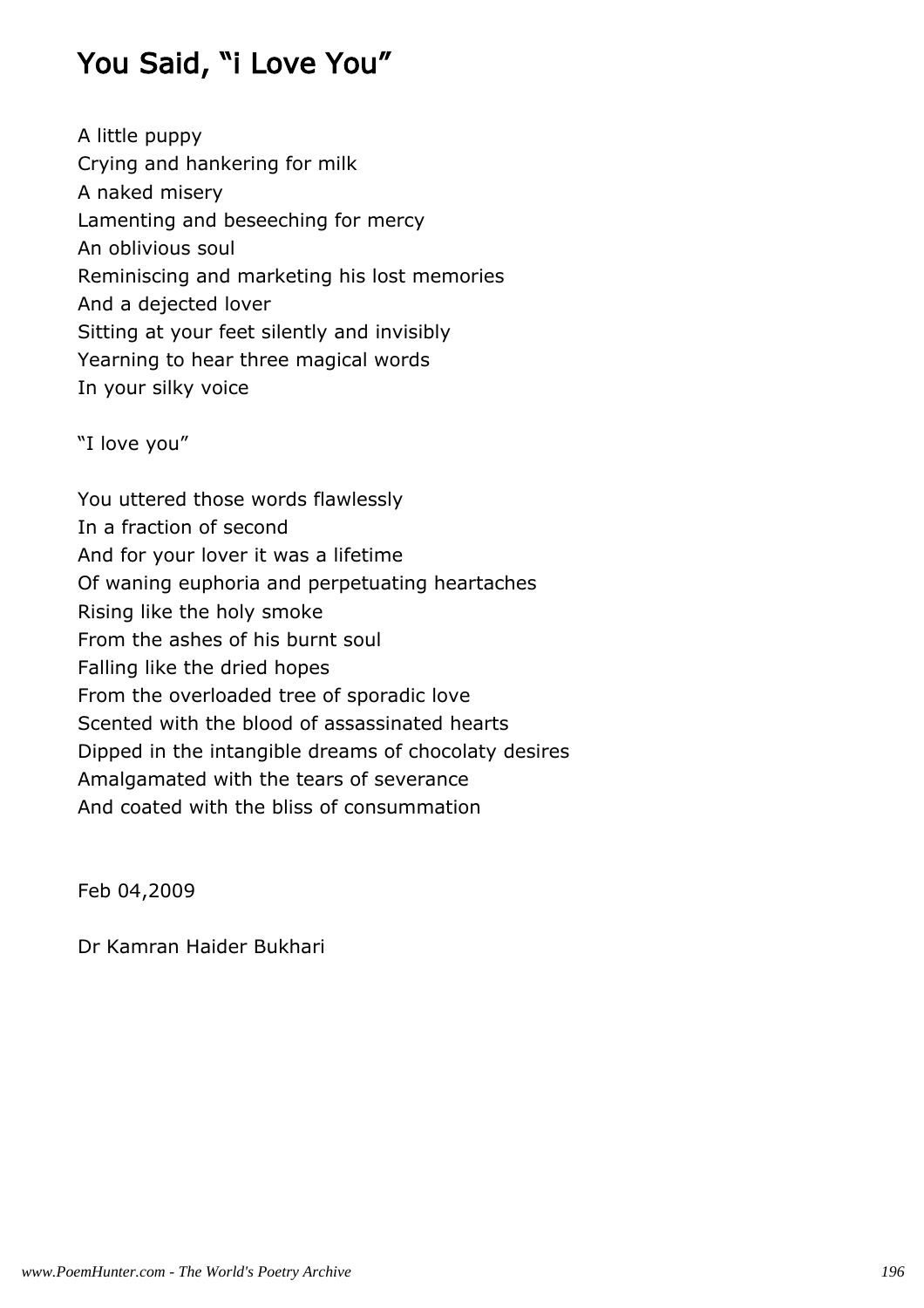# You Said, "i Love You"

A little puppy  
Crying and hankering for milk  
A naked misery  
Lamenting and beseeching for mercy  
An oblivious soul  
Reminiscing and marketing his lost memories  
And a dejected lover  
Sitting at your feet silently and invisibly  
Yearning to hear three magical words  
In your silky voice

"I love you"

You uttered those words flawlessly  
In a fraction of second  
And for your lover it was a lifetime  
Of waning euphoria and perpetuating heartaches  
Rising like the holy smoke  
From the ashes of his burnt soul  
Falling like the dried hopes  
From the overloaded tree of sporadic love  
Scented with the blood of assassinated hearts  
Dipped in the intangible dreams of chocolaty desires  
Amalgamated with the tears of severance  
And coated with the bliss of consummation

Feb 04,2009

Dr Kamran Haider Bukhari